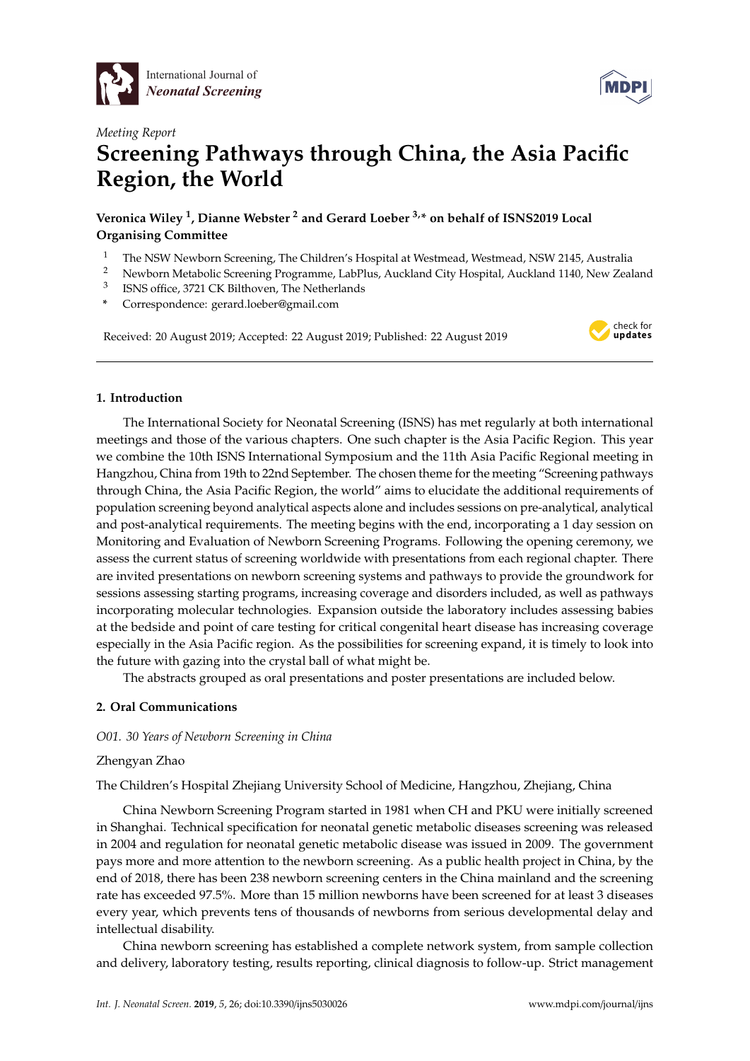*Meeting Report*

# Screening Pathways through China, the Asia Pacific Region, the World

**Veronica Wiley [1], Dianne Webster [2] and Gerard Loeber [3,*] on behalf of ISNS2019 Local Organising Committee**

1. The NSW Newborn Screening, The Children's Hospital at Westmead, Westmead, NSW 2145, Australia
2. Newborn Metabolic Screening Programme, LabPlus, Auckland City Hospital, Auckland 1140, New Zealand
3. ISNS office, 3721 CK Bilthoven, The Netherlands

\* Correspondence: gerard.loeber@gmail.com

Received: 20 August 2019; Accepted: 22 August 2019; Published: 22 August 2019

## 1. Introduction

The International Society for Neonatal Screening (ISNS) has met regularly at both international meetings and those of the various chapters. One such chapter is the Asia Pacific Region. This year we combine the 10th ISNS International Symposium and the 11th Asia Pacific Regional meeting in Hangzhou, China from 19th to 22nd September. The chosen theme for the meeting "Screening pathways through China, the Asia Pacific Region, the world" aims to elucidate the additional requirements of population screening beyond analytical aspects alone and includes sessions on pre-analytical, analytical and post-analytical requirements. The meeting begins with the end, incorporating a 1 day session on Monitoring and Evaluation of Newborn Screening Programs. Following the opening ceremony, we assess the current status of screening worldwide with presentations from each regional chapter. There are invited presentations on newborn screening systems and pathways to provide the groundwork for sessions assessing starting programs, increasing coverage and disorders included, as well as pathways incorporating molecular technologies. Expansion outside the laboratory includes assessing babies at the bedside and point of care testing for critical congenital heart disease has increasing coverage especially in the Asia Pacific region. As the possibilities for screening expand, it is timely to look into the future with gazing into the crystal ball of what might be.

The abstracts grouped as oral presentations and poster presentations are included below.

## 2. Oral Communications

*O01. 30 Years of Newborn Screening in China*

Zhengyan Zhao

The Children's Hospital Zhejiang University School of Medicine, Hangzhou, Zhejiang, China

China Newborn Screening Program started in 1981 when CH and PKU were initially screened in Shanghai. Technical specification for neonatal genetic metabolic diseases screening was released in 2004 and regulation for neonatal genetic metabolic disease was issued in 2009. The government pays more and more attention to the newborn screening. As a public health project in China, by the end of 2018, there has been 238 newborn screening centers in the China mainland and the screening rate has exceeded 97.5%. More than 15 million newborns have been screened for at least 3 diseases every year, which prevents tens of thousands of newborns from serious developmental delay and intellectual disability.

China newborn screening has established a complete network system, from sample collection and delivery, laboratory testing, results reporting, clinical diagnosis to follow-up. Strict management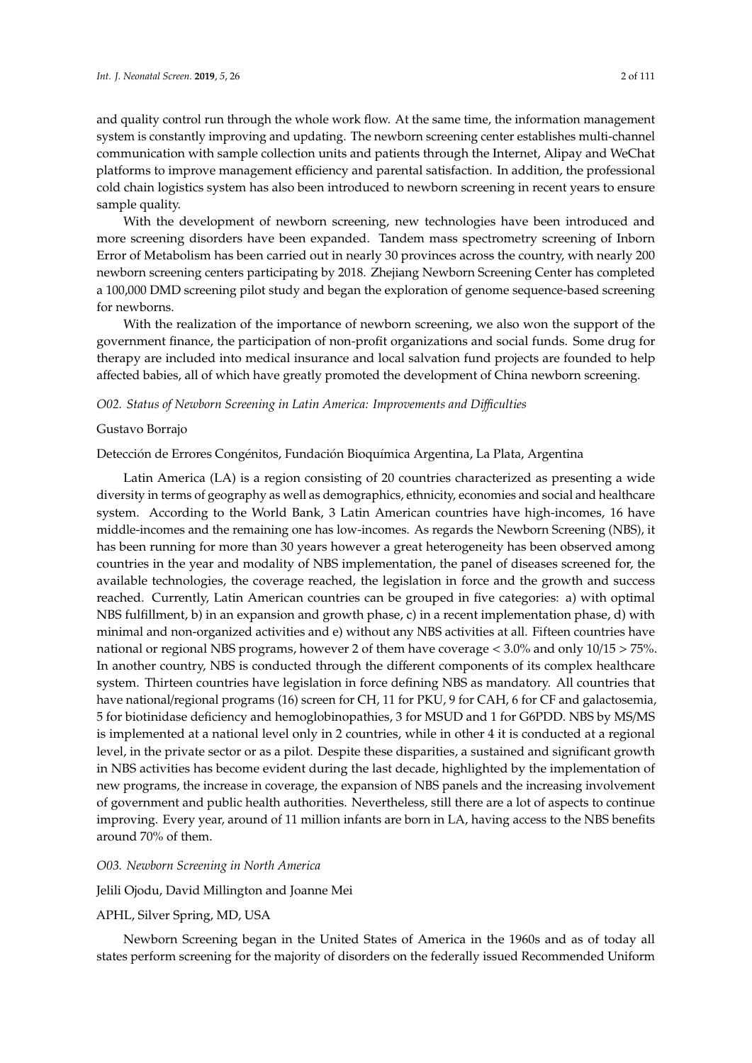and quality control run through the whole work flow. At the same time, the information management system is constantly improving and updating. The newborn screening center establishes multi-channel communication with sample collection units and patients through the Internet, Alipay and WeChat platforms to improve management efficiency and parental satisfaction. In addition, the professional cold chain logistics system has also been introduced to newborn screening in recent years to ensure sample quality.

With the development of newborn screening, new technologies have been introduced and more screening disorders have been expanded. Tandem mass spectrometry screening of Inborn Error of Metabolism has been carried out in nearly 30 provinces across the country, with nearly 200 newborn screening centers participating by 2018. Zhejiang Newborn Screening Center has completed a 100,000 DMD screening pilot study and began the exploration of genome sequence-based screening for newborns.

With the realization of the importance of newborn screening, we also won the support of the government finance, the participation of non-profit organizations and social funds. Some drug for therapy are included into medical insurance and local salvation fund projects are founded to help affected babies, all of which have greatly promoted the development of China newborn screening.

*O02. Status of Newborn Screening in Latin America: Improvements and Difficulties*

Gustavo Borrajo

Detección de Errores Congénitos, Fundación Bioquímica Argentina, La Plata, Argentina

Latin America (LA) is a region consisting of 20 countries characterized as presenting a wide diversity in terms of geography as well as demographics, ethnicity, economies and social and healthcare system. According to the World Bank, 3 Latin American countries have high-incomes, 16 have middle-incomes and the remaining one has low-incomes. As regards the Newborn Screening (NBS), it has been running for more than 30 years however a great heterogeneity has been observed among countries in the year and modality of NBS implementation, the panel of diseases screened for, the available technologies, the coverage reached, the legislation in force and the growth and success reached. Currently, Latin American countries can be grouped in five categories: a) with optimal NBS fulfillment, b) in an expansion and growth phase, c) in a recent implementation phase, d) with minimal and non-organized activities and e) without any NBS activities at all. Fifteen countries have national or regional NBS programs, however 2 of them have coverage < 3.0% and only 10/15 > 75%. In another country, NBS is conducted through the different components of its complex healthcare system. Thirteen countries have legislation in force defining NBS as mandatory. All countries that have national/regional programs (16) screen for CH, 11 for PKU, 9 for CAH, 6 for CF and galactosemia, 5 for biotinidase deficiency and hemoglobinopathies, 3 for MSUD and 1 for G6PDD. NBS by MS/MS is implemented at a national level only in 2 countries, while in other 4 it is conducted at a regional level, in the private sector or as a pilot. Despite these disparities, a sustained and significant growth in NBS activities has become evident during the last decade, highlighted by the implementation of new programs, the increase in coverage, the expansion of NBS panels and the increasing involvement of government and public health authorities. Nevertheless, still there are a lot of aspects to continue improving. Every year, around of 11 million infants are born in LA, having access to the NBS benefits around 70% of them.

*O03. Newborn Screening in North America*

Jelili Ojodu, David Millington and Joanne Mei

APHL, Silver Spring, MD, USA

Newborn Screening began in the United States of America in the 1960s and as of today all states perform screening for the majority of disorders on the federally issued Recommended Uniform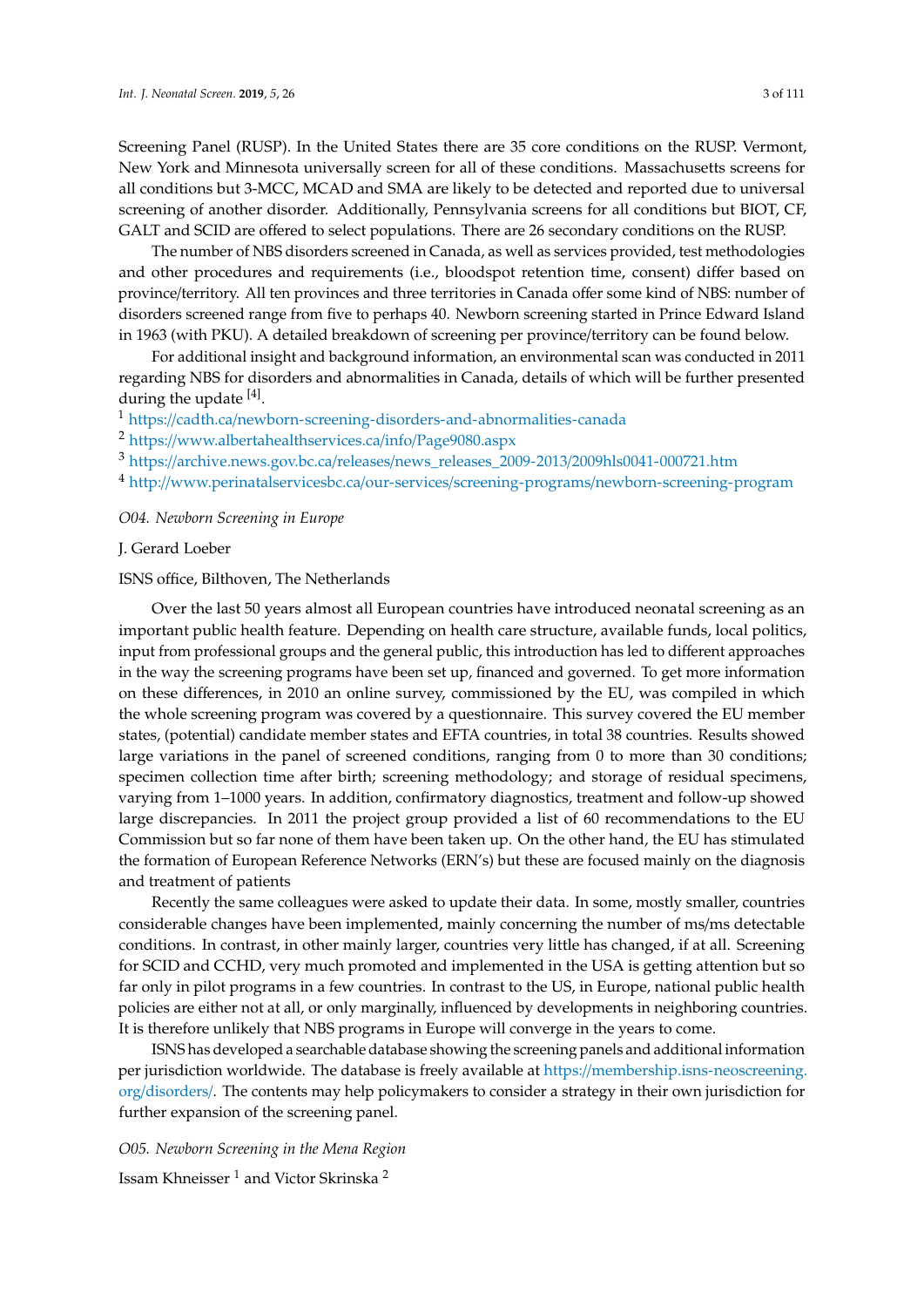Screening Panel (RUSP). In the United States there are 35 core conditions on the RUSP. Vermont, New York and Minnesota universally screen for all of these conditions. Massachusetts screens for all conditions but 3-MCC, MCAD and SMA are likely to be detected and reported due to universal screening of another disorder. Additionally, Pennsylvania screens for all conditions but BIOT, CF, GALT and SCID are offered to select populations. There are 26 secondary conditions on the RUSP.

The number of NBS disorders screened in Canada, as well as services provided, test methodologies and other procedures and requirements (i.e., bloodspot retention time, consent) differ based on province/territory. All ten provinces and three territories in Canada offer some kind of NBS: number of disorders screened range from five to perhaps 40. Newborn screening started in Prince Edward Island in 1963 (with PKU). A detailed breakdown of screening per province/territory can be found below.

For additional insight and background information, an environmental scan was conducted in 2011 regarding NBS for disorders and abnormalities in Canada, details of which will be further presented during the update [4].

[1] https://cadth.ca/newborn-screening-disorders-and-abnormalities-canada
[2] https://www.albertahealthservices.ca/info/Page9080.aspx
[3] https://archive.news.gov.bc.ca/releases/news_releases_2009-2013/2009hls0041-000721.htm
[4] http://www.perinatalservicesbc.ca/our-services/screening-programs/newborn-screening-program

*O04. Newborn Screening in Europe*

J. Gerard Loeber

ISNS office, Bilthoven, The Netherlands

Over the last 50 years almost all European countries have introduced neonatal screening as an important public health feature. Depending on health care structure, available funds, local politics, input from professional groups and the general public, this introduction has led to different approaches in the way the screening programs have been set up, financed and governed. To get more information on these differences, in 2010 an online survey, commissioned by the EU, was compiled in which the whole screening program was covered by a questionnaire. This survey covered the EU member states, (potential) candidate member states and EFTA countries, in total 38 countries. Results showed large variations in the panel of screened conditions, ranging from 0 to more than 30 conditions; specimen collection time after birth; screening methodology; and storage of residual specimens, varying from 1–1000 years. In addition, confirmatory diagnostics, treatment and follow-up showed large discrepancies. In 2011 the project group provided a list of 60 recommendations to the EU Commission but so far none of them have been taken up. On the other hand, the EU has stimulated the formation of European Reference Networks (ERN's) but these are focused mainly on the diagnosis and treatment of patients

Recently the same colleagues were asked to update their data. In some, mostly smaller, countries considerable changes have been implemented, mainly concerning the number of ms/ms detectable conditions. In contrast, in other mainly larger, countries very little has changed, if at all. Screening for SCID and CCHD, very much promoted and implemented in the USA is getting attention but so far only in pilot programs in a few countries. In contrast to the US, in Europe, national public health policies are either not at all, or only marginally, influenced by developments in neighboring countries. It is therefore unlikely that NBS programs in Europe will converge in the years to come.

ISNS has developed a searchable database showing the screening panels and additional information per jurisdiction worldwide. The database is freely available at https://membership.isns-neoscreening.org/disorders/. The contents may help policymakers to consider a strategy in their own jurisdiction for further expansion of the screening panel.

*O05. Newborn Screening in the Mena Region*

Issam Khneisser [1] and Victor Skrinska [2]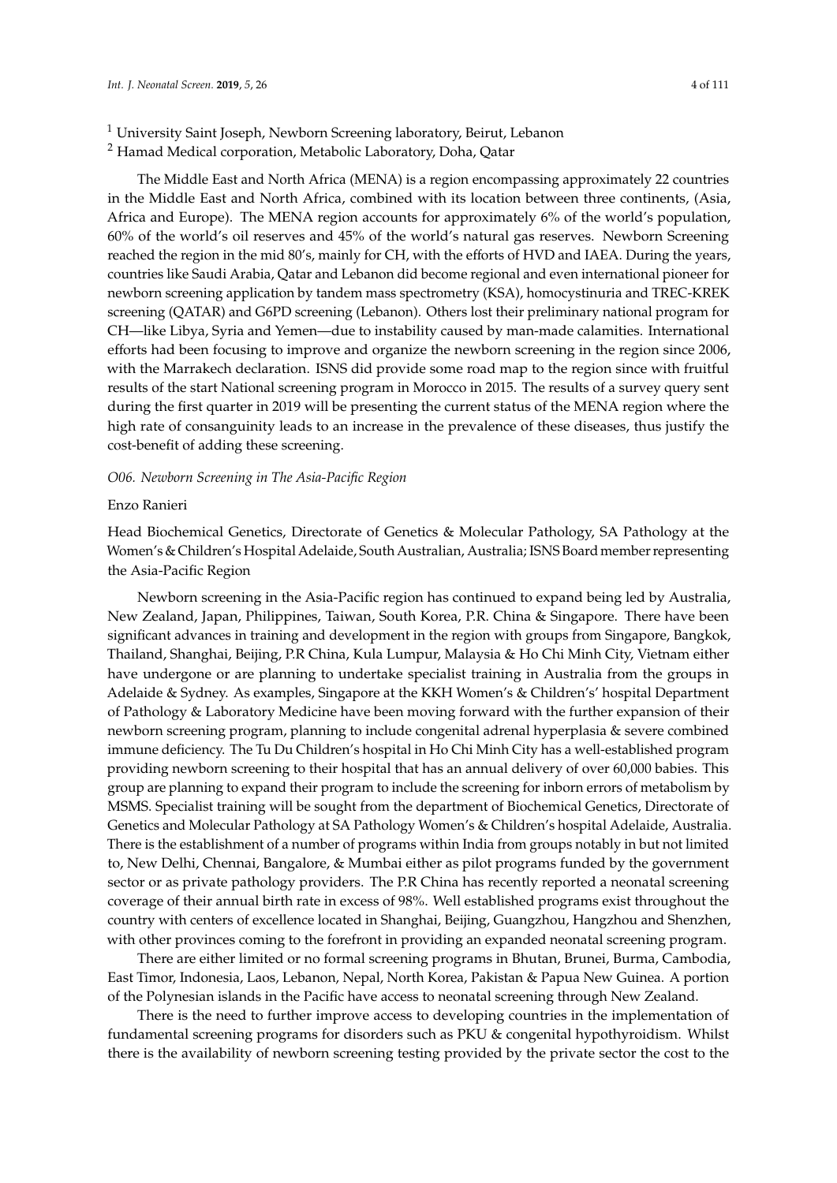[1] University Saint Joseph, Newborn Screening laboratory, Beirut, Lebanon
[2] Hamad Medical corporation, Metabolic Laboratory, Doha, Qatar

The Middle East and North Africa (MENA) is a region encompassing approximately 22 countries in the Middle East and North Africa, combined with its location between three continents, (Asia, Africa and Europe). The MENA region accounts for approximately 6% of the world's population, 60% of the world's oil reserves and 45% of the world's natural gas reserves. Newborn Screening reached the region in the mid 80's, mainly for CH, with the efforts of HVD and IAEA. During the years, countries like Saudi Arabia, Qatar and Lebanon did become regional and even international pioneer for newborn screening application by tandem mass spectrometry (KSA), homocystinuria and TREC-KREK screening (QATAR) and G6PD screening (Lebanon). Others lost their preliminary national program for CH—like Libya, Syria and Yemen—due to instability caused by man-made calamities. International efforts had been focusing to improve and organize the newborn screening in the region since 2006, with the Marrakech declaration. ISNS did provide some road map to the region since with fruitful results of the start National screening program in Morocco in 2015. The results of a survey query sent during the first quarter in 2019 will be presenting the current status of the MENA region where the high rate of consanguinity leads to an increase in the prevalence of these diseases, thus justify the cost-benefit of adding these screening.

*O06. Newborn Screening in The Asia-Pacific Region*

Enzo Ranieri

Head Biochemical Genetics, Directorate of Genetics & Molecular Pathology, SA Pathology at the Women's & Children's Hospital Adelaide, South Australian, Australia; ISNS Board member representing the Asia-Pacific Region

Newborn screening in the Asia-Pacific region has continued to expand being led by Australia, New Zealand, Japan, Philippines, Taiwan, South Korea, P.R. China & Singapore. There have been significant advances in training and development in the region with groups from Singapore, Bangkok, Thailand, Shanghai, Beijing, P.R China, Kula Lumpur, Malaysia & Ho Chi Minh City, Vietnam either have undergone or are planning to undertake specialist training in Australia from the groups in Adelaide & Sydney. As examples, Singapore at the KKH Women's & Children's' hospital Department of Pathology & Laboratory Medicine have been moving forward with the further expansion of their newborn screening program, planning to include congenital adrenal hyperplasia & severe combined immune deficiency. The Tu Du Children's hospital in Ho Chi Minh City has a well-established program providing newborn screening to their hospital that has an annual delivery of over 60,000 babies. This group are planning to expand their program to include the screening for inborn errors of metabolism by MSMS. Specialist training will be sought from the department of Biochemical Genetics, Directorate of Genetics and Molecular Pathology at SA Pathology Women's & Children's hospital Adelaide, Australia. There is the establishment of a number of programs within India from groups notably in but not limited to, New Delhi, Chennai, Bangalore, & Mumbai either as pilot programs funded by the government sector or as private pathology providers. The P.R China has recently reported a neonatal screening coverage of their annual birth rate in excess of 98%. Well established programs exist throughout the country with centers of excellence located in Shanghai, Beijing, Guangzhou, Hangzhou and Shenzhen, with other provinces coming to the forefront in providing an expanded neonatal screening program.

There are either limited or no formal screening programs in Bhutan, Brunei, Burma, Cambodia, East Timor, Indonesia, Laos, Lebanon, Nepal, North Korea, Pakistan & Papua New Guinea. A portion of the Polynesian islands in the Pacific have access to neonatal screening through New Zealand.

There is the need to further improve access to developing countries in the implementation of fundamental screening programs for disorders such as PKU & congenital hypothyroidism. Whilst there is the availability of newborn screening testing provided by the private sector the cost to the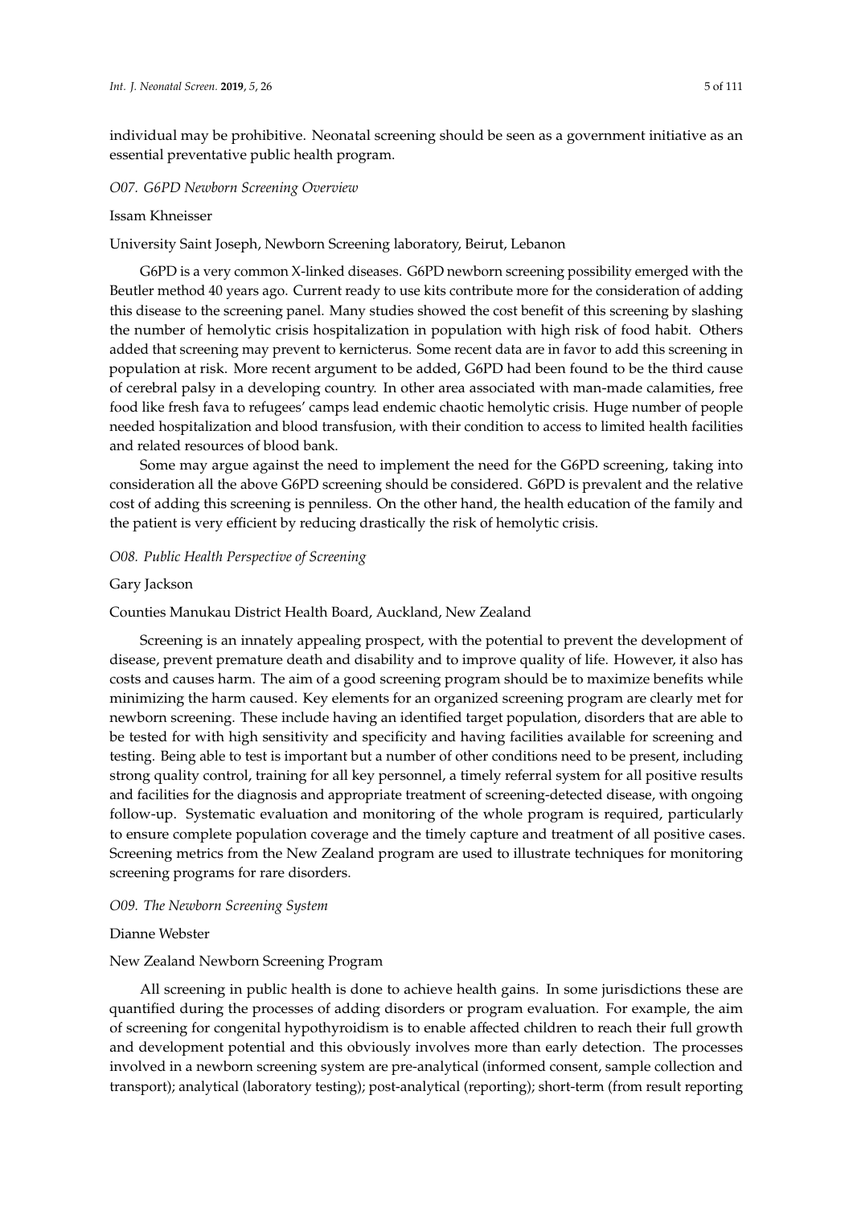individual may be prohibitive. Neonatal screening should be seen as a government initiative as an essential preventative public health program.

### *O07. G6PD Newborn Screening Overview*

Issam Khneisser

University Saint Joseph, Newborn Screening laboratory, Beirut, Lebanon

G6PD is a very common X-linked diseases. G6PD newborn screening possibility emerged with the Beutler method 40 years ago. Current ready to use kits contribute more for the consideration of adding this disease to the screening panel. Many studies showed the cost benefit of this screening by slashing the number of hemolytic crisis hospitalization in population with high risk of food habit. Others added that screening may prevent to kernicterus. Some recent data are in favor to add this screening in population at risk. More recent argument to be added, G6PD had been found to be the third cause of cerebral palsy in a developing country. In other area associated with man-made calamities, free food like fresh fava to refugees' camps lead endemic chaotic hemolytic crisis. Huge number of people needed hospitalization and blood transfusion, with their condition to access to limited health facilities and related resources of blood bank.

Some may argue against the need to implement the need for the G6PD screening, taking into consideration all the above G6PD screening should be considered. G6PD is prevalent and the relative cost of adding this screening is penniless. On the other hand, the health education of the family and the patient is very efficient by reducing drastically the risk of hemolytic crisis.

### *O08. Public Health Perspective of Screening*

Gary Jackson

Counties Manukau District Health Board, Auckland, New Zealand

Screening is an innately appealing prospect, with the potential to prevent the development of disease, prevent premature death and disability and to improve quality of life. However, it also has costs and causes harm. The aim of a good screening program should be to maximize benefits while minimizing the harm caused. Key elements for an organized screening program are clearly met for newborn screening. These include having an identified target population, disorders that are able to be tested for with high sensitivity and specificity and having facilities available for screening and testing. Being able to test is important but a number of other conditions need to be present, including strong quality control, training for all key personnel, a timely referral system for all positive results and facilities for the diagnosis and appropriate treatment of screening-detected disease, with ongoing follow-up. Systematic evaluation and monitoring of the whole program is required, particularly to ensure complete population coverage and the timely capture and treatment of all positive cases. Screening metrics from the New Zealand program are used to illustrate techniques for monitoring screening programs for rare disorders.

### *O09. The Newborn Screening System*

Dianne Webster

New Zealand Newborn Screening Program

All screening in public health is done to achieve health gains. In some jurisdictions these are quantified during the processes of adding disorders or program evaluation. For example, the aim of screening for congenital hypothyroidism is to enable affected children to reach their full growth and development potential and this obviously involves more than early detection. The processes involved in a newborn screening system are pre-analytical (informed consent, sample collection and transport); analytical (laboratory testing); post-analytical (reporting); short-term (from result reporting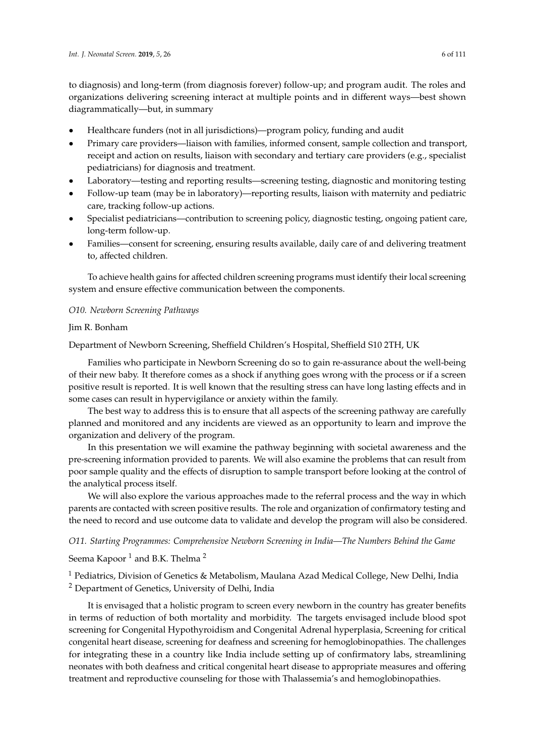to diagnosis) and long-term (from diagnosis forever) follow-up; and program audit. The roles and organizations delivering screening interact at multiple points and in different ways—best shown diagrammatically—but, in summary

- Healthcare funders (not in all jurisdictions)—program policy, funding and audit
- Primary care providers—liaison with families, informed consent, sample collection and transport, receipt and action on results, liaison with secondary and tertiary care providers (e.g., specialist pediatricians) for diagnosis and treatment.
- Laboratory—testing and reporting results—screening testing, diagnostic and monitoring testing
- Follow-up team (may be in laboratory)—reporting results, liaison with maternity and pediatric care, tracking follow-up actions.
- Specialist pediatricians—contribution to screening policy, diagnostic testing, ongoing patient care, long-term follow-up.
- Families—consent for screening, ensuring results available, daily care of and delivering treatment to, affected children.

To achieve health gains for affected children screening programs must identify their local screening system and ensure effective communication between the components.

### *O10. Newborn Screening Pathways*

Jim R. Bonham

Department of Newborn Screening, Sheffield Children's Hospital, Sheffield S10 2TH, UK

Families who participate in Newborn Screening do so to gain re-assurance about the well-being of their new baby. It therefore comes as a shock if anything goes wrong with the process or if a screen positive result is reported. It is well known that the resulting stress can have long lasting effects and in some cases can result in hypervigilance or anxiety within the family.

The best way to address this is to ensure that all aspects of the screening pathway are carefully planned and monitored and any incidents are viewed as an opportunity to learn and improve the organization and delivery of the program.

In this presentation we will examine the pathway beginning with societal awareness and the pre-screening information provided to parents. We will also examine the problems that can result from poor sample quality and the effects of disruption to sample transport before looking at the control of the analytical process itself.

We will also explore the various approaches made to the referral process and the way in which parents are contacted with screen positive results. The role and organization of confirmatory testing and the need to record and use outcome data to validate and develop the program will also be considered.

### *O11. Starting Programmes: Comprehensive Newborn Screening in India—The Numbers Behind the Game*

Seema Kapoor [1] and B.K. Thelma [2]

[1] Pediatrics, Division of Genetics & Metabolism, Maulana Azad Medical College, New Delhi, India
[2] Department of Genetics, University of Delhi, India

It is envisaged that a holistic program to screen every newborn in the country has greater benefits in terms of reduction of both mortality and morbidity. The targets envisaged include blood spot screening for Congenital Hypothyroidism and Congenital Adrenal hyperplasia, Screening for critical congenital heart disease, screening for deafness and screening for hemoglobinopathies. The challenges for integrating these in a country like India include setting up of confirmatory labs, streamlining neonates with both deafness and critical congenital heart disease to appropriate measures and offering treatment and reproductive counseling for those with Thalassemia's and hemoglobinopathies.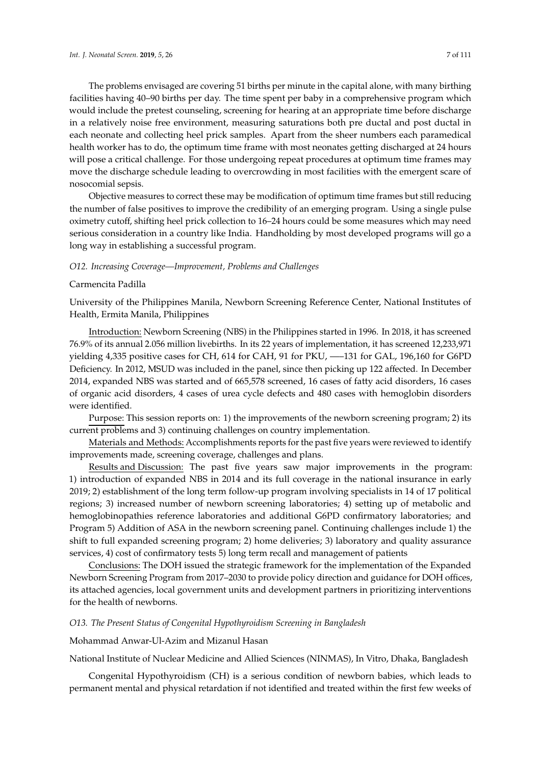The problems envisaged are covering 51 births per minute in the capital alone, with many birthing facilities having 40–90 births per day. The time spent per baby in a comprehensive program which would include the pretest counseling, screening for hearing at an appropriate time before discharge in a relatively noise free environment, measuring saturations both pre ductal and post ductal in each neonate and collecting heel prick samples. Apart from the sheer numbers each paramedical health worker has to do, the optimum time frame with most neonates getting discharged at 24 hours will pose a critical challenge. For those undergoing repeat procedures at optimum time frames may move the discharge schedule leading to overcrowding in most facilities with the emergent scare of nosocomial sepsis.

Objective measures to correct these may be modification of optimum time frames but still reducing the number of false positives to improve the credibility of an emerging program. Using a single pulse oximetry cutoff, shifting heel prick collection to 16–24 hours could be some measures which may need serious consideration in a country like India. Handholding by most developed programs will go a long way in establishing a successful program.

### *O12. Increasing Coverage—Improvement, Problems and Challenges*

Carmencita Padilla

University of the Philippines Manila, Newborn Screening Reference Center, National Institutes of Health, Ermita Manila, Philippines

Introduction: Newborn Screening (NBS) in the Philippines started in 1996. In 2018, it has screened 76.9% of its annual 2.056 million livebirths. In its 22 years of implementation, it has screened 12,233,971 yielding 4,335 positive cases for CH, 614 for CAH, 91 for PKU, ––131 for GAL, 196,160 for G6PD Deficiency. In 2012, MSUD was included in the panel, since then picking up 122 affected. In December 2014, expanded NBS was started and of 665,578 screened, 16 cases of fatty acid disorders, 16 cases of organic acid disorders, 4 cases of urea cycle defects and 480 cases with hemoglobin disorders were identified.

Purpose: This session reports on: 1) the improvements of the newborn screening program; 2) its current problems and 3) continuing challenges on country implementation.

Materials and Methods: Accomplishments reports for the past five years were reviewed to identify improvements made, screening coverage, challenges and plans.

Results and Discussion: The past five years saw major improvements in the program: 1) introduction of expanded NBS in 2014 and its full coverage in the national insurance in early 2019; 2) establishment of the long term follow-up program involving specialists in 14 of 17 political regions; 3) increased number of newborn screening laboratories; 4) setting up of metabolic and hemoglobinopathies reference laboratories and additional G6PD confirmatory laboratories; and Program 5) Addition of ASA in the newborn screening panel. Continuing challenges include 1) the shift to full expanded screening program; 2) home deliveries; 3) laboratory and quality assurance services, 4) cost of confirmatory tests 5) long term recall and management of patients

Conclusions: The DOH issued the strategic framework for the implementation of the Expanded Newborn Screening Program from 2017–2030 to provide policy direction and guidance for DOH offices, its attached agencies, local government units and development partners in prioritizing interventions for the health of newborns.

### *O13. The Present Status of Congenital Hypothyroidism Screening in Bangladesh*

Mohammad Anwar-Ul-Azim and Mizanul Hasan

National Institute of Nuclear Medicine and Allied Sciences (NINMAS), In Vitro, Dhaka, Bangladesh

Congenital Hypothyroidism (CH) is a serious condition of newborn babies, which leads to permanent mental and physical retardation if not identified and treated within the first few weeks of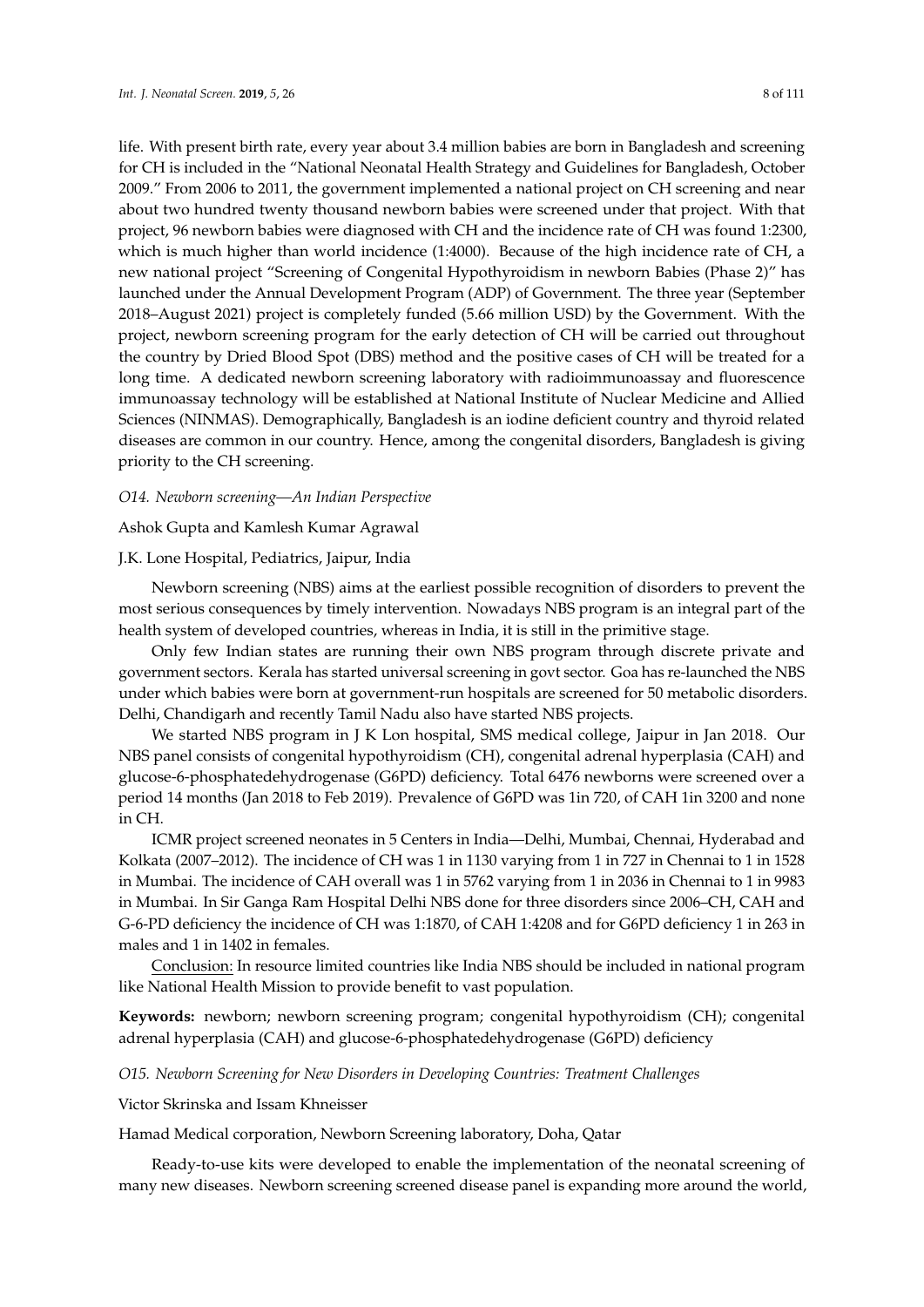life. With present birth rate, every year about 3.4 million babies are born in Bangladesh and screening for CH is included in the "National Neonatal Health Strategy and Guidelines for Bangladesh, October 2009." From 2006 to 2011, the government implemented a national project on CH screening and near about two hundred twenty thousand newborn babies were screened under that project. With that project, 96 newborn babies were diagnosed with CH and the incidence rate of CH was found 1:2300, which is much higher than world incidence (1:4000). Because of the high incidence rate of CH, a new national project "Screening of Congenital Hypothyroidism in newborn Babies (Phase 2)" has launched under the Annual Development Program (ADP) of Government. The three year (September 2018–August 2021) project is completely funded (5.66 million USD) by the Government. With the project, newborn screening program for the early detection of CH will be carried out throughout the country by Dried Blood Spot (DBS) method and the positive cases of CH will be treated for a long time. A dedicated newborn screening laboratory with radioimmunoassay and fluorescence immunoassay technology will be established at National Institute of Nuclear Medicine and Allied Sciences (NINMAS). Demographically, Bangladesh is an iodine deficient country and thyroid related diseases are common in our country. Hence, among the congenital disorders, Bangladesh is giving priority to the CH screening.

*O14. Newborn screening—An Indian Perspective*

Ashok Gupta and Kamlesh Kumar Agrawal

J.K. Lone Hospital, Pediatrics, Jaipur, India

Newborn screening (NBS) aims at the earliest possible recognition of disorders to prevent the most serious consequences by timely intervention. Nowadays NBS program is an integral part of the health system of developed countries, whereas in India, it is still in the primitive stage.

Only few Indian states are running their own NBS program through discrete private and government sectors. Kerala has started universal screening in govt sector. Goa has re-launched the NBS under which babies were born at government-run hospitals are screened for 50 metabolic disorders. Delhi, Chandigarh and recently Tamil Nadu also have started NBS projects.

We started NBS program in J K Lon hospital, SMS medical college, Jaipur in Jan 2018. Our NBS panel consists of congenital hypothyroidism (CH), congenital adrenal hyperplasia (CAH) and glucose-6-phosphatedehydrogenase (G6PD) deficiency. Total 6476 newborns were screened over a period 14 months (Jan 2018 to Feb 2019). Prevalence of G6PD was 1in 720, of CAH 1in 3200 and none in CH.

ICMR project screened neonates in 5 Centers in India—Delhi, Mumbai, Chennai, Hyderabad and Kolkata (2007–2012). The incidence of CH was 1 in 1130 varying from 1 in 727 in Chennai to 1 in 1528 in Mumbai. The incidence of CAH overall was 1 in 5762 varying from 1 in 2036 in Chennai to 1 in 9983 in Mumbai. In Sir Ganga Ram Hospital Delhi NBS done for three disorders since 2006–CH, CAH and G-6-PD deficiency the incidence of CH was 1:1870, of CAH 1:4208 and for G6PD deficiency 1 in 263 in males and 1 in 1402 in females.

Conclusion: In resource limited countries like India NBS should be included in national program like National Health Mission to provide benefit to vast population.

**Keywords:** newborn; newborn screening program; congenital hypothyroidism (CH); congenital adrenal hyperplasia (CAH) and glucose-6-phosphatedehydrogenase (G6PD) deficiency

*O15. Newborn Screening for New Disorders in Developing Countries: Treatment Challenges*

Victor Skrinska and Issam Khneisser

Hamad Medical corporation, Newborn Screening laboratory, Doha, Qatar

Ready-to-use kits were developed to enable the implementation of the neonatal screening of many new diseases. Newborn screening screened disease panel is expanding more around the world,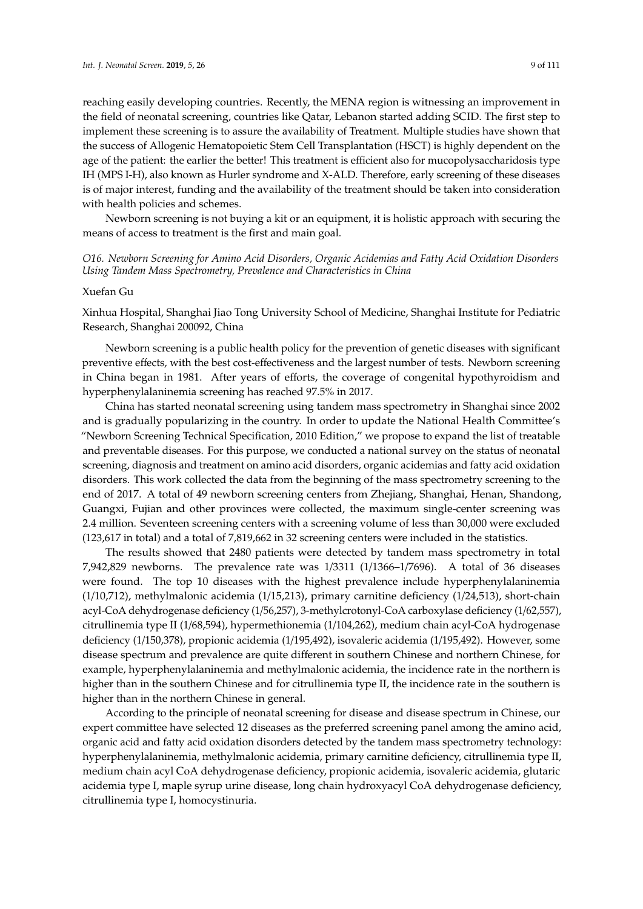reaching easily developing countries. Recently, the MENA region is witnessing an improvement in the field of neonatal screening, countries like Qatar, Lebanon started adding SCID. The first step to implement these screening is to assure the availability of Treatment. Multiple studies have shown that the success of Allogenic Hematopoietic Stem Cell Transplantation (HSCT) is highly dependent on the age of the patient: the earlier the better! This treatment is efficient also for mucopolysaccharidosis type IH (MPS I-H), also known as Hurler syndrome and X-ALD. Therefore, early screening of these diseases is of major interest, funding and the availability of the treatment should be taken into consideration with health policies and schemes.

Newborn screening is not buying a kit or an equipment, it is holistic approach with securing the means of access to treatment is the first and main goal.

*O16. Newborn Screening for Amino Acid Disorders, Organic Acidemias and Fatty Acid Oxidation Disorders Using Tandem Mass Spectrometry, Prevalence and Characteristics in China*

Xuefan Gu

Xinhua Hospital, Shanghai Jiao Tong University School of Medicine, Shanghai Institute for Pediatric Research, Shanghai 200092, China

Newborn screening is a public health policy for the prevention of genetic diseases with significant preventive effects, with the best cost-effectiveness and the largest number of tests. Newborn screening in China began in 1981. After years of efforts, the coverage of congenital hypothyroidism and hyperphenylalaninemia screening has reached 97.5% in 2017.

China has started neonatal screening using tandem mass spectrometry in Shanghai since 2002 and is gradually popularizing in the country. In order to update the National Health Committee's "Newborn Screening Technical Specification, 2010 Edition," we propose to expand the list of treatable and preventable diseases. For this purpose, we conducted a national survey on the status of neonatal screening, diagnosis and treatment on amino acid disorders, organic acidemias and fatty acid oxidation disorders. This work collected the data from the beginning of the mass spectrometry screening to the end of 2017. A total of 49 newborn screening centers from Zhejiang, Shanghai, Henan, Shandong, Guangxi, Fujian and other provinces were collected, the maximum single-center screening was 2.4 million. Seventeen screening centers with a screening volume of less than 30,000 were excluded (123,617 in total) and a total of 7,819,662 in 32 screening centers were included in the statistics.

The results showed that 2480 patients were detected by tandem mass spectrometry in total 7,942,829 newborns. The prevalence rate was 1/3311 (1/1366–1/7696). A total of 36 diseases were found. The top 10 diseases with the highest prevalence include hyperphenylalaninemia (1/10,712), methylmalonic acidemia (1/15,213), primary carnitine deficiency (1/24,513), short-chain acyl-CoA dehydrogenase deficiency (1/56,257), 3-methylcrotonyl-CoA carboxylase deficiency (1/62,557), citrullinemia type II (1/68,594), hypermethionemia (1/104,262), medium chain acyl-CoA hydrogenase deficiency (1/150,378), propionic acidemia (1/195,492), isovaleric acidemia (1/195,492). However, some disease spectrum and prevalence are quite different in southern Chinese and northern Chinese, for example, hyperphenylalaninemia and methylmalonic acidemia, the incidence rate in the northern is higher than in the southern Chinese and for citrullinemia type II, the incidence rate in the southern is higher than in the northern Chinese in general.

According to the principle of neonatal screening for disease and disease spectrum in Chinese, our expert committee have selected 12 diseases as the preferred screening panel among the amino acid, organic acid and fatty acid oxidation disorders detected by the tandem mass spectrometry technology: hyperphenylalaninemia, methylmalonic acidemia, primary carnitine deficiency, citrullinemia type II, medium chain acyl CoA dehydrogenase deficiency, propionic acidemia, isovaleric acidemia, glutaric acidemia type I, maple syrup urine disease, long chain hydroxyacyl CoA dehydrogenase deficiency, citrullinemia type I, homocystinuria.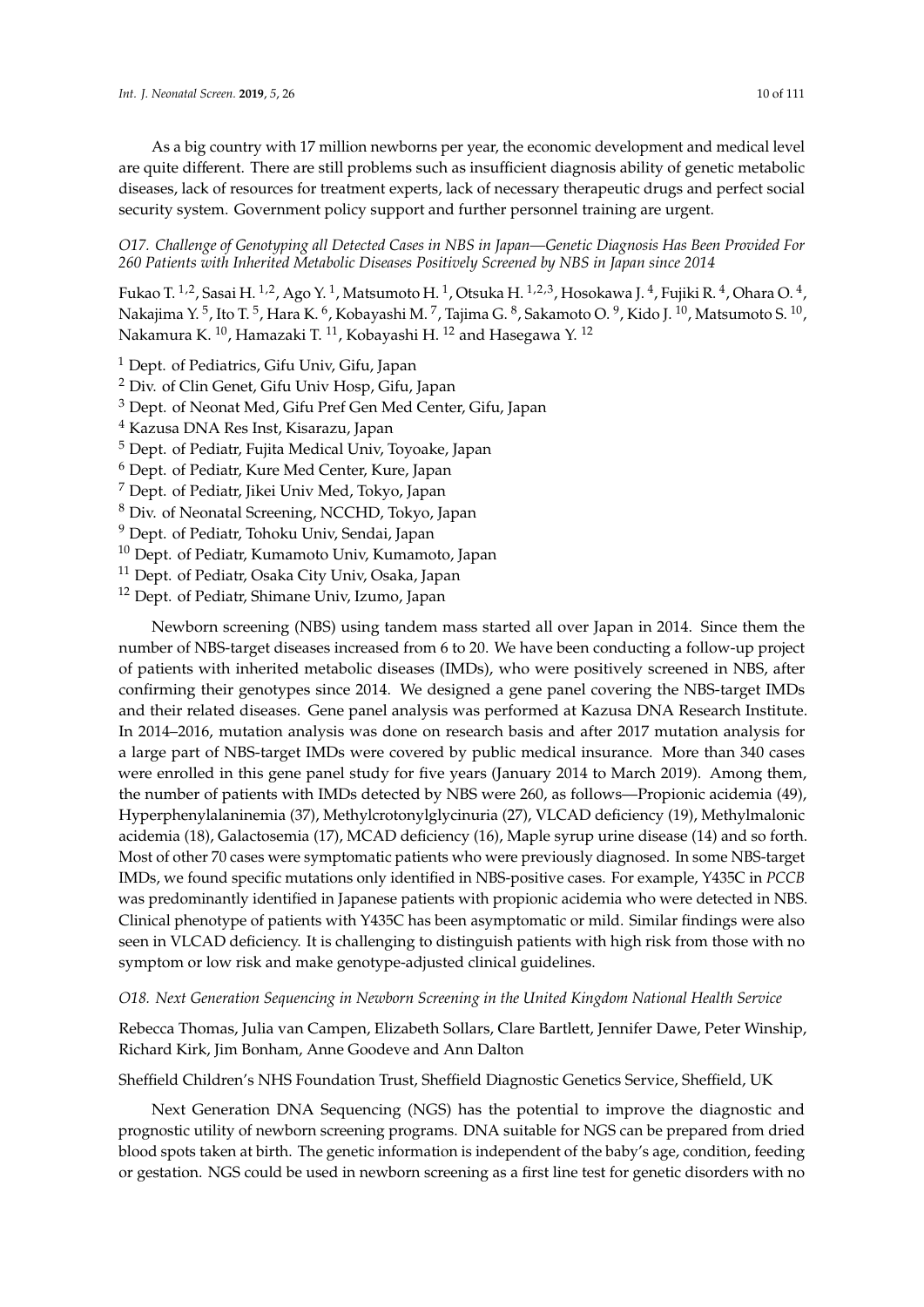As a big country with 17 million newborns per year, the economic development and medical level are quite different. There are still problems such as insufficient diagnosis ability of genetic metabolic diseases, lack of resources for treatment experts, lack of necessary therapeutic drugs and perfect social security system. Government policy support and further personnel training are urgent.

### *O17. Challenge of Genotyping all Detected Cases in NBS in Japan—Genetic Diagnosis Has Been Provided For 260 Patients with Inherited Metabolic Diseases Positively Screened by NBS in Japan since 2014*

Fukao T. [1,2], Sasai H. [1,2], Ago Y. [1], Matsumoto H. [1], Otsuka H. [1,2,3], Hosokawa J. [4], Fujiki R. [4], Ohara O. [4], Nakajima Y. [5], Ito T. [5], Hara K. [6], Kobayashi M. [7], Tajima G. [8], Sakamoto O. [9], Kido J. [10], Matsumoto S. [10], Nakamura K. [10], Hamazaki T. [11], Kobayashi H. [12] and Hasegawa Y. [12]

[1] Dept. of Pediatrics, Gifu Univ, Gifu, Japan
[2] Div. of Clin Genet, Gifu Univ Hosp, Gifu, Japan
[3] Dept. of Neonat Med, Gifu Pref Gen Med Center, Gifu, Japan
[4] Kazusa DNA Res Inst, Kisarazu, Japan
[5] Dept. of Pediatr, Fujita Medical Univ, Toyoake, Japan
[6] Dept. of Pediatr, Kure Med Center, Kure, Japan
[7] Dept. of Pediatr, Jikei Univ Med, Tokyo, Japan
[8] Div. of Neonatal Screening, NCCHD, Tokyo, Japan
[9] Dept. of Pediatr, Tohoku Univ, Sendai, Japan
[10] Dept. of Pediatr, Kumamoto Univ, Kumamoto, Japan
[11] Dept. of Pediatr, Osaka City Univ, Osaka, Japan
[12] Dept. of Pediatr, Shimane Univ, Izumo, Japan

Newborn screening (NBS) using tandem mass started all over Japan in 2014. Since them the number of NBS-target diseases increased from 6 to 20. We have been conducting a follow-up project of patients with inherited metabolic diseases (IMDs), who were positively screened in NBS, after confirming their genotypes since 2014. We designed a gene panel covering the NBS-target IMDs and their related diseases. Gene panel analysis was performed at Kazusa DNA Research Institute. In 2014–2016, mutation analysis was done on research basis and after 2017 mutation analysis for a large part of NBS-target IMDs were covered by public medical insurance. More than 340 cases were enrolled in this gene panel study for five years (January 2014 to March 2019). Among them, the number of patients with IMDs detected by NBS were 260, as follows—Propionic acidemia (49), Hyperphenylalaninemia (37), Methylcrotonylglycinuria (27), VLCAD deficiency (19), Methylmalonic acidemia (18), Galactosemia (17), MCAD deficiency (16), Maple syrup urine disease (14) and so forth. Most of other 70 cases were symptomatic patients who were previously diagnosed. In some NBS-target IMDs, we found specific mutations only identified in NBS-positive cases. For example, Y435C in *PCCB* was predominantly identified in Japanese patients with propionic acidemia who were detected in NBS. Clinical phenotype of patients with Y435C has been asymptomatic or mild. Similar findings were also seen in VLCAD deficiency. It is challenging to distinguish patients with high risk from those with no symptom or low risk and make genotype-adjusted clinical guidelines.

### *O18. Next Generation Sequencing in Newborn Screening in the United Kingdom National Health Service*

Rebecca Thomas, Julia van Campen, Elizabeth Sollars, Clare Bartlett, Jennifer Dawe, Peter Winship, Richard Kirk, Jim Bonham, Anne Goodeve and Ann Dalton

Sheffield Children's NHS Foundation Trust, Sheffield Diagnostic Genetics Service, Sheffield, UK

Next Generation DNA Sequencing (NGS) has the potential to improve the diagnostic and prognostic utility of newborn screening programs. DNA suitable for NGS can be prepared from dried blood spots taken at birth. The genetic information is independent of the baby's age, condition, feeding or gestation. NGS could be used in newborn screening as a first line test for genetic disorders with no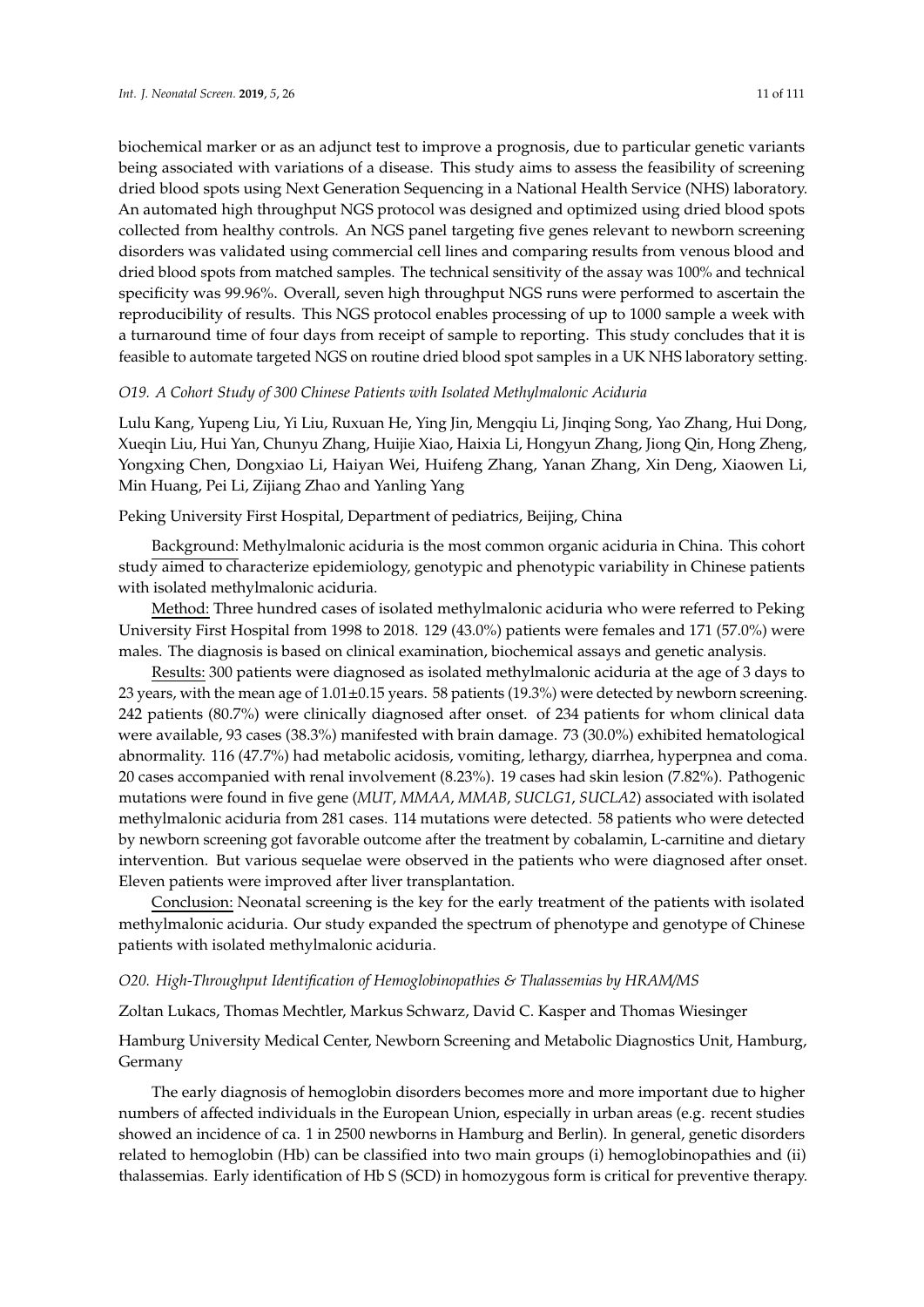biochemical marker or as an adjunct test to improve a prognosis, due to particular genetic variants being associated with variations of a disease. This study aims to assess the feasibility of screening dried blood spots using Next Generation Sequencing in a National Health Service (NHS) laboratory. An automated high throughput NGS protocol was designed and optimized using dried blood spots collected from healthy controls. An NGS panel targeting five genes relevant to newborn screening disorders was validated using commercial cell lines and comparing results from venous blood and dried blood spots from matched samples. The technical sensitivity of the assay was 100% and technical specificity was 99.96%. Overall, seven high throughput NGS runs were performed to ascertain the reproducibility of results. This NGS protocol enables processing of up to 1000 sample a week with a turnaround time of four days from receipt of sample to reporting. This study concludes that it is feasible to automate targeted NGS on routine dried blood spot samples in a UK NHS laboratory setting.

### *O19. A Cohort Study of 300 Chinese Patients with Isolated Methylmalonic Aciduria*

Lulu Kang, Yupeng Liu, Yi Liu, Ruxuan He, Ying Jin, Mengqiu Li, Jinqing Song, Yao Zhang, Hui Dong, Xueqin Liu, Hui Yan, Chunyu Zhang, Huijie Xiao, Haixia Li, Hongyun Zhang, Jiong Qin, Hong Zheng, Yongxing Chen, Dongxiao Li, Haiyan Wei, Huifeng Zhang, Yanan Zhang, Xin Deng, Xiaowen Li, Min Huang, Pei Li, Zijiang Zhao and Yanling Yang

Peking University First Hospital, Department of pediatrics, Beijing, China

Background: Methylmalonic aciduria is the most common organic aciduria in China. This cohort study aimed to characterize epidemiology, genotypic and phenotypic variability in Chinese patients with isolated methylmalonic aciduria.

Method: Three hundred cases of isolated methylmalonic aciduria who were referred to Peking University First Hospital from 1998 to 2018. 129 (43.0%) patients were females and 171 (57.0%) were males. The diagnosis is based on clinical examination, biochemical assays and genetic analysis.

Results: 300 patients were diagnosed as isolated methylmalonic aciduria at the age of 3 days to 23 years, with the mean age of $1.01 \pm 0.15$ years. 58 patients (19.3%) were detected by newborn screening. 242 patients (80.7%) were clinically diagnosed after onset. of 234 patients for whom clinical data were available, 93 cases (38.3%) manifested with brain damage. 73 (30.0%) exhibited hematological abnormality. 116 (47.7%) had metabolic acidosis, vomiting, lethargy, diarrhea, hyperpnea and coma. 20 cases accompanied with renal involvement (8.23%). 19 cases had skin lesion (7.82%). Pathogenic mutations were found in five gene (*MUT*, *MMAA*, *MMAB*, *SUCLG1*, *SUCLA2*) associated with isolated methylmalonic aciduria from 281 cases. 114 mutations were detected. 58 patients who were detected by newborn screening got favorable outcome after the treatment by cobalamin, L-carnitine and dietary intervention. But various sequelae were observed in the patients who were diagnosed after onset. Eleven patients were improved after liver transplantation.

Conclusion: Neonatal screening is the key for the early treatment of the patients with isolated methylmalonic aciduria. Our study expanded the spectrum of phenotype and genotype of Chinese patients with isolated methylmalonic aciduria.

### *O20. High-Throughput Identification of Hemoglobinopathies & Thalassemias by HRAM/MS*

Zoltan Lukacs, Thomas Mechtler, Markus Schwarz, David C. Kasper and Thomas Wiesinger

Hamburg University Medical Center, Newborn Screening and Metabolic Diagnostics Unit, Hamburg, Germany

The early diagnosis of hemoglobin disorders becomes more and more important due to higher numbers of affected individuals in the European Union, especially in urban areas (e.g. recent studies showed an incidence of ca. 1 in 2500 newborns in Hamburg and Berlin). In general, genetic disorders related to hemoglobin (Hb) can be classified into two main groups (i) hemoglobinopathies and (ii) thalassemias. Early identification of Hb S (SCD) in homozygous form is critical for preventive therapy.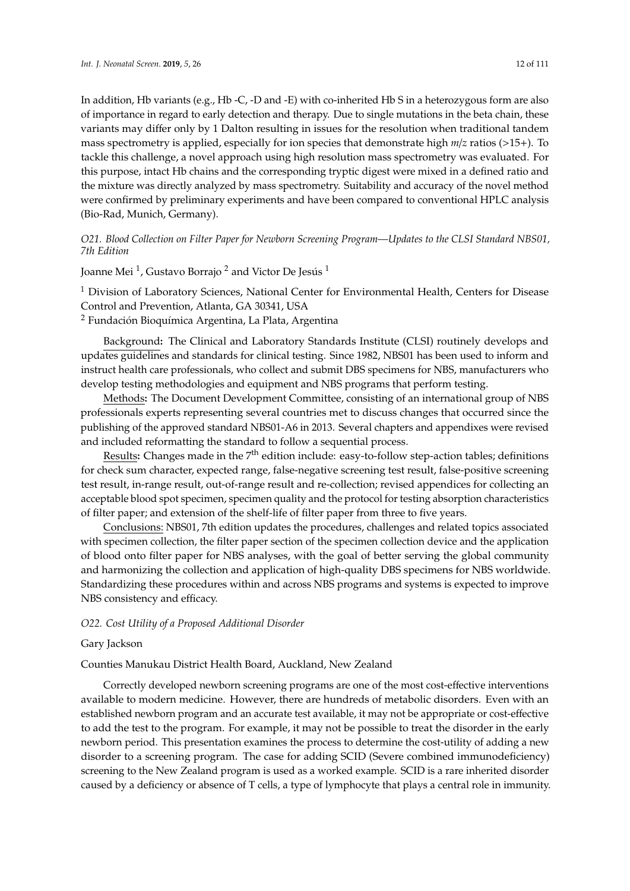In addition, Hb variants (e.g., Hb -C, -D and -E) with co-inherited Hb S in a heterozygous form are also of importance in regard to early detection and therapy. Due to single mutations in the beta chain, these variants may differ only by 1 Dalton resulting in issues for the resolution when traditional tandem mass spectrometry is applied, especially for ion species that demonstrate high *m/z* ratios (>15+). To tackle this challenge, a novel approach using high resolution mass spectrometry was evaluated. For this purpose, intact Hb chains and the corresponding tryptic digest were mixed in a defined ratio and the mixture was directly analyzed by mass spectrometry. Suitability and accuracy of the novel method were confirmed by preliminary experiments and have been compared to conventional HPLC analysis (Bio-Rad, Munich, Germany).

### *O21. Blood Collection on Filter Paper for Newborn Screening Program—Updates to the CLSI Standard NBS01, 7th Edition*

Joanne Mei [1], Gustavo Borrajo [2] and Victor De Jesús [1]

[1] Division of Laboratory Sciences, National Center for Environmental Health, Centers for Disease Control and Prevention, Atlanta, GA 30341, USA

[2] Fundación Bioquímica Argentina, La Plata, Argentina

Background**:** The Clinical and Laboratory Standards Institute (CLSI) routinely develops and updates guidelines and standards for clinical testing. Since 1982, NBS01 has been used to inform and instruct health care professionals, who collect and submit DBS specimens for NBS, manufacturers who develop testing methodologies and equipment and NBS programs that perform testing.

Methods**:** The Document Development Committee, consisting of an international group of NBS professionals experts representing several countries met to discuss changes that occurred since the publishing of the approved standard NBS01-A6 in 2013. Several chapters and appendixes were revised and included reformatting the standard to follow a sequential process.

Results**:** Changes made in the 7th edition include: easy-to-follow step-action tables; definitions for check sum character, expected range, false-negative screening test result, false-positive screening test result, in-range result, out-of-range result and re-collection; revised appendices for collecting an acceptable blood spot specimen, specimen quality and the protocol for testing absorption characteristics of filter paper; and extension of the shelf-life of filter paper from three to five years.

Conclusions: NBS01, 7th edition updates the procedures, challenges and related topics associated with specimen collection, the filter paper section of the specimen collection device and the application of blood onto filter paper for NBS analyses, with the goal of better serving the global community and harmonizing the collection and application of high-quality DBS specimens for NBS worldwide. Standardizing these procedures within and across NBS programs and systems is expected to improve NBS consistency and efficacy.

### *O22. Cost Utility of a Proposed Additional Disorder*

Gary Jackson

Counties Manukau District Health Board, Auckland, New Zealand

Correctly developed newborn screening programs are one of the most cost-effective interventions available to modern medicine. However, there are hundreds of metabolic disorders. Even with an established newborn program and an accurate test available, it may not be appropriate or cost-effective to add the test to the program. For example, it may not be possible to treat the disorder in the early newborn period. This presentation examines the process to determine the cost-utility of adding a new disorder to a screening program. The case for adding SCID (Severe combined immunodeficiency) screening to the New Zealand program is used as a worked example. SCID is a rare inherited disorder caused by a deficiency or absence of T cells, a type of lymphocyte that plays a central role in immunity.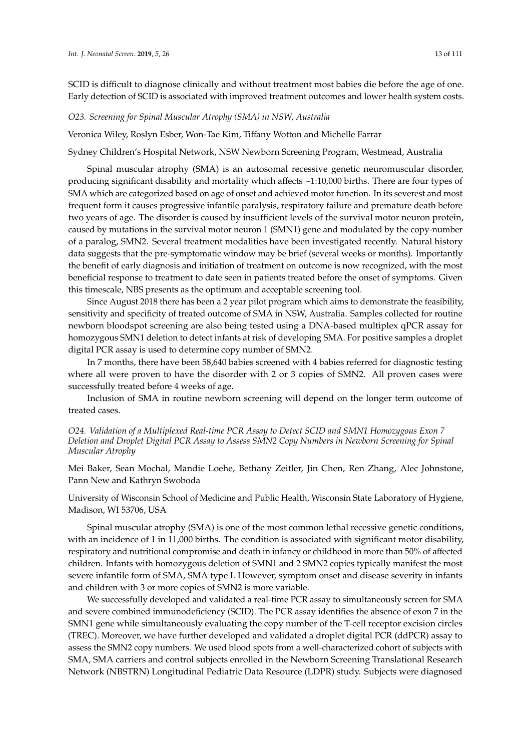SCID is difficult to diagnose clinically and without treatment most babies die before the age of one. Early detection of SCID is associated with improved treatment outcomes and lower health system costs.

*O23. Screening for Spinal Muscular Atrophy (SMA) in NSW, Australia*

Veronica Wiley, Roslyn Esber, Won-Tae Kim, Tiffany Wotton and Michelle Farrar

Sydney Children's Hospital Network, NSW Newborn Screening Program, Westmead, Australia

Spinal muscular atrophy (SMA) is an autosomal recessive genetic neuromuscular disorder, producing significant disability and mortality which affects ~1:10,000 births. There are four types of SMA which are categorized based on age of onset and achieved motor function. In its severest and most frequent form it causes progressive infantile paralysis, respiratory failure and premature death before two years of age. The disorder is caused by insufficient levels of the survival motor neuron protein, caused by mutations in the survival motor neuron 1 (SMN1) gene and modulated by the copy-number of a paralog, SMN2. Several treatment modalities have been investigated recently. Natural history data suggests that the pre-symptomatic window may be brief (several weeks or months). Importantly the benefit of early diagnosis and initiation of treatment on outcome is now recognized, with the most beneficial response to treatment to date seen in patients treated before the onset of symptoms. Given this timescale, NBS presents as the optimum and acceptable screening tool.

Since August 2018 there has been a 2 year pilot program which aims to demonstrate the feasibility, sensitivity and specificity of treated outcome of SMA in NSW, Australia. Samples collected for routine newborn bloodspot screening are also being tested using a DNA-based multiplex qPCR assay for homozygous SMN1 deletion to detect infants at risk of developing SMA. For positive samples a droplet digital PCR assay is used to determine copy number of SMN2.

In 7 months, there have been 58,640 babies screened with 4 babies referred for diagnostic testing where all were proven to have the disorder with 2 or 3 copies of SMN2. All proven cases were successfully treated before 4 weeks of age.

Inclusion of SMA in routine newborn screening will depend on the longer term outcome of treated cases.

*O24. Validation of a Multiplexed Real-time PCR Assay to Detect SCID and SMN1 Homozygous Exon 7 Deletion and Droplet Digital PCR Assay to Assess SMN2 Copy Numbers in Newborn Screening for Spinal Muscular Atrophy*

Mei Baker, Sean Mochal, Mandie Loehe, Bethany Zeitler, Jin Chen, Ren Zhang, Alec Johnstone, Pann New and Kathryn Swoboda

University of Wisconsin School of Medicine and Public Health, Wisconsin State Laboratory of Hygiene, Madison, WI 53706, USA

Spinal muscular atrophy (SMA) is one of the most common lethal recessive genetic conditions, with an incidence of 1 in 11,000 births. The condition is associated with significant motor disability, respiratory and nutritional compromise and death in infancy or childhood in more than 50% of affected children. Infants with homozygous deletion of SMN1 and 2 SMN2 copies typically manifest the most severe infantile form of SMA, SMA type I. However, symptom onset and disease severity in infants and children with 3 or more copies of SMN2 is more variable.

We successfully developed and validated a real-time PCR assay to simultaneously screen for SMA and severe combined immunodeficiency (SCID). The PCR assay identifies the absence of exon 7 in the SMN1 gene while simultaneously evaluating the copy number of the T-cell receptor excision circles (TREC). Moreover, we have further developed and validated a droplet digital PCR (ddPCR) assay to assess the SMN2 copy numbers. We used blood spots from a well-characterized cohort of subjects with SMA, SMA carriers and control subjects enrolled in the Newborn Screening Translational Research Network (NBSTRN) Longitudinal Pediatric Data Resource (LDPR) study. Subjects were diagnosed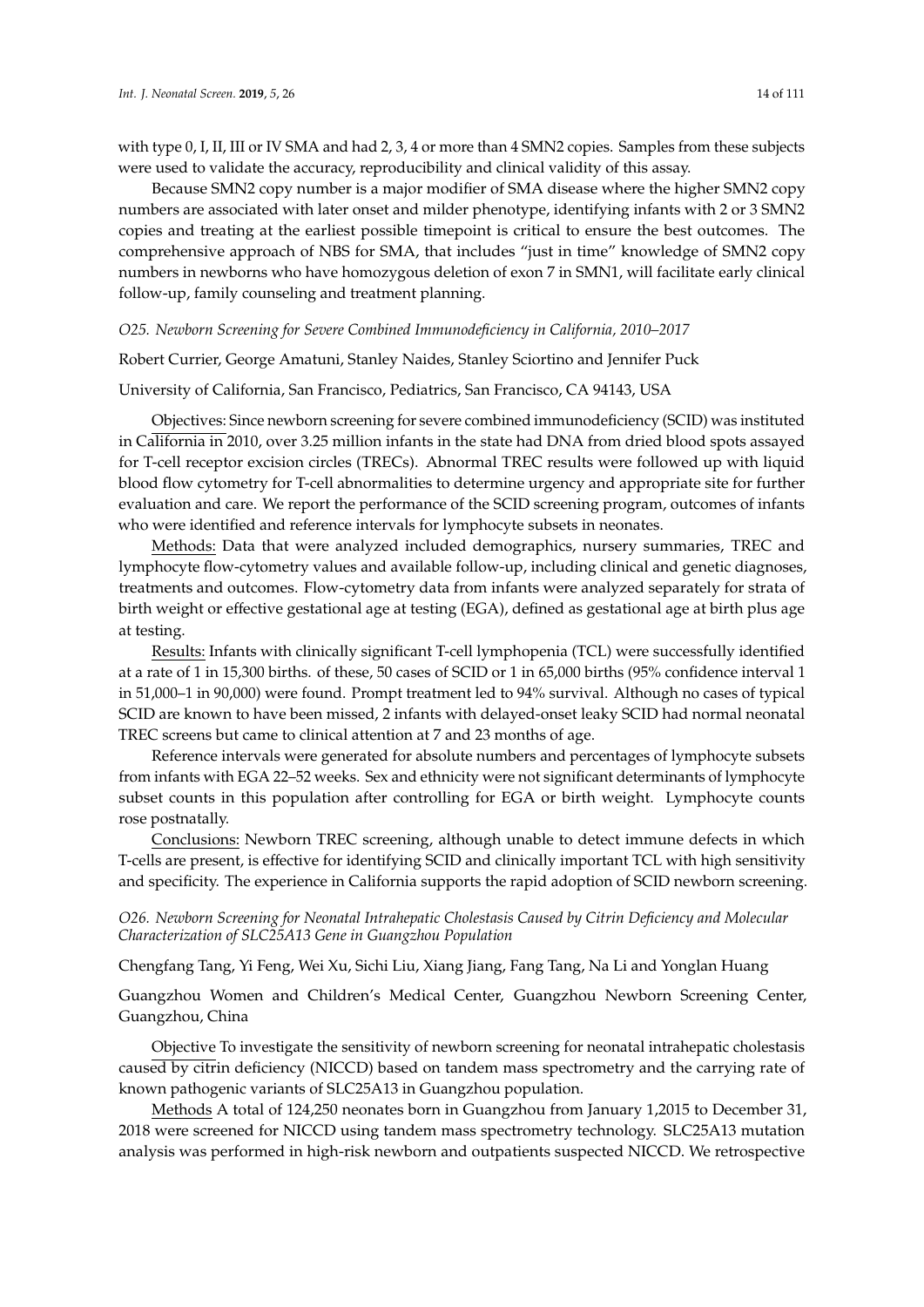with type 0, I, II, III or IV SMA and had 2, 3, 4 or more than 4 SMN2 copies. Samples from these subjects were used to validate the accuracy, reproducibility and clinical validity of this assay.

Because SMN2 copy number is a major modifier of SMA disease where the higher SMN2 copy numbers are associated with later onset and milder phenotype, identifying infants with 2 or 3 SMN2 copies and treating at the earliest possible timepoint is critical to ensure the best outcomes. The comprehensive approach of NBS for SMA, that includes "just in time" knowledge of SMN2 copy numbers in newborns who have homozygous deletion of exon 7 in SMN1, will facilitate early clinical follow-up, family counseling and treatment planning.

### *O25. Newborn Screening for Severe Combined Immunodeficiency in California, 2010–2017*

Robert Currier, George Amatuni, Stanley Naides, Stanley Sciortino and Jennifer Puck

University of California, San Francisco, Pediatrics, San Francisco, CA 94143, USA

Objectives: Since newborn screening for severe combined immunodeficiency (SCID) was instituted in California in 2010, over 3.25 million infants in the state had DNA from dried blood spots assayed for T-cell receptor excision circles (TRECs). Abnormal TREC results were followed up with liquid blood flow cytometry for T-cell abnormalities to determine urgency and appropriate site for further evaluation and care. We report the performance of the SCID screening program, outcomes of infants who were identified and reference intervals for lymphocyte subsets in neonates.

Methods: Data that were analyzed included demographics, nursery summaries, TREC and lymphocyte flow-cytometry values and available follow-up, including clinical and genetic diagnoses, treatments and outcomes. Flow-cytometry data from infants were analyzed separately for strata of birth weight or effective gestational age at testing (EGA), defined as gestational age at birth plus age at testing.

Results: Infants with clinically significant T-cell lymphopenia (TCL) were successfully identified at a rate of 1 in 15,300 births. of these, 50 cases of SCID or 1 in 65,000 births (95% confidence interval 1 in 51,000–1 in 90,000) were found. Prompt treatment led to 94% survival. Although no cases of typical SCID are known to have been missed, 2 infants with delayed-onset leaky SCID had normal neonatal TREC screens but came to clinical attention at 7 and 23 months of age.

Reference intervals were generated for absolute numbers and percentages of lymphocyte subsets from infants with EGA 22–52 weeks. Sex and ethnicity were not significant determinants of lymphocyte subset counts in this population after controlling for EGA or birth weight. Lymphocyte counts rose postnatally.

Conclusions: Newborn TREC screening, although unable to detect immune defects in which T-cells are present, is effective for identifying SCID and clinically important TCL with high sensitivity and specificity. The experience in California supports the rapid adoption of SCID newborn screening.

### *O26. Newborn Screening for Neonatal Intrahepatic Cholestasis Caused by Citrin Deficiency and Molecular Characterization of SLC25A13 Gene in Guangzhou Population*

Chengfang Tang, Yi Feng, Wei Xu, Sichi Liu, Xiang Jiang, Fang Tang, Na Li and Yonglan Huang

Guangzhou Women and Children's Medical Center, Guangzhou Newborn Screening Center, Guangzhou, China

Objective To investigate the sensitivity of newborn screening for neonatal intrahepatic cholestasis caused by citrin deficiency (NICCD) based on tandem mass spectrometry and the carrying rate of known pathogenic variants of SLC25A13 in Guangzhou population.

Methods A total of 124,250 neonates born in Guangzhou from January 1,2015 to December 31, 2018 were screened for NICCD using tandem mass spectrometry technology. SLC25A13 mutation analysis was performed in high-risk newborn and outpatients suspected NICCD. We retrospective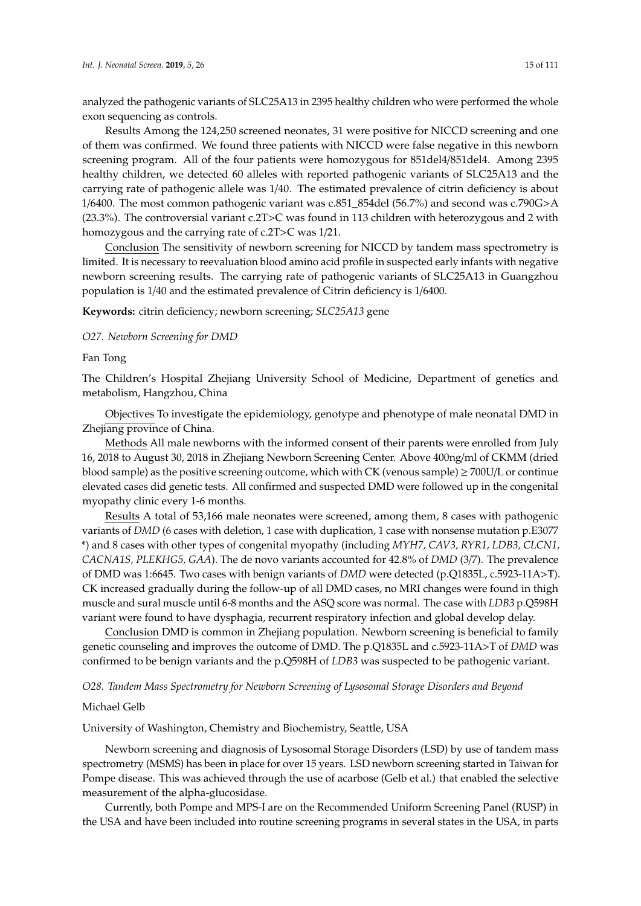analyzed the pathogenic variants of SLC25A13 in 2395 healthy children who were performed the whole exon sequencing as controls.

Results Among the 124,250 screened neonates, 31 were positive for NICCD screening and one of them was confirmed. We found three patients with NICCD were false negative in this newborn screening program. All of the four patients were homozygous for 851del4/851del4. Among 2395 healthy children, we detected 60 alleles with reported pathogenic variants of SLC25A13 and the carrying rate of pathogenic allele was 1/40. The estimated prevalence of citrin deficiency is about 1/6400. The most common pathogenic variant was c.851_854del (56.7%) and second was c.790G>A (23.3%). The controversial variant c.2T>C was found in 113 children with heterozygous and 2 with homozygous and the carrying rate of c.2T>C was 1/21.

Conclusion The sensitivity of newborn screening for NICCD by tandem mass spectrometry is limited. It is necessary to reevaluation blood amino acid profile in suspected early infants with negative newborn screening results. The carrying rate of pathogenic variants of SLC25A13 in Guangzhou population is 1/40 and the estimated prevalence of Citrin deficiency is 1/6400.

**Keywords:** citrin deficiency; newborn screening; *SLC25A13* gene

### *O27. Newborn Screening for DMD*

Fan Tong

The Children's Hospital Zhejiang University School of Medicine, Department of genetics and metabolism, Hangzhou, China

Objectives To investigate the epidemiology, genotype and phenotype of male neonatal DMD in Zhejiang province of China.

Methods All male newborns with the informed consent of their parents were enrolled from July 16, 2018 to August 30, 2018 in Zhejiang Newborn Screening Center. Above 400ng/ml of CKMM (dried blood sample) as the positive screening outcome, which with CK (venous sample) ≥ 700U/L or continue elevated cases did genetic tests. All confirmed and suspected DMD were followed up in the congenital myopathy clinic every 1-6 months.

Results A total of 53,166 male neonates were screened, among them, 8 cases with pathogenic variants of *DMD* (6 cases with deletion, 1 case with duplication, 1 case with nonsense mutation p.E3077 *) and 8 cases with other types of congenital myopathy (including *MYH7, CAV3, RYR1, LDB3, CLCN1, CACNA1S, PLEKHG5, GAA*). The de novo variants accounted for 42.8% of *DMD* (3/7). The prevalence of DMD was 1:6645. Two cases with benign variants of *DMD* were detected (p.Q1835L, c.5923-11A>T). CK increased gradually during the follow-up of all DMD cases, no MRI changes were found in thigh muscle and sural muscle until 6-8 months and the ASQ score was normal. The case with *LDB3* p.Q598H variant were found to have dysphagia, recurrent respiratory infection and global develop delay.

Conclusion DMD is common in Zhejiang population. Newborn screening is beneficial to family genetic counseling and improves the outcome of DMD. The p.Q1835L and c.5923-11A>T of *DMD* was confirmed to be benign variants and the p.Q598H of *LDB3* was suspected to be pathogenic variant.

### *O28. Tandem Mass Spectrometry for Newborn Screening of Lysosomal Storage Disorders and Beyond*

Michael Gelb

University of Washington, Chemistry and Biochemistry, Seattle, USA

Newborn screening and diagnosis of Lysosomal Storage Disorders (LSD) by use of tandem mass spectrometry (MSMS) has been in place for over 15 years. LSD newborn screening started in Taiwan for Pompe disease. This was achieved through the use of acarbose (Gelb et al.) that enabled the selective measurement of the alpha-glucosidase.

Currently, both Pompe and MPS-I are on the Recommended Uniform Screening Panel (RUSP) in the USA and have been included into routine screening programs in several states in the USA, in parts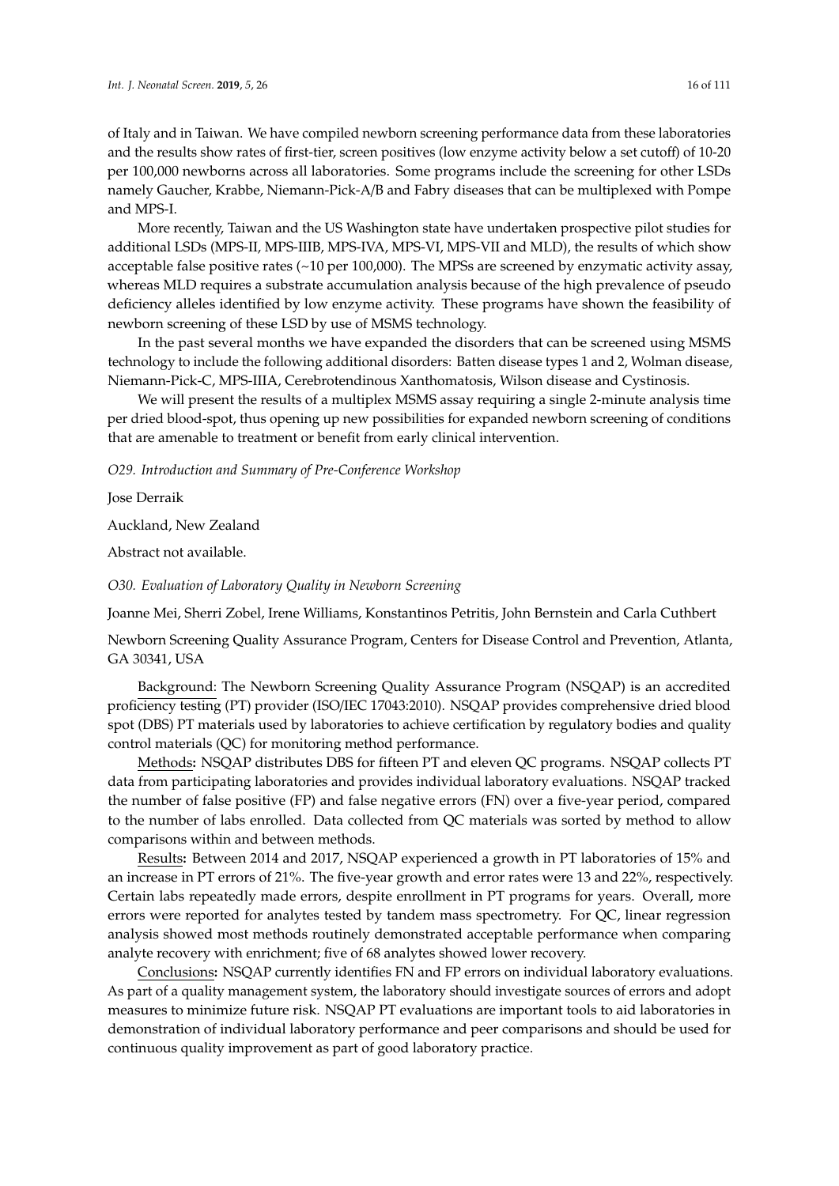of Italy and in Taiwan. We have compiled newborn screening performance data from these laboratories and the results show rates of first-tier, screen positives (low enzyme activity below a set cutoff) of 10-20 per 100,000 newborns across all laboratories. Some programs include the screening for other LSDs namely Gaucher, Krabbe, Niemann-Pick-A/B and Fabry diseases that can be multiplexed with Pompe and MPS-I.

More recently, Taiwan and the US Washington state have undertaken prospective pilot studies for additional LSDs (MPS-II, MPS-IIIB, MPS-IVA, MPS-VI, MPS-VII and MLD), the results of which show acceptable false positive rates (~10 per 100,000). The MPSs are screened by enzymatic activity assay, whereas MLD requires a substrate accumulation analysis because of the high prevalence of pseudo deficiency alleles identified by low enzyme activity. These programs have shown the feasibility of newborn screening of these LSD by use of MSMS technology.

In the past several months we have expanded the disorders that can be screened using MSMS technology to include the following additional disorders: Batten disease types 1 and 2, Wolman disease, Niemann-Pick-C, MPS-IIIA, Cerebrotendinous Xanthomatosis, Wilson disease and Cystinosis.

We will present the results of a multiplex MSMS assay requiring a single 2-minute analysis time per dried blood-spot, thus opening up new possibilities for expanded newborn screening of conditions that are amenable to treatment or benefit from early clinical intervention.

*O29. Introduction and Summary of Pre-Conference Workshop*

Jose Derraik

Auckland, New Zealand

Abstract not available.

*O30. Evaluation of Laboratory Quality in Newborn Screening*

Joanne Mei, Sherri Zobel, Irene Williams, Konstantinos Petritis, John Bernstein and Carla Cuthbert

Newborn Screening Quality Assurance Program, Centers for Disease Control and Prevention, Atlanta, GA 30341, USA

Background: The Newborn Screening Quality Assurance Program (NSQAP) is an accredited proficiency testing (PT) provider (ISO/IEC 17043:2010). NSQAP provides comprehensive dried blood spot (DBS) PT materials used by laboratories to achieve certification by regulatory bodies and quality control materials (QC) for monitoring method performance.

Methods**:** NSQAP distributes DBS for fifteen PT and eleven QC programs. NSQAP collects PT data from participating laboratories and provides individual laboratory evaluations. NSQAP tracked the number of false positive (FP) and false negative errors (FN) over a five-year period, compared to the number of labs enrolled. Data collected from QC materials was sorted by method to allow comparisons within and between methods.

Results**:** Between 2014 and 2017, NSQAP experienced a growth in PT laboratories of 15% and an increase in PT errors of 21%. The five-year growth and error rates were 13 and 22%, respectively. Certain labs repeatedly made errors, despite enrollment in PT programs for years. Overall, more errors were reported for analytes tested by tandem mass spectrometry. For QC, linear regression analysis showed most methods routinely demonstrated acceptable performance when comparing analyte recovery with enrichment; five of 68 analytes showed lower recovery.

Conclusions**:** NSQAP currently identifies FN and FP errors on individual laboratory evaluations. As part of a quality management system, the laboratory should investigate sources of errors and adopt measures to minimize future risk. NSQAP PT evaluations are important tools to aid laboratories in demonstration of individual laboratory performance and peer comparisons and should be used for continuous quality improvement as part of good laboratory practice.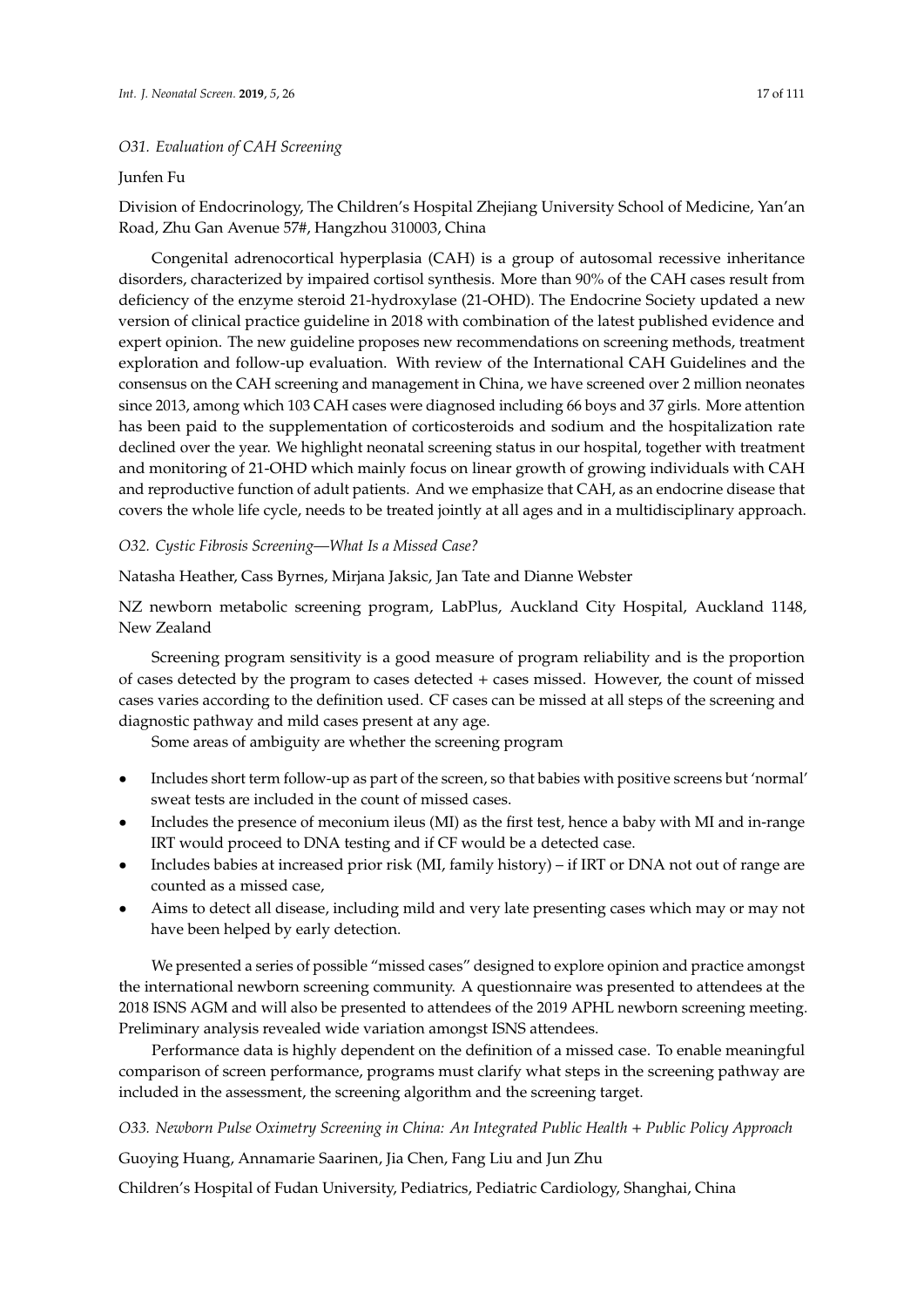*O31. Evaluation of CAH Screening*

Junfen Fu

Division of Endocrinology, The Children's Hospital Zhejiang University School of Medicine, Yan'an Road, Zhu Gan Avenue 57#, Hangzhou 310003, China

Congenital adrenocortical hyperplasia (CAH) is a group of autosomal recessive inheritance disorders, characterized by impaired cortisol synthesis. More than 90% of the CAH cases result from deficiency of the enzyme steroid 21-hydroxylase (21-OHD). The Endocrine Society updated a new version of clinical practice guideline in 2018 with combination of the latest published evidence and expert opinion. The new guideline proposes new recommendations on screening methods, treatment exploration and follow-up evaluation. With review of the International CAH Guidelines and the consensus on the CAH screening and management in China, we have screened over 2 million neonates since 2013, among which 103 CAH cases were diagnosed including 66 boys and 37 girls. More attention has been paid to the supplementation of corticosteroids and sodium and the hospitalization rate declined over the year. We highlight neonatal screening status in our hospital, together with treatment and monitoring of 21-OHD which mainly focus on linear growth of growing individuals with CAH and reproductive function of adult patients. And we emphasize that CAH, as an endocrine disease that covers the whole life cycle, needs to be treated jointly at all ages and in a multidisciplinary approach.

*O32. Cystic Fibrosis Screening—What Is a Missed Case?*

Natasha Heather, Cass Byrnes, Mirjana Jaksic, Jan Tate and Dianne Webster

NZ newborn metabolic screening program, LabPlus, Auckland City Hospital, Auckland 1148, New Zealand

Screening program sensitivity is a good measure of program reliability and is the proportion of cases detected by the program to cases detected + cases missed. However, the count of missed cases varies according to the definition used. CF cases can be missed at all steps of the screening and diagnostic pathway and mild cases present at any age.

Some areas of ambiguity are whether the screening program

- Includes short term follow-up as part of the screen, so that babies with positive screens but 'normal' sweat tests are included in the count of missed cases.
- Includes the presence of meconium ileus (MI) as the first test, hence a baby with MI and in-range IRT would proceed to DNA testing and if CF would be a detected case.
- Includes babies at increased prior risk (MI, family history) – if IRT or DNA not out of range are counted as a missed case,
- Aims to detect all disease, including mild and very late presenting cases which may or may not have been helped by early detection.

We presented a series of possible "missed cases" designed to explore opinion and practice amongst the international newborn screening community. A questionnaire was presented to attendees at the 2018 ISNS AGM and will also be presented to attendees of the 2019 APHL newborn screening meeting. Preliminary analysis revealed wide variation amongst ISNS attendees.

Performance data is highly dependent on the definition of a missed case. To enable meaningful comparison of screen performance, programs must clarify what steps in the screening pathway are included in the assessment, the screening algorithm and the screening target.

*O33. Newborn Pulse Oximetry Screening in China: An Integrated Public Health + Public Policy Approach*

Guoying Huang, Annamarie Saarinen, Jia Chen, Fang Liu and Jun Zhu

Children's Hospital of Fudan University, Pediatrics, Pediatric Cardiology, Shanghai, China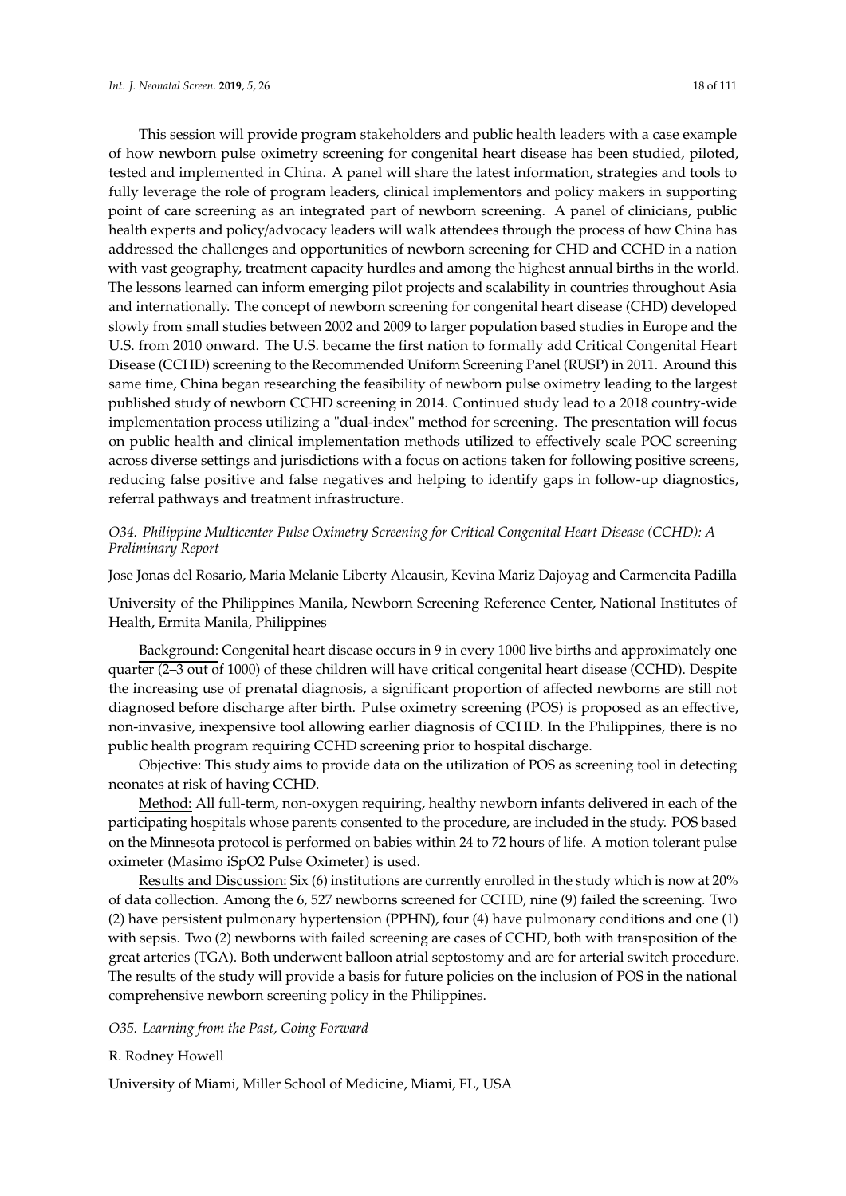This session will provide program stakeholders and public health leaders with a case example of how newborn pulse oximetry screening for congenital heart disease has been studied, piloted, tested and implemented in China. A panel will share the latest information, strategies and tools to fully leverage the role of program leaders, clinical implementors and policy makers in supporting point of care screening as an integrated part of newborn screening. A panel of clinicians, public health experts and policy/advocacy leaders will walk attendees through the process of how China has addressed the challenges and opportunities of newborn screening for CHD and CCHD in a nation with vast geography, treatment capacity hurdles and among the highest annual births in the world. The lessons learned can inform emerging pilot projects and scalability in countries throughout Asia and internationally. The concept of newborn screening for congenital heart disease (CHD) developed slowly from small studies between 2002 and 2009 to larger population based studies in Europe and the U.S. from 2010 onward. The U.S. became the first nation to formally add Critical Congenital Heart Disease (CCHD) screening to the Recommended Uniform Screening Panel (RUSP) in 2011. Around this same time, China began researching the feasibility of newborn pulse oximetry leading to the largest published study of newborn CCHD screening in 2014. Continued study lead to a 2018 country-wide implementation process utilizing a "dual-index" method for screening. The presentation will focus on public health and clinical implementation methods utilized to effectively scale POC screening across diverse settings and jurisdictions with a focus on actions taken for following positive screens, reducing false positive and false negatives and helping to identify gaps in follow-up diagnostics, referral pathways and treatment infrastructure.

*O34. Philippine Multicenter Pulse Oximetry Screening for Critical Congenital Heart Disease (CCHD): A Preliminary Report*

Jose Jonas del Rosario, Maria Melanie Liberty Alcausin, Kevina Mariz Dajoyag and Carmencita Padilla

University of the Philippines Manila, Newborn Screening Reference Center, National Institutes of Health, Ermita Manila, Philippines

Background: Congenital heart disease occurs in 9 in every 1000 live births and approximately one quarter (2–3 out of 1000) of these children will have critical congenital heart disease (CCHD). Despite the increasing use of prenatal diagnosis, a significant proportion of affected newborns are still not diagnosed before discharge after birth. Pulse oximetry screening (POS) is proposed as an effective, non-invasive, inexpensive tool allowing earlier diagnosis of CCHD. In the Philippines, there is no public health program requiring CCHD screening prior to hospital discharge.

Objective: This study aims to provide data on the utilization of POS as screening tool in detecting neonates at risk of having CCHD.

Method: All full-term, non-oxygen requiring, healthy newborn infants delivered in each of the participating hospitals whose parents consented to the procedure, are included in the study. POS based on the Minnesota protocol is performed on babies within 24 to 72 hours of life. A motion tolerant pulse oximeter (Masimo iSpO2 Pulse Oximeter) is used.

Results and Discussion: Six (6) institutions are currently enrolled in the study which is now at 20% of data collection. Among the 6, 527 newborns screened for CCHD, nine (9) failed the screening. Two (2) have persistent pulmonary hypertension (PPHN), four (4) have pulmonary conditions and one (1) with sepsis. Two (2) newborns with failed screening are cases of CCHD, both with transposition of the great arteries (TGA). Both underwent balloon atrial septostomy and are for arterial switch procedure. The results of the study will provide a basis for future policies on the inclusion of POS in the national comprehensive newborn screening policy in the Philippines.

*O35. Learning from the Past, Going Forward*

R. Rodney Howell

University of Miami, Miller School of Medicine, Miami, FL, USA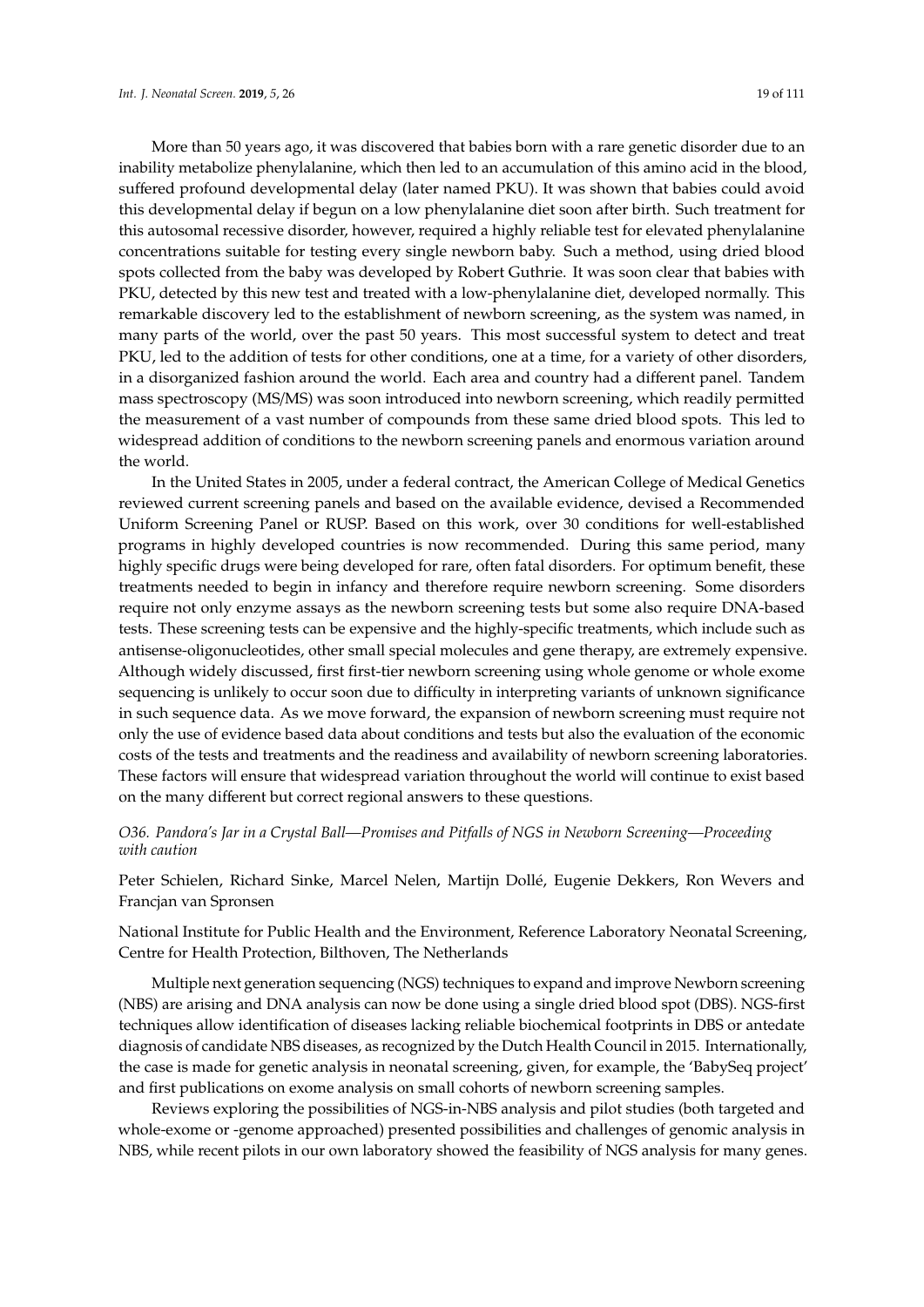More than 50 years ago, it was discovered that babies born with a rare genetic disorder due to an inability metabolize phenylalanine, which then led to an accumulation of this amino acid in the blood, suffered profound developmental delay (later named PKU). It was shown that babies could avoid this developmental delay if begun on a low phenylalanine diet soon after birth. Such treatment for this autosomal recessive disorder, however, required a highly reliable test for elevated phenylalanine concentrations suitable for testing every single newborn baby. Such a method, using dried blood spots collected from the baby was developed by Robert Guthrie. It was soon clear that babies with PKU, detected by this new test and treated with a low-phenylalanine diet, developed normally. This remarkable discovery led to the establishment of newborn screening, as the system was named, in many parts of the world, over the past 50 years. This most successful system to detect and treat PKU, led to the addition of tests for other conditions, one at a time, for a variety of other disorders, in a disorganized fashion around the world. Each area and country had a different panel. Tandem mass spectroscopy (MS/MS) was soon introduced into newborn screening, which readily permitted the measurement of a vast number of compounds from these same dried blood spots. This led to widespread addition of conditions to the newborn screening panels and enormous variation around the world.

In the United States in 2005, under a federal contract, the American College of Medical Genetics reviewed current screening panels and based on the available evidence, devised a Recommended Uniform Screening Panel or RUSP. Based on this work, over 30 conditions for well-established programs in highly developed countries is now recommended. During this same period, many highly specific drugs were being developed for rare, often fatal disorders. For optimum benefit, these treatments needed to begin in infancy and therefore require newborn screening. Some disorders require not only enzyme assays as the newborn screening tests but some also require DNA-based tests. These screening tests can be expensive and the highly-specific treatments, which include such as antisense-oligonucleotides, other small special molecules and gene therapy, are extremely expensive. Although widely discussed, first first-tier newborn screening using whole genome or whole exome sequencing is unlikely to occur soon due to difficulty in interpreting variants of unknown significance in such sequence data. As we move forward, the expansion of newborn screening must require not only the use of evidence based data about conditions and tests but also the evaluation of the economic costs of the tests and treatments and the readiness and availability of newborn screening laboratories. These factors will ensure that widespread variation throughout the world will continue to exist based on the many different but correct regional answers to these questions.

*O36. Pandora's Jar in a Crystal Ball—Promises and Pitfalls of NGS in Newborn Screening—Proceeding with caution*

Peter Schielen, Richard Sinke, Marcel Nelen, Martijn Dollé, Eugenie Dekkers, Ron Wevers and Francjan van Spronsen

National Institute for Public Health and the Environment, Reference Laboratory Neonatal Screening, Centre for Health Protection, Bilthoven, The Netherlands

Multiple next generation sequencing (NGS) techniques to expand and improve Newborn screening (NBS) are arising and DNA analysis can now be done using a single dried blood spot (DBS). NGS-first techniques allow identification of diseases lacking reliable biochemical footprints in DBS or antedate diagnosis of candidate NBS diseases, as recognized by the Dutch Health Council in 2015. Internationally, the case is made for genetic analysis in neonatal screening, given, for example, the 'BabySeq project' and first publications on exome analysis on small cohorts of newborn screening samples.

Reviews exploring the possibilities of NGS-in-NBS analysis and pilot studies (both targeted and whole-exome or -genome approached) presented possibilities and challenges of genomic analysis in NBS, while recent pilots in our own laboratory showed the feasibility of NGS analysis for many genes.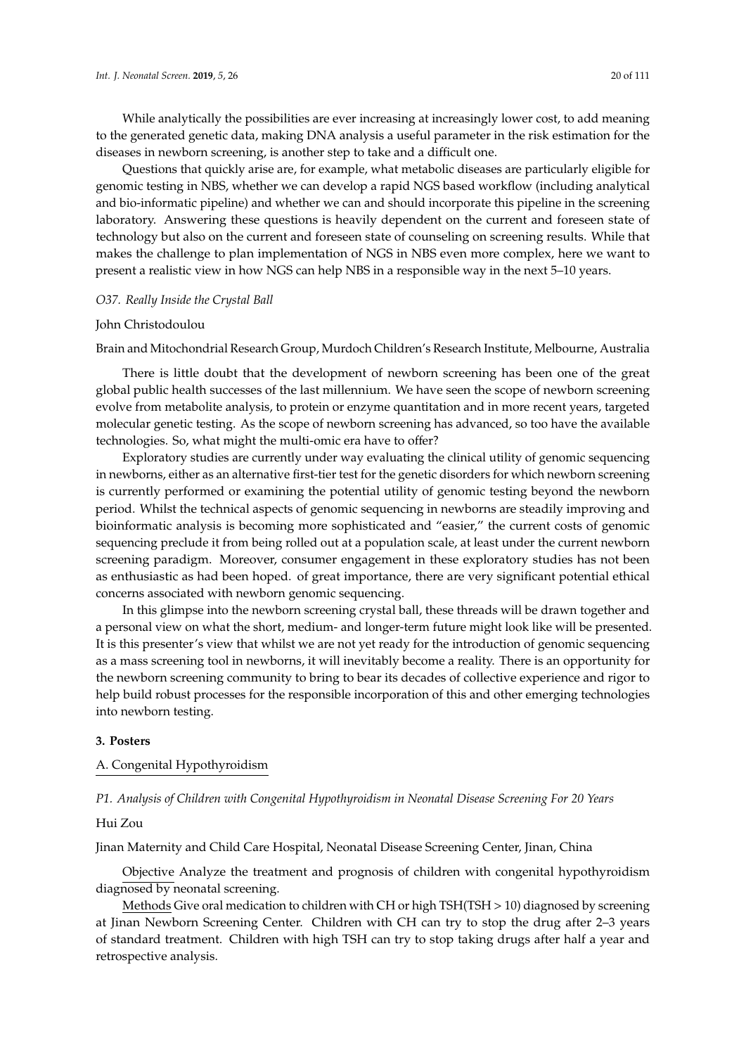While analytically the possibilities are ever increasing at increasingly lower cost, to add meaning to the generated genetic data, making DNA analysis a useful parameter in the risk estimation for the diseases in newborn screening, is another step to take and a difficult one.

Questions that quickly arise are, for example, what metabolic diseases are particularly eligible for genomic testing in NBS, whether we can develop a rapid NGS based workflow (including analytical and bio-informatic pipeline) and whether we can and should incorporate this pipeline in the screening laboratory. Answering these questions is heavily dependent on the current and foreseen state of technology but also on the current and foreseen state of counseling on screening results. While that makes the challenge to plan implementation of NGS in NBS even more complex, here we want to present a realistic view in how NGS can help NBS in a responsible way in the next 5–10 years.

*O37. Really Inside the Crystal Ball*

John Christodoulou

Brain and Mitochondrial Research Group, Murdoch Children's Research Institute, Melbourne, Australia

There is little doubt that the development of newborn screening has been one of the great global public health successes of the last millennium. We have seen the scope of newborn screening evolve from metabolite analysis, to protein or enzyme quantitation and in more recent years, targeted molecular genetic testing. As the scope of newborn screening has advanced, so too have the available technologies. So, what might the multi-omic era have to offer?

Exploratory studies are currently under way evaluating the clinical utility of genomic sequencing in newborns, either as an alternative first-tier test for the genetic disorders for which newborn screening is currently performed or examining the potential utility of genomic testing beyond the newborn period. Whilst the technical aspects of genomic sequencing in newborns are steadily improving and bioinformatic analysis is becoming more sophisticated and "easier," the current costs of genomic sequencing preclude it from being rolled out at a population scale, at least under the current newborn screening paradigm. Moreover, consumer engagement in these exploratory studies has not been as enthusiastic as had been hoped. of great importance, there are very significant potential ethical concerns associated with newborn genomic sequencing.

In this glimpse into the newborn screening crystal ball, these threads will be drawn together and a personal view on what the short, medium- and longer-term future might look like will be presented. It is this presenter's view that whilst we are not yet ready for the introduction of genomic sequencing as a mass screening tool in newborns, it will inevitably become a reality. There is an opportunity for the newborn screening community to bring to bear its decades of collective experience and rigor to help build robust processes for the responsible incorporation of this and other emerging technologies into newborn testing.

## 3. Posters

### A. Congenital Hypothyroidism

*P1. Analysis of Children with Congenital Hypothyroidism in Neonatal Disease Screening For 20 Years*

Hui Zou

Jinan Maternity and Child Care Hospital, Neonatal Disease Screening Center, Jinan, China

Objective Analyze the treatment and prognosis of children with congenital hypothyroidism diagnosed by neonatal screening.

Methods Give oral medication to children with CH or high TSH(TSH > 10) diagnosed by screening at Jinan Newborn Screening Center. Children with CH can try to stop the drug after 2–3 years of standard treatment. Children with high TSH can try to stop taking drugs after half a year and retrospective analysis.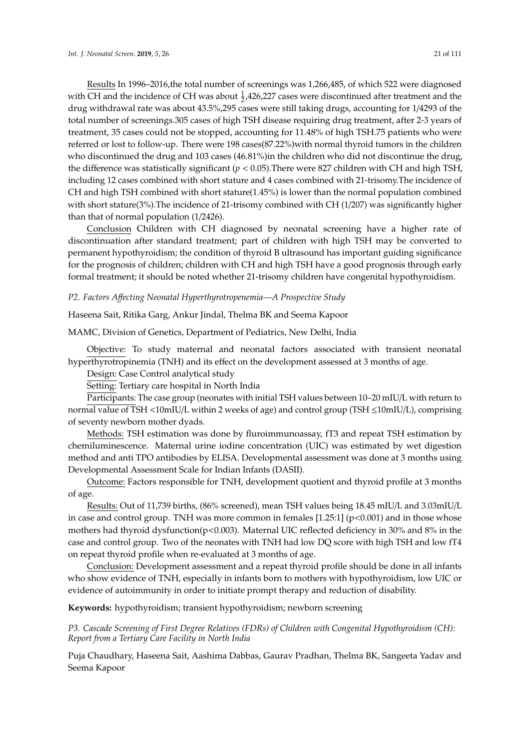Results In 1996–2016,the total number of screenings was 1,266,485, of which 522 were diagnosed with CH and the incidence of CH was about $\frac{1}{2}$,426,227 cases were discontinued after treatment and the drug withdrawal rate was about 43.5%,295 cases were still taking drugs, accounting for 1/4293 of the total number of screenings.305 cases of high TSH disease requiring drug treatment, after 2-3 years of treatment, 35 cases could not be stopped, accounting for 11.48% of high TSH.75 patients who were referred or lost to follow-up. There were 198 cases(87.22%)with normal thyroid tumors in the children who discontinued the drug and 103 cases (46.81%)in the children who did not discontinue the drug, the difference was statistically significant ($p < 0.05$).There were 827 children with CH and high TSH, including 12 cases combined with short stature and 4 cases combined with 21-trisomy.The incidence of CH and high TSH combined with short stature(1.45%) is lower than the normal population combined with short stature(3%).The incidence of 21-trisomy combined with CH (1/207) was significantly higher than that of normal population (1/2426).

Conclusion Children with CH diagnosed by neonatal screening have a higher rate of discontinuation after standard treatment; part of children with high TSH may be converted to permanent hypothyroidism; the condition of thyroid B ultrasound has important guiding significance for the prognosis of children; children with CH and high TSH have a good prognosis through early formal treatment; it should be noted whether 21-trisomy children have congenital hypothyroidism.

*P2. Factors Affecting Neonatal Hyperthyrotropenemia—A Prospective Study*

Haseena Sait, Ritika Garg, Ankur Jindal, Thelma BK and Seema Kapoor

MAMC, Division of Genetics, Department of Pediatrics, New Delhi, India

Objective: To study maternal and neonatal factors associated with transient neonatal hyperthyrotropinemia (TNH) and its effect on the development assessed at 3 months of age.

Design: Case Control analytical study

Setting: Tertiary care hospital in North India

Participants: The case group (neonates with initial TSH values between 10–20 mIU/L with return to normal value of TSH <10mIU/L within 2 weeks of age) and control group (TSH ≤10mIU/L), comprising of seventy newborn mother dyads.

Methods: TSH estimation was done by fluroimmunoassay, fT3 and repeat TSH estimation by chemiluminescence. Maternal urine iodine concentration (UIC) was estimated by wet digestion method and anti TPO antibodies by ELISA. Developmental assessment was done at 3 months using Developmental Assessment Scale for Indian Infants (DASII).

Outcome: Factors responsible for TNH, development quotient and thyroid profile at 3 months of age.

Results: Out of 11,739 births, (86% screened), mean TSH values being 18.45 mIU/L and 3.03mIU/L in case and control group. TNH was more common in females [1.25:1] ($p<0.001$) and in those whose mothers had thyroid dysfunction($p<0.003$). Maternal UIC reflected deficiency in 30% and 8% in the case and control group. Two of the neonates with TNH had low DQ score with high TSH and low fT4 on repeat thyroid profile when re-evaluated at 3 months of age.

Conclusion: Development assessment and a repeat thyroid profile should be done in all infants who show evidence of TNH, especially in infants born to mothers with hypothyroidism, low UIC or evidence of autoimmunity in order to initiate prompt therapy and reduction of disability.

**Keywords:** hypothyroidism; transient hypothyroidism; newborn screening

*P3. Cascade Screening of First Degree Relatives (FDRs) of Children with Congenital Hypothyroidism (CH): Report from a Tertiary Care Facility in North India*

Puja Chaudhary, Haseena Sait, Aashima Dabbas, Gaurav Pradhan, Thelma BK, Sangeeta Yadav and Seema Kapoor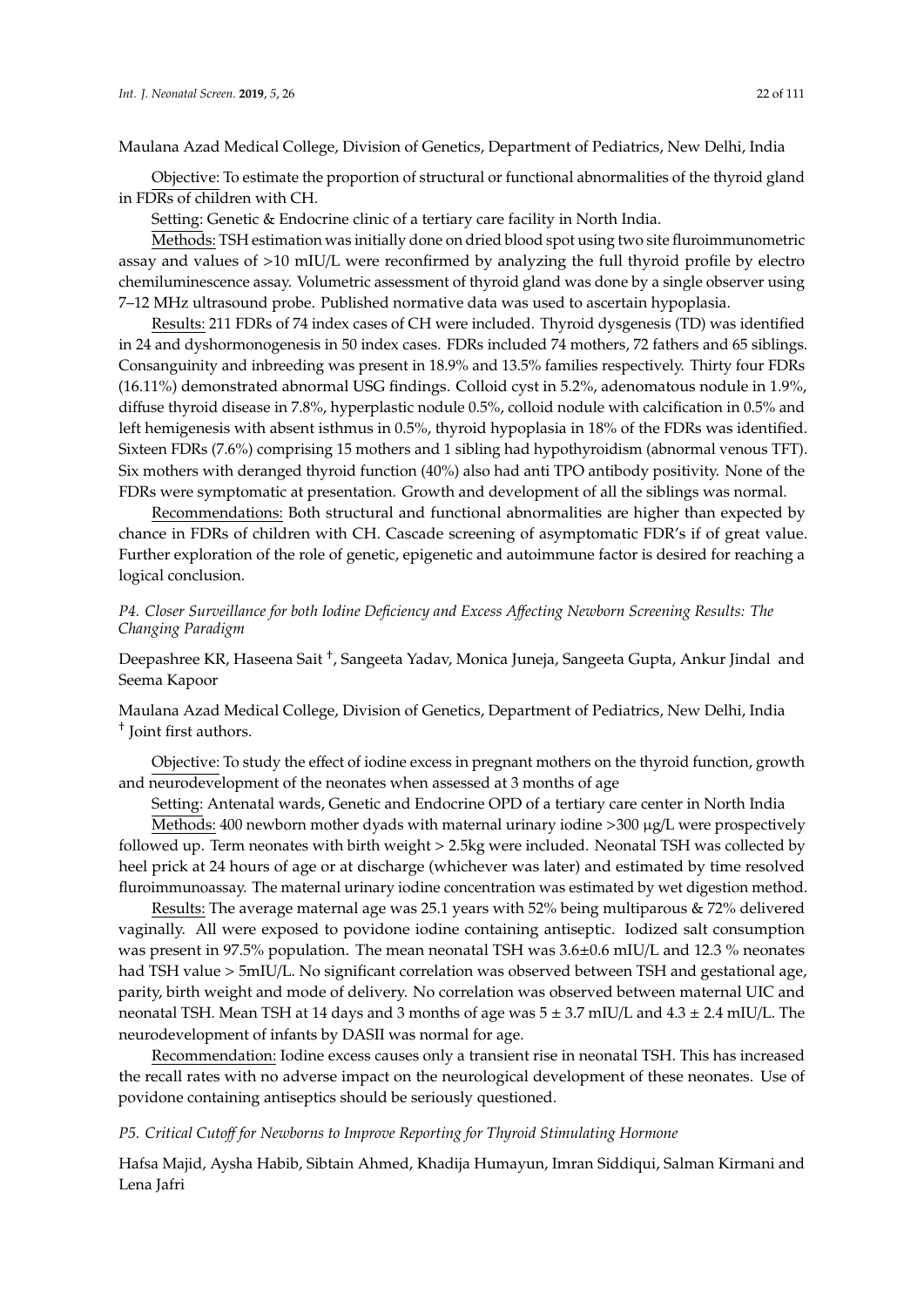Maulana Azad Medical College, Division of Genetics, Department of Pediatrics, New Delhi, India

Objective: To estimate the proportion of structural or functional abnormalities of the thyroid gland in FDRs of children with CH.

Setting: Genetic & Endocrine clinic of a tertiary care facility in North India.

Methods: TSH estimation was initially done on dried blood spot using two site fluroimmunometric assay and values of >10 mIU/L were reconfirmed by analyzing the full thyroid profile by electro chemiluminescence assay. Volumetric assessment of thyroid gland was done by a single observer using 7–12 MHz ultrasound probe. Published normative data was used to ascertain hypoplasia.

Results: 211 FDRs of 74 index cases of CH were included. Thyroid dysgenesis (TD) was identified in 24 and dyshormonogenesis in 50 index cases. FDRs included 74 mothers, 72 fathers and 65 siblings. Consanguinity and inbreeding was present in 18.9% and 13.5% families respectively. Thirty four FDRs (16.11%) demonstrated abnormal USG findings. Colloid cyst in 5.2%, adenomatous nodule in 1.9%, diffuse thyroid disease in 7.8%, hyperplastic nodule 0.5%, colloid nodule with calcification in 0.5% and left hemigenesis with absent isthmus in 0.5%, thyroid hypoplasia in 18% of the FDRs was identified. Sixteen FDRs (7.6%) comprising 15 mothers and 1 sibling had hypothyroidism (abnormal venous TFT). Six mothers with deranged thyroid function (40%) also had anti TPO antibody positivity. None of the FDRs were symptomatic at presentation. Growth and development of all the siblings was normal.

Recommendations: Both structural and functional abnormalities are higher than expected by chance in FDRs of children with CH. Cascade screening of asymptomatic FDR's if of great value. Further exploration of the role of genetic, epigenetic and autoimmune factor is desired for reaching a logical conclusion.

### *P4. Closer Surveillance for both Iodine Deficiency and Excess Affecting Newborn Screening Results: The Changing Paradigm*

Deepashree KR, Haseena Sait †, Sangeeta Yadav, Monica Juneja, Sangeeta Gupta, Ankur Jindal and Seema Kapoor

Maulana Azad Medical College, Division of Genetics, Department of Pediatrics, New Delhi, India
† Joint first authors.

Objective: To study the effect of iodine excess in pregnant mothers on the thyroid function, growth and neurodevelopment of the neonates when assessed at 3 months of age

Setting: Antenatal wards, Genetic and Endocrine OPD of a tertiary care center in North India

Methods: 400 newborn mother dyads with maternal urinary iodine >300 µg/L were prospectively followed up. Term neonates with birth weight > 2.5kg were included. Neonatal TSH was collected by heel prick at 24 hours of age or at discharge (whichever was later) and estimated by time resolved fluroimmunoassay. The maternal urinary iodine concentration was estimated by wet digestion method.

Results: The average maternal age was 25.1 years with 52% being multiparous & 72% delivered vaginally. All were exposed to povidone iodine containing antiseptic. Iodized salt consumption was present in 97.5% population. The mean neonatal TSH was 3.6±0.6 mIU/L and 12.3 % neonates had TSH value > 5mIU/L. No significant correlation was observed between TSH and gestational age, parity, birth weight and mode of delivery. No correlation was observed between maternal UIC and neonatal TSH. Mean TSH at 14 days and 3 months of age was 5 ± 3.7 mIU/L and 4.3 ± 2.4 mIU/L. The neurodevelopment of infants by DASII was normal for age.

Recommendation: Iodine excess causes only a transient rise in neonatal TSH. This has increased the recall rates with no adverse impact on the neurological development of these neonates. Use of povidone containing antiseptics should be seriously questioned.

### *P5. Critical Cutoff for Newborns to Improve Reporting for Thyroid Stimulating Hormone*

Hafsa Majid, Aysha Habib, Sibtain Ahmed, Khadija Humayun, Imran Siddiqui, Salman Kirmani and Lena Jafri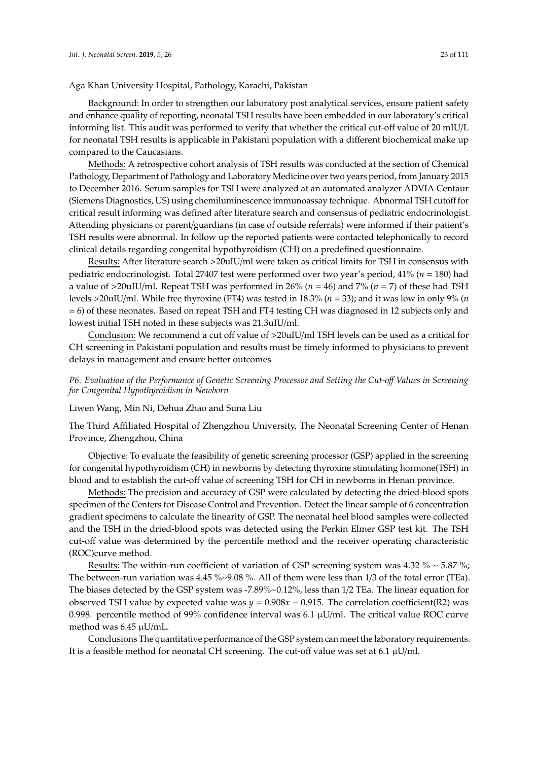Aga Khan University Hospital, Pathology, Karachi, Pakistan

Background: In order to strengthen our laboratory post analytical services, ensure patient safety and enhance quality of reporting, neonatal TSH results have been embedded in our laboratory's critical informing list. This audit was performed to verify that whether the critical cut-off value of 20 mIU/L for neonatal TSH results is applicable in Pakistani population with a different biochemical make up compared to the Caucasians.

Methods: A retrospective cohort analysis of TSH results was conducted at the section of Chemical Pathology, Department of Pathology and Laboratory Medicine over two years period, from January 2015 to December 2016. Serum samples for TSH were analyzed at an automated analyzer ADVIA Centaur (Siemens Diagnostics, US) using chemiluminescence immunoassay technique. Abnormal TSH cutoff for critical result informing was defined after literature search and consensus of pediatric endocrinologist. Attending physicians or parent/guardians (in case of outside referrals) were informed if their patient's TSH results were abnormal. In follow up the reported patients were contacted telephonically to record clinical details regarding congenital hypothyroidism (CH) on a predefined questionnaire.

Results: After literature search >20uIU/ml were taken as critical limits for TSH in consensus with pediatric endocrinologist. Total 27407 test were performed over two year's period, 41% ($n$ = 180) had a value of >20uIU/ml. Repeat TSH was performed in 26% ($n$ = 46) and 7% ($n$ = 7) of these had TSH levels >20uIU/ml. While free thyroxine (FT4) was tested in 18.3% ($n$ = 33); and it was low in only 9% ($n$ = 6) of these neonates. Based on repeat TSH and FT4 testing CH was diagnosed in 12 subjects only and lowest initial TSH noted in these subjects was 21.3uIU/ml.

Conclusion: We recommend a cut off value of >20uIU/ml TSH levels can be used as a critical for CH screening in Pakistani population and results must be timely informed to physicians to prevent delays in management and ensure better outcomes

### *P6. Evaluation of the Performance of Genetic Screening Processor and Setting the Cut-off Values in Screening for Congenital Hypothyroidism in Newborn*

Liwen Wang, Min Ni, Dehua Zhao and Suna Liu

The Third Affiliated Hospital of Zhengzhou University, The Neonatal Screening Center of Henan Province, Zhengzhou, China

Objective: To evaluate the feasibility of genetic screening processor (GSP) applied in the screening for congenital hypothyroidism (CH) in newborns by detecting thyroxine stimulating hormone(TSH) in blood and to establish the cut-off value of screening TSH for CH in newborns in Henan province.

Methods: The precision and accuracy of GSP were calculated by detecting the dried-blood spots specimen of the Centers for Disease Control and Prevention. Detect the linear sample of 6 concentration gradient specimens to calculate the linearity of GSP. The neonatal heel blood samples were collected and the TSH in the dried-blood spots was detected using the Perkin Elmer GSP test kit. The TSH cut-off value was determined by the percentile method and the receiver operating characteristic (ROC)curve method.

Results: The within-run coefficient of variation of GSP screening system was 4.32 % ~ 5.87 %; The between-run variation was 4.45 %~9.08 %. All of them were less than 1/3 of the total error (TEa). The biases detected by the GSP system was -7.89%~0.12%, less than 1/2 TEa. The linear equation for observed TSH value by expected value was $y = 0.908x - 0.915$. The correlation coefficient(R2) was 0.998. percentile method of 99% confidence interval was 6.1 μU/ml. The critical value ROC curve method was 6.45 μU/mL.

Conclusions The quantitative performance of the GSP system can meet the laboratory requirements. It is a feasible method for neonatal CH screening. The cut-off value was set at 6.1 μU/ml.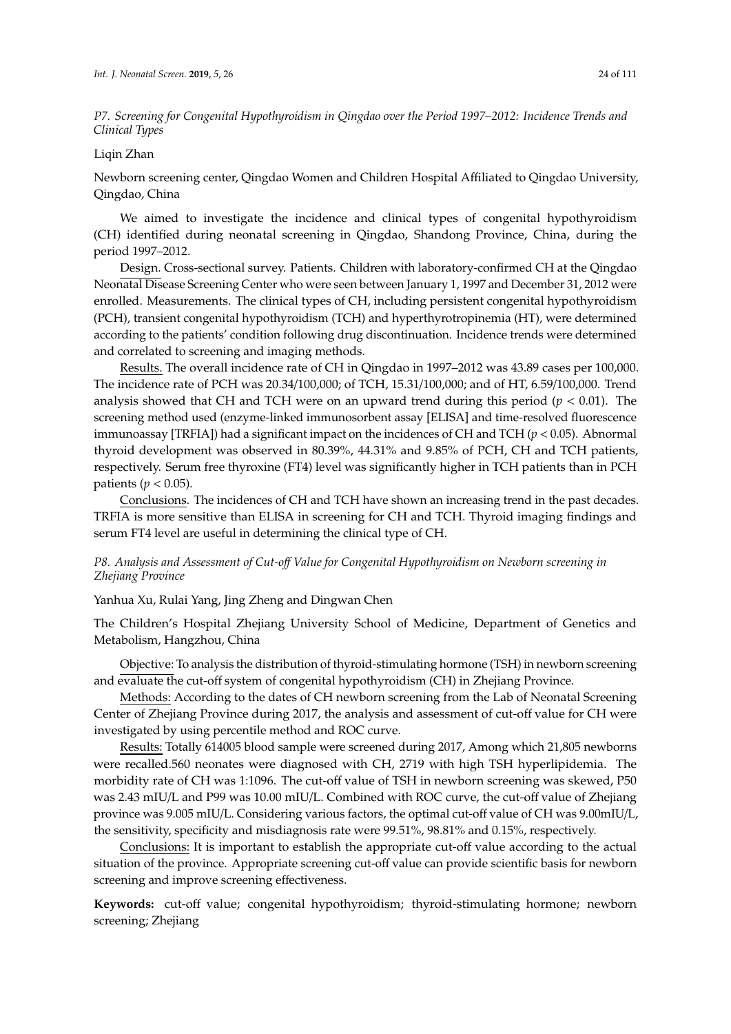*P7. Screening for Congenital Hypothyroidism in Qingdao over the Period 1997–2012: Incidence Trends and Clinical Types*

Liqin Zhan

Newborn screening center, Qingdao Women and Children Hospital Affiliated to Qingdao University, Qingdao, China

We aimed to investigate the incidence and clinical types of congenital hypothyroidism (CH) identified during neonatal screening in Qingdao, Shandong Province, China, during the period 1997–2012.

Design. Cross-sectional survey. Patients. Children with laboratory-confirmed CH at the Qingdao Neonatal Disease Screening Center who were seen between January 1, 1997 and December 31, 2012 were enrolled. Measurements. The clinical types of CH, including persistent congenital hypothyroidism (PCH), transient congenital hypothyroidism (TCH) and hyperthyrotropinemia (HT), were determined according to the patients' condition following drug discontinuation. Incidence trends were determined and correlated to screening and imaging methods.

Results. The overall incidence rate of CH in Qingdao in 1997–2012 was 43.89 cases per 100,000. The incidence rate of PCH was 20.34/100,000; of TCH, 15.31/100,000; and of HT, 6.59/100,000. Trend analysis showed that CH and TCH were on an upward trend during this period ($p < 0.01$). The screening method used (enzyme-linked immunosorbent assay [ELISA] and time-resolved fluorescence immunoassay [TRFIA]) had a significant impact on the incidences of CH and TCH ($p < 0.05$). Abnormal thyroid development was observed in 80.39%, 44.31% and 9.85% of PCH, CH and TCH patients, respectively. Serum free thyroxine (FT4) level was significantly higher in TCH patients than in PCH patients ($p < 0.05$).

Conclusions. The incidences of CH and TCH have shown an increasing trend in the past decades. TRFIA is more sensitive than ELISA in screening for CH and TCH. Thyroid imaging findings and serum FT4 level are useful in determining the clinical type of CH.

*P8. Analysis and Assessment of Cut-off Value for Congenital Hypothyroidism on Newborn screening in Zhejiang Province*

Yanhua Xu, Rulai Yang, Jing Zheng and Dingwan Chen

The Children's Hospital Zhejiang University School of Medicine, Department of Genetics and Metabolism, Hangzhou, China

Objective: To analysis the distribution of thyroid-stimulating hormone (TSH) in newborn screening and evaluate the cut-off system of congenital hypothyroidism (CH) in Zhejiang Province.

Methods: According to the dates of CH newborn screening from the Lab of Neonatal Screening Center of Zhejiang Province during 2017, the analysis and assessment of cut-off value for CH were investigated by using percentile method and ROC curve.

Results: Totally 614005 blood sample were screened during 2017, Among which 21,805 newborns were recalled.560 neonates were diagnosed with CH, 2719 with high TSH hyperlipidemia. The morbidity rate of CH was 1:1096. The cut-off value of TSH in newborn screening was skewed, P50 was 2.43 mIU/L and P99 was 10.00 mIU/L. Combined with ROC curve, the cut-off value of Zhejiang province was 9.005 mIU/L. Considering various factors, the optimal cut-off value of CH was 9.00mIU/L, the sensitivity, specificity and misdiagnosis rate were 99.51%, 98.81% and 0.15%, respectively.

Conclusions: It is important to establish the appropriate cut-off value according to the actual situation of the province. Appropriate screening cut-off value can provide scientific basis for newborn screening and improve screening effectiveness.

**Keywords:** cut-off value; congenital hypothyroidism; thyroid-stimulating hormone; newborn screening; Zhejiang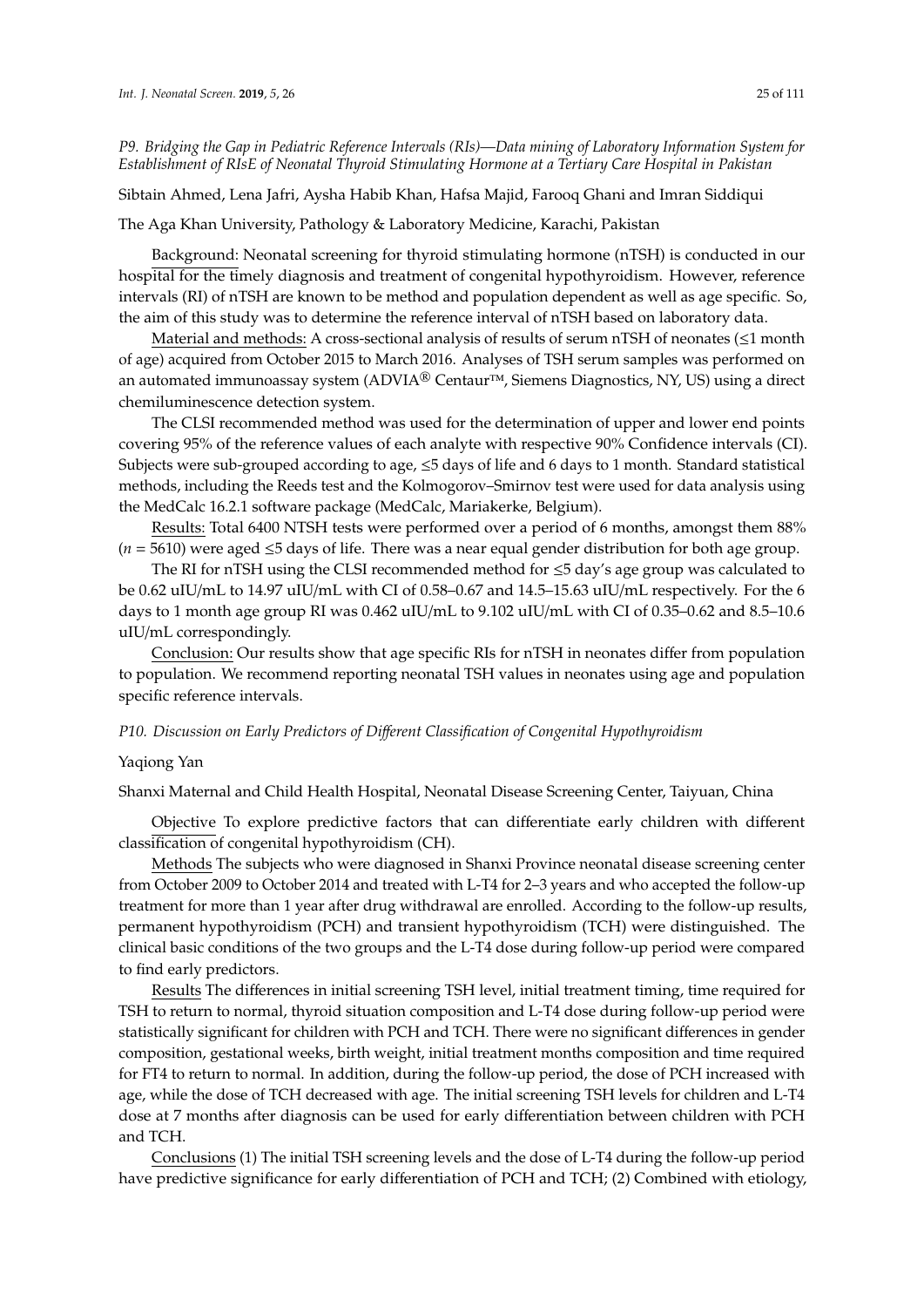*P9. Bridging the Gap in Pediatric Reference Intervals (RIs)—Data mining of Laboratory Information System for Establishment of RIsE of Neonatal Thyroid Stimulating Hormone at a Tertiary Care Hospital in Pakistan*

Sibtain Ahmed, Lena Jafri, Aysha Habib Khan, Hafsa Majid, Farooq Ghani and Imran Siddiqui

The Aga Khan University, Pathology & Laboratory Medicine, Karachi, Pakistan

Background: Neonatal screening for thyroid stimulating hormone (nTSH) is conducted in our hospital for the timely diagnosis and treatment of congenital hypothyroidism. However, reference intervals (RI) of nTSH are known to be method and population dependent as well as age specific. So, the aim of this study was to determine the reference interval of nTSH based on laboratory data.

Material and methods: A cross-sectional analysis of results of serum nTSH of neonates (≤1 month of age) acquired from October 2015 to March 2016. Analyses of TSH serum samples was performed on an automated immunoassay system (ADVIA® Centaur™, Siemens Diagnostics, NY, US) using a direct chemiluminescence detection system.

The CLSI recommended method was used for the determination of upper and lower end points covering 95% of the reference values of each analyte with respective 90% Confidence intervals (CI). Subjects were sub-grouped according to age, ≤5 days of life and 6 days to 1 month. Standard statistical methods, including the Reeds test and the Kolmogorov–Smirnov test were used for data analysis using the MedCalc 16.2.1 software package (MedCalc, Mariakerke, Belgium).

Results: Total 6400 NTSH tests were performed over a period of 6 months, amongst them 88% ($n$ = 5610) were aged ≤5 days of life. There was a near equal gender distribution for both age group.

The RI for nTSH using the CLSI recommended method for ≤5 day's age group was calculated to be 0.62 uIU/mL to 14.97 uIU/mL with CI of 0.58–0.67 and 14.5–15.63 uIU/mL respectively. For the 6 days to 1 month age group RI was 0.462 uIU/mL to 9.102 uIU/mL with CI of 0.35–0.62 and 8.5–10.6 uIU/mL correspondingly.

Conclusion: Our results show that age specific RIs for nTSH in neonates differ from population to population. We recommend reporting neonatal TSH values in neonates using age and population specific reference intervals.

*P10. Discussion on Early Predictors of Different Classification of Congenital Hypothyroidism*

Yaqiong Yan

Shanxi Maternal and Child Health Hospital, Neonatal Disease Screening Center, Taiyuan, China

Objective To explore predictive factors that can differentiate early children with different classification of congenital hypothyroidism (CH).

Methods The subjects who were diagnosed in Shanxi Province neonatal disease screening center from October 2009 to October 2014 and treated with L-T4 for 2–3 years and who accepted the follow-up treatment for more than 1 year after drug withdrawal are enrolled. According to the follow-up results, permanent hypothyroidism (PCH) and transient hypothyroidism (TCH) were distinguished. The clinical basic conditions of the two groups and the L-T4 dose during follow-up period were compared to find early predictors.

Results The differences in initial screening TSH level, initial treatment timing, time required for TSH to return to normal, thyroid situation composition and L-T4 dose during follow-up period were statistically significant for children with PCH and TCH. There were no significant differences in gender composition, gestational weeks, birth weight, initial treatment months composition and time required for FT4 to return to normal. In addition, during the follow-up period, the dose of PCH increased with age, while the dose of TCH decreased with age. The initial screening TSH levels for children and L-T4 dose at 7 months after diagnosis can be used for early differentiation between children with PCH and TCH.

Conclusions (1) The initial TSH screening levels and the dose of L-T4 during the follow-up period have predictive significance for early differentiation of PCH and TCH; (2) Combined with etiology,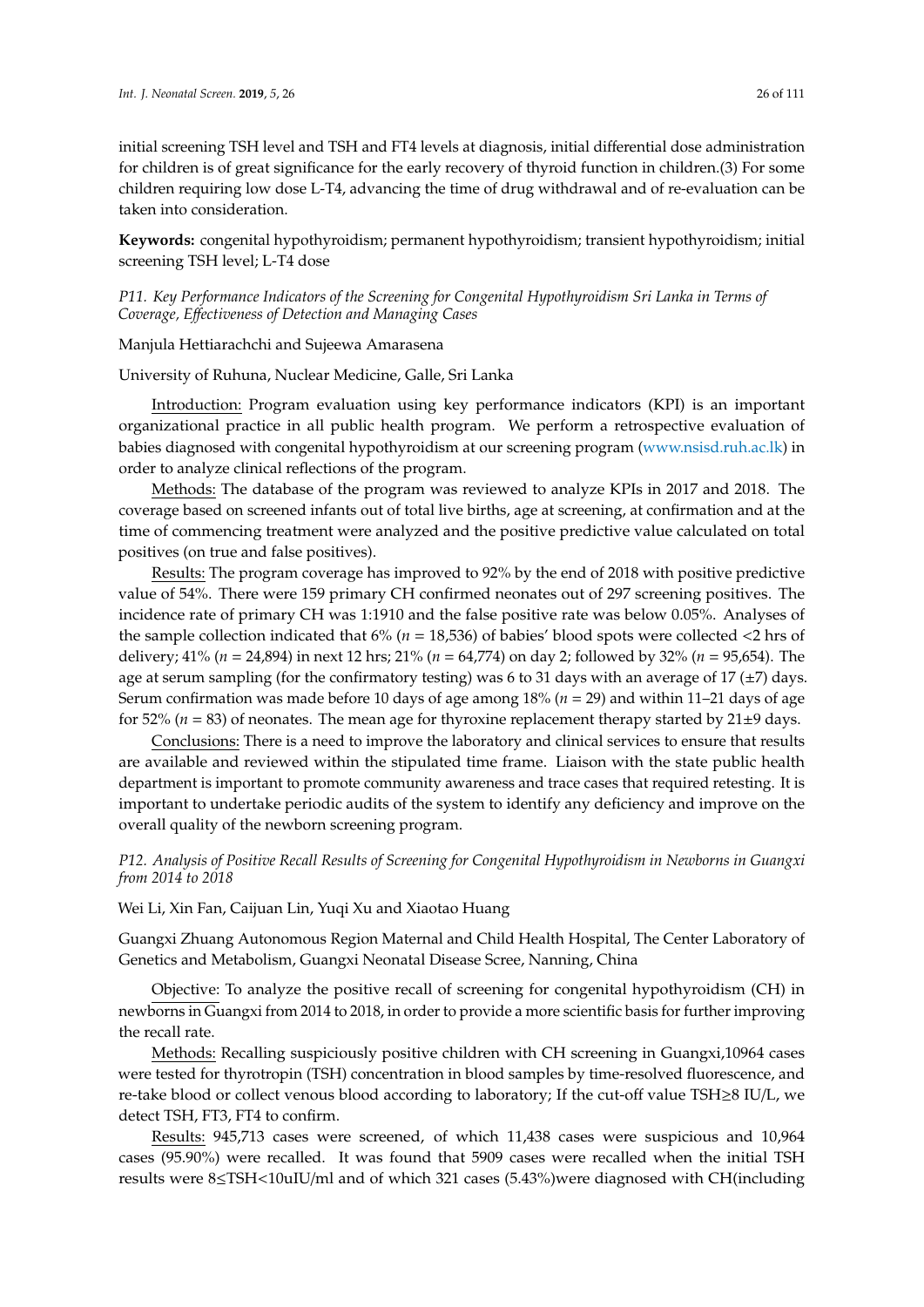initial screening TSH level and TSH and FT4 levels at diagnosis, initial differential dose administration for children is of great significance for the early recovery of thyroid function in children.(3) For some children requiring low dose L-T4, advancing the time of drug withdrawal and of re-evaluation can be taken into consideration.

**Keywords:** congenital hypothyroidism; permanent hypothyroidism; transient hypothyroidism; initial screening TSH level; L-T4 dose

*P11. Key Performance Indicators of the Screening for Congenital Hypothyroidism Sri Lanka in Terms of Coverage, Effectiveness of Detection and Managing Cases*

Manjula Hettiarachchi and Sujeewa Amarasena

University of Ruhuna, Nuclear Medicine, Galle, Sri Lanka

Introduction: Program evaluation using key performance indicators (KPI) is an important organizational practice in all public health program. We perform a retrospective evaluation of babies diagnosed with congenital hypothyroidism at our screening program (www.nsisd.ruh.ac.lk) in order to analyze clinical reflections of the program.

Methods: The database of the program was reviewed to analyze KPIs in 2017 and 2018. The coverage based on screened infants out of total live births, age at screening, at confirmation and at the time of commencing treatment were analyzed and the positive predictive value calculated on total positives (on true and false positives).

Results: The program coverage has improved to 92% by the end of 2018 with positive predictive value of 54%. There were 159 primary CH confirmed neonates out of 297 screening positives. The incidence rate of primary CH was 1:1910 and the false positive rate was below 0.05%. Analyses of the sample collection indicated that 6% ($n$ = 18,536) of babies' blood spots were collected <2 hrs of delivery; 41% ($n$ = 24,894) in next 12 hrs; 21% ($n$ = 64,774) on day 2; followed by 32% ($n$ = 95,654). The age at serum sampling (for the confirmatory testing) was 6 to 31 days with an average of 17 (±7) days. Serum confirmation was made before 10 days of age among 18% ($n$ = 29) and within 11–21 days of age for 52% ($n$ = 83) of neonates. The mean age for thyroxine replacement therapy started by 21±9 days.

Conclusions: There is a need to improve the laboratory and clinical services to ensure that results are available and reviewed within the stipulated time frame. Liaison with the state public health department is important to promote community awareness and trace cases that required retesting. It is important to undertake periodic audits of the system to identify any deficiency and improve on the overall quality of the newborn screening program.

*P12. Analysis of Positive Recall Results of Screening for Congenital Hypothyroidism in Newborns in Guangxi from 2014 to 2018*

Wei Li, Xin Fan, Caijuan Lin, Yuqi Xu and Xiaotao Huang

Guangxi Zhuang Autonomous Region Maternal and Child Health Hospital, The Center Laboratory of Genetics and Metabolism, Guangxi Neonatal Disease Scree, Nanning, China

Objective: To analyze the positive recall of screening for congenital hypothyroidism (CH) in newborns in Guangxi from 2014 to 2018, in order to provide a more scientific basis for further improving the recall rate.

Methods: Recalling suspiciously positive children with CH screening in Guangxi,10964 cases were tested for thyrotropin (TSH) concentration in blood samples by time-resolved fluorescence, and re-take blood or collect venous blood according to laboratory; If the cut-off value TSH≥8 IU/L, we detect TSH, FT3, FT4 to confirm.

Results: 945,713 cases were screened, of which 11,438 cases were suspicious and 10,964 cases (95.90%) were recalled. It was found that 5909 cases were recalled when the initial TSH results were 8≤TSH<10uIU/ml and of which 321 cases (5.43%)were diagnosed with CH(including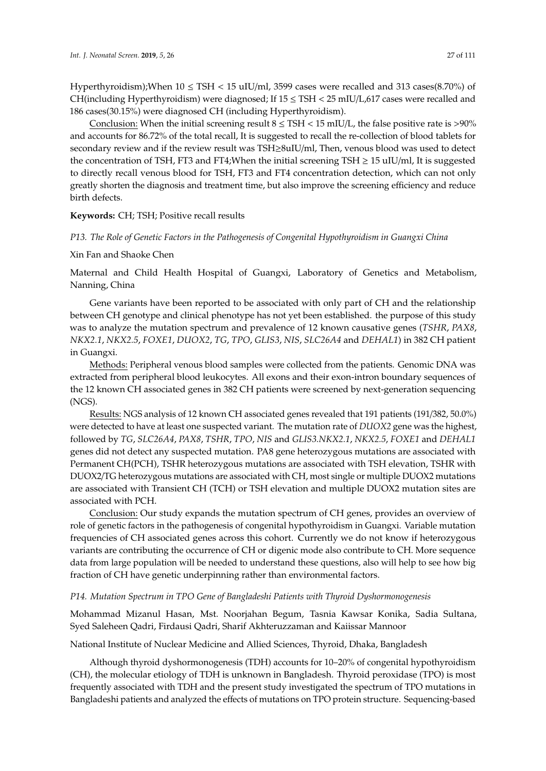Hyperthyroidism);When 10 ≤ TSH < 15 uIU/ml, 3599 cases were recalled and 313 cases(8.70%) of CH(including Hyperthyroidism) were diagnosed; If 15 ≤ TSH < 25 mIU/L,617 cases were recalled and 186 cases(30.15%) were diagnosed CH (including Hyperthyroidism).

Conclusion: When the initial screening result 8 ≤ TSH < 15 mIU/L, the false positive rate is >90% and accounts for 86.72% of the total recall, It is suggested to recall the re-collection of blood tablets for secondary review and if the review result was TSH≥8uIU/ml, Then, venous blood was used to detect the concentration of TSH, FT3 and FT4;When the initial screening TSH ≥ 15 uIU/ml, It is suggested to directly recall venous blood for TSH, FT3 and FT4 concentration detection, which can not only greatly shorten the diagnosis and treatment time, but also improve the screening efficiency and reduce birth defects.

**Keywords:** CH; TSH; Positive recall results

*P13. The Role of Genetic Factors in the Pathogenesis of Congenital Hypothyroidism in Guangxi China*

Xin Fan and Shaoke Chen

Maternal and Child Health Hospital of Guangxi, Laboratory of Genetics and Metabolism, Nanning, China

Gene variants have been reported to be associated with only part of CH and the relationship between CH genotype and clinical phenotype has not yet been established. the purpose of this study was to analyze the mutation spectrum and prevalence of 12 known causative genes (*TSHR*, *PAX8*, *NKX2.1*, *NKX2.5*, *FOXE1*, *DUOX2*, *TG*, *TPO*, *GLIS3*, *NIS*, *SLC26A4* and *DEHAL1*) in 382 CH patient in Guangxi.

Methods: Peripheral venous blood samples were collected from the patients. Genomic DNA was extracted from peripheral blood leukocytes. All exons and their exon-intron boundary sequences of the 12 known CH associated genes in 382 CH patients were screened by next-generation sequencing (NGS).

Results: NGS analysis of 12 known CH associated genes revealed that 191 patients (191/382, 50.0%) were detected to have at least one suspected variant. The mutation rate of *DUOX2* gene was the highest, followed by *TG*, *SLC26A4*, *PAX8*, *TSHR*, *TPO*, *NIS* and *GLIS3.NKX2.1*, *NKX2.5*, *FOXE1* and *DEHAL1* genes did not detect any suspected mutation. PA8 gene heterozygous mutations are associated with Permanent CH(PCH), TSHR heterozygous mutations are associated with TSH elevation, TSHR with DUOX2/TG heterozygous mutations are associated with CH, most single or multiple DUOX2 mutations are associated with Transient CH (TCH) or TSH elevation and multiple DUOX2 mutation sites are associated with PCH.

Conclusion: Our study expands the mutation spectrum of CH genes, provides an overview of role of genetic factors in the pathogenesis of congenital hypothyroidism in Guangxi. Variable mutation frequencies of CH associated genes across this cohort. Currently we do not know if heterozygous variants are contributing the occurrence of CH or digenic mode also contribute to CH. More sequence data from large population will be needed to understand these questions, also will help to see how big fraction of CH have genetic underpinning rather than environmental factors.

*P14. Mutation Spectrum in TPO Gene of Bangladeshi Patients with Thyroid Dyshormonogenesis*

Mohammad Mizanul Hasan, Mst. Noorjahan Begum, Tasnia Kawsar Konika, Sadia Sultana, Syed Saleheen Qadri, Firdausi Qadri, Sharif Akhteruzzaman and Kaiissar Mannoor

National Institute of Nuclear Medicine and Allied Sciences, Thyroid, Dhaka, Bangladesh

Although thyroid dyshormonogenesis (TDH) accounts for 10–20% of congenital hypothyroidism (CH), the molecular etiology of TDH is unknown in Bangladesh. Thyroid peroxidase (TPO) is most frequently associated with TDH and the present study investigated the spectrum of TPO mutations in Bangladeshi patients and analyzed the effects of mutations on TPO protein structure. Sequencing-based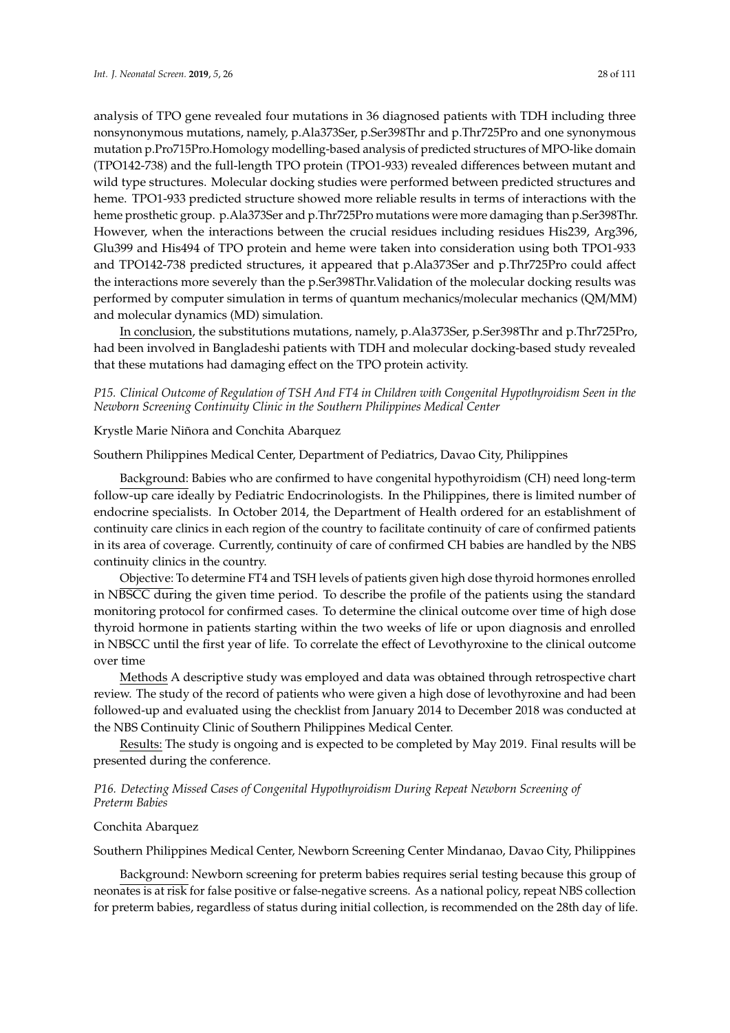analysis of TPO gene revealed four mutations in 36 diagnosed patients with TDH including three nonsynonymous mutations, namely, p.Ala373Ser, p.Ser398Thr and p.Thr725Pro and one synonymous mutation p.Pro715Pro.Homology modelling-based analysis of predicted structures of MPO-like domain (TPO142-738) and the full-length TPO protein (TPO1-933) revealed differences between mutant and wild type structures. Molecular docking studies were performed between predicted structures and heme. TPO1-933 predicted structure showed more reliable results in terms of interactions with the heme prosthetic group. p.Ala373Ser and p.Thr725Pro mutations were more damaging than p.Ser398Thr. However, when the interactions between the crucial residues including residues His239, Arg396, Glu399 and His494 of TPO protein and heme were taken into consideration using both TPO1-933 and TPO142-738 predicted structures, it appeared that p.Ala373Ser and p.Thr725Pro could affect the interactions more severely than the p.Ser398Thr.Validation of the molecular docking results was performed by computer simulation in terms of quantum mechanics/molecular mechanics (QM/MM) and molecular dynamics (MD) simulation.

In conclusion, the substitutions mutations, namely, p.Ala373Ser, p.Ser398Thr and p.Thr725Pro, had been involved in Bangladeshi patients with TDH and molecular docking-based study revealed that these mutations had damaging effect on the TPO protein activity.

### *P15. Clinical Outcome of Regulation of TSH And FT4 in Children with Congenital Hypothyroidism Seen in the Newborn Screening Continuity Clinic in the Southern Philippines Medical Center*

Krystle Marie Niñora and Conchita Abarquez

Southern Philippines Medical Center, Department of Pediatrics, Davao City, Philippines

Background: Babies who are confirmed to have congenital hypothyroidism (CH) need long-term follow-up care ideally by Pediatric Endocrinologists. In the Philippines, there is limited number of endocrine specialists. In October 2014, the Department of Health ordered for an establishment of continuity care clinics in each region of the country to facilitate continuity of care of confirmed patients in its area of coverage. Currently, continuity of care of confirmed CH babies are handled by the NBS continuity clinics in the country.

Objective: To determine FT4 and TSH levels of patients given high dose thyroid hormones enrolled in NBSCC during the given time period. To describe the profile of the patients using the standard monitoring protocol for confirmed cases. To determine the clinical outcome over time of high dose thyroid hormone in patients starting within the two weeks of life or upon diagnosis and enrolled in NBSCC until the first year of life. To correlate the effect of Levothyroxine to the clinical outcome over time

Methods A descriptive study was employed and data was obtained through retrospective chart review. The study of the record of patients who were given a high dose of levothyroxine and had been followed-up and evaluated using the checklist from January 2014 to December 2018 was conducted at the NBS Continuity Clinic of Southern Philippines Medical Center.

Results: The study is ongoing and is expected to be completed by May 2019. Final results will be presented during the conference.

### *P16. Detecting Missed Cases of Congenital Hypothyroidism During Repeat Newborn Screening of Preterm Babies*

Conchita Abarquez

Southern Philippines Medical Center, Newborn Screening Center Mindanao, Davao City, Philippines

Background: Newborn screening for preterm babies requires serial testing because this group of neonates is at risk for false positive or false-negative screens. As a national policy, repeat NBS collection for preterm babies, regardless of status during initial collection, is recommended on the 28th day of life.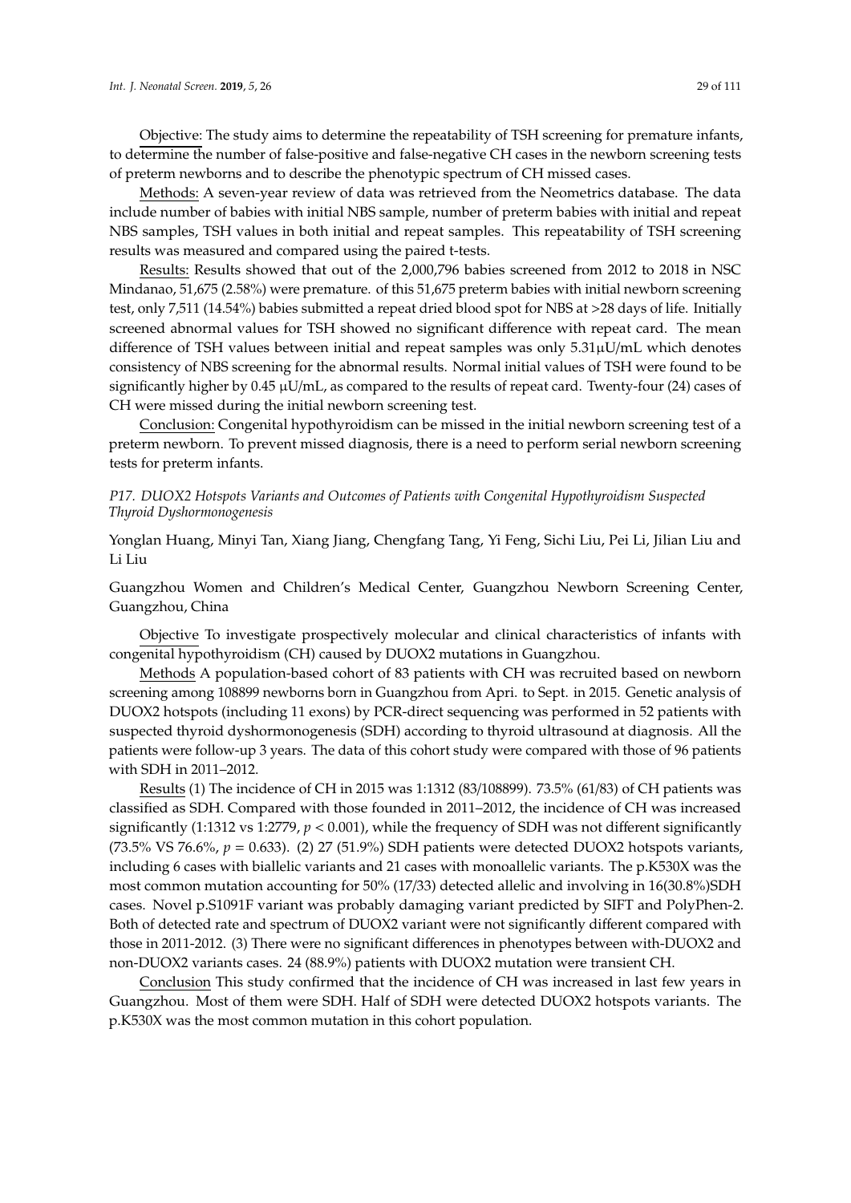Objective: The study aims to determine the repeatability of TSH screening for premature infants, to determine the number of false-positive and false-negative CH cases in the newborn screening tests of preterm newborns and to describe the phenotypic spectrum of CH missed cases.

Methods: A seven-year review of data was retrieved from the Neometrics database. The data include number of babies with initial NBS sample, number of preterm babies with initial and repeat NBS samples, TSH values in both initial and repeat samples. This repeatability of TSH screening results was measured and compared using the paired t-tests.

Results: Results showed that out of the 2,000,796 babies screened from 2012 to 2018 in NSC Mindanao, 51,675 (2.58%) were premature. of this 51,675 preterm babies with initial newborn screening test, only 7,511 (14.54%) babies submitted a repeat dried blood spot for NBS at >28 days of life. Initially screened abnormal values for TSH showed no significant difference with repeat card. The mean difference of TSH values between initial and repeat samples was only 5.31μU/mL which denotes consistency of NBS screening for the abnormal results. Normal initial values of TSH were found to be significantly higher by 0.45 μU/mL, as compared to the results of repeat card. Twenty-four (24) cases of CH were missed during the initial newborn screening test.

Conclusion: Congenital hypothyroidism can be missed in the initial newborn screening test of a preterm newborn. To prevent missed diagnosis, there is a need to perform serial newborn screening tests for preterm infants.

*P17. DUOX2 Hotspots Variants and Outcomes of Patients with Congenital Hypothyroidism Suspected Thyroid Dyshormonogenesis*

Yonglan Huang, Minyi Tan, Xiang Jiang, Chengfang Tang, Yi Feng, Sichi Liu, Pei Li, Jilian Liu and Li Liu

Guangzhou Women and Children's Medical Center, Guangzhou Newborn Screening Center, Guangzhou, China

Objective To investigate prospectively molecular and clinical characteristics of infants with congenital hypothyroidism (CH) caused by DUOX2 mutations in Guangzhou.

Methods A population-based cohort of 83 patients with CH was recruited based on newborn screening among 108899 newborns born in Guangzhou from Apri. to Sept. in 2015. Genetic analysis of DUOX2 hotspots (including 11 exons) by PCR-direct sequencing was performed in 52 patients with suspected thyroid dyshormonogenesis (SDH) according to thyroid ultrasound at diagnosis. All the patients were follow-up 3 years. The data of this cohort study were compared with those of 96 patients with SDH in 2011–2012.

Results (1) The incidence of CH in 2015 was 1:1312 (83/108899). 73.5% (61/83) of CH patients was classified as SDH. Compared with those founded in 2011–2012, the incidence of CH was increased significantly (1:1312 vs 1:2779, $p < 0.001$), while the frequency of SDH was not different significantly (73.5% VS 76.6%, $p = 0.633$). (2) 27 (51.9%) SDH patients were detected DUOX2 hotspots variants, including 6 cases with biallelic variants and 21 cases with monoallelic variants. The p.K530X was the most common mutation accounting for 50% (17/33) detected allelic and involving in 16(30.8%)SDH cases. Novel p.S1091F variant was probably damaging variant predicted by SIFT and PolyPhen-2. Both of detected rate and spectrum of DUOX2 variant were not significantly different compared with those in 2011-2012. (3) There were no significant differences in phenotypes between with-DUOX2 and non-DUOX2 variants cases. 24 (88.9%) patients with DUOX2 mutation were transient CH.

Conclusion This study confirmed that the incidence of CH was increased in last few years in Guangzhou. Most of them were SDH. Half of SDH were detected DUOX2 hotspots variants. The p.K530X was the most common mutation in this cohort population.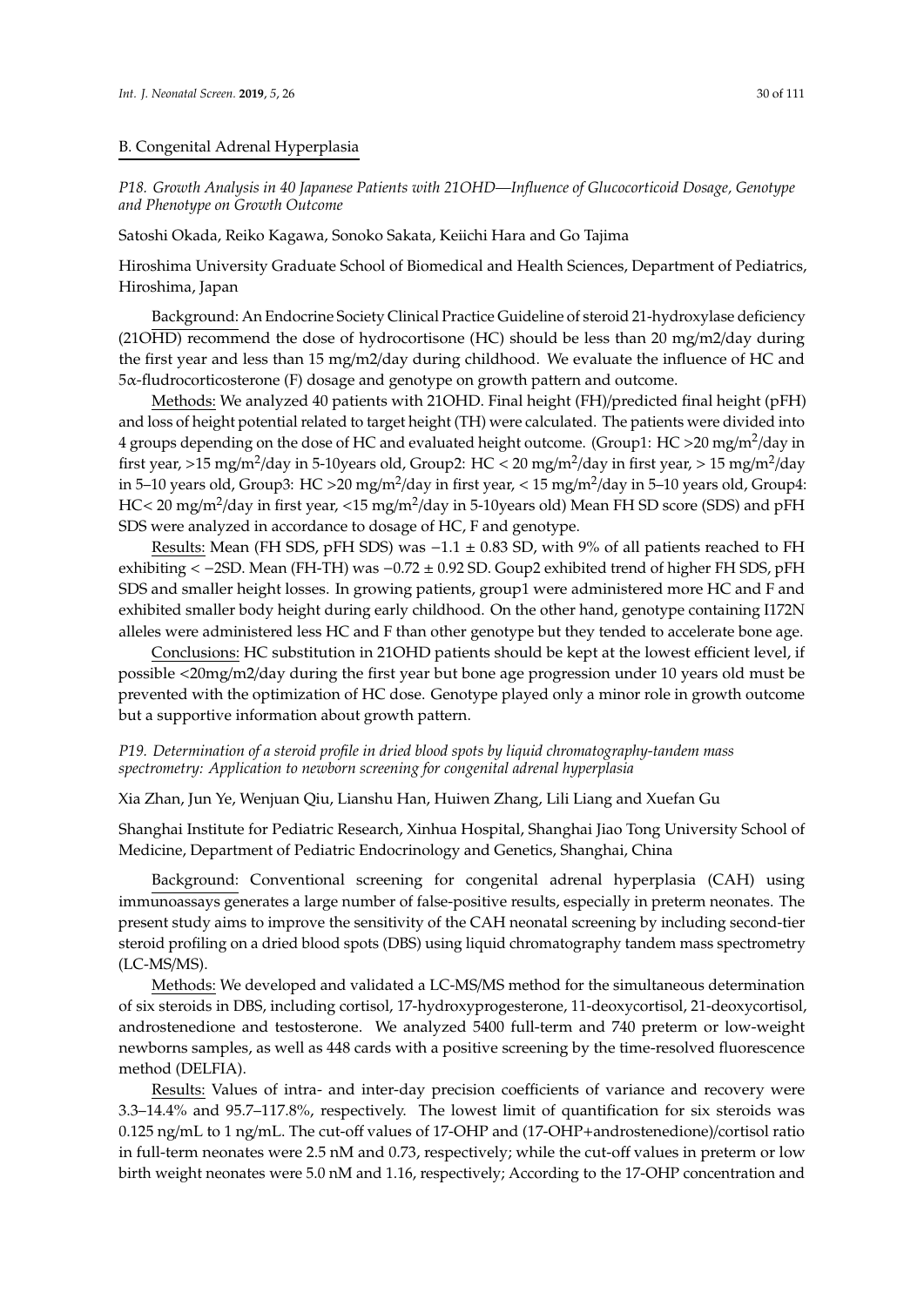## B. Congenital Adrenal Hyperplasia

*P18. Growth Analysis in 40 Japanese Patients with 21OHD—Influence of Glucocorticoid Dosage, Genotype and Phenotype on Growth Outcome*

Satoshi Okada, Reiko Kagawa, Sonoko Sakata, Keiichi Hara and Go Tajima

Hiroshima University Graduate School of Biomedical and Health Sciences, Department of Pediatrics, Hiroshima, Japan

Background: An Endocrine Society Clinical Practice Guideline of steroid 21-hydroxylase deficiency (21OHD) recommend the dose of hydrocortisone (HC) should be less than 20 mg/m2/day during the first year and less than 15 mg/m2/day during childhood. We evaluate the influence of HC and 5α-fludrocorticosterone (F) dosage and genotype on growth pattern and outcome.

Methods: We analyzed 40 patients with 21OHD. Final height (FH)/predicted final height (pFH) and loss of height potential related to target height (TH) were calculated. The patients were divided into 4 groups depending on the dose of HC and evaluated height outcome. (Group1: HC >20 mg/m$^2$/day in first year, >15 mg/m$^2$/day in 5-10years old, Group2: HC < 20 mg/m$^2$/day in first year, > 15 mg/m$^2$/day in 5–10 years old, Group3: HC >20 mg/m$^2$/day in first year, < 15 mg/m$^2$/day in 5–10 years old, Group4: HC< 20 mg/m$^2$/day in first year, <15 mg/m$^2$/day in 5-10years old) Mean FH SD score (SDS) and pFH SDS were analyzed in accordance to dosage of HC, F and genotype.

Results: Mean (FH SDS, pFH SDS) was −1.1 ± 0.83 SD, with 9% of all patients reached to FH exhibiting < −2SD. Mean (FH-TH) was −0.72 ± 0.92 SD. Goup2 exhibited trend of higher FH SDS, pFH SDS and smaller height losses. In growing patients, group1 were administered more HC and F and exhibited smaller body height during early childhood. On the other hand, genotype containing I172N alleles were administered less HC and F than other genotype but they tended to accelerate bone age.

Conclusions: HC substitution in 21OHD patients should be kept at the lowest efficient level, if possible <20mg/m2/day during the first year but bone age progression under 10 years old must be prevented with the optimization of HC dose. Genotype played only a minor role in growth outcome but a supportive information about growth pattern.

*P19. Determination of a steroid profile in dried blood spots by liquid chromatography-tandem mass spectrometry: Application to newborn screening for congenital adrenal hyperplasia*

Xia Zhan, Jun Ye, Wenjuan Qiu, Lianshu Han, Huiwen Zhang, Lili Liang and Xuefan Gu

Shanghai Institute for Pediatric Research, Xinhua Hospital, Shanghai Jiao Tong University School of Medicine, Department of Pediatric Endocrinology and Genetics, Shanghai, China

Background: Conventional screening for congenital adrenal hyperplasia (CAH) using immunoassays generates a large number of false-positive results, especially in preterm neonates. The present study aims to improve the sensitivity of the CAH neonatal screening by including second-tier steroid profiling on a dried blood spots (DBS) using liquid chromatography tandem mass spectrometry (LC-MS/MS).

Methods: We developed and validated a LC-MS/MS method for the simultaneous determination of six steroids in DBS, including cortisol, 17-hydroxyprogesterone, 11-deoxycortisol, 21-deoxycortisol, androstenedione and testosterone. We analyzed 5400 full-term and 740 preterm or low-weight newborns samples, as well as 448 cards with a positive screening by the time-resolved fluorescence method (DELFIA).

Results: Values of intra- and inter-day precision coefficients of variance and recovery were 3.3–14.4% and 95.7–117.8%, respectively. The lowest limit of quantification for six steroids was 0.125 ng/mL to 1 ng/mL. The cut-off values of 17-OHP and (17-OHP+androstenedione)/cortisol ratio in full-term neonates were 2.5 nM and 0.73, respectively; while the cut-off values in preterm or low birth weight neonates were 5.0 nM and 1.16, respectively; According to the 17-OHP concentration and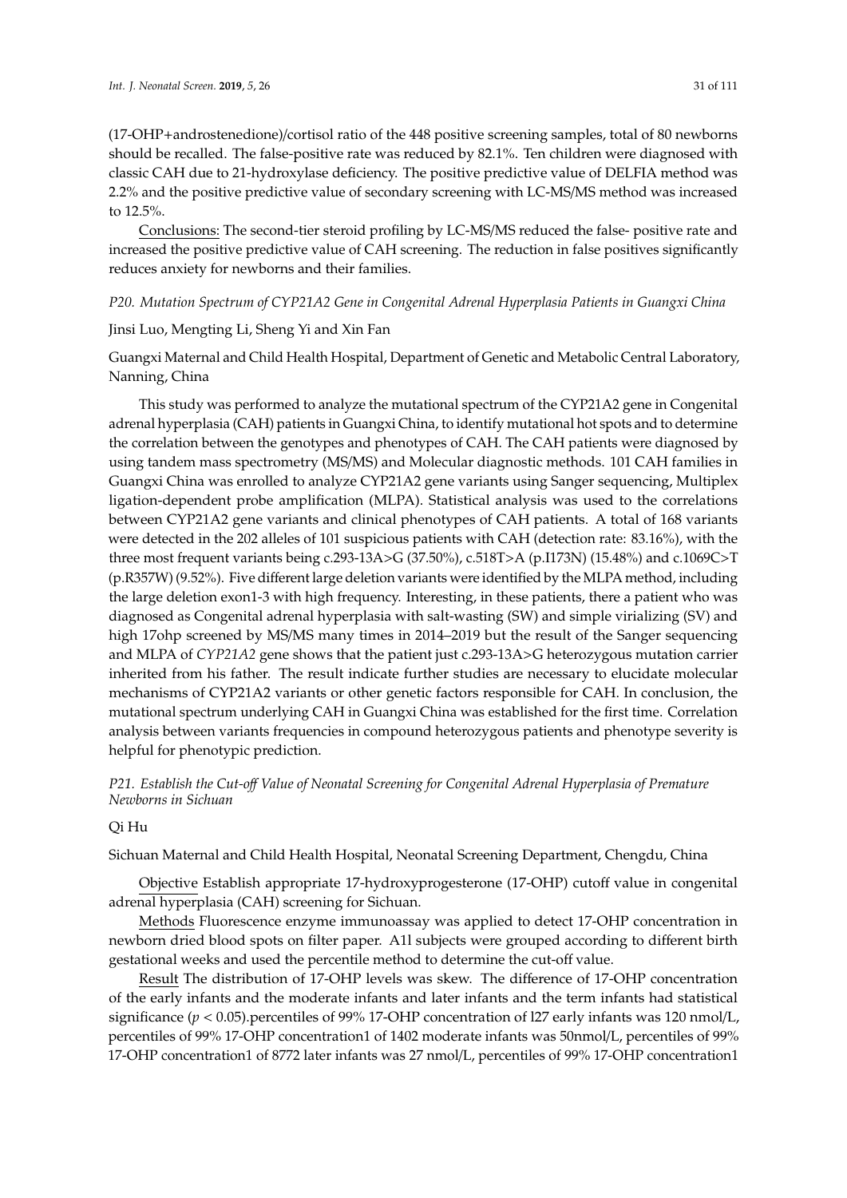(17-OHP+androstenedione)/cortisol ratio of the 448 positive screening samples, total of 80 newborns should be recalled. The false-positive rate was reduced by 82.1%. Ten children were diagnosed with classic CAH due to 21-hydroxylase deficiency. The positive predictive value of DELFIA method was 2.2% and the positive predictive value of secondary screening with LC-MS/MS method was increased to 12.5%.

Conclusions: The second-tier steroid profiling by LC-MS/MS reduced the false- positive rate and increased the positive predictive value of CAH screening. The reduction in false positives significantly reduces anxiety for newborns and their families.

*P20. Mutation Spectrum of CYP21A2 Gene in Congenital Adrenal Hyperplasia Patients in Guangxi China*

Jinsi Luo, Mengting Li, Sheng Yi and Xin Fan

Guangxi Maternal and Child Health Hospital, Department of Genetic and Metabolic Central Laboratory, Nanning, China

This study was performed to analyze the mutational spectrum of the CYP21A2 gene in Congenital adrenal hyperplasia (CAH) patients in Guangxi China, to identify mutational hot spots and to determine the correlation between the genotypes and phenotypes of CAH. The CAH patients were diagnosed by using tandem mass spectrometry (MS/MS) and Molecular diagnostic methods. 101 CAH families in Guangxi China was enrolled to analyze CYP21A2 gene variants using Sanger sequencing, Multiplex ligation-dependent probe amplification (MLPA). Statistical analysis was used to the correlations between CYP21A2 gene variants and clinical phenotypes of CAH patients. A total of 168 variants were detected in the 202 alleles of 101 suspicious patients with CAH (detection rate: 83.16%), with the three most frequent variants being c.293-13A>G (37.50%), c.518T>A (p.I173N) (15.48%) and c.1069C>T (p.R357W) (9.52%). Five different large deletion variants were identified by the MLPA method, including the large deletion exon1-3 with high frequency. Interesting, in these patients, there a patient who was diagnosed as Congenital adrenal hyperplasia with salt-wasting (SW) and simple virializing (SV) and high 17ohp screened by MS/MS many times in 2014–2019 but the result of the Sanger sequencing and MLPA of *CYP21A2* gene shows that the patient just c.293-13A>G heterozygous mutation carrier inherited from his father. The result indicate further studies are necessary to elucidate molecular mechanisms of CYP21A2 variants or other genetic factors responsible for CAH. In conclusion, the mutational spectrum underlying CAH in Guangxi China was established for the first time. Correlation analysis between variants frequencies in compound heterozygous patients and phenotype severity is helpful for phenotypic prediction.

*P21. Establish the Cut-off Value of Neonatal Screening for Congenital Adrenal Hyperplasia of Premature Newborns in Sichuan*

Qi Hu

Sichuan Maternal and Child Health Hospital, Neonatal Screening Department, Chengdu, China

Objective Establish appropriate 17-hydroxyprogesterone (17-OHP) cutoff value in congenital adrenal hyperplasia (CAH) screening for Sichuan.

Methods Fluorescence enzyme immunoassay was applied to detect 17-OHP concentration in newborn dried blood spots on filter paper. A1l subjects were grouped according to different birth gestational weeks and used the percentile method to determine the cut-off value.

Result The distribution of 17-OHP levels was skew. The difference of 17-OHP concentration of the early infants and the moderate infants and later infants and the term infants had statistical significance ($p < 0.05$).percentiles of 99% 17-OHP concentration of l27 early infants was 120 nmol/L, percentiles of 99% 17-OHP concentration1 of 1402 moderate infants was 50nmol/L, percentiles of 99% 17-OHP concentration1 of 8772 later infants was 27 nmol/L, percentiles of 99% 17-OHP concentration1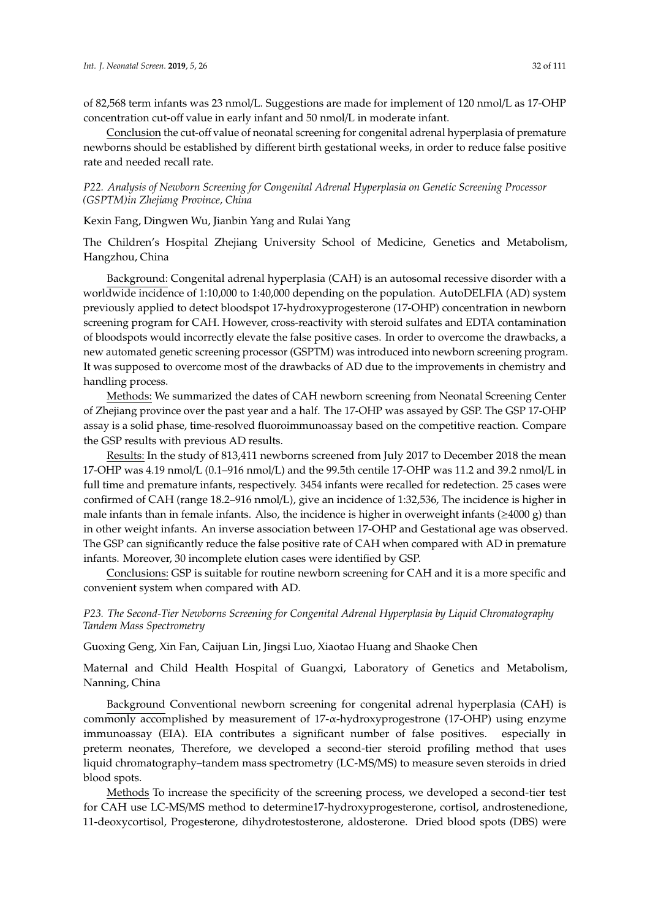of 82,568 term infants was 23 nmol/L. Suggestions are made for implement of 120 nmol/L as 17-OHP concentration cut-off value in early infant and 50 nmol/L in moderate infant.

Conclusion the cut-off value of neonatal screening for congenital adrenal hyperplasia of premature newborns should be established by different birth gestational weeks, in order to reduce false positive rate and needed recall rate.

*P22. Analysis of Newborn Screening for Congenital Adrenal Hyperplasia on Genetic Screening Processor (GSPTM)in Zhejiang Province, China*

Kexin Fang, Dingwen Wu, Jianbin Yang and Rulai Yang

The Children's Hospital Zhejiang University School of Medicine, Genetics and Metabolism, Hangzhou, China

Background: Congenital adrenal hyperplasia (CAH) is an autosomal recessive disorder with a worldwide incidence of 1:10,000 to 1:40,000 depending on the population. AutoDELFIA (AD) system previously applied to detect bloodspot 17-hydroxyprogesterone (17-OHP) concentration in newborn screening program for CAH. However, cross-reactivity with steroid sulfates and EDTA contamination of bloodspots would incorrectly elevate the false positive cases. In order to overcome the drawbacks, a new automated genetic screening processor (GSPTM) was introduced into newborn screening program. It was supposed to overcome most of the drawbacks of AD due to the improvements in chemistry and handling process.

Methods: We summarized the dates of CAH newborn screening from Neonatal Screening Center of Zhejiang province over the past year and a half. The 17-OHP was assayed by GSP. The GSP 17-OHP assay is a solid phase, time-resolved fluoroimmunoassay based on the competitive reaction. Compare the GSP results with previous AD results.

Results: In the study of 813,411 newborns screened from July 2017 to December 2018 the mean 17-OHP was 4.19 nmol/L (0.1–916 nmol/L) and the 99.5th centile 17-OHP was 11.2 and 39.2 nmol/L in full time and premature infants, respectively. 3454 infants were recalled for redetection. 25 cases were confirmed of CAH (range 18.2–916 nmol/L), give an incidence of 1:32,536, The incidence is higher in male infants than in female infants. Also, the incidence is higher in overweight infants (≥4000 g) than in other weight infants. An inverse association between 17-OHP and Gestational age was observed. The GSP can significantly reduce the false positive rate of CAH when compared with AD in premature infants. Moreover, 30 incomplete elution cases were identified by GSP.

Conclusions: GSP is suitable for routine newborn screening for CAH and it is a more specific and convenient system when compared with AD.

*P23. The Second-Tier Newborns Screening for Congenital Adrenal Hyperplasia by Liquid Chromatography Tandem Mass Spectrometry*

Guoxing Geng, Xin Fan, Caijuan Lin, Jingsi Luo, Xiaotao Huang and Shaoke Chen

Maternal and Child Health Hospital of Guangxi, Laboratory of Genetics and Metabolism, Nanning, China

Background Conventional newborn screening for congenital adrenal hyperplasia (CAH) is commonly accomplished by measurement of 17-α-hydroxyprogestrone (17-OHP) using enzyme immunoassay (EIA). EIA contributes a significant number of false positives. especially in preterm neonates, Therefore, we developed a second-tier steroid profiling method that uses liquid chromatography–tandem mass spectrometry (LC-MS/MS) to measure seven steroids in dried blood spots.

Methods To increase the specificity of the screening process, we developed a second-tier test for CAH use LC-MS/MS method to determine17-hydroxyprogesterone, cortisol, androstenedione, 11-deoxycortisol, Progesterone, dihydrotestosterone, aldosterone. Dried blood spots (DBS) were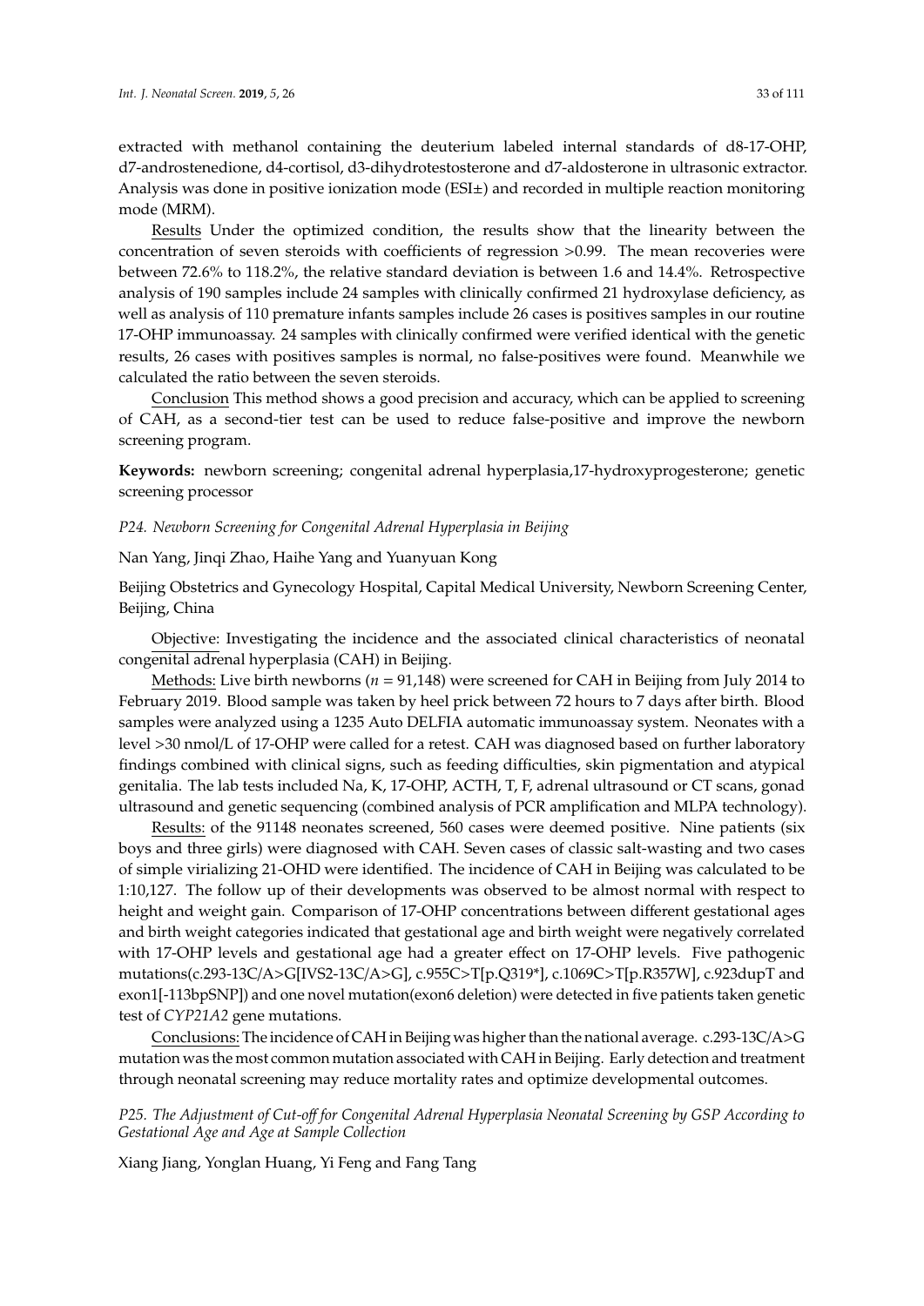extracted with methanol containing the deuterium labeled internal standards of d8-17-OHP, d7-androstenedione, d4-cortisol, d3-dihydrotestosterone and d7-aldosterone in ultrasonic extractor. Analysis was done in positive ionization mode (ESI±) and recorded in multiple reaction monitoring mode (MRM).

Results Under the optimized condition, the results show that the linearity between the concentration of seven steroids with coefficients of regression >0.99. The mean recoveries were between 72.6% to 118.2%, the relative standard deviation is between 1.6 and 14.4%. Retrospective analysis of 190 samples include 24 samples with clinically confirmed 21 hydroxylase deficiency, as well as analysis of 110 premature infants samples include 26 cases is positives samples in our routine 17-OHP immunoassay. 24 samples with clinically confirmed were verified identical with the genetic results, 26 cases with positives samples is normal, no false-positives were found. Meanwhile we calculated the ratio between the seven steroids.

Conclusion This method shows a good precision and accuracy, which can be applied to screening of CAH, as a second-tier test can be used to reduce false-positive and improve the newborn screening program.

**Keywords:** newborn screening; congenital adrenal hyperplasia,17-hydroxyprogesterone; genetic screening processor

*P24. Newborn Screening for Congenital Adrenal Hyperplasia in Beijing*

Nan Yang, Jinqi Zhao, Haihe Yang and Yuanyuan Kong

Beijing Obstetrics and Gynecology Hospital, Capital Medical University, Newborn Screening Center, Beijing, China

Objective: Investigating the incidence and the associated clinical characteristics of neonatal congenital adrenal hyperplasia (CAH) in Beijing.

Methods: Live birth newborns ($n$ = 91,148) were screened for CAH in Beijing from July 2014 to February 2019. Blood sample was taken by heel prick between 72 hours to 7 days after birth. Blood samples were analyzed using a 1235 Auto DELFIA automatic immunoassay system. Neonates with a level >30 nmol/L of 17-OHP were called for a retest. CAH was diagnosed based on further laboratory findings combined with clinical signs, such as feeding difficulties, skin pigmentation and atypical genitalia. The lab tests included Na, K, 17-OHP, ACTH, T, F, adrenal ultrasound or CT scans, gonad ultrasound and genetic sequencing (combined analysis of PCR amplification and MLPA technology).

Results: of the 91148 neonates screened, 560 cases were deemed positive. Nine patients (six boys and three girls) were diagnosed with CAH. Seven cases of classic salt-wasting and two cases of simple virializing 21-OHD were identified. The incidence of CAH in Beijing was calculated to be 1:10,127. The follow up of their developments was observed to be almost normal with respect to height and weight gain. Comparison of 17-OHP concentrations between different gestational ages and birth weight categories indicated that gestational age and birth weight were negatively correlated with 17-OHP levels and gestational age had a greater effect on 17-OHP levels. Five pathogenic mutations(c.293-13C/A>G[IVS2-13C/A>G], c.955C>T[p.Q319*], c.1069C>T[p.R357W], c.923dupT and exon1[-113bpSNP]) and one novel mutation(exon6 deletion) were detected in five patients taken genetic test of *CYP21A2* gene mutations.

Conclusions: The incidence of CAH in Beijing was higher than the national average. c.293-13C/A>G mutation was the most common mutation associated with CAH in Beijing. Early detection and treatment through neonatal screening may reduce mortality rates and optimize developmental outcomes.

*P25. The Adjustment of Cut-off for Congenital Adrenal Hyperplasia Neonatal Screening by GSP According to Gestational Age and Age at Sample Collection*

Xiang Jiang, Yonglan Huang, Yi Feng and Fang Tang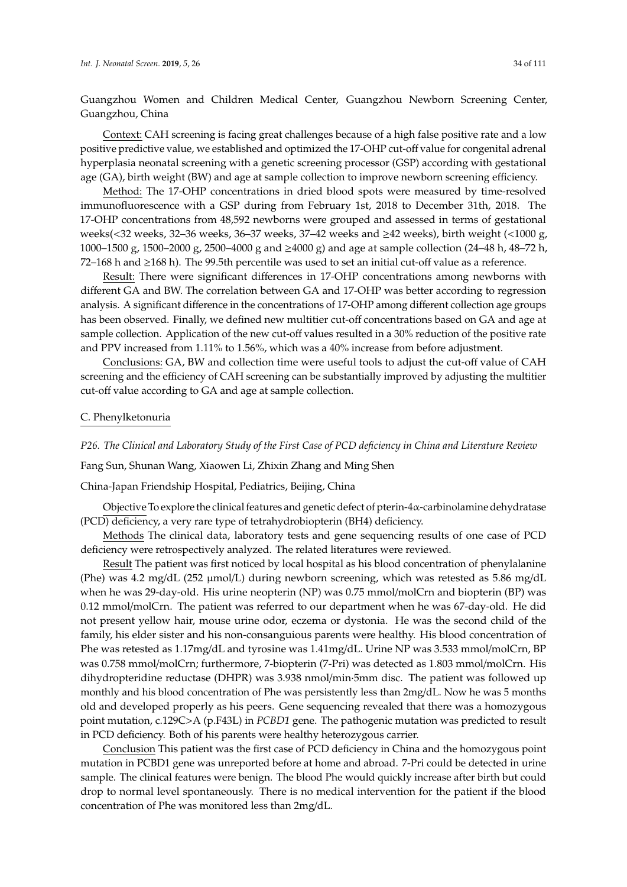Guangzhou Women and Children Medical Center, Guangzhou Newborn Screening Center, Guangzhou, China

Context: CAH screening is facing great challenges because of a high false positive rate and a low positive predictive value, we established and optimized the 17-OHP cut-off value for congenital adrenal hyperplasia neonatal screening with a genetic screening processor (GSP) according with gestational age (GA), birth weight (BW) and age at sample collection to improve newborn screening efficiency.

Method: The 17-OHP concentrations in dried blood spots were measured by time-resolved immunofluorescence with a GSP during from February 1st, 2018 to December 31th, 2018. The 17-OHP concentrations from 48,592 newborns were grouped and assessed in terms of gestational weeks(<32 weeks, 32–36 weeks, 36–37 weeks, 37–42 weeks and ≥42 weeks), birth weight (<1000 g, 1000–1500 g, 1500–2000 g, 2500–4000 g and ≥4000 g) and age at sample collection (24–48 h, 48–72 h, 72–168 h and ≥168 h). The 99.5th percentile was used to set an initial cut-off value as a reference.

Result: There were significant differences in 17-OHP concentrations among newborns with different GA and BW. The correlation between GA and 17-OHP was better according to regression analysis. A significant difference in the concentrations of 17-OHP among different collection age groups has been observed. Finally, we defined new multitier cut-off concentrations based on GA and age at sample collection. Application of the new cut-off values resulted in a 30% reduction of the positive rate and PPV increased from 1.11% to 1.56%, which was a 40% increase from before adjustment.

Conclusions: GA, BW and collection time were useful tools to adjust the cut-off value of CAH screening and the efficiency of CAH screening can be substantially improved by adjusting the multitier cut-off value according to GA and age at sample collection.

## C. Phenylketonuria

### *P26. The Clinical and Laboratory Study of the First Case of PCD deficiency in China and Literature Review*

Fang Sun, Shunan Wang, Xiaowen Li, Zhixin Zhang and Ming Shen

China-Japan Friendship Hospital, Pediatrics, Beijing, China

Objective To explore the clinical features and genetic defect of pterin-4α-carbinolamine dehydratase (PCD) deficiency, a very rare type of tetrahydrobiopterin (BH4) deficiency.

Methods The clinical data, laboratory tests and gene sequencing results of one case of PCD deficiency were retrospectively analyzed. The related literatures were reviewed.

Result The patient was first noticed by local hospital as his blood concentration of phenylalanine (Phe) was 4.2 mg/dL (252 μmol/L) during newborn screening, which was retested as 5.86 mg/dL when he was 29-day-old. His urine neopterin (NP) was 0.75 mmol/molCrn and biopterin (BP) was 0.12 mmol/molCrn. The patient was referred to our department when he was 67-day-old. He did not present yellow hair, mouse urine odor, eczema or dystonia. He was the second child of the family, his elder sister and his non-consanguious parents were healthy. His blood concentration of Phe was retested as 1.17mg/dL and tyrosine was 1.41mg/dL. Urine NP was 3.533 mmol/molCrn, BP was 0.758 mmol/molCrn; furthermore, 7-biopterin (7-Pri) was detected as 1.803 mmol/molCrn. His dihydropteridine reductase (DHPR) was 3.938 nmol/min·5mm disc. The patient was followed up monthly and his blood concentration of Phe was persistently less than 2mg/dL. Now he was 5 months old and developed properly as his peers. Gene sequencing revealed that there was a homozygous point mutation, c.129C>A (p.F43L) in *PCBD1* gene. The pathogenic mutation was predicted to result in PCD deficiency. Both of his parents were healthy heterozygous carrier.

Conclusion This patient was the first case of PCD deficiency in China and the homozygous point mutation in PCBD1 gene was unreported before at home and abroad. 7-Pri could be detected in urine sample. The clinical features were benign. The blood Phe would quickly increase after birth but could drop to normal level spontaneously. There is no medical intervention for the patient if the blood concentration of Phe was monitored less than 2mg/dL.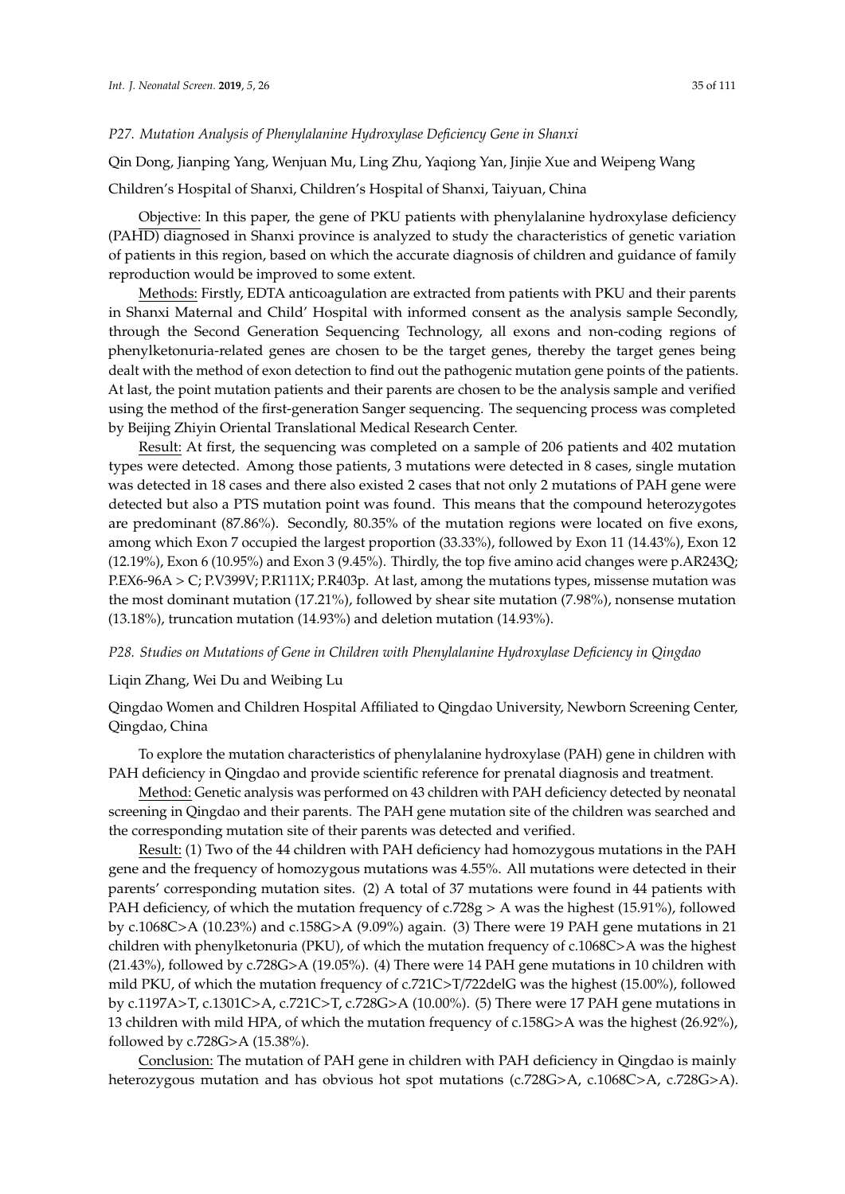*P27. Mutation Analysis of Phenylalanine Hydroxylase Deficiency Gene in Shanxi*

Qin Dong, Jianping Yang, Wenjuan Mu, Ling Zhu, Yaqiong Yan, Jinjie Xue and Weipeng Wang

Children's Hospital of Shanxi, Children's Hospital of Shanxi, Taiyuan, China

Objective: In this paper, the gene of PKU patients with phenylalanine hydroxylase deficiency (PAHD) diagnosed in Shanxi province is analyzed to study the characteristics of genetic variation of patients in this region, based on which the accurate diagnosis of children and guidance of family reproduction would be improved to some extent.

Methods: Firstly, EDTA anticoagulation are extracted from patients with PKU and their parents in Shanxi Maternal and Child' Hospital with informed consent as the analysis sample Secondly, through the Second Generation Sequencing Technology, all exons and non-coding regions of phenylketonuria-related genes are chosen to be the target genes, thereby the target genes being dealt with the method of exon detection to find out the pathogenic mutation gene points of the patients. At last, the point mutation patients and their parents are chosen to be the analysis sample and verified using the method of the first-generation Sanger sequencing. The sequencing process was completed by Beijing Zhiyin Oriental Translational Medical Research Center.

Result: At first, the sequencing was completed on a sample of 206 patients and 402 mutation types were detected. Among those patients, 3 mutations were detected in 8 cases, single mutation was detected in 18 cases and there also existed 2 cases that not only 2 mutations of PAH gene were detected but also a PTS mutation point was found. This means that the compound heterozygotes are predominant (87.86%). Secondly, 80.35% of the mutation regions were located on five exons, among which Exon 7 occupied the largest proportion (33.33%), followed by Exon 11 (14.43%), Exon 12 (12.19%), Exon 6 (10.95%) and Exon 3 (9.45%). Thirdly, the top five amino acid changes were p.AR243Q; P.EX6-96A > C; P.V399V; P.R111X; P.R403p. At last, among the mutations types, missense mutation was the most dominant mutation (17.21%), followed by shear site mutation (7.98%), nonsense mutation (13.18%), truncation mutation (14.93%) and deletion mutation (14.93%).

*P28. Studies on Mutations of Gene in Children with Phenylalanine Hydroxylase Deficiency in Qingdao*

Liqin Zhang, Wei Du and Weibing Lu

Qingdao Women and Children Hospital Affiliated to Qingdao University, Newborn Screening Center, Qingdao, China

To explore the mutation characteristics of phenylalanine hydroxylase (PAH) gene in children with PAH deficiency in Qingdao and provide scientific reference for prenatal diagnosis and treatment.

Method: Genetic analysis was performed on 43 children with PAH deficiency detected by neonatal screening in Qingdao and their parents. The PAH gene mutation site of the children was searched and the corresponding mutation site of their parents was detected and verified.

Result: (1) Two of the 44 children with PAH deficiency had homozygous mutations in the PAH gene and the frequency of homozygous mutations was 4.55%. All mutations were detected in their parents' corresponding mutation sites. (2) A total of 37 mutations were found in 44 patients with PAH deficiency, of which the mutation frequency of c.728g > A was the highest (15.91%), followed by c.1068C>A (10.23%) and c.158G>A (9.09%) again. (3) There were 19 PAH gene mutations in 21 children with phenylketonuria (PKU), of which the mutation frequency of c.1068C>A was the highest (21.43%), followed by c.728G>A (19.05%). (4) There were 14 PAH gene mutations in 10 children with mild PKU, of which the mutation frequency of c.721C>T/722delG was the highest (15.00%), followed by c.1197A>T, c.1301C>A, c.721C>T, c.728G>A (10.00%). (5) There were 17 PAH gene mutations in 13 children with mild HPA, of which the mutation frequency of c.158G>A was the highest (26.92%), followed by c.728G>A (15.38%).

Conclusion: The mutation of PAH gene in children with PAH deficiency in Qingdao is mainly heterozygous mutation and has obvious hot spot mutations (c.728G>A, c.1068C>A, c.728G>A).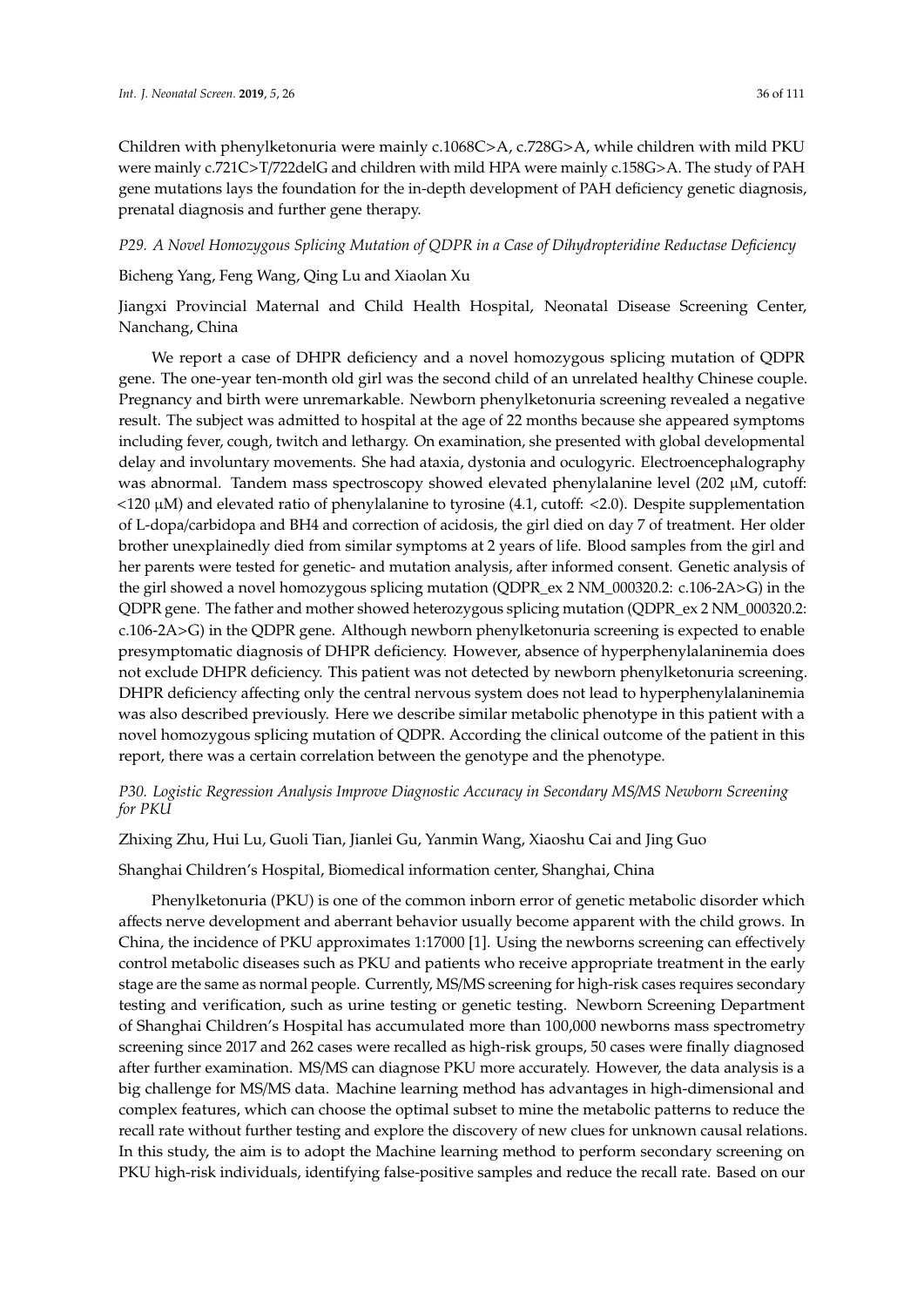Children with phenylketonuria were mainly c.1068C>A, c.728G>A, while children with mild PKU were mainly c.721C>T/722delG and children with mild HPA were mainly c.158G>A. The study of PAH gene mutations lays the foundation for the in-depth development of PAH deficiency genetic diagnosis, prenatal diagnosis and further gene therapy.

### *P29. A Novel Homozygous Splicing Mutation of QDPR in a Case of Dihydropteridine Reductase Deficiency*

Bicheng Yang, Feng Wang, Qing Lu and Xiaolan Xu

Jiangxi Provincial Maternal and Child Health Hospital, Neonatal Disease Screening Center, Nanchang, China

We report a case of DHPR deficiency and a novel homozygous splicing mutation of QDPR gene. The one-year ten-month old girl was the second child of an unrelated healthy Chinese couple. Pregnancy and birth were unremarkable. Newborn phenylketonuria screening revealed a negative result. The subject was admitted to hospital at the age of 22 months because she appeared symptoms including fever, cough, twitch and lethargy. On examination, she presented with global developmental delay and involuntary movements. She had ataxia, dystonia and oculogyric. Electroencephalography was abnormal. Tandem mass spectroscopy showed elevated phenylalanine level (202 μM, cutoff: <120 μM) and elevated ratio of phenylalanine to tyrosine (4.1, cutoff: <2.0). Despite supplementation of L-dopa/carbidopa and BH4 and correction of acidosis, the girl died on day 7 of treatment. Her older brother unexplainedly died from similar symptoms at 2 years of life. Blood samples from the girl and her parents were tested for genetic- and mutation analysis, after informed consent. Genetic analysis of the girl showed a novel homozygous splicing mutation (QDPR_ex 2 NM_000320.2: c.106-2A>G) in the QDPR gene. The father and mother showed heterozygous splicing mutation (QDPR_ex 2 NM_000320.2: c.106-2A>G) in the QDPR gene. Although newborn phenylketonuria screening is expected to enable presymptomatic diagnosis of DHPR deficiency. However, absence of hyperphenylalaninemia does not exclude DHPR deficiency. This patient was not detected by newborn phenylketonuria screening. DHPR deficiency affecting only the central nervous system does not lead to hyperphenylalaninemia was also described previously. Here we describe similar metabolic phenotype in this patient with a novel homozygous splicing mutation of QDPR. According the clinical outcome of the patient in this report, there was a certain correlation between the genotype and the phenotype.

### *P30. Logistic Regression Analysis Improve Diagnostic Accuracy in Secondary MS/MS Newborn Screening for PKU*

Zhixing Zhu, Hui Lu, Guoli Tian, Jianlei Gu, Yanmin Wang, Xiaoshu Cai and Jing Guo

Shanghai Children's Hospital, Biomedical information center, Shanghai, China

Phenylketonuria (PKU) is one of the common inborn error of genetic metabolic disorder which affects nerve development and aberrant behavior usually become apparent with the child grows. In China, the incidence of PKU approximates 1:17000 [1]. Using the newborns screening can effectively control metabolic diseases such as PKU and patients who receive appropriate treatment in the early stage are the same as normal people. Currently, MS/MS screening for high-risk cases requires secondary testing and verification, such as urine testing or genetic testing. Newborn Screening Department of Shanghai Children's Hospital has accumulated more than 100,000 newborns mass spectrometry screening since 2017 and 262 cases were recalled as high-risk groups, 50 cases were finally diagnosed after further examination. MS/MS can diagnose PKU more accurately. However, the data analysis is a big challenge for MS/MS data. Machine learning method has advantages in high-dimensional and complex features, which can choose the optimal subset to mine the metabolic patterns to reduce the recall rate without further testing and explore the discovery of new clues for unknown causal relations. In this study, the aim is to adopt the Machine learning method to perform secondary screening on PKU high-risk individuals, identifying false-positive samples and reduce the recall rate. Based on our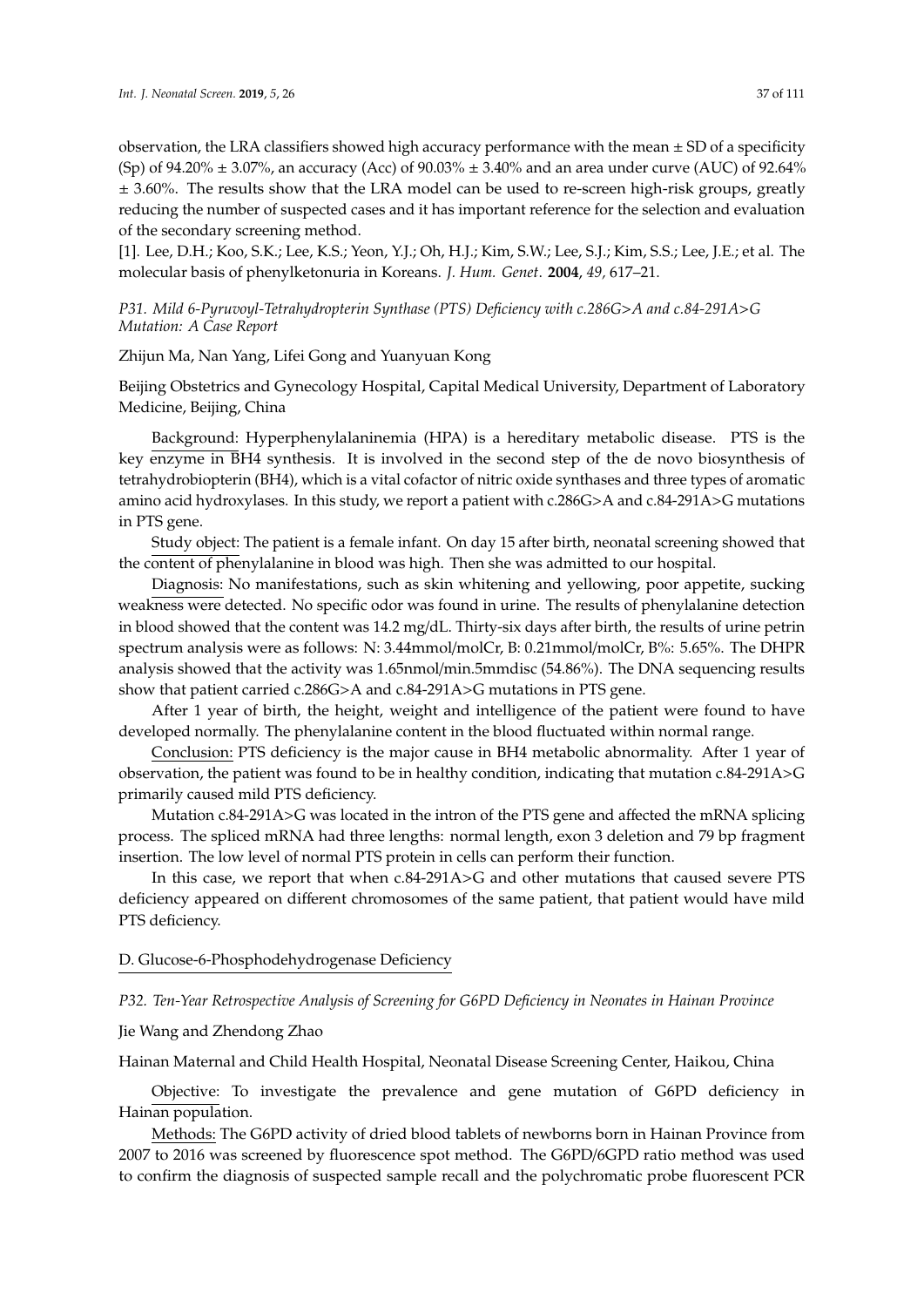observation, the LRA classifiers showed high accuracy performance with the mean ± SD of a specificity (Sp) of 94.20% ± 3.07%, an accuracy (Acc) of 90.03% ± 3.40% and an area under curve (AUC) of 92.64% ± 3.60%. The results show that the LRA model can be used to re-screen high-risk groups, greatly reducing the number of suspected cases and it has important reference for the selection and evaluation of the secondary screening method.

[1]. Lee, D.H.; Koo, S.K.; Lee, K.S.; Yeon, Y.J.; Oh, H.J.; Kim, S.W.; Lee, S.J.; Kim, S.S.; Lee, J.E.; et al. The molecular basis of phenylketonuria in Koreans. *J. Hum. Genet.* **2004**, *49*, 617–21.

*P31. Mild 6-Pyruvoyl-Tetrahydropterin Synthase (PTS) Deficiency with c.286G>A and c.84-291A>G Mutation: A Case Report*

Zhijun Ma, Nan Yang, Lifei Gong and Yuanyuan Kong

Beijing Obstetrics and Gynecology Hospital, Capital Medical University, Department of Laboratory Medicine, Beijing, China

Background: Hyperphenylalaninemia (HPA) is a hereditary metabolic disease. PTS is the key enzyme in BH4 synthesis. It is involved in the second step of the de novo biosynthesis of tetrahydrobiopterin (BH4), which is a vital cofactor of nitric oxide synthases and three types of aromatic amino acid hydroxylases. In this study, we report a patient with c.286G>A and c.84-291A>G mutations in PTS gene.

Study object: The patient is a female infant. On day 15 after birth, neonatal screening showed that the content of phenylalanine in blood was high. Then she was admitted to our hospital.

Diagnosis: No manifestations, such as skin whitening and yellowing, poor appetite, sucking weakness were detected. No specific odor was found in urine. The results of phenylalanine detection in blood showed that the content was 14.2 mg/dL. Thirty-six days after birth, the results of urine petrin spectrum analysis were as follows: N: 3.44mmol/molCr, B: 0.21mmol/molCr, B%: 5.65%. The DHPR analysis showed that the activity was 1.65nmol/min.5mmdisc (54.86%). The DNA sequencing results show that patient carried c.286G>A and c.84-291A>G mutations in PTS gene.

After 1 year of birth, the height, weight and intelligence of the patient were found to have developed normally. The phenylalanine content in the blood fluctuated within normal range.

Conclusion: PTS deficiency is the major cause in BH4 metabolic abnormality. After 1 year of observation, the patient was found to be in healthy condition, indicating that mutation c.84-291A>G primarily caused mild PTS deficiency.

Mutation c.84-291A>G was located in the intron of the PTS gene and affected the mRNA splicing process. The spliced mRNA had three lengths: normal length, exon 3 deletion and 79 bp fragment insertion. The low level of normal PTS protein in cells can perform their function.

In this case, we report that when c.84-291A>G and other mutations that caused severe PTS deficiency appeared on different chromosomes of the same patient, that patient would have mild PTS deficiency.

## D. Glucose-6-Phosphodehydrogenase Deficiency

*P32. Ten-Year Retrospective Analysis of Screening for G6PD Deficiency in Neonates in Hainan Province*

Jie Wang and Zhendong Zhao

Hainan Maternal and Child Health Hospital, Neonatal Disease Screening Center, Haikou, China

Objective: To investigate the prevalence and gene mutation of G6PD deficiency in Hainan population.

Methods: The G6PD activity of dried blood tablets of newborns born in Hainan Province from 2007 to 2016 was screened by fluorescence spot method. The G6PD/6GPD ratio method was used to confirm the diagnosis of suspected sample recall and the polychromatic probe fluorescent PCR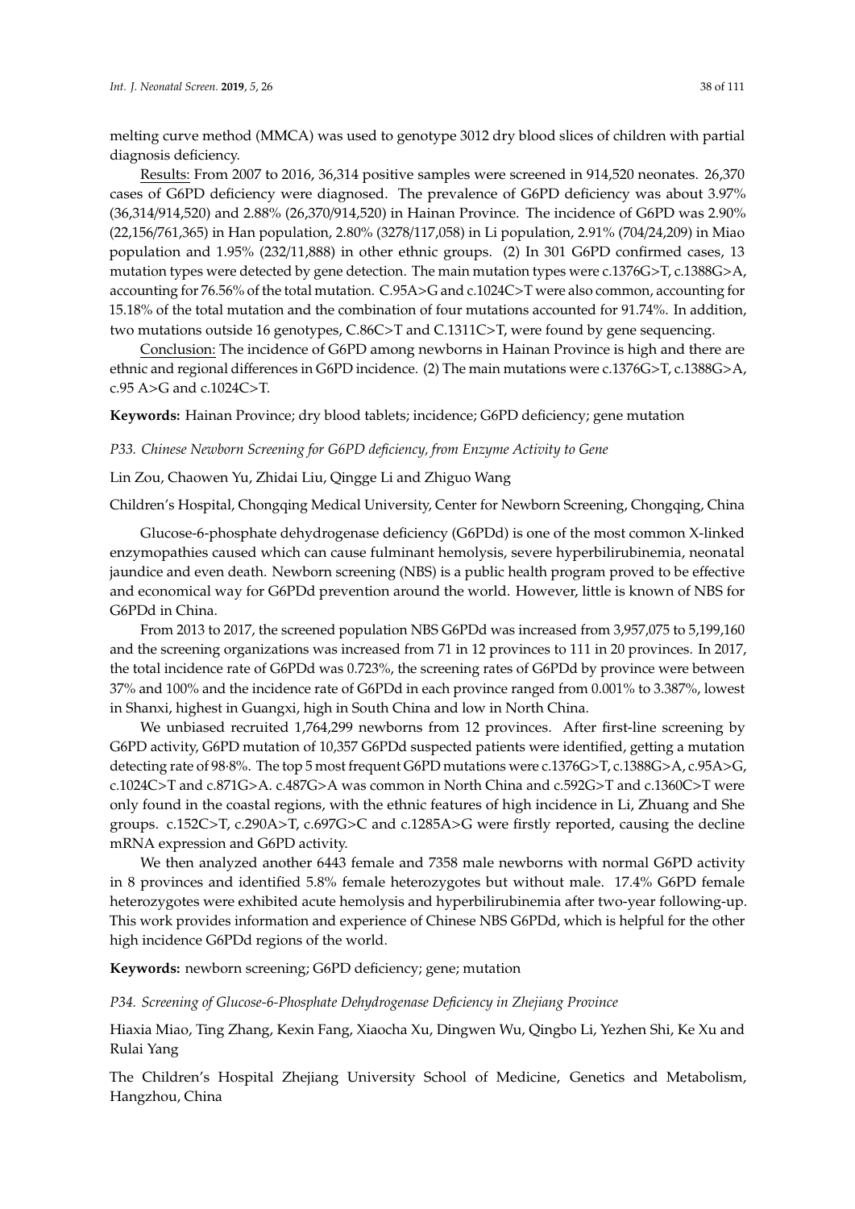melting curve method (MMCA) was used to genotype 3012 dry blood slices of children with partial diagnosis deficiency.

Results: From 2007 to 2016, 36,314 positive samples were screened in 914,520 neonates. 26,370 cases of G6PD deficiency were diagnosed. The prevalence of G6PD deficiency was about 3.97% (36,314/914,520) and 2.88% (26,370/914,520) in Hainan Province. The incidence of G6PD was 2.90% (22,156/761,365) in Han population, 2.80% (3278/117,058) in Li population, 2.91% (704/24,209) in Miao population and 1.95% (232/11,888) in other ethnic groups. (2) In 301 G6PD confirmed cases, 13 mutation types were detected by gene detection. The main mutation types were c.1376G>T, c.1388G>A, accounting for 76.56% of the total mutation. C.95A>G and c.1024C>T were also common, accounting for 15.18% of the total mutation and the combination of four mutations accounted for 91.74%. In addition, two mutations outside 16 genotypes, C.86C>T and C.1311C>T, were found by gene sequencing.

Conclusion: The incidence of G6PD among newborns in Hainan Province is high and there are ethnic and regional differences in G6PD incidence. (2) The main mutations were c.1376G>T, c.1388G>A, c.95 A>G and c.1024C>T.

**Keywords:** Hainan Province; dry blood tablets; incidence; G6PD deficiency; gene mutation

*P33. Chinese Newborn Screening for G6PD deficiency, from Enzyme Activity to Gene*

Lin Zou, Chaowen Yu, Zhidai Liu, Qingge Li and Zhiguo Wang

Children's Hospital, Chongqing Medical University, Center for Newborn Screening, Chongqing, China

Glucose-6-phosphate dehydrogenase deficiency (G6PDd) is one of the most common X-linked enzymopathies caused which can cause fulminant hemolysis, severe hyperbilirubinemia, neonatal jaundice and even death. Newborn screening (NBS) is a public health program proved to be effective and economical way for G6PDd prevention around the world. However, little is known of NBS for G6PDd in China.

From 2013 to 2017, the screened population NBS G6PDd was increased from 3,957,075 to 5,199,160 and the screening organizations was increased from 71 in 12 provinces to 111 in 20 provinces. In 2017, the total incidence rate of G6PDd was 0.723%, the screening rates of G6PDd by province were between 37% and 100% and the incidence rate of G6PDd in each province ranged from 0.001% to 3.387%, lowest in Shanxi, highest in Guangxi, high in South China and low in North China.

We unbiased recruited 1,764,299 newborns from 12 provinces. After first-line screening by G6PD activity, G6PD mutation of 10,357 G6PDd suspected patients were identified, getting a mutation detecting rate of 98·8%. The top 5 most frequent G6PD mutations were c.1376G>T, c.1388G>A, c.95A>G, c.1024C>T and c.871G>A. c.487G>A was common in North China and c.592G>T and c.1360C>T were only found in the coastal regions, with the ethnic features of high incidence in Li, Zhuang and She groups. c.152C>T, c.290A>T, c.697G>C and c.1285A>G were firstly reported, causing the decline mRNA expression and G6PD activity.

We then analyzed another 6443 female and 7358 male newborns with normal G6PD activity in 8 provinces and identified 5.8% female heterozygotes but without male. 17.4% G6PD female heterozygotes were exhibited acute hemolysis and hyperbilirubinemia after two-year following-up. This work provides information and experience of Chinese NBS G6PDd, which is helpful for the other high incidence G6PDd regions of the world.

**Keywords:** newborn screening; G6PD deficiency; gene; mutation

*P34. Screening of Glucose-6-Phosphate Dehydrogenase Deficiency in Zhejiang Province*

Hiaxia Miao, Ting Zhang, Kexin Fang, Xiaocha Xu, Dingwen Wu, Qingbo Li, Yezhen Shi, Ke Xu and Rulai Yang

The Children's Hospital Zhejiang University School of Medicine, Genetics and Metabolism, Hangzhou, China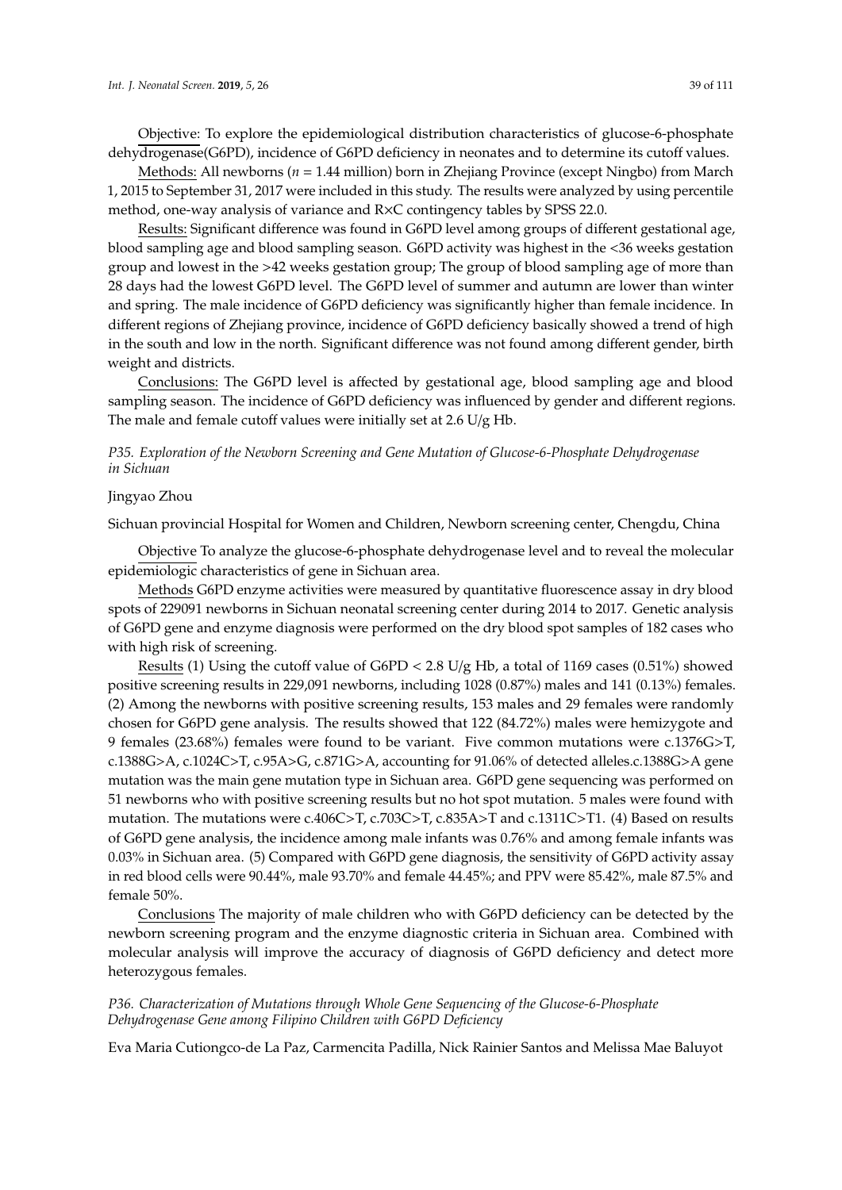Objective: To explore the epidemiological distribution characteristics of glucose-6-phosphate dehydrogenase(G6PD), incidence of G6PD deficiency in neonates and to determine its cutoff values.

Methods: All newborns (*n* = 1.44 million) born in Zhejiang Province (except Ningbo) from March 1, 2015 to September 31, 2017 were included in this study. The results were analyzed by using percentile method, one-way analysis of variance and R×C contingency tables by SPSS 22.0.

Results: Significant difference was found in G6PD level among groups of different gestational age, blood sampling age and blood sampling season. G6PD activity was highest in the <36 weeks gestation group and lowest in the >42 weeks gestation group; The group of blood sampling age of more than 28 days had the lowest G6PD level. The G6PD level of summer and autumn are lower than winter and spring. The male incidence of G6PD deficiency was significantly higher than female incidence. In different regions of Zhejiang province, incidence of G6PD deficiency basically showed a trend of high in the south and low in the north. Significant difference was not found among different gender, birth weight and districts.

Conclusions: The G6PD level is affected by gestational age, blood sampling age and blood sampling season. The incidence of G6PD deficiency was influenced by gender and different regions. The male and female cutoff values were initially set at 2.6 U/g Hb.

*P35. Exploration of the Newborn Screening and Gene Mutation of Glucose-6-Phosphate Dehydrogenase in Sichuan*

Jingyao Zhou

Sichuan provincial Hospital for Women and Children, Newborn screening center, Chengdu, China

Objective To analyze the glucose-6-phosphate dehydrogenase level and to reveal the molecular epidemiologic characteristics of gene in Sichuan area.

Methods G6PD enzyme activities were measured by quantitative fluorescence assay in dry blood spots of 229091 newborns in Sichuan neonatal screening center during 2014 to 2017. Genetic analysis of G6PD gene and enzyme diagnosis were performed on the dry blood spot samples of 182 cases who with high risk of screening.

Results (1) Using the cutoff value of G6PD < 2.8 U/g Hb, a total of 1169 cases (0.51%) showed positive screening results in 229,091 newborns, including 1028 (0.87%) males and 141 (0.13%) females. (2) Among the newborns with positive screening results, 153 males and 29 females were randomly chosen for G6PD gene analysis. The results showed that 122 (84.72%) males were hemizygote and 9 females (23.68%) females were found to be variant. Five common mutations were c.1376G>T, c.1388G>A, c.1024C>T, c.95A>G, c.871G>A, accounting for 91.06% of detected alleles.c.1388G>A gene mutation was the main gene mutation type in Sichuan area. G6PD gene sequencing was performed on 51 newborns who with positive screening results but no hot spot mutation. 5 males were found with mutation. The mutations were c.406C>T, c.703C>T, c.835A>T and c.1311C>T1. (4) Based on results of G6PD gene analysis, the incidence among male infants was 0.76% and among female infants was 0.03% in Sichuan area. (5) Compared with G6PD gene diagnosis, the sensitivity of G6PD activity assay in red blood cells were 90.44%, male 93.70% and female 44.45%; and PPV were 85.42%, male 87.5% and female 50%.

Conclusions The majority of male children who with G6PD deficiency can be detected by the newborn screening program and the enzyme diagnostic criteria in Sichuan area. Combined with molecular analysis will improve the accuracy of diagnosis of G6PD deficiency and detect more heterozygous females.

*P36. Characterization of Mutations through Whole Gene Sequencing of the Glucose-6-Phosphate Dehydrogenase Gene among Filipino Children with G6PD Deficiency*

Eva Maria Cutiongco-de La Paz, Carmencita Padilla, Nick Rainier Santos and Melissa Mae Baluyot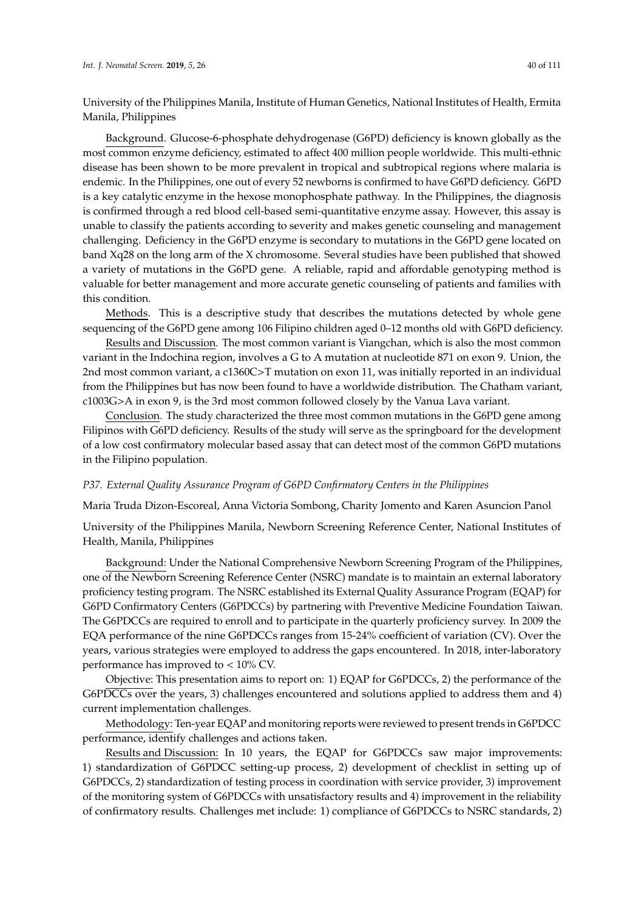University of the Philippines Manila, Institute of Human Genetics, National Institutes of Health, Ermita Manila, Philippines

Background. Glucose-6-phosphate dehydrogenase (G6PD) deficiency is known globally as the most common enzyme deficiency, estimated to affect 400 million people worldwide. This multi-ethnic disease has been shown to be more prevalent in tropical and subtropical regions where malaria is endemic. In the Philippines, one out of every 52 newborns is confirmed to have G6PD deficiency. G6PD is a key catalytic enzyme in the hexose monophosphate pathway. In the Philippines, the diagnosis is confirmed through a red blood cell-based semi-quantitative enzyme assay. However, this assay is unable to classify the patients according to severity and makes genetic counseling and management challenging. Deficiency in the G6PD enzyme is secondary to mutations in the G6PD gene located on band Xq28 on the long arm of the X chromosome. Several studies have been published that showed a variety of mutations in the G6PD gene. A reliable, rapid and affordable genotyping method is valuable for better management and more accurate genetic counseling of patients and families with this condition.

Methods. This is a descriptive study that describes the mutations detected by whole gene sequencing of the G6PD gene among 106 Filipino children aged 0–12 months old with G6PD deficiency.

Results and Discussion. The most common variant is Viangchan, which is also the most common variant in the Indochina region, involves a G to A mutation at nucleotide 871 on exon 9. Union, the 2nd most common variant, a c1360C>T mutation on exon 11, was initially reported in an individual from the Philippines but has now been found to have a worldwide distribution. The Chatham variant, c1003G>A in exon 9, is the 3rd most common followed closely by the Vanua Lava variant.

Conclusion. The study characterized the three most common mutations in the G6PD gene among Filipinos with G6PD deficiency. Results of the study will serve as the springboard for the development of a low cost confirmatory molecular based assay that can detect most of the common G6PD mutations in the Filipino population.

*P37. External Quality Assurance Program of G6PD Confirmatory Centers in the Philippines*

Maria Truda Dizon-Escoreal, Anna Victoria Sombong, Charity Jomento and Karen Asuncion Panol

University of the Philippines Manila, Newborn Screening Reference Center, National Institutes of Health, Manila, Philippines

Background: Under the National Comprehensive Newborn Screening Program of the Philippines, one of the Newborn Screening Reference Center (NSRC) mandate is to maintain an external laboratory proficiency testing program. The NSRC established its External Quality Assurance Program (EQAP) for G6PD Confirmatory Centers (G6PDCCs) by partnering with Preventive Medicine Foundation Taiwan. The G6PDCCs are required to enroll and to participate in the quarterly proficiency survey. In 2009 the EQA performance of the nine G6PDCCs ranges from 15-24% coefficient of variation (CV). Over the years, various strategies were employed to address the gaps encountered. In 2018, inter-laboratory performance has improved to < 10% CV.

Objective: This presentation aims to report on: 1) EQAP for G6PDCCs, 2) the performance of the G6PDCCs over the years, 3) challenges encountered and solutions applied to address them and 4) current implementation challenges.

Methodology: Ten-year EQAP and monitoring reports were reviewed to present trends in G6PDCC performance, identify challenges and actions taken.

Results and Discussion: In 10 years, the EQAP for G6PDCCs saw major improvements: 1) standardization of G6PDCC setting-up process, 2) development of checklist in setting up of G6PDCCs, 2) standardization of testing process in coordination with service provider, 3) improvement of the monitoring system of G6PDCCs with unsatisfactory results and 4) improvement in the reliability of confirmatory results. Challenges met include: 1) compliance of G6PDCCs to NSRC standards, 2)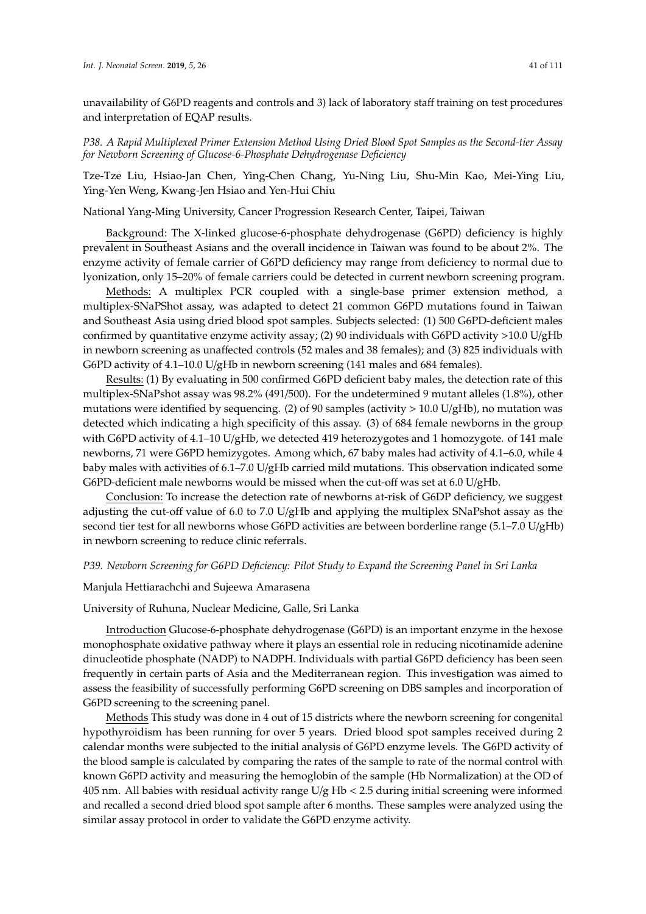unavailability of G6PD reagents and controls and 3) lack of laboratory staff training on test procedures and interpretation of EQAP results.

*P38. A Rapid Multiplexed Primer Extension Method Using Dried Blood Spot Samples as the Second-tier Assay for Newborn Screening of Glucose-6-Phosphate Dehydrogenase Deficiency*

Tze-Tze Liu, Hsiao-Jan Chen, Ying-Chen Chang, Yu-Ning Liu, Shu-Min Kao, Mei-Ying Liu, Ying-Yen Weng, Kwang-Jen Hsiao and Yen-Hui Chiu

National Yang-Ming University, Cancer Progression Research Center, Taipei, Taiwan

Background: The X-linked glucose-6-phosphate dehydrogenase (G6PD) deficiency is highly prevalent in Southeast Asians and the overall incidence in Taiwan was found to be about 2%. The enzyme activity of female carrier of G6PD deficiency may range from deficiency to normal due to lyonization, only 15–20% of female carriers could be detected in current newborn screening program.

Methods: A multiplex PCR coupled with a single-base primer extension method, a multiplex-SNaPShot assay, was adapted to detect 21 common G6PD mutations found in Taiwan and Southeast Asia using dried blood spot samples. Subjects selected: (1) 500 G6PD-deficient males confirmed by quantitative enzyme activity assay; (2) 90 individuals with G6PD activity >10.0 U/gHb in newborn screening as unaffected controls (52 males and 38 females); and (3) 825 individuals with G6PD activity of 4.1–10.0 U/gHb in newborn screening (141 males and 684 females).

Results: (1) By evaluating in 500 confirmed G6PD deficient baby males, the detection rate of this multiplex-SNaPshot assay was 98.2% (491/500). For the undetermined 9 mutant alleles (1.8%), other mutations were identified by sequencing. (2) of 90 samples (activity > 10.0 U/gHb), no mutation was detected which indicating a high specificity of this assay. (3) of 684 female newborns in the group with G6PD activity of 4.1–10 U/gHb, we detected 419 heterozygotes and 1 homozygote. of 141 male newborns, 71 were G6PD hemizygotes. Among which, 67 baby males had activity of 4.1–6.0, while 4 baby males with activities of 6.1–7.0 U/gHb carried mild mutations. This observation indicated some G6PD-deficient male newborns would be missed when the cut-off was set at 6.0 U/gHb.

Conclusion: To increase the detection rate of newborns at-risk of G6DP deficiency, we suggest adjusting the cut-off value of 6.0 to 7.0 U/gHb and applying the multiplex SNaPshot assay as the second tier test for all newborns whose G6PD activities are between borderline range (5.1–7.0 U/gHb) in newborn screening to reduce clinic referrals.

*P39. Newborn Screening for G6PD Deficiency: Pilot Study to Expand the Screening Panel in Sri Lanka*

Manjula Hettiarachchi and Sujeewa Amarasena

University of Ruhuna, Nuclear Medicine, Galle, Sri Lanka

Introduction Glucose-6-phosphate dehydrogenase (G6PD) is an important enzyme in the hexose monophosphate oxidative pathway where it plays an essential role in reducing nicotinamide adenine dinucleotide phosphate (NADP) to NADPH. Individuals with partial G6PD deficiency has been seen frequently in certain parts of Asia and the Mediterranean region. This investigation was aimed to assess the feasibility of successfully performing G6PD screening on DBS samples and incorporation of G6PD screening to the screening panel.

Methods This study was done in 4 out of 15 districts where the newborn screening for congenital hypothyroidism has been running for over 5 years. Dried blood spot samples received during 2 calendar months were subjected to the initial analysis of G6PD enzyme levels. The G6PD activity of the blood sample is calculated by comparing the rates of the sample to rate of the normal control with known G6PD activity and measuring the hemoglobin of the sample (Hb Normalization) at the OD of 405 nm. All babies with residual activity range U/g Hb < 2.5 during initial screening were informed and recalled a second dried blood spot sample after 6 months. These samples were analyzed using the similar assay protocol in order to validate the G6PD enzyme activity.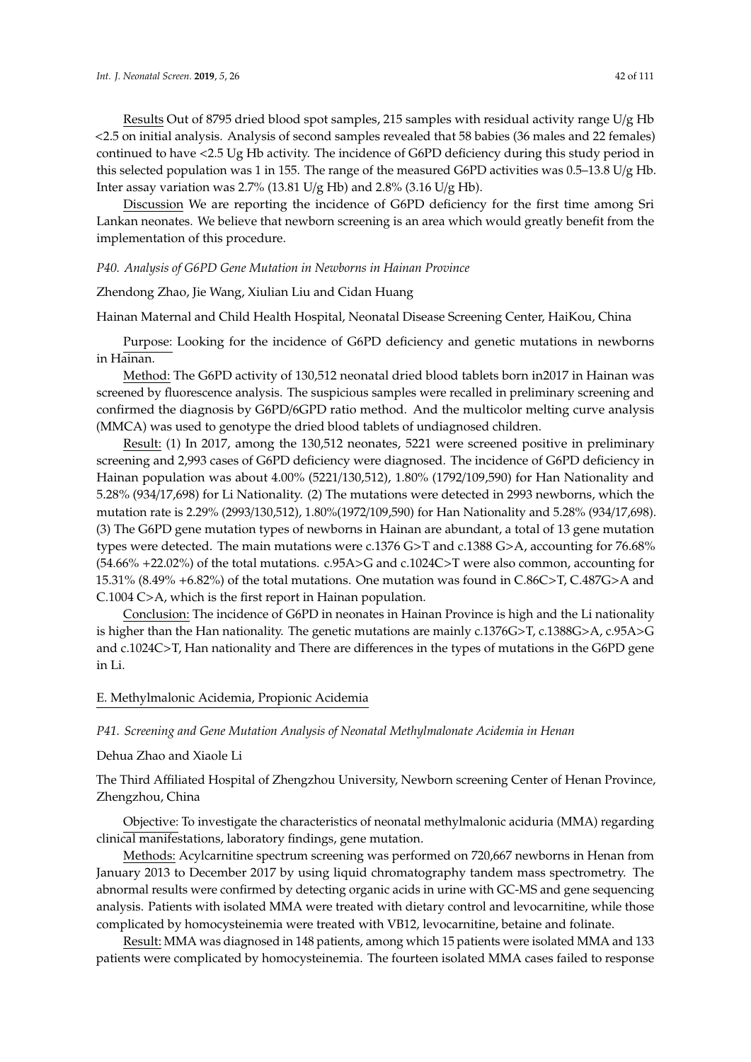Results Out of 8795 dried blood spot samples, 215 samples with residual activity range U/g Hb <2.5 on initial analysis. Analysis of second samples revealed that 58 babies (36 males and 22 females) continued to have <2.5 Ug Hb activity. The incidence of G6PD deficiency during this study period in this selected population was 1 in 155. The range of the measured G6PD activities was 0.5–13.8 U/g Hb. Inter assay variation was 2.7% (13.81 U/g Hb) and 2.8% (3.16 U/g Hb).

Discussion We are reporting the incidence of G6PD deficiency for the first time among Sri Lankan neonates. We believe that newborn screening is an area which would greatly benefit from the implementation of this procedure.

*P40. Analysis of G6PD Gene Mutation in Newborns in Hainan Province*

Zhendong Zhao, Jie Wang, Xiulian Liu and Cidan Huang

Hainan Maternal and Child Health Hospital, Neonatal Disease Screening Center, HaiKou, China

Purpose: Looking for the incidence of G6PD deficiency and genetic mutations in newborns in Hainan.

Method: The G6PD activity of 130,512 neonatal dried blood tablets born in2017 in Hainan was screened by fluorescence analysis. The suspicious samples were recalled in preliminary screening and confirmed the diagnosis by G6PD/6GPD ratio method. And the multicolor melting curve analysis (MMCA) was used to genotype the dried blood tablets of undiagnosed children.

Result: (1) In 2017, among the 130,512 neonates, 5221 were screened positive in preliminary screening and 2,993 cases of G6PD deficiency were diagnosed. The incidence of G6PD deficiency in Hainan population was about 4.00% (5221/130,512), 1.80% (1792/109,590) for Han Nationality and 5.28% (934/17,698) for Li Nationality. (2) The mutations were detected in 2993 newborns, which the mutation rate is 2.29% (2993/130,512), 1.80%(1972/109,590) for Han Nationality and 5.28% (934/17,698). (3) The G6PD gene mutation types of newborns in Hainan are abundant, a total of 13 gene mutation types were detected. The main mutations were c.1376 G>T and c.1388 G>A, accounting for 76.68% (54.66% +22.02%) of the total mutations. c.95A>G and c.1024C>T were also common, accounting for 15.31% (8.49% +6.82%) of the total mutations. One mutation was found in C.86C>T, C.487G>A and C.1004 C>A, which is the first report in Hainan population.

Conclusion: The incidence of G6PD in neonates in Hainan Province is high and the Li nationality is higher than the Han nationality. The genetic mutations are mainly c.1376G>T, c.1388G>A, c.95A>G and c.1024C>T, Han nationality and There are differences in the types of mutations in the G6PD gene in Li.

## E. Methylmalonic Acidemia, Propionic Acidemia

*P41. Screening and Gene Mutation Analysis of Neonatal Methylmalonate Acidemia in Henan*

Dehua Zhao and Xiaole Li

The Third Affiliated Hospital of Zhengzhou University, Newborn screening Center of Henan Province, Zhengzhou, China

Objective: To investigate the characteristics of neonatal methylmalonic aciduria (MMA) regarding clinical manifestations, laboratory findings, gene mutation.

Methods: Acylcarnitine spectrum screening was performed on 720,667 newborns in Henan from January 2013 to December 2017 by using liquid chromatography tandem mass spectrometry. The abnormal results were confirmed by detecting organic acids in urine with GC-MS and gene sequencing analysis. Patients with isolated MMA were treated with dietary control and levocarnitine, while those complicated by homocysteinemia were treated with VB12, levocarnitine, betaine and folinate.

Result: MMA was diagnosed in 148 patients, among which 15 patients were isolated MMA and 133 patients were complicated by homocysteinemia. The fourteen isolated MMA cases failed to response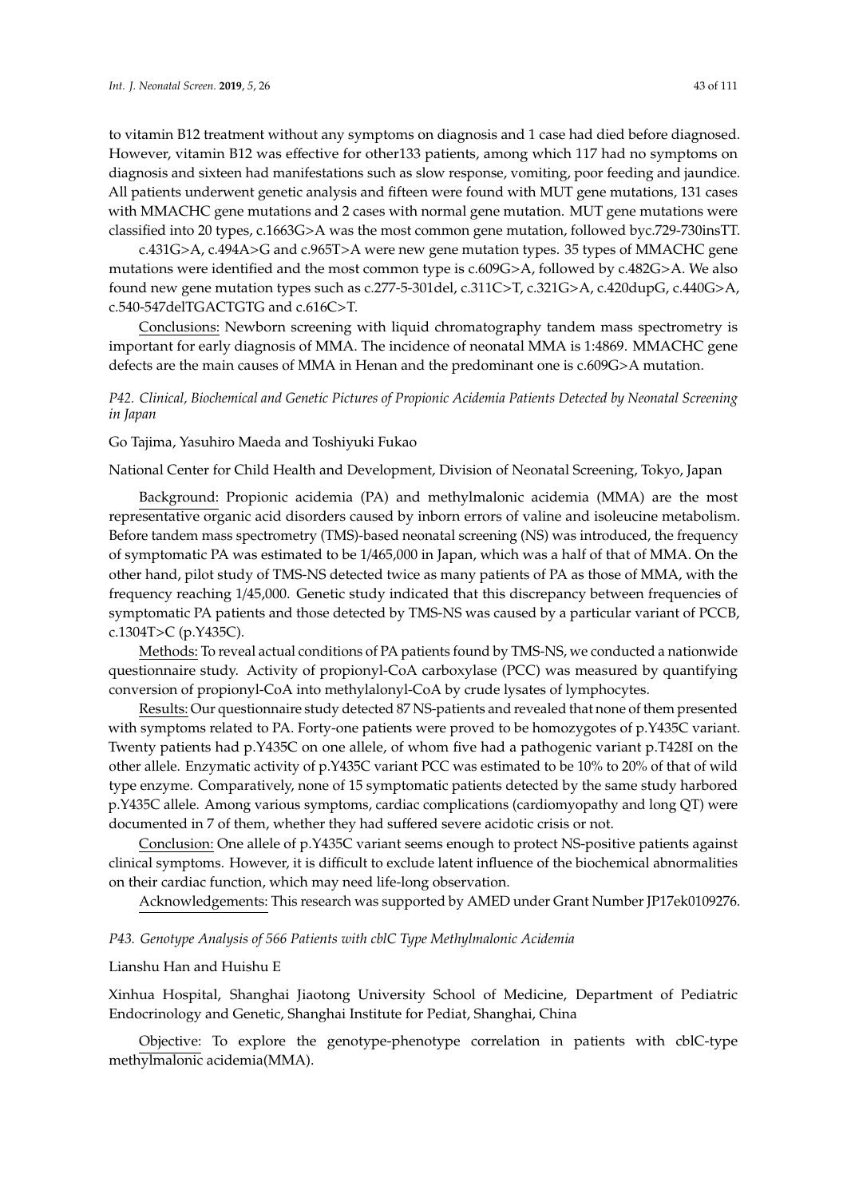to vitamin B12 treatment without any symptoms on diagnosis and 1 case had died before diagnosed. However, vitamin B12 was effective for other133 patients, among which 117 had no symptoms on diagnosis and sixteen had manifestations such as slow response, vomiting, poor feeding and jaundice. All patients underwent genetic analysis and fifteen were found with MUT gene mutations, 131 cases with MMACHC gene mutations and 2 cases with normal gene mutation. MUT gene mutations were classified into 20 types, c.1663G>A was the most common gene mutation, followed byc.729-730insTT.

c.431G>A, c.494A>G and c.965T>A were new gene mutation types. 35 types of MMACHC gene mutations were identified and the most common type is c.609G>A, followed by c.482G>A. We also found new gene mutation types such as c.277-5-301del, c.311C>T, c.321G>A, c.420dupG, c.440G>A, c.540-547delTGACTGTG and c.616C>T.

Conclusions: Newborn screening with liquid chromatography tandem mass spectrometry is important for early diagnosis of MMA. The incidence of neonatal MMA is 1:4869. MMACHC gene defects are the main causes of MMA in Henan and the predominant one is c.609G>A mutation.

### *P42. Clinical, Biochemical and Genetic Pictures of Propionic Acidemia Patients Detected by Neonatal Screening in Japan*

Go Tajima, Yasuhiro Maeda and Toshiyuki Fukao

National Center for Child Health and Development, Division of Neonatal Screening, Tokyo, Japan

Background: Propionic acidemia (PA) and methylmalonic acidemia (MMA) are the most representative organic acid disorders caused by inborn errors of valine and isoleucine metabolism. Before tandem mass spectrometry (TMS)-based neonatal screening (NS) was introduced, the frequency of symptomatic PA was estimated to be 1/465,000 in Japan, which was a half of that of MMA. On the other hand, pilot study of TMS-NS detected twice as many patients of PA as those of MMA, with the frequency reaching 1/45,000. Genetic study indicated that this discrepancy between frequencies of symptomatic PA patients and those detected by TMS-NS was caused by a particular variant of PCCB, c.1304T>C (p.Y435C).

Methods: To reveal actual conditions of PA patients found by TMS-NS, we conducted a nationwide questionnaire study. Activity of propionyl-CoA carboxylase (PCC) was measured by quantifying conversion of propionyl-CoA into methylalonyl-CoA by crude lysates of lymphocytes.

Results: Our questionnaire study detected 87 NS-patients and revealed that none of them presented with symptoms related to PA. Forty-one patients were proved to be homozygotes of p.Y435C variant. Twenty patients had p.Y435C on one allele, of whom five had a pathogenic variant p.T428I on the other allele. Enzymatic activity of p.Y435C variant PCC was estimated to be 10% to 20% of that of wild type enzyme. Comparatively, none of 15 symptomatic patients detected by the same study harbored p.Y435C allele. Among various symptoms, cardiac complications (cardiomyopathy and long QT) were documented in 7 of them, whether they had suffered severe acidotic crisis or not.

Conclusion: One allele of p.Y435C variant seems enough to protect NS-positive patients against clinical symptoms. However, it is difficult to exclude latent influence of the biochemical abnormalities on their cardiac function, which may need life-long observation.

Acknowledgements: This research was supported by AMED under Grant Number JP17ek0109276.

### *P43. Genotype Analysis of 566 Patients with cblC Type Methylmalonic Acidemia*

Lianshu Han and Huishu E

Xinhua Hospital, Shanghai Jiaotong University School of Medicine, Department of Pediatric Endocrinology and Genetic, Shanghai Institute for Pediat, Shanghai, China

Objective: To explore the genotype-phenotype correlation in patients with cblC-type methylmalonic acidemia(MMA).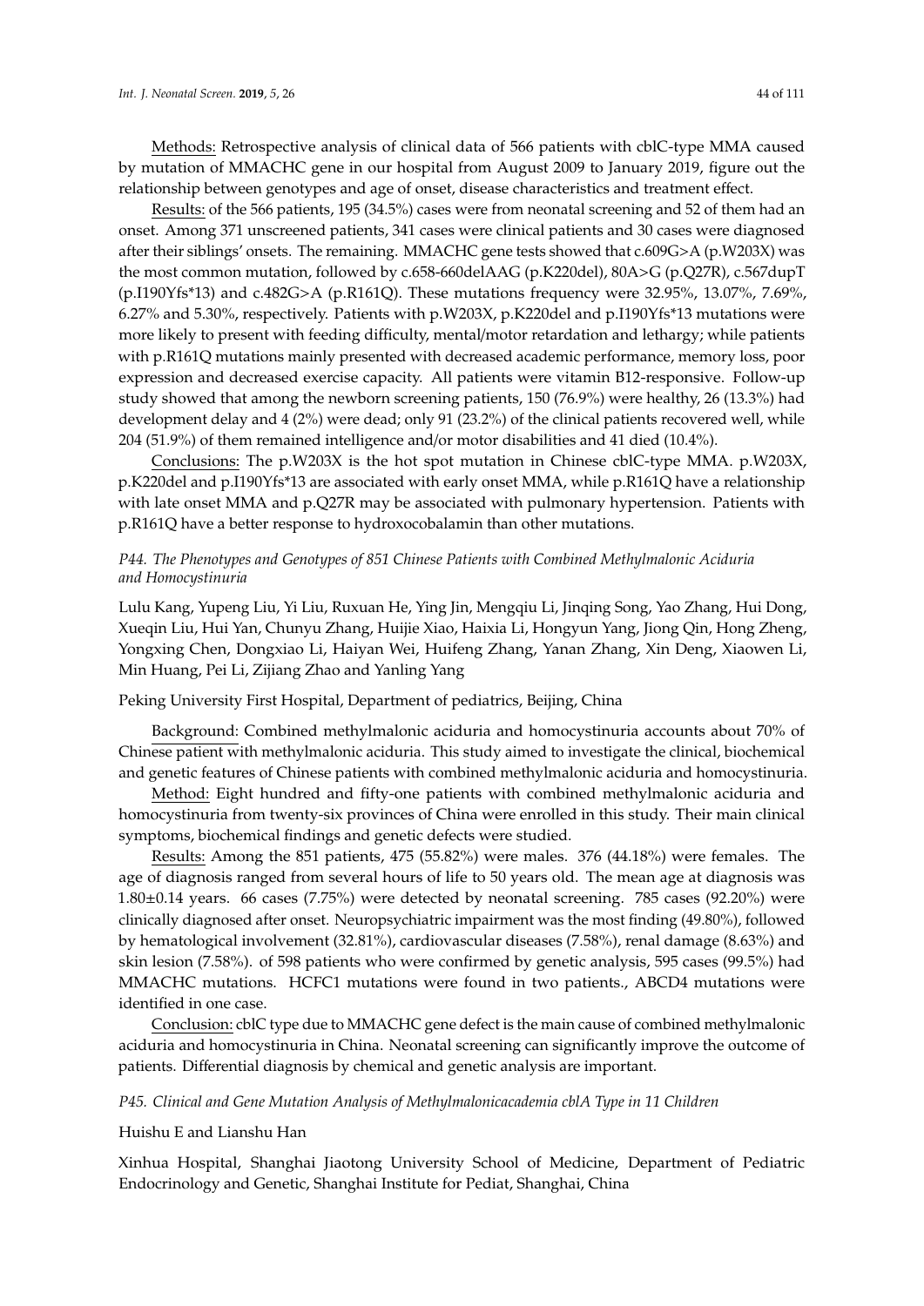Methods: Retrospective analysis of clinical data of 566 patients with cblC-type MMA caused by mutation of MMACHC gene in our hospital from August 2009 to January 2019, figure out the relationship between genotypes and age of onset, disease characteristics and treatment effect.

Results: of the 566 patients, 195 (34.5%) cases were from neonatal screening and 52 of them had an onset. Among 371 unscreened patients, 341 cases were clinical patients and 30 cases were diagnosed after their siblings' onsets. The remaining. MMACHC gene tests showed that c.609G>A (p.W203X) was the most common mutation, followed by c.658-660delAAG (p.K220del), 80A>G (p.Q27R), c.567dupT (p.I190Yfs*13) and c.482G>A (p.R161Q). These mutations frequency were 32.95%, 13.07%, 7.69%, 6.27% and 5.30%, respectively. Patients with p.W203X, p.K220del and p.I190Yfs*13 mutations were more likely to present with feeding difficulty, mental/motor retardation and lethargy; while patients with p.R161Q mutations mainly presented with decreased academic performance, memory loss, poor expression and decreased exercise capacity. All patients were vitamin B12-responsive. Follow-up study showed that among the newborn screening patients, 150 (76.9%) were healthy, 26 (13.3%) had development delay and 4 (2%) were dead; only 91 (23.2%) of the clinical patients recovered well, while 204 (51.9%) of them remained intelligence and/or motor disabilities and 41 died (10.4%).

Conclusions: The p.W203X is the hot spot mutation in Chinese cblC-type MMA. p.W203X, p.K220del and p.I190Yfs*13 are associated with early onset MMA, while p.R161Q have a relationship with late onset MMA and p.Q27R may be associated with pulmonary hypertension. Patients with p.R161Q have a better response to hydroxocobalamin than other mutations.

### *P44. The Phenotypes and Genotypes of 851 Chinese Patients with Combined Methylmalonic Aciduria and Homocystinuria*

Lulu Kang, Yupeng Liu, Yi Liu, Ruxuan He, Ying Jin, Mengqiu Li, Jinqing Song, Yao Zhang, Hui Dong, Xueqin Liu, Hui Yan, Chunyu Zhang, Huijie Xiao, Haixia Li, Hongyun Yang, Jiong Qin, Hong Zheng, Yongxing Chen, Dongxiao Li, Haiyan Wei, Huifeng Zhang, Yanan Zhang, Xin Deng, Xiaowen Li, Min Huang, Pei Li, Zijiang Zhao and Yanling Yang

Peking University First Hospital, Department of pediatrics, Beijing, China

Background: Combined methylmalonic aciduria and homocystinuria accounts about 70% of Chinese patient with methylmalonic aciduria. This study aimed to investigate the clinical, biochemical and genetic features of Chinese patients with combined methylmalonic aciduria and homocystinuria.

Method: Eight hundred and fifty-one patients with combined methylmalonic aciduria and homocystinuria from twenty-six provinces of China were enrolled in this study. Their main clinical symptoms, biochemical findings and genetic defects were studied.

Results: Among the 851 patients, 475 (55.82%) were males. 376 (44.18%) were females. The age of diagnosis ranged from several hours of life to 50 years old. The mean age at diagnosis was 1.80±0.14 years. 66 cases (7.75%) were detected by neonatal screening. 785 cases (92.20%) were clinically diagnosed after onset. Neuropsychiatric impairment was the most finding (49.80%), followed by hematological involvement (32.81%), cardiovascular diseases (7.58%), renal damage (8.63%) and skin lesion (7.58%). of 598 patients who were confirmed by genetic analysis, 595 cases (99.5%) had MMACHC mutations. HCFC1 mutations were found in two patients., ABCD4 mutations were identified in one case.

Conclusion: cblC type due to MMACHC gene defect is the main cause of combined methylmalonic aciduria and homocystinuria in China. Neonatal screening can significantly improve the outcome of patients. Differential diagnosis by chemical and genetic analysis are important.

### *P45. Clinical and Gene Mutation Analysis of Methylmalonicacademia cblA Type in 11 Children*

Huishu E and Lianshu Han

Xinhua Hospital, Shanghai Jiaotong University School of Medicine, Department of Pediatric Endocrinology and Genetic, Shanghai Institute for Pediat, Shanghai, China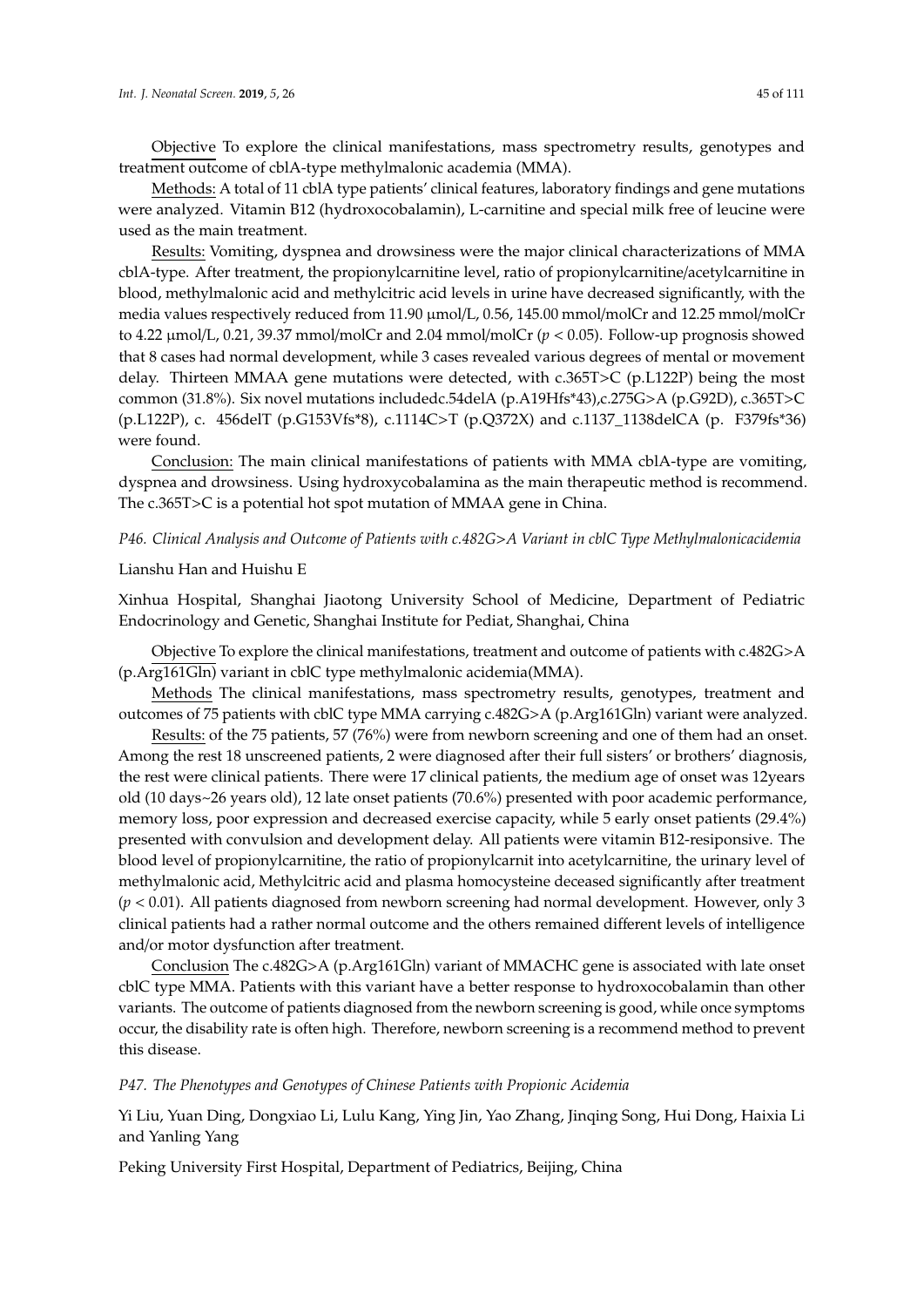Objective To explore the clinical manifestations, mass spectrometry results, genotypes and treatment outcome of cblA-type methylmalonic academia (MMA).

Methods: A total of 11 cblA type patients' clinical features, laboratory findings and gene mutations were analyzed. Vitamin B12 (hydroxocobalamin), L-carnitine and special milk free of leucine were used as the main treatment.

Results: Vomiting, dyspnea and drowsiness were the major clinical characterizations of MMA cblA-type. After treatment, the propionylcarnitine level, ratio of propionylcarnitine/acetylcarnitine in blood, methylmalonic acid and methylcitric acid levels in urine have decreased significantly, with the media values respectively reduced from 11.90 µmol/L, 0.56, 145.00 mmol/molCr and 12.25 mmol/molCr to 4.22 µmol/L, 0.21, 39.37 mmol/molCr and 2.04 mmol/molCr ($p < 0.05$). Follow-up prognosis showed that 8 cases had normal development, while 3 cases revealed various degrees of mental or movement delay. Thirteen MMAA gene mutations were detected, with c.365T>C (p.L122P) being the most common (31.8%). Six novel mutations includedc.54delA (p.A19Hfs*43),c.275G>A (p.G92D), c.365T>C (p.L122P), c. 456delT (p.G153Vfs*8), c.1114C>T (p.Q372X) and c.1137_1138delCA (p. F379fs*36) were found.

Conclusion: The main clinical manifestations of patients with MMA cblA-type are vomiting, dyspnea and drowsiness. Using hydroxycobalamina as the main therapeutic method is recommend. The c.365T>C is a potential hot spot mutation of MMAA gene in China.

*P46. Clinical Analysis and Outcome of Patients with c.482G>A Variant in cblC Type Methylmalonicacidemia*

Lianshu Han and Huishu E

Xinhua Hospital, Shanghai Jiaotong University School of Medicine, Department of Pediatric Endocrinology and Genetic, Shanghai Institute for Pediat, Shanghai, China

Objective To explore the clinical manifestations, treatment and outcome of patients with c.482G>A (p.Arg161Gln) variant in cblC type methylmalonic acidemia(MMA).

Methods The clinical manifestations, mass spectrometry results, genotypes, treatment and outcomes of 75 patients with cblC type MMA carrying c.482G>A (p.Arg161Gln) variant were analyzed.

Results: of the 75 patients, 57 (76%) were from newborn screening and one of them had an onset. Among the rest 18 unscreened patients, 2 were diagnosed after their full sisters' or brothers' diagnosis, the rest were clinical patients. There were 17 clinical patients, the medium age of onset was 12years old (10 days~26 years old), 12 late onset patients (70.6%) presented with poor academic performance, memory loss, poor expression and decreased exercise capacity, while 5 early onset patients (29.4%) presented with convulsion and development delay. All patients were vitamin B12-resiponsive. The blood level of propionylcarnitine, the ratio of propionylcarnit into acetylcarnitine, the urinary level of methylmalonic acid, Methylcitric acid and plasma homocysteine deceased significantly after treatment ($p < 0.01$). All patients diagnosed from newborn screening had normal development. However, only 3 clinical patients had a rather normal outcome and the others remained different levels of intelligence and/or motor dysfunction after treatment.

Conclusion The c.482G>A (p.Arg161Gln) variant of MMACHC gene is associated with late onset cblC type MMA. Patients with this variant have a better response to hydroxocobalamin than other variants. The outcome of patients diagnosed from the newborn screening is good, while once symptoms occur, the disability rate is often high. Therefore, newborn screening is a recommend method to prevent this disease.

*P47. The Phenotypes and Genotypes of Chinese Patients with Propionic Acidemia*

Yi Liu, Yuan Ding, Dongxiao Li, Lulu Kang, Ying Jin, Yao Zhang, Jinqing Song, Hui Dong, Haixia Li and Yanling Yang

Peking University First Hospital, Department of Pediatrics, Beijing, China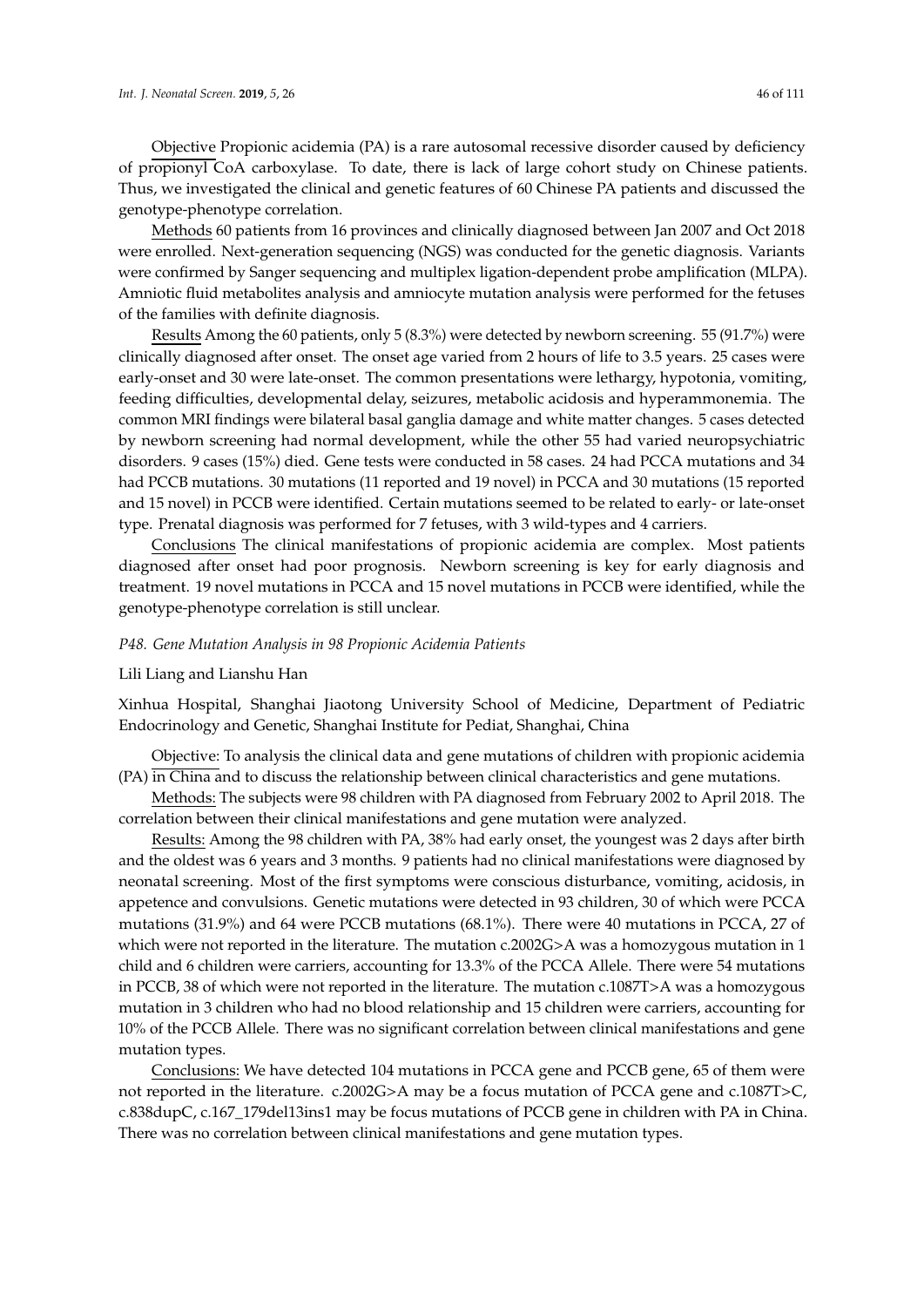Objective Propionic acidemia (PA) is a rare autosomal recessive disorder caused by deficiency of propionyl CoA carboxylase. To date, there is lack of large cohort study on Chinese patients. Thus, we investigated the clinical and genetic features of 60 Chinese PA patients and discussed the genotype-phenotype correlation.

Methods 60 patients from 16 provinces and clinically diagnosed between Jan 2007 and Oct 2018 were enrolled. Next-generation sequencing (NGS) was conducted for the genetic diagnosis. Variants were confirmed by Sanger sequencing and multiplex ligation-dependent probe amplification (MLPA). Amniotic fluid metabolites analysis and amniocyte mutation analysis were performed for the fetuses of the families with definite diagnosis.

Results Among the 60 patients, only 5 (8.3%) were detected by newborn screening. 55 (91.7%) were clinically diagnosed after onset. The onset age varied from 2 hours of life to 3.5 years. 25 cases were early-onset and 30 were late-onset. The common presentations were lethargy, hypotonia, vomiting, feeding difficulties, developmental delay, seizures, metabolic acidosis and hyperammonemia. The common MRI findings were bilateral basal ganglia damage and white matter changes. 5 cases detected by newborn screening had normal development, while the other 55 had varied neuropsychiatric disorders. 9 cases (15%) died. Gene tests were conducted in 58 cases. 24 had PCCA mutations and 34 had PCCB mutations. 30 mutations (11 reported and 19 novel) in PCCA and 30 mutations (15 reported and 15 novel) in PCCB were identified. Certain mutations seemed to be related to early- or late-onset type. Prenatal diagnosis was performed for 7 fetuses, with 3 wild-types and 4 carriers.

Conclusions The clinical manifestations of propionic acidemia are complex. Most patients diagnosed after onset had poor prognosis. Newborn screening is key for early diagnosis and treatment. 19 novel mutations in PCCA and 15 novel mutations in PCCB were identified, while the genotype-phenotype correlation is still unclear.

*P48. Gene Mutation Analysis in 98 Propionic Acidemia Patients*

Lili Liang and Lianshu Han

Xinhua Hospital, Shanghai Jiaotong University School of Medicine, Department of Pediatric Endocrinology and Genetic, Shanghai Institute for Pediat, Shanghai, China

Objective: To analysis the clinical data and gene mutations of children with propionic acidemia (PA) in China and to discuss the relationship between clinical characteristics and gene mutations.

Methods: The subjects were 98 children with PA diagnosed from February 2002 to April 2018. The correlation between their clinical manifestations and gene mutation were analyzed.

Results: Among the 98 children with PA, 38% had early onset, the youngest was 2 days after birth and the oldest was 6 years and 3 months. 9 patients had no clinical manifestations were diagnosed by neonatal screening. Most of the first symptoms were conscious disturbance, vomiting, acidosis, in appetence and convulsions. Genetic mutations were detected in 93 children, 30 of which were PCCA mutations (31.9%) and 64 were PCCB mutations (68.1%). There were 40 mutations in PCCA, 27 of which were not reported in the literature. The mutation c.2002G>A was a homozygous mutation in 1 child and 6 children were carriers, accounting for 13.3% of the PCCA Allele. There were 54 mutations in PCCB, 38 of which were not reported in the literature. The mutation c.1087T>A was a homozygous mutation in 3 children who had no blood relationship and 15 children were carriers, accounting for 10% of the PCCB Allele. There was no significant correlation between clinical manifestations and gene mutation types.

Conclusions: We have detected 104 mutations in PCCA gene and PCCB gene, 65 of them were not reported in the literature. c.2002G>A may be a focus mutation of PCCA gene and c.1087T>C, c.838dupC, c.167_179del13ins1 may be focus mutations of PCCB gene in children with PA in China. There was no correlation between clinical manifestations and gene mutation types.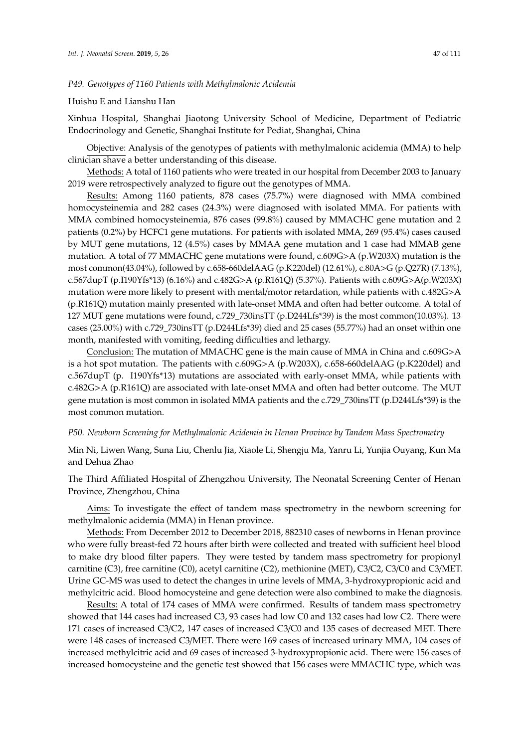*P49. Genotypes of 1160 Patients with Methylmalonic Acidemia*

Huishu E and Lianshu Han

Xinhua Hospital, Shanghai Jiaotong University School of Medicine, Department of Pediatric Endocrinology and Genetic, Shanghai Institute for Pediat, Shanghai, China

Objective: Analysis of the genotypes of patients with methylmalonic acidemia (MMA) to help clinician shave a better understanding of this disease.

Methods: A total of 1160 patients who were treated in our hospital from December 2003 to January 2019 were retrospectively analyzed to figure out the genotypes of MMA.

Results: Among 1160 patients, 878 cases (75.7%) were diagnosed with MMA combined homocysteinemia and 282 cases (24.3%) were diagnosed with isolated MMA. For patients with MMA combined homocysteinemia, 876 cases (99.8%) caused by MMACHC gene mutation and 2 patients (0.2%) by HCFC1 gene mutations. For patients with isolated MMA, 269 (95.4%) cases caused by MUT gene mutations, 12 (4.5%) cases by MMAA gene mutation and 1 case had MMAB gene mutation. A total of 77 MMACHC gene mutations were found, c.609G>A (p.W203X) mutation is the most common(43.04%), followed by c.658-660delAAG (p.K220del) (12.61%), c.80A>G (p.Q27R) (7.13%), c.567dupT (p.I190Yfs*13) (6.16%) and c.482G>A (p.R161Q) (5.37%). Patients with c.609G>A(p.W203X) mutation were more likely to present with mental/motor retardation, while patients with c.482G>A (p.R161Q) mutation mainly presented with late-onset MMA and often had better outcome. A total of 127 MUT gene mutations were found, c.729_730insTT (p.D244Lfs*39) is the most common(10.03%). 13 cases (25.00%) with c.729_730insTT (p.D244Lfs*39) died and 25 cases (55.77%) had an onset within one month, manifested with vomiting, feeding difficulties and lethargy.

Conclusion: The mutation of MMACHC gene is the main cause of MMA in China and c.609G>A is a hot spot mutation. The patients with c.609G>A (p.W203X), c.658-660delAAG (p.K220del) and c.567dupT (p. I190Yfs*13) mutations are associated with early-onset MMA, while patients with c.482G>A (p.R161Q) are associated with late-onset MMA and often had better outcome. The MUT gene mutation is most common in isolated MMA patients and the c.729_730insTT (p.D244Lfs*39) is the most common mutation.

*P50. Newborn Screening for Methylmalonic Acidemia in Henan Province by Tandem Mass Spectrometry*

Min Ni, Liwen Wang, Suna Liu, Chenlu Jia, Xiaole Li, Shengju Ma, Yanru Li, Yunjia Ouyang, Kun Ma and Dehua Zhao

The Third Affiliated Hospital of Zhengzhou University, The Neonatal Screening Center of Henan Province, Zhengzhou, China

Aims: To investigate the effect of tandem mass spectrometry in the newborn screening for methylmalonic acidemia (MMA) in Henan province.

Methods: From December 2012 to December 2018, 882310 cases of newborns in Henan province who were fully breast-fed 72 hours after birth were collected and treated with sufficient heel blood to make dry blood filter papers. They were tested by tandem mass spectrometry for propionyl carnitine (C3), free carnitine (C0), acetyl carnitine (C2), methionine (MET), C3/C2, C3/C0 and C3/MET. Urine GC-MS was used to detect the changes in urine levels of MMA, 3-hydroxypropionic acid and methylcitric acid. Blood homocysteine and gene detection were also combined to make the diagnosis.

Results: A total of 174 cases of MMA were confirmed. Results of tandem mass spectrometry showed that 144 cases had increased C3, 93 cases had low C0 and 132 cases had low C2. There were 171 cases of increased C3/C2, 147 cases of increased C3/C0 and 135 cases of decreased MET. There were 148 cases of increased C3/MET. There were 169 cases of increased urinary MMA, 104 cases of increased methylcitric acid and 69 cases of increased 3-hydroxypropionic acid. There were 156 cases of increased homocysteine and the genetic test showed that 156 cases were MMACHC type, which was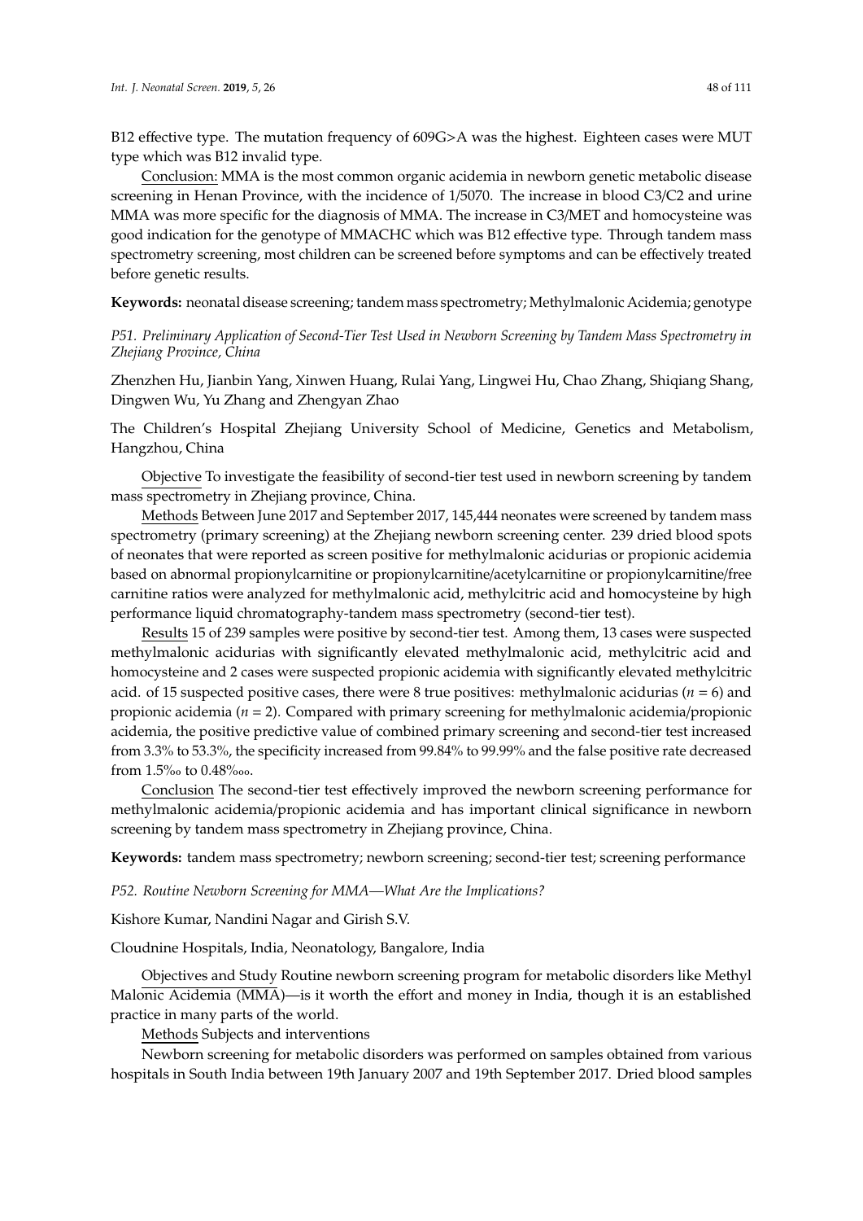B12 effective type. The mutation frequency of 609G>A was the highest. Eighteen cases were MUT type which was B12 invalid type.

Conclusion: MMA is the most common organic acidemia in newborn genetic metabolic disease screening in Henan Province, with the incidence of 1/5070. The increase in blood C3/C2 and urine MMA was more specific for the diagnosis of MMA. The increase in C3/MET and homocysteine was good indication for the genotype of MMACHC which was B12 effective type. Through tandem mass spectrometry screening, most children can be screened before symptoms and can be effectively treated before genetic results.

**Keywords:** neonatal disease screening; tandem mass spectrometry; Methylmalonic Acidemia; genotype

*P51. Preliminary Application of Second-Tier Test Used in Newborn Screening by Tandem Mass Spectrometry in Zhejiang Province, China*

Zhenzhen Hu, Jianbin Yang, Xinwen Huang, Rulai Yang, Lingwei Hu, Chao Zhang, Shiqiang Shang, Dingwen Wu, Yu Zhang and Zhengyan Zhao

The Children's Hospital Zhejiang University School of Medicine, Genetics and Metabolism, Hangzhou, China

Objective To investigate the feasibility of second-tier test used in newborn screening by tandem mass spectrometry in Zhejiang province, China.

Methods Between June 2017 and September 2017, 145,444 neonates were screened by tandem mass spectrometry (primary screening) at the Zhejiang newborn screening center. 239 dried blood spots of neonates that were reported as screen positive for methylmalonic acidurias or propionic acidemia based on abnormal propionylcarnitine or propionylcarnitine/acetylcarnitine or propionylcarnitine/free carnitine ratios were analyzed for methylmalonic acid, methylcitric acid and homocysteine by high performance liquid chromatography-tandem mass spectrometry (second-tier test).

Results 15 of 239 samples were positive by second-tier test. Among them, 13 cases were suspected methylmalonic acidurias with significantly elevated methylmalonic acid, methylcitric acid and homocysteine and 2 cases were suspected propionic acidemia with significantly elevated methylcitric acid. of 15 suspected positive cases, there were 8 true positives: methylmalonic acidurias ($n = 6$) and propionic acidemia ($n = 2$). Compared with primary screening for methylmalonic acidemia/propionic acidemia, the positive predictive value of combined primary screening and second-tier test increased from 3.3% to 53.3%, the specificity increased from 99.84% to 99.99% and the false positive rate decreased from 1.5‰ to 0.48‱.

Conclusion The second-tier test effectively improved the newborn screening performance for methylmalonic acidemia/propionic acidemia and has important clinical significance in newborn screening by tandem mass spectrometry in Zhejiang province, China.

**Keywords:** tandem mass spectrometry; newborn screening; second-tier test; screening performance

*P52. Routine Newborn Screening for MMA—What Are the Implications?*

Kishore Kumar, Nandini Nagar and Girish S.V.

Cloudnine Hospitals, India, Neonatology, Bangalore, India

Objectives and Study Routine newborn screening program for metabolic disorders like Methyl Malonic Acidemia (MMA)—is it worth the effort and money in India, though it is an established practice in many parts of the world.

Methods Subjects and interventions

Newborn screening for metabolic disorders was performed on samples obtained from various hospitals in South India between 19th January 2007 and 19th September 2017. Dried blood samples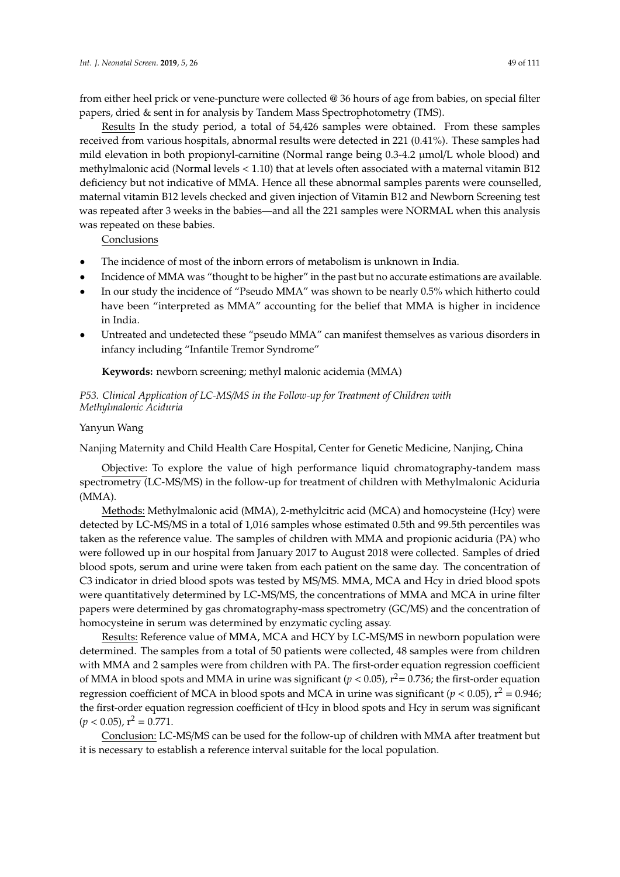from either heel prick or vene-puncture were collected @ 36 hours of age from babies, on special filter papers, dried & sent in for analysis by Tandem Mass Spectrophotometry (TMS).

Results In the study period, a total of 54,426 samples were obtained. From these samples received from various hospitals, abnormal results were detected in 221 (0.41%). These samples had mild elevation in both propionyl-carnitine (Normal range being 0.3-4.2 μmol/L whole blood) and methylmalonic acid (Normal levels < 1.10) that at levels often associated with a maternal vitamin B12 deficiency but not indicative of MMA. Hence all these abnormal samples parents were counselled, maternal vitamin B12 levels checked and given injection of Vitamin B12 and Newborn Screening test was repeated after 3 weeks in the babies—and all the 221 samples were NORMAL when this analysis was repeated on these babies.

Conclusions

- The incidence of most of the inborn errors of metabolism is unknown in India.
- Incidence of MMA was "thought to be higher" in the past but no accurate estimations are available.
- In our study the incidence of "Pseudo MMA" was shown to be nearly 0.5% which hitherto could have been "interpreted as MMA" accounting for the belief that MMA is higher in incidence in India.
- Untreated and undetected these "pseudo MMA" can manifest themselves as various disorders in infancy including "Infantile Tremor Syndrome"

**Keywords:** newborn screening; methyl malonic acidemia (MMA)

### *P53. Clinical Application of LC-MS/MS in the Follow-up for Treatment of Children with Methylmalonic Aciduria*

Yanyun Wang

Nanjing Maternity and Child Health Care Hospital, Center for Genetic Medicine, Nanjing, China

Objective: To explore the value of high performance liquid chromatography-tandem mass spectrometry (LC-MS/MS) in the follow-up for treatment of children with Methylmalonic Aciduria (MMA).

Methods: Methylmalonic acid (MMA), 2-methylcitric acid (MCA) and homocysteine (Hcy) were detected by LC-MS/MS in a total of 1,016 samples whose estimated 0.5th and 99.5th percentiles was taken as the reference value. The samples of children with MMA and propionic aciduria (PA) who were followed up in our hospital from January 2017 to August 2018 were collected. Samples of dried blood spots, serum and urine were taken from each patient on the same day. The concentration of C3 indicator in dried blood spots was tested by MS/MS. MMA, MCA and Hcy in dried blood spots were quantitatively determined by LC-MS/MS, the concentrations of MMA and MCA in urine filter papers were determined by gas chromatography-mass spectrometry (GC/MS) and the concentration of homocysteine in serum was determined by enzymatic cycling assay.

Results: Reference value of MMA, MCA and HCY by LC-MS/MS in newborn population were determined. The samples from a total of 50 patients were collected, 48 samples were from children with MMA and 2 samples were from children with PA. The first-order equation regression coefficient of MMA in blood spots and MMA in urine was significant ($p < 0.05$), $r^2 = 0.736$; the first-order equation regression coefficient of MCA in blood spots and MCA in urine was significant ($p < 0.05$), $r^2 = 0.946$; the first-order equation regression coefficient of tHcy in blood spots and Hcy in serum was significant ($p < 0.05$), $r^2 = 0.771$.

Conclusion: LC-MS/MS can be used for the follow-up of children with MMA after treatment but it is necessary to establish a reference interval suitable for the local population.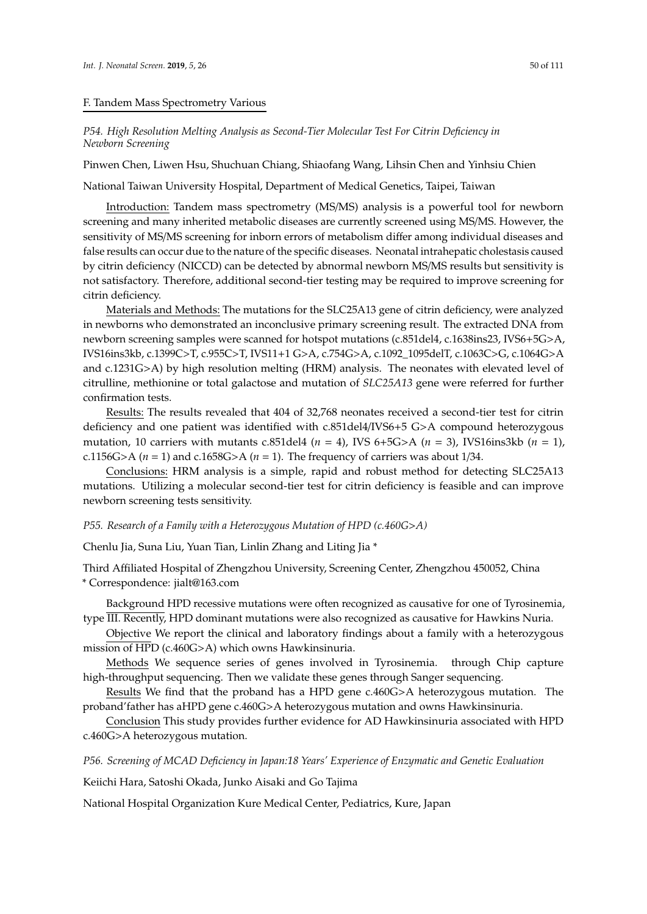## F. Tandem Mass Spectrometry Various

### *P54. High Resolution Melting Analysis as Second-Tier Molecular Test For Citrin Deficiency in Newborn Screening*

Pinwen Chen, Liwen Hsu, Shuchuan Chiang, Shiaofang Wang, Lihsin Chen and Yinhsiu Chien

National Taiwan University Hospital, Department of Medical Genetics, Taipei, Taiwan

Introduction: Tandem mass spectrometry (MS/MS) analysis is a powerful tool for newborn screening and many inherited metabolic diseases are currently screened using MS/MS. However, the sensitivity of MS/MS screening for inborn errors of metabolism differ among individual diseases and false results can occur due to the nature of the specific diseases. Neonatal intrahepatic cholestasis caused by citrin deficiency (NICCD) can be detected by abnormal newborn MS/MS results but sensitivity is not satisfactory. Therefore, additional second-tier testing may be required to improve screening for citrin deficiency.

Materials and Methods: The mutations for the SLC25A13 gene of citrin deficiency, were analyzed in newborns who demonstrated an inconclusive primary screening result. The extracted DNA from newborn screening samples were scanned for hotspot mutations (c.851del4, c.1638ins23, IVS6+5G>A, IVS16ins3kb, c.1399C>T, c.955C>T, IVS11+1 G>A, c.754G>A, c.1092_1095delT, c.1063C>G, c.1064G>A and c.1231G>A) by high resolution melting (HRM) analysis. The neonates with elevated level of citrulline, methionine or total galactose and mutation of *SLC25A13* gene were referred for further confirmation tests.

Results: The results revealed that 404 of 32,768 neonates received a second-tier test for citrin deficiency and one patient was identified with c.851del4/IVS6+5 G>A compound heterozygous mutation, 10 carriers with mutants c.851del4 ($n$ = 4), IVS 6+5G>A ($n$ = 3), IVS16ins3kb ($n$ = 1), c.1156G>A ($n$ = 1) and c.1658G>A ($n$ = 1). The frequency of carriers was about 1/34.

Conclusions: HRM analysis is a simple, rapid and robust method for detecting SLC25A13 mutations. Utilizing a molecular second-tier test for citrin deficiency is feasible and can improve newborn screening tests sensitivity.

### *P55. Research of a Family with a Heterozygous Mutation of HPD (c.460G>A)*

Chenlu Jia, Suna Liu, Yuan Tian, Linlin Zhang and Liting Jia *

Third Affiliated Hospital of Zhengzhou University, Screening Center, Zhengzhou 450052, China
\* Correspondence: jialt@163.com

Background HPD recessive mutations were often recognized as causative for one of Tyrosinemia, type III. Recently, HPD dominant mutations were also recognized as causative for Hawkins Nuria.

Objective We report the clinical and laboratory findings about a family with a heterozygous mission of HPD (c.460G>A) which owns Hawkinsinuria.

Methods We sequence series of genes involved in Tyrosinemia. through Chip capture high-throughput sequencing. Then we validate these genes through Sanger sequencing.

Results We find that the proband has a HPD gene c.460G>A heterozygous mutation. The proband'father has aHPD gene c.460G>A heterozygous mutation and owns Hawkinsinuria.

Conclusion This study provides further evidence for AD Hawkinsinuria associated with HPD c.460G>A heterozygous mutation.

### *P56. Screening of MCAD Deficiency in Japan:18 Years' Experience of Enzymatic and Genetic Evaluation*

Keiichi Hara, Satoshi Okada, Junko Aisaki and Go Tajima

National Hospital Organization Kure Medical Center, Pediatrics, Kure, Japan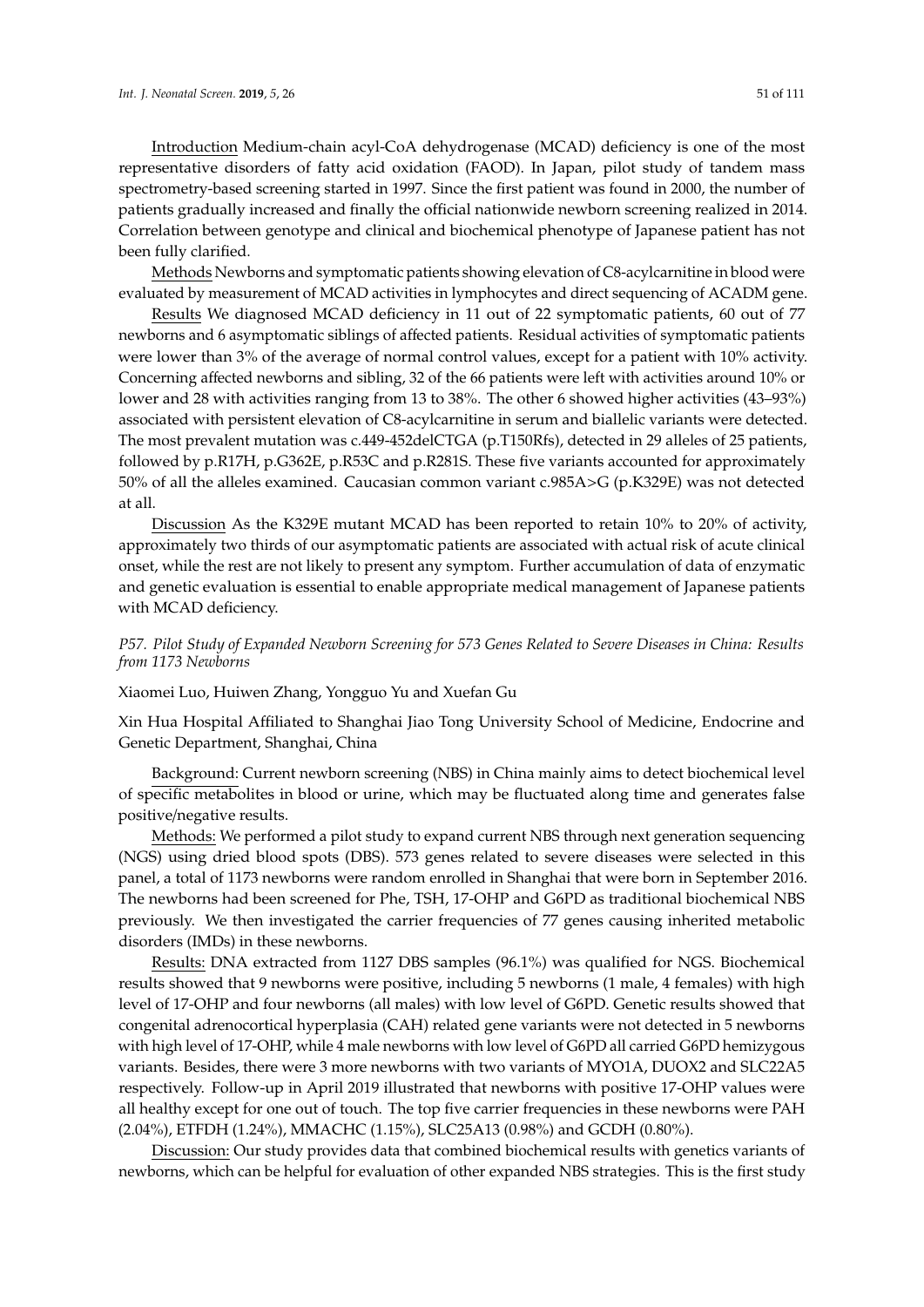Introduction Medium-chain acyl-CoA dehydrogenase (MCAD) deficiency is one of the most representative disorders of fatty acid oxidation (FAOD). In Japan, pilot study of tandem mass spectrometry-based screening started in 1997. Since the first patient was found in 2000, the number of patients gradually increased and finally the official nationwide newborn screening realized in 2014. Correlation between genotype and clinical and biochemical phenotype of Japanese patient has not been fully clarified.

Methods Newborns and symptomatic patients showing elevation of C8-acylcarnitine in blood were evaluated by measurement of MCAD activities in lymphocytes and direct sequencing of ACADM gene.

Results We diagnosed MCAD deficiency in 11 out of 22 symptomatic patients, 60 out of 77 newborns and 6 asymptomatic siblings of affected patients. Residual activities of symptomatic patients were lower than 3% of the average of normal control values, except for a patient with 10% activity. Concerning affected newborns and sibling, 32 of the 66 patients were left with activities around 10% or lower and 28 with activities ranging from 13 to 38%. The other 6 showed higher activities (43–93%) associated with persistent elevation of C8-acylcarnitine in serum and biallelic variants were detected. The most prevalent mutation was c.449-452delCTGA (p.T150Rfs), detected in 29 alleles of 25 patients, followed by p.R17H, p.G362E, p.R53C and p.R281S. These five variants accounted for approximately 50% of all the alleles examined. Caucasian common variant c.985A>G (p.K329E) was not detected at all.

Discussion As the K329E mutant MCAD has been reported to retain 10% to 20% of activity, approximately two thirds of our asymptomatic patients are associated with actual risk of acute clinical onset, while the rest are not likely to present any symptom. Further accumulation of data of enzymatic and genetic evaluation is essential to enable appropriate medical management of Japanese patients with MCAD deficiency.

### *P57. Pilot Study of Expanded Newborn Screening for 573 Genes Related to Severe Diseases in China: Results from 1173 Newborns*

Xiaomei Luo, Huiwen Zhang, Yongguo Yu and Xuefan Gu

Xin Hua Hospital Affiliated to Shanghai Jiao Tong University School of Medicine, Endocrine and Genetic Department, Shanghai, China

Background: Current newborn screening (NBS) in China mainly aims to detect biochemical level of specific metabolites in blood or urine, which may be fluctuated along time and generates false positive/negative results.

Methods: We performed a pilot study to expand current NBS through next generation sequencing (NGS) using dried blood spots (DBS). 573 genes related to severe diseases were selected in this panel, a total of 1173 newborns were random enrolled in Shanghai that were born in September 2016. The newborns had been screened for Phe, TSH, 17-OHP and G6PD as traditional biochemical NBS previously. We then investigated the carrier frequencies of 77 genes causing inherited metabolic disorders (IMDs) in these newborns.

Results: DNA extracted from 1127 DBS samples (96.1%) was qualified for NGS. Biochemical results showed that 9 newborns were positive, including 5 newborns (1 male, 4 females) with high level of 17-OHP and four newborns (all males) with low level of G6PD. Genetic results showed that congenital adrenocortical hyperplasia (CAH) related gene variants were not detected in 5 newborns with high level of 17-OHP, while 4 male newborns with low level of G6PD all carried G6PD hemizygous variants. Besides, there were 3 more newborns with two variants of MYO1A, DUOX2 and SLC22A5 respectively. Follow-up in April 2019 illustrated that newborns with positive 17-OHP values were all healthy except for one out of touch. The top five carrier frequencies in these newborns were PAH (2.04%), ETFDH (1.24%), MMACHC (1.15%), SLC25A13 (0.98%) and GCDH (0.80%).

Discussion: Our study provides data that combined biochemical results with genetics variants of newborns, which can be helpful for evaluation of other expanded NBS strategies. This is the first study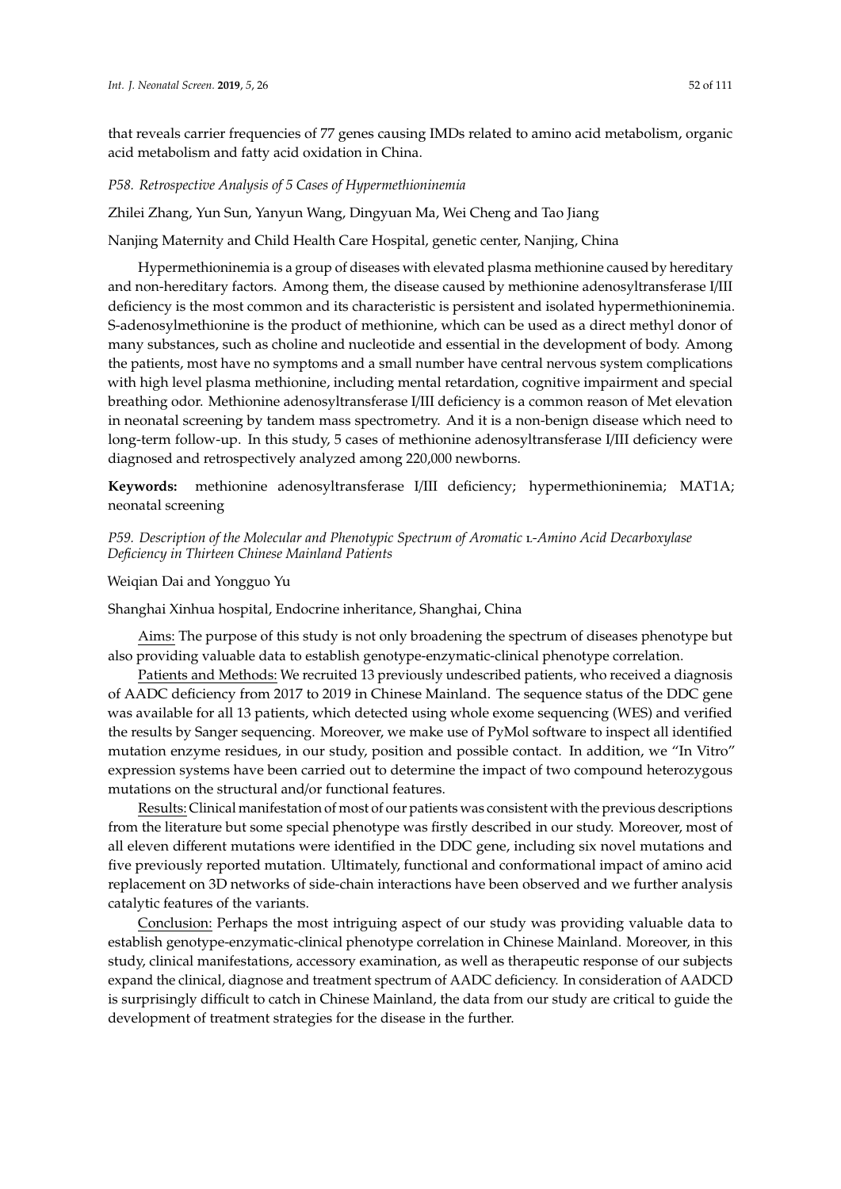that reveals carrier frequencies of 77 genes causing IMDs related to amino acid metabolism, organic acid metabolism and fatty acid oxidation in China.

### *P58. Retrospective Analysis of 5 Cases of Hypermethioninemia*

Zhilei Zhang, Yun Sun, Yanyun Wang, Dingyuan Ma, Wei Cheng and Tao Jiang

Nanjing Maternity and Child Health Care Hospital, genetic center, Nanjing, China

Hypermethioninemia is a group of diseases with elevated plasma methionine caused by hereditary and non-hereditary factors. Among them, the disease caused by methionine adenosyltransferase I/III deficiency is the most common and its characteristic is persistent and isolated hypermethioninemia. S-adenosylmethionine is the product of methionine, which can be used as a direct methyl donor of many substances, such as choline and nucleotide and essential in the development of body. Among the patients, most have no symptoms and a small number have central nervous system complications with high level plasma methionine, including mental retardation, cognitive impairment and special breathing odor. Methionine adenosyltransferase I/III deficiency is a common reason of Met elevation in neonatal screening by tandem mass spectrometry. And it is a non-benign disease which need to long-term follow-up. In this study, 5 cases of methionine adenosyltransferase I/III deficiency were diagnosed and retrospectively analyzed among 220,000 newborns.

**Keywords:** methionine adenosyltransferase I/III deficiency; hypermethioninemia; MAT1A; neonatal screening

### *P59. Description of the Molecular and Phenotypic Spectrum of Aromatic L-Amino Acid Decarboxylase Deficiency in Thirteen Chinese Mainland Patients*

Weiqian Dai and Yongguo Yu

Shanghai Xinhua hospital, Endocrine inheritance, Shanghai, China

Aims: The purpose of this study is not only broadening the spectrum of diseases phenotype but also providing valuable data to establish genotype-enzymatic-clinical phenotype correlation.

Patients and Methods: We recruited 13 previously undescribed patients, who received a diagnosis of AADC deficiency from 2017 to 2019 in Chinese Mainland. The sequence status of the DDC gene was available for all 13 patients, which detected using whole exome sequencing (WES) and verified the results by Sanger sequencing. Moreover, we make use of PyMol software to inspect all identified mutation enzyme residues, in our study, position and possible contact. In addition, we "In Vitro" expression systems have been carried out to determine the impact of two compound heterozygous mutations on the structural and/or functional features.

Results: Clinical manifestation of most of our patients was consistent with the previous descriptions from the literature but some special phenotype was firstly described in our study. Moreover, most of all eleven different mutations were identified in the DDC gene, including six novel mutations and five previously reported mutation. Ultimately, functional and conformational impact of amino acid replacement on 3D networks of side-chain interactions have been observed and we further analysis catalytic features of the variants.

Conclusion: Perhaps the most intriguing aspect of our study was providing valuable data to establish genotype-enzymatic-clinical phenotype correlation in Chinese Mainland. Moreover, in this study, clinical manifestations, accessory examination, as well as therapeutic response of our subjects expand the clinical, diagnose and treatment spectrum of AADC deficiency. In consideration of AADCD is surprisingly difficult to catch in Chinese Mainland, the data from our study are critical to guide the development of treatment strategies for the disease in the further.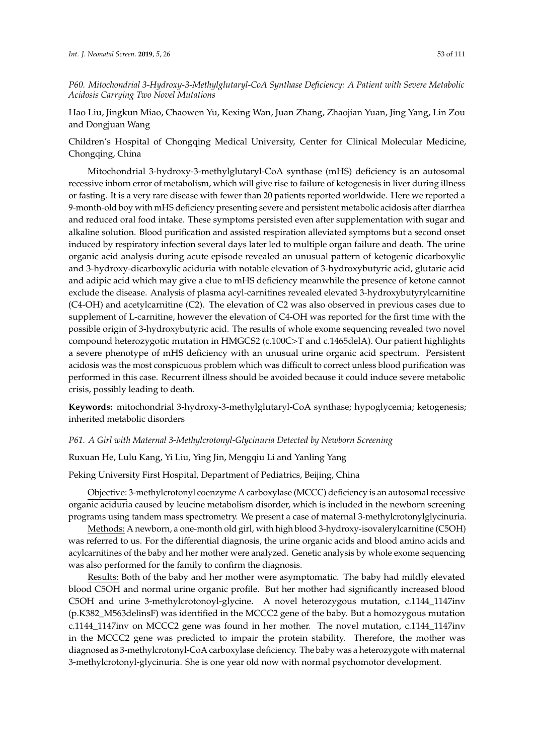*P60. Mitochondrial 3-Hydroxy-3-Methylglutaryl-CoA Synthase Deficiency: A Patient with Severe Metabolic Acidosis Carrying Two Novel Mutations*

Hao Liu, Jingkun Miao, Chaowen Yu, Kexing Wan, Juan Zhang, Zhaojian Yuan, Jing Yang, Lin Zou and Dongjuan Wang

Children's Hospital of Chongqing Medical University, Center for Clinical Molecular Medicine, Chongqing, China

Mitochondrial 3-hydroxy-3-methylglutaryl-CoA synthase (mHS) deficiency is an autosomal recessive inborn error of metabolism, which will give rise to failure of ketogenesis in liver during illness or fasting. It is a very rare disease with fewer than 20 patients reported worldwide. Here we reported a 9-month-old boy with mHS deficiency presenting severe and persistent metabolic acidosis after diarrhea and reduced oral food intake. These symptoms persisted even after supplementation with sugar and alkaline solution. Blood purification and assisted respiration alleviated symptoms but a second onset induced by respiratory infection several days later led to multiple organ failure and death. The urine organic acid analysis during acute episode revealed an unusual pattern of ketogenic dicarboxylic and 3-hydroxy-dicarboxylic aciduria with notable elevation of 3-hydroxybutyric acid, glutaric acid and adipic acid which may give a clue to mHS deficiency meanwhile the presence of ketone cannot exclude the disease. Analysis of plasma acyl-carnitines revealed elevated 3-hydroxybutyrylcarnitine (C4-OH) and acetylcarnitine (C2). The elevation of C2 was also observed in previous cases due to supplement of L-carnitine, however the elevation of C4-OH was reported for the first time with the possible origin of 3-hydroxybutyric acid. The results of whole exome sequencing revealed two novel compound heterozygotic mutation in HMGCS2 (c.100C>T and c.1465delA). Our patient highlights a severe phenotype of mHS deficiency with an unusual urine organic acid spectrum. Persistent acidosis was the most conspicuous problem which was difficult to correct unless blood purification was performed in this case. Recurrent illness should be avoided because it could induce severe metabolic crisis, possibly leading to death.

**Keywords:** mitochondrial 3-hydroxy-3-methylglutaryl-CoA synthase; hypoglycemia; ketogenesis; inherited metabolic disorders

*P61. A Girl with Maternal 3-Methylcrotonyl-Glycinuria Detected by Newborn Screening*

Ruxuan He, Lulu Kang, Yi Liu, Ying Jin, Mengqiu Li and Yanling Yang

Peking University First Hospital, Department of Pediatrics, Beijing, China

Objective: 3-methylcrotonyl coenzyme A carboxylase (MCCC) deficiency is an autosomal recessive organic aciduria caused by leucine metabolism disorder, which is included in the newborn screening programs using tandem mass spectrometry. We present a case of maternal 3-methylcrotonylglycinuria.

Methods: A newborn, a one-month old girl, with high blood 3-hydroxy-isovalerylcarnitine (C5OH) was referred to us. For the differential diagnosis, the urine organic acids and blood amino acids and acylcarnitines of the baby and her mother were analyzed. Genetic analysis by whole exome sequencing was also performed for the family to confirm the diagnosis.

Results: Both of the baby and her mother were asymptomatic. The baby had mildly elevated blood C5OH and normal urine organic profile. But her mother had significantly increased blood C5OH and urine 3-methylcrotonoyl-glycine. A novel heterozygous mutation, c.1144_1147inv (p.K382_M563delinsF) was identified in the MCCC2 gene of the baby. But a homozygous mutation c.1144_1147inv on MCCC2 gene was found in her mother. The novel mutation, c.1144_1147inv in the MCCC2 gene was predicted to impair the protein stability. Therefore, the mother was diagnosed as 3-methylcrotonyl-CoA carboxylase deficiency. The baby was a heterozygote with maternal 3-methylcrotonyl-glycinuria. She is one year old now with normal psychomotor development.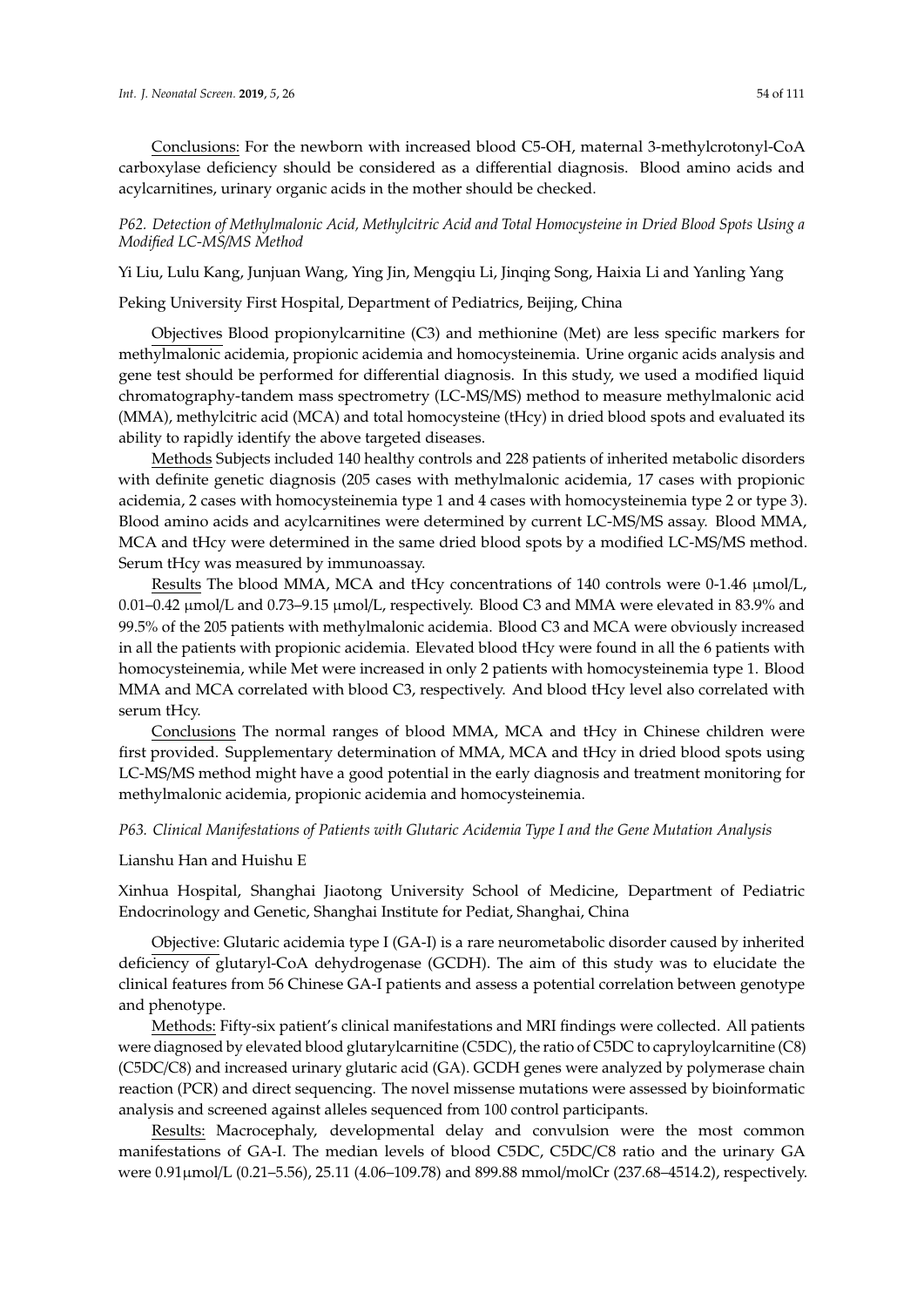Conclusions: For the newborn with increased blood C5-OH, maternal 3-methylcrotonyl-CoA carboxylase deficiency should be considered as a differential diagnosis. Blood amino acids and acylcarnitines, urinary organic acids in the mother should be checked.

### *P62. Detection of Methylmalonic Acid, Methylcitric Acid and Total Homocysteine in Dried Blood Spots Using a Modified LC-MS/MS Method*

Yi Liu, Lulu Kang, Junjuan Wang, Ying Jin, Mengqiu Li, Jinqing Song, Haixia Li and Yanling Yang

Peking University First Hospital, Department of Pediatrics, Beijing, China

Objectives Blood propionylcarnitine (C3) and methionine (Met) are less specific markers for methylmalonic acidemia, propionic acidemia and homocysteinemia. Urine organic acids analysis and gene test should be performed for differential diagnosis. In this study, we used a modified liquid chromatography-tandem mass spectrometry (LC-MS/MS) method to measure methylmalonic acid (MMA), methylcitric acid (MCA) and total homocysteine (tHcy) in dried blood spots and evaluated its ability to rapidly identify the above targeted diseases.

Methods Subjects included 140 healthy controls and 228 patients of inherited metabolic disorders with definite genetic diagnosis (205 cases with methylmalonic acidemia, 17 cases with propionic acidemia, 2 cases with homocysteinemia type 1 and 4 cases with homocysteinemia type 2 or type 3). Blood amino acids and acylcarnitines were determined by current LC-MS/MS assay. Blood MMA, MCA and tHcy were determined in the same dried blood spots by a modified LC-MS/MS method. Serum tHcy was measured by immunoassay.

Results The blood MMA, MCA and tHcy concentrations of 140 controls were 0-1.46 μmol/L, 0.01–0.42 μmol/L and 0.73–9.15 μmol/L, respectively. Blood C3 and MMA were elevated in 83.9% and 99.5% of the 205 patients with methylmalonic acidemia. Blood C3 and MCA were obviously increased in all the patients with propionic acidemia. Elevated blood tHcy were found in all the 6 patients with homocysteinemia, while Met were increased in only 2 patients with homocysteinemia type 1. Blood MMA and MCA correlated with blood C3, respectively. And blood tHcy level also correlated with serum tHcy.

Conclusions The normal ranges of blood MMA, MCA and tHcy in Chinese children were first provided. Supplementary determination of MMA, MCA and tHcy in dried blood spots using LC-MS/MS method might have a good potential in the early diagnosis and treatment monitoring for methylmalonic acidemia, propionic acidemia and homocysteinemia.

### *P63. Clinical Manifestations of Patients with Glutaric Acidemia Type I and the Gene Mutation Analysis*

Lianshu Han and Huishu E

Xinhua Hospital, Shanghai Jiaotong University School of Medicine, Department of Pediatric Endocrinology and Genetic, Shanghai Institute for Pediat, Shanghai, China

Objective: Glutaric acidemia type I (GA-I) is a rare neurometabolic disorder caused by inherited deficiency of glutaryl-CoA dehydrogenase (GCDH). The aim of this study was to elucidate the clinical features from 56 Chinese GA-I patients and assess a potential correlation between genotype and phenotype.

Methods: Fifty-six patient's clinical manifestations and MRI findings were collected. All patients were diagnosed by elevated blood glutarylcarnitine (C5DC), the ratio of C5DC to capryloylcarnitine (C8) (C5DC/C8) and increased urinary glutaric acid (GA). GCDH genes were analyzed by polymerase chain reaction (PCR) and direct sequencing. The novel missense mutations were assessed by bioinformatic analysis and screened against alleles sequenced from 100 control participants.

Results: Macrocephaly, developmental delay and convulsion were the most common manifestations of GA-I. The median levels of blood C5DC, C5DC/C8 ratio and the urinary GA were 0.91μmol/L (0.21–5.56), 25.11 (4.06–109.78) and 899.88 mmol/molCr (237.68–4514.2), respectively.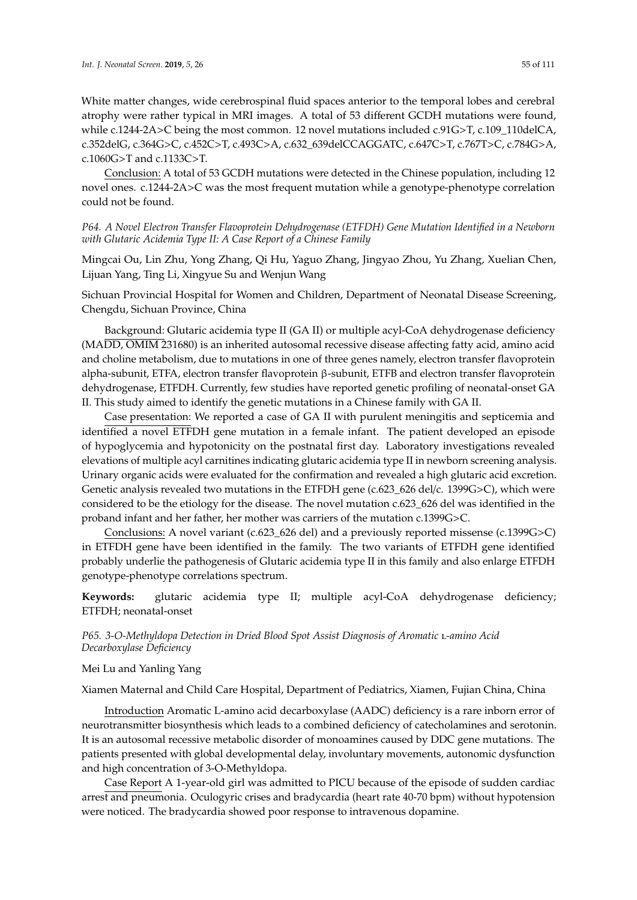White matter changes, wide cerebrospinal fluid spaces anterior to the temporal lobes and cerebral atrophy were rather typical in MRI images. A total of 53 different GCDH mutations were found, while c.1244-2A>C being the most common. 12 novel mutations included c.91G>T, c.109_110delCA, c.352delG, c.364G>C, c.452C>T, c.493C>A, c.632_639delCCAGGATC, c.647C>T, c.767T>C, c.784G>A, c.1060G>T and c.1133C>T.

Conclusion: A total of 53 GCDH mutations were detected in the Chinese population, including 12 novel ones. c.1244-2A>C was the most frequent mutation while a genotype-phenotype correlation could not be found.

### *P64. A Novel Electron Transfer Flavoprotein Dehydrogenase (ETFDH) Gene Mutation Identified in a Newborn with Glutaric Acidemia Type II: A Case Report of a Chinese Family*

Mingcai Ou, Lin Zhu, Yong Zhang, Qi Hu, Yaguo Zhang, Jingyao Zhou, Yu Zhang, Xuelian Chen, Lijuan Yang, Ting Li, Xingyue Su and Wenjun Wang

Sichuan Provincial Hospital for Women and Children, Department of Neonatal Disease Screening, Chengdu, Sichuan Province, China

Background: Glutaric acidemia type II (GA II) or multiple acyl-CoA dehydrogenase deficiency (MADD, OMIM 231680) is an inherited autosomal recessive disease affecting fatty acid, amino acid and choline metabolism, due to mutations in one of three genes namely, electron transfer flavoprotein alpha-subunit, ETFA, electron transfer flavoprotein β-subunit, ETFB and electron transfer flavoprotein dehydrogenase, ETFDH. Currently, few studies have reported genetic profiling of neonatal-onset GA II. This study aimed to identify the genetic mutations in a Chinese family with GA II.

Case presentation: We reported a case of GA II with purulent meningitis and septicemia and identified a novel ETFDH gene mutation in a female infant. The patient developed an episode of hypoglycemia and hypotonicity on the postnatal first day. Laboratory investigations revealed elevations of multiple acyl carnitines indicating glutaric acidemia type II in newborn screening analysis. Urinary organic acids were evaluated for the confirmation and revealed a high glutaric acid excretion. Genetic analysis revealed two mutations in the ETFDH gene (c.623_626 del/c. 1399G>C), which were considered to be the etiology for the disease. The novel mutation c.623_626 del was identified in the proband infant and her father, her mother was carriers of the mutation c.1399G>C.

Conclusions: A novel variant (c.623_626 del) and a previously reported missense (c.1399G>C) in ETFDH gene have been identified in the family. The two variants of ETFDH gene identified probably underlie the pathogenesis of Glutaric acidemia type II in this family and also enlarge ETFDH genotype-phenotype correlations spectrum.

**Keywords:** glutaric acidemia type II; multiple acyl-CoA dehydrogenase deficiency; ETFDH; neonatal-onset

### *P65. 3-O-Methyldopa Detection in Dried Blood Spot Assist Diagnosis of Aromatic L-amino Acid Decarboxylase Deficiency*

Mei Lu and Yanling Yang

Xiamen Maternal and Child Care Hospital, Department of Pediatrics, Xiamen, Fujian China, China

Introduction Aromatic L-amino acid decarboxylase (AADC) deficiency is a rare inborn error of neurotransmitter biosynthesis which leads to a combined deficiency of catecholamines and serotonin. It is an autosomal recessive metabolic disorder of monoamines caused by DDC gene mutations. The patients presented with global developmental delay, involuntary movements, autonomic dysfunction and high concentration of 3-O-Methyldopa.

Case Report A 1-year-old girl was admitted to PICU because of the episode of sudden cardiac arrest and pneumonia. Oculogyric crises and bradycardia (heart rate 40-70 bpm) without hypotension were noticed. The bradycardia showed poor response to intravenous dopamine.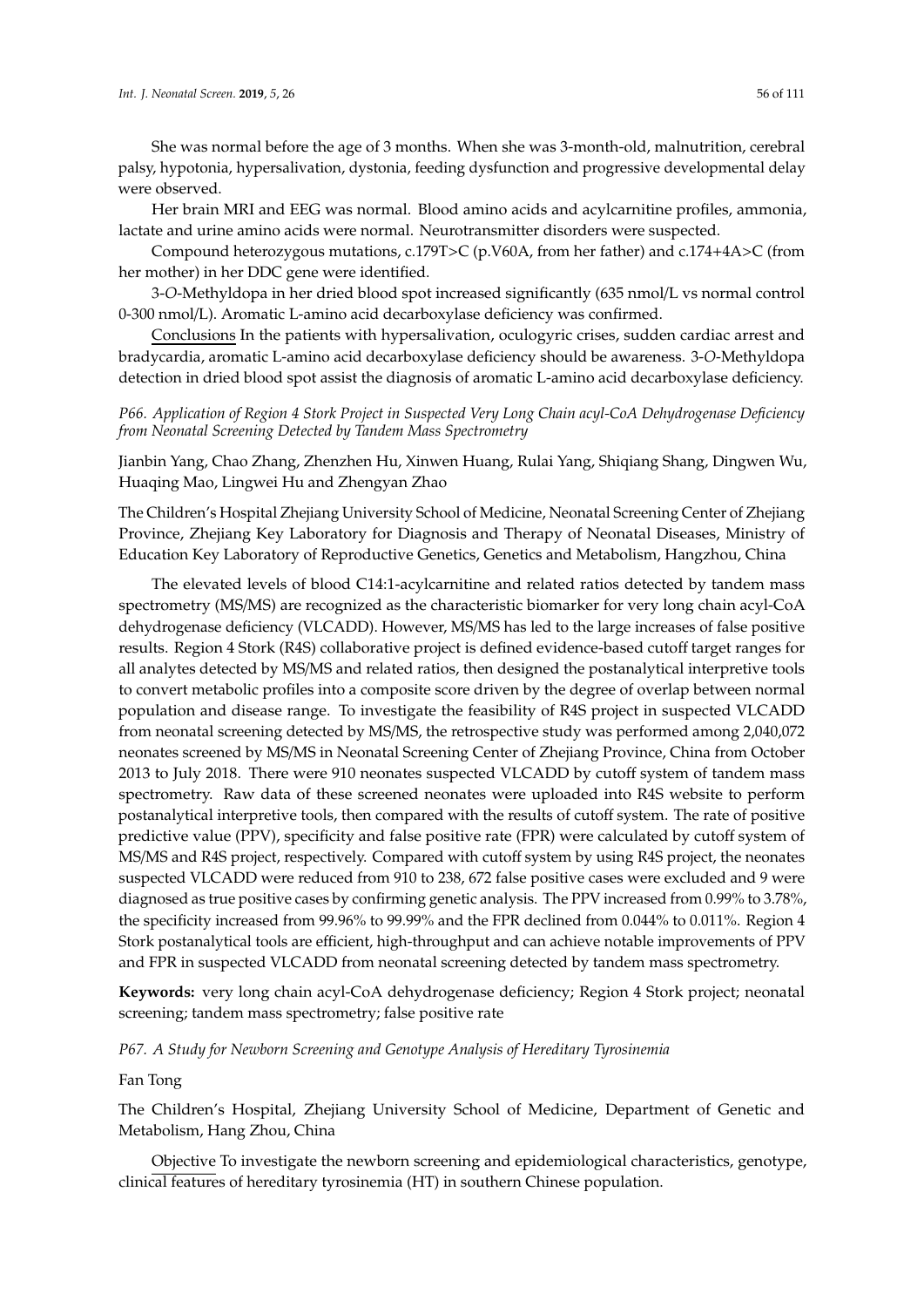She was normal before the age of 3 months. When she was 3-month-old, malnutrition, cerebral palsy, hypotonia, hypersalivation, dystonia, feeding dysfunction and progressive developmental delay were observed.

Her brain MRI and EEG was normal. Blood amino acids and acylcarnitine profiles, ammonia, lactate and urine amino acids were normal. Neurotransmitter disorders were suspected.

Compound heterozygous mutations, c.179T>C (p.V60A, from her father) and c.174+4A>C (from her mother) in her DDC gene were identified.

3-*O*-Methyldopa in her dried blood spot increased significantly (635 nmol/L vs normal control 0-300 nmol/L). Aromatic L-amino acid decarboxylase deficiency was confirmed.

Conclusions In the patients with hypersalivation, oculogyric crises, sudden cardiac arrest and bradycardia, aromatic L-amino acid decarboxylase deficiency should be awareness. 3-*O*-Methyldopa detection in dried blood spot assist the diagnosis of aromatic L-amino acid decarboxylase deficiency.

### *P66. Application of Region 4 Stork Project in Suspected Very Long Chain acyl-CoA Dehydrogenase Deficiency from Neonatal Screening Detected by Tandem Mass Spectrometry*

Jianbin Yang, Chao Zhang, Zhenzhen Hu, Xinwen Huang, Rulai Yang, Shiqiang Shang, Dingwen Wu, Huaqing Mao, Lingwei Hu and Zhengyan Zhao

The Children's Hospital Zhejiang University School of Medicine, Neonatal Screening Center of Zhejiang Province, Zhejiang Key Laboratory for Diagnosis and Therapy of Neonatal Diseases, Ministry of Education Key Laboratory of Reproductive Genetics, Genetics and Metabolism, Hangzhou, China

The elevated levels of blood C14:1-acylcarnitine and related ratios detected by tandem mass spectrometry (MS/MS) are recognized as the characteristic biomarker for very long chain acyl-CoA dehydrogenase deficiency (VLCADD). However, MS/MS has led to the large increases of false positive results. Region 4 Stork (R4S) collaborative project is defined evidence-based cutoff target ranges for all analytes detected by MS/MS and related ratios, then designed the postanalytical interpretive tools to convert metabolic profiles into a composite score driven by the degree of overlap between normal population and disease range. To investigate the feasibility of R4S project in suspected VLCADD from neonatal screening detected by MS/MS, the retrospective study was performed among 2,040,072 neonates screened by MS/MS in Neonatal Screening Center of Zhejiang Province, China from October 2013 to July 2018. There were 910 neonates suspected VLCADD by cutoff system of tandem mass spectrometry. Raw data of these screened neonates were uploaded into R4S website to perform postanalytical interpretive tools, then compared with the results of cutoff system. The rate of positive predictive value (PPV), specificity and false positive rate (FPR) were calculated by cutoff system of MS/MS and R4S project, respectively. Compared with cutoff system by using R4S project, the neonates suspected VLCADD were reduced from 910 to 238, 672 false positive cases were excluded and 9 were diagnosed as true positive cases by confirming genetic analysis. The PPV increased from 0.99% to 3.78%, the specificity increased from 99.96% to 99.99% and the FPR declined from 0.044% to 0.011%. Region 4 Stork postanalytical tools are efficient, high-throughput and can achieve notable improvements of PPV and FPR in suspected VLCADD from neonatal screening detected by tandem mass spectrometry.

**Keywords:** very long chain acyl-CoA dehydrogenase deficiency; Region 4 Stork project; neonatal screening; tandem mass spectrometry; false positive rate

### *P67. A Study for Newborn Screening and Genotype Analysis of Hereditary Tyrosinemia*

Fan Tong

The Children's Hospital, Zhejiang University School of Medicine, Department of Genetic and Metabolism, Hang Zhou, China

Objective To investigate the newborn screening and epidemiological characteristics, genotype, clinical features of hereditary tyrosinemia (HT) in southern Chinese population.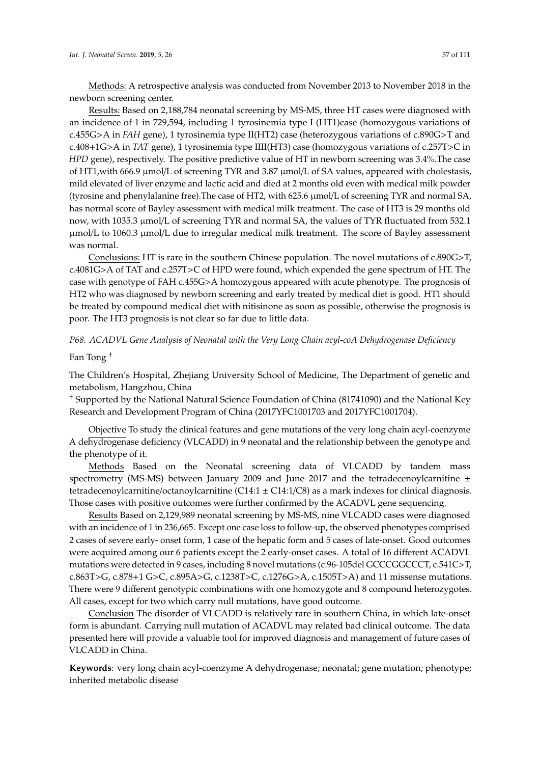Methods: A retrospective analysis was conducted from November 2013 to November 2018 in the newborn screening center.

Results: Based on 2,188,784 neonatal screening by MS-MS, three HT cases were diagnosed with an incidence of 1 in 729,594, including 1 tyrosinemia type I (HT1)case (homozygous variations of c.455G>A in *FAH* gene), 1 tyrosinemia type II(HT2) case (heterozygous variations of c.890G>T and c.408+1G>A in *TAT* gene), 1 tyrosinemia type IIII(HT3) case (homozygous variations of c.257T>C in *HPD* gene), respectively. The positive predictive value of HT in newborn screening was 3.4%.The case of HT1,with 666.9 μmol/L of screening TYR and 3.87 μmol/L of SA values, appeared with cholestasis, mild elevated of liver enzyme and lactic acid and died at 2 months old even with medical milk powder (tyrosine and phenylalanine free).The case of HT2, with 625.6 μmol/L of screening TYR and normal SA, has normal score of Bayley assessment with medical milk treatment. The case of HT3 is 29 months old now, with 1035.3 μmol/L of screening TYR and normal SA, the values of TYR fluctuated from 532.1 μmol/L to 1060.3 μmol/L due to irregular medical milk treatment. The score of Bayley assessment was normal.

Conclusions: HT is rare in the southern Chinese population. The novel mutations of c.890G>T, c.4081G>A of TAT and c.257T>C of HPD were found, which expended the gene spectrum of HT. The case with genotype of FAH c.455G>A homozygous appeared with acute phenotype. The prognosis of HT2 who was diagnosed by newborn screening and early treated by medical diet is good. HT1 should be treated by compound medical diet with nitisinone as soon as possible, otherwise the prognosis is poor. The HT3 prognosis is not clear so far due to little data.

*P68. ACADVL Gene Analysis of Neonatal with the Very Long Chain acyl-coA Dehydrogenase Deficiency*

Fan Tong [†]

The Children's Hospital, Zhejiang University School of Medicine, The Department of genetic and metabolism, Hangzhou, China

[†] Supported by the National Natural Science Foundation of China (81741090) and the National Key Research and Development Program of China (2017YFC1001703 and 2017YFC1001704).

Objective To study the clinical features and gene mutations of the very long chain acyl-coenzyme A dehydrogenase deficiency (VLCADD) in 9 neonatal and the relationship between the genotype and the phenotype of it.

Methods Based on the Neonatal screening data of VLCADD by tandem mass spectrometry (MS-MS) between January 2009 and June 2017 and the tetradecenoylcarnitine ± tetradecenoylcarnitine/octanoylcarnitine (C14:1 ± C14:1/C8) as a mark indexes for clinical diagnosis. Those cases with positive outcomes were further confirmed by the ACADVL gene sequencing.

Results Based on 2,129,989 neonatal screening by MS-MS, nine VLCADD cases were diagnosed with an incidence of 1 in 236,665. Except one case loss to follow-up, the observed phenotypes comprised 2 cases of severe early- onset form, 1 case of the hepatic form and 5 cases of late-onset. Good outcomes were acquired among our 6 patients except the 2 early-onset cases. A total of 16 different ACADVL mutations were detected in 9 cases, including 8 novel mutations (c.96-105del GCCCGGCCCT, c.541C>T, c.863T>G, c.878+1 G>C, c.895A>G, c.1238T>C, c.1276G>A, c.1505T>A) and 11 missense mutations. There were 9 different genotypic combinations with one homozygote and 8 compound heterozygotes. All cases, except for two which carry null mutations, have good outcome.

Conclusion The disorder of VLCADD is relatively rare in southern China, in which late-onset form is abundant. Carrying null mutation of ACADVL may related bad clinical outcome. The data presented here will provide a valuable tool for improved diagnosis and management of future cases of VLCADD in China.

**Keywords**: very long chain acyl-coenzyme A dehydrogenase; neonatal; gene mutation; phenotype; inherited metabolic disease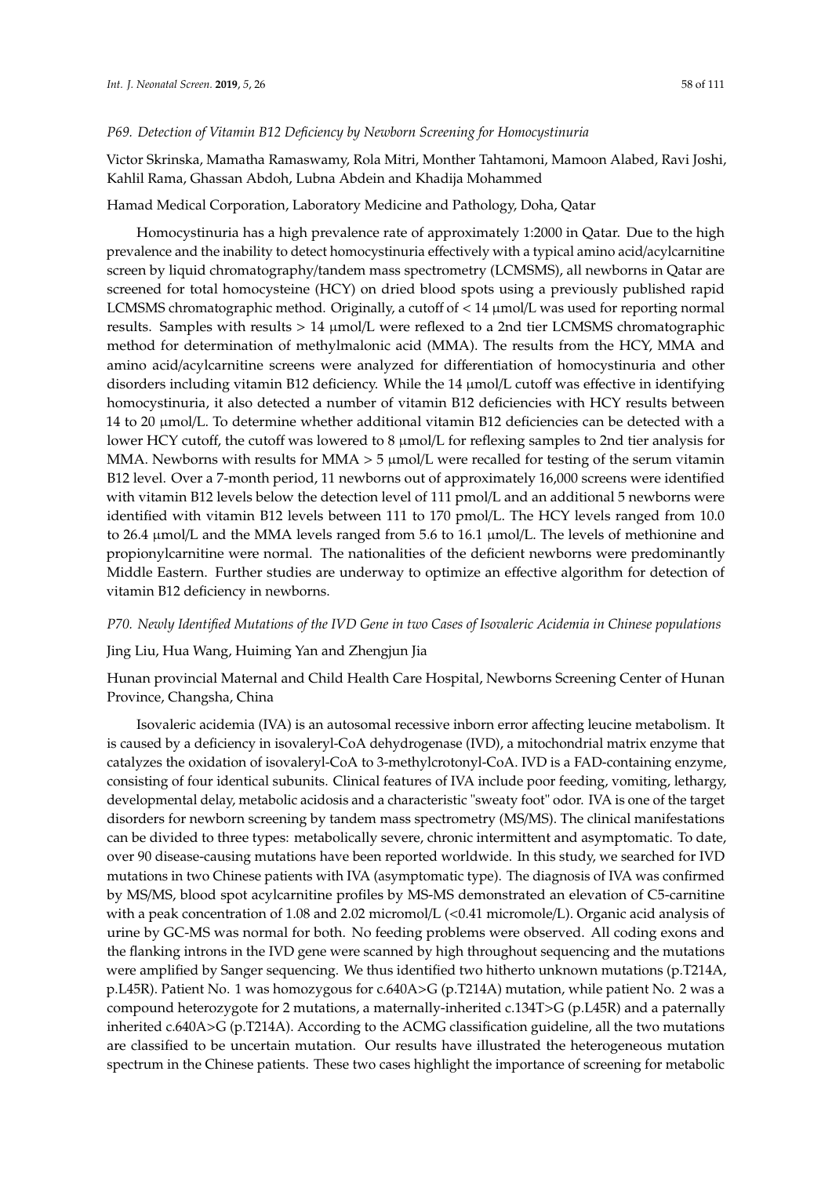### *P69. Detection of Vitamin B12 Deficiency by Newborn Screening for Homocystinuria*

Victor Skrinska, Mamatha Ramaswamy, Rola Mitri, Monther Tahtamoni, Mamoon Alabed, Ravi Joshi, Kahlil Rama, Ghassan Abdoh, Lubna Abdein and Khadija Mohammed

Hamad Medical Corporation, Laboratory Medicine and Pathology, Doha, Qatar

Homocystinuria has a high prevalence rate of approximately 1:2000 in Qatar. Due to the high prevalence and the inability to detect homocystinuria effectively with a typical amino acid/acylcarnitine screen by liquid chromatography/tandem mass spectrometry (LCMSMS), all newborns in Qatar are screened for total homocysteine (HCY) on dried blood spots using a previously published rapid LCMSMS chromatographic method. Originally, a cutoff of < 14 µmol/L was used for reporting normal results. Samples with results > 14 µmol/L were reflexed to a 2nd tier LCMSMS chromatographic method for determination of methylmalonic acid (MMA). The results from the HCY, MMA and amino acid/acylcarnitine screens were analyzed for differentiation of homocystinuria and other disorders including vitamin B12 deficiency. While the 14 µmol/L cutoff was effective in identifying homocystinuria, it also detected a number of vitamin B12 deficiencies with HCY results between 14 to 20 µmol/L. To determine whether additional vitamin B12 deficiencies can be detected with a lower HCY cutoff, the cutoff was lowered to 8 µmol/L for reflexing samples to 2nd tier analysis for MMA. Newborns with results for MMA > 5 µmol/L were recalled for testing of the serum vitamin B12 level. Over a 7-month period, 11 newborns out of approximately 16,000 screens were identified with vitamin B12 levels below the detection level of 111 pmol/L and an additional 5 newborns were identified with vitamin B12 levels between 111 to 170 pmol/L. The HCY levels ranged from 10.0 to 26.4 µmol/L and the MMA levels ranged from 5.6 to 16.1 µmol/L. The levels of methionine and propionylcarnitine were normal. The nationalities of the deficient newborns were predominantly Middle Eastern. Further studies are underway to optimize an effective algorithm for detection of vitamin B12 deficiency in newborns.

### *P70. Newly Identified Mutations of the IVD Gene in two Cases of Isovaleric Acidemia in Chinese populations*

Jing Liu, Hua Wang, Huiming Yan and Zhengjun Jia

Hunan provincial Maternal and Child Health Care Hospital, Newborns Screening Center of Hunan Province, Changsha, China

Isovaleric acidemia (IVA) is an autosomal recessive inborn error affecting leucine metabolism. It is caused by a deficiency in isovaleryl-CoA dehydrogenase (IVD), a mitochondrial matrix enzyme that catalyzes the oxidation of isovaleryl-CoA to 3-methylcrotonyl-CoA. IVD is a FAD-containing enzyme, consisting of four identical subunits. Clinical features of IVA include poor feeding, vomiting, lethargy, developmental delay, metabolic acidosis and a characteristic "sweaty foot" odor. IVA is one of the target disorders for newborn screening by tandem mass spectrometry (MS/MS). The clinical manifestations can be divided to three types: metabolically severe, chronic intermittent and asymptomatic. To date, over 90 disease-causing mutations have been reported worldwide. In this study, we searched for IVD mutations in two Chinese patients with IVA (asymptomatic type). The diagnosis of IVA was confirmed by MS/MS, blood spot acylcarnitine profiles by MS-MS demonstrated an elevation of C5-carnitine with a peak concentration of 1.08 and 2.02 micromol/L (<0.41 micromole/L). Organic acid analysis of urine by GC-MS was normal for both. No feeding problems were observed. All coding exons and the flanking introns in the IVD gene were scanned by high throughout sequencing and the mutations were amplified by Sanger sequencing. We thus identified two hitherto unknown mutations (p.T214A, p.L45R). Patient No. 1 was homozygous for c.640A>G (p.T214A) mutation, while patient No. 2 was a compound heterozygote for 2 mutations, a maternally-inherited c.134T>G (p.L45R) and a paternally inherited c.640A>G (p.T214A). According to the ACMG classification guideline, all the two mutations are classified to be uncertain mutation. Our results have illustrated the heterogeneous mutation spectrum in the Chinese patients. These two cases highlight the importance of screening for metabolic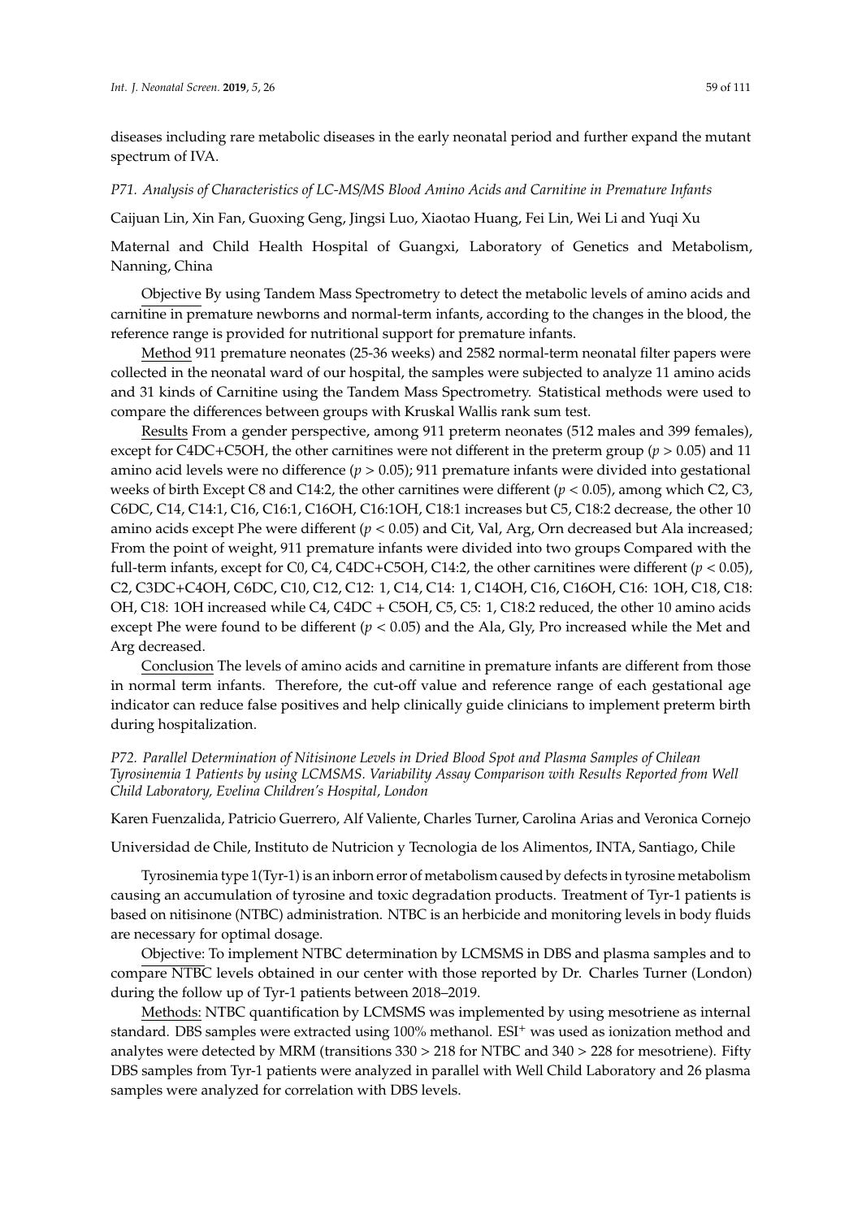diseases including rare metabolic diseases in the early neonatal period and further expand the mutant spectrum of IVA.

### *P71. Analysis of Characteristics of LC-MS/MS Blood Amino Acids and Carnitine in Premature Infants*

Caijuan Lin, Xin Fan, Guoxing Geng, Jingsi Luo, Xiaotao Huang, Fei Lin, Wei Li and Yuqi Xu

Maternal and Child Health Hospital of Guangxi, Laboratory of Genetics and Metabolism, Nanning, China

Objective By using Tandem Mass Spectrometry to detect the metabolic levels of amino acids and carnitine in premature newborns and normal-term infants, according to the changes in the blood, the reference range is provided for nutritional support for premature infants.

Method 911 premature neonates (25-36 weeks) and 2582 normal-term neonatal filter papers were collected in the neonatal ward of our hospital, the samples were subjected to analyze 11 amino acids and 31 kinds of Carnitine using the Tandem Mass Spectrometry. Statistical methods were used to compare the differences between groups with Kruskal Wallis rank sum test.

Results From a gender perspective, among 911 preterm neonates (512 males and 399 females), except for C4DC+C5OH, the other carnitines were not different in the preterm group ($p > 0.05$) and 11 amino acid levels were no difference ($p > 0.05$); 911 premature infants were divided into gestational weeks of birth Except C8 and C14:2, the other carnitines were different ($p < 0.05$), among which C2, C3, C6DC, C14, C14:1, C16, C16:1, C16OH, C16:1OH, C18:1 increases but C5, C18:2 decrease, the other 10 amino acids except Phe were different ($p < 0.05$) and Cit, Val, Arg, Orn decreased but Ala increased; From the point of weight, 911 premature infants were divided into two groups Compared with the full-term infants, except for C0, C4, C4DC+C5OH, C14:2, the other carnitines were different ($p < 0.05$), C2, C3DC+C4OH, C6DC, C10, C12, C12: 1, C14, C14: 1, C14OH, C16, C16OH, C16: 1OH, C18, C18: OH, C18: 1OH increased while C4, C4DC + C5OH, C5, C5: 1, C18:2 reduced, the other 10 amino acids except Phe were found to be different ($p < 0.05$) and the Ala, Gly, Pro increased while the Met and Arg decreased.

Conclusion The levels of amino acids and carnitine in premature infants are different from those in normal term infants. Therefore, the cut-off value and reference range of each gestational age indicator can reduce false positives and help clinically guide clinicians to implement preterm birth during hospitalization.

### *P72. Parallel Determination of Nitisinone Levels in Dried Blood Spot and Plasma Samples of Chilean Tyrosinemia 1 Patients by using LCMSMS. Variability Assay Comparison with Results Reported from Well Child Laboratory, Evelina Children's Hospital, London*

Karen Fuenzalida, Patricio Guerrero, Alf Valiente, Charles Turner, Carolina Arias and Veronica Cornejo

Universidad de Chile, Instituto de Nutricion y Tecnologia de los Alimentos, INTA, Santiago, Chile

Tyrosinemia type 1(Tyr-1) is an inborn error of metabolism caused by defects in tyrosine metabolism causing an accumulation of tyrosine and toxic degradation products. Treatment of Tyr-1 patients is based on nitisinone (NTBC) administration. NTBC is an herbicide and monitoring levels in body fluids are necessary for optimal dosage.

Objective: To implement NTBC determination by LCMSMS in DBS and plasma samples and to compare NTBC levels obtained in our center with those reported by Dr. Charles Turner (London) during the follow up of Tyr-1 patients between 2018–2019.

Methods: NTBC quantification by LCMSMS was implemented by using mesotriene as internal standard. DBS samples were extracted using 100% methanol. $ESI^+$ was used as ionization method and analytes were detected by MRM (transitions 330 > 218 for NTBC and 340 > 228 for mesotriene). Fifty DBS samples from Tyr-1 patients were analyzed in parallel with Well Child Laboratory and 26 plasma samples were analyzed for correlation with DBS levels.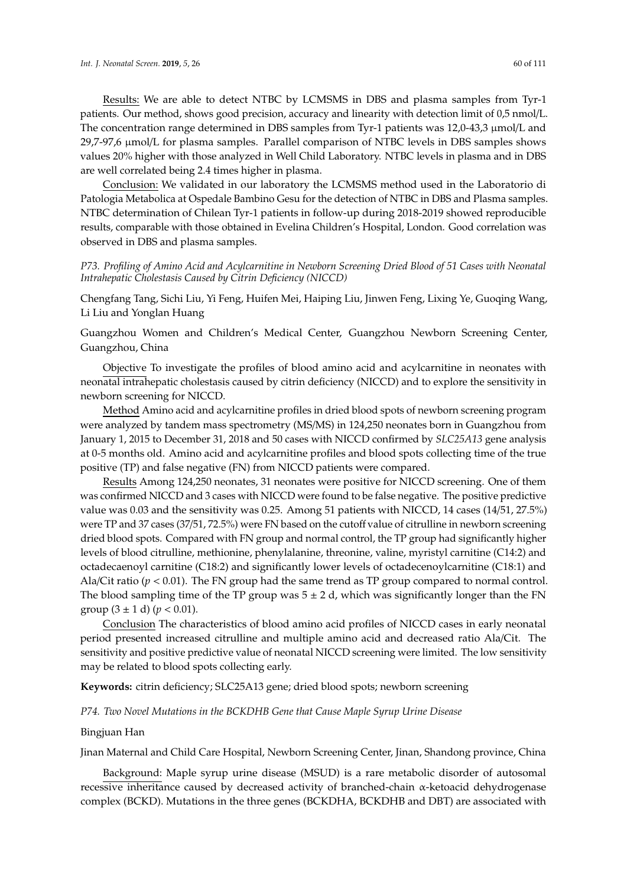Results: We are able to detect NTBC by LCMSMS in DBS and plasma samples from Tyr-1 patients. Our method, shows good precision, accuracy and linearity with detection limit of 0,5 nmol/L. The concentration range determined in DBS samples from Tyr-1 patients was 12,0-43,3 μmol/L and 29,7-97,6 μmol/L for plasma samples. Parallel comparison of NTBC levels in DBS samples shows values 20% higher with those analyzed in Well Child Laboratory. NTBC levels in plasma and in DBS are well correlated being 2.4 times higher in plasma.

Conclusion: We validated in our laboratory the LCMSMS method used in the Laboratorio di Patologia Metabolica at Ospedale Bambino Gesu for the detection of NTBC in DBS and Plasma samples. NTBC determination of Chilean Tyr-1 patients in follow-up during 2018-2019 showed reproducible results, comparable with those obtained in Evelina Children's Hospital, London. Good correlation was observed in DBS and plasma samples.

*P73. Profiling of Amino Acid and Acylcarnitine in Newborn Screening Dried Blood of 51 Cases with Neonatal Intrahepatic Cholestasis Caused by Citrin Deficiency (NICCD)*

Chengfang Tang, Sichi Liu, Yi Feng, Huifen Mei, Haiping Liu, Jinwen Feng, Lixing Ye, Guoqing Wang, Li Liu and Yonglan Huang

Guangzhou Women and Children's Medical Center, Guangzhou Newborn Screening Center, Guangzhou, China

Objective To investigate the profiles of blood amino acid and acylcarnitine in neonates with neonatal intrahepatic cholestasis caused by citrin deficiency (NICCD) and to explore the sensitivity in newborn screening for NICCD.

Method Amino acid and acylcarnitine profiles in dried blood spots of newborn screening program were analyzed by tandem mass spectrometry (MS/MS) in 124,250 neonates born in Guangzhou from January 1, 2015 to December 31, 2018 and 50 cases with NICCD confirmed by *SLC25A13* gene analysis at 0-5 months old. Amino acid and acylcarnitine profiles and blood spots collecting time of the true positive (TP) and false negative (FN) from NICCD patients were compared.

Results Among 124,250 neonates, 31 neonates were positive for NICCD screening. One of them was confirmed NICCD and 3 cases with NICCD were found to be false negative. The positive predictive value was 0.03 and the sensitivity was 0.25. Among 51 patients with NICCD, 14 cases (14/51, 27.5%) were TP and 37 cases (37/51, 72.5%) were FN based on the cutoff value of citrulline in newborn screening dried blood spots. Compared with FN group and normal control, the TP group had significantly higher levels of blood citrulline, methionine, phenylalanine, threonine, valine, myristyl carnitine (C14:2) and octadecaenoyl carnitine (C18:2) and significantly lower levels of octadecenoylcarnitine (C18:1) and Ala/Cit ratio ($p < 0.01$). The FN group had the same trend as TP group compared to normal control. The blood sampling time of the TP group was $5 \pm 2$ d, which was significantly longer than the FN group ($3 \pm 1$ d) ($p < 0.01$).

Conclusion The characteristics of blood amino acid profiles of NICCD cases in early neonatal period presented increased citrulline and multiple amino acid and decreased ratio Ala/Cit. The sensitivity and positive predictive value of neonatal NICCD screening were limited. The low sensitivity may be related to blood spots collecting early.

**Keywords:** citrin deficiency; SLC25A13 gene; dried blood spots; newborn screening

*P74. Two Novel Mutations in the BCKDHB Gene that Cause Maple Syrup Urine Disease*

Bingjuan Han

Jinan Maternal and Child Care Hospital, Newborn Screening Center, Jinan, Shandong province, China

Background: Maple syrup urine disease (MSUD) is a rare metabolic disorder of autosomal recessive inheritance caused by decreased activity of branched-chain α-ketoacid dehydrogenase complex (BCKD). Mutations in the three genes (BCKDHA, BCKDHB and DBT) are associated with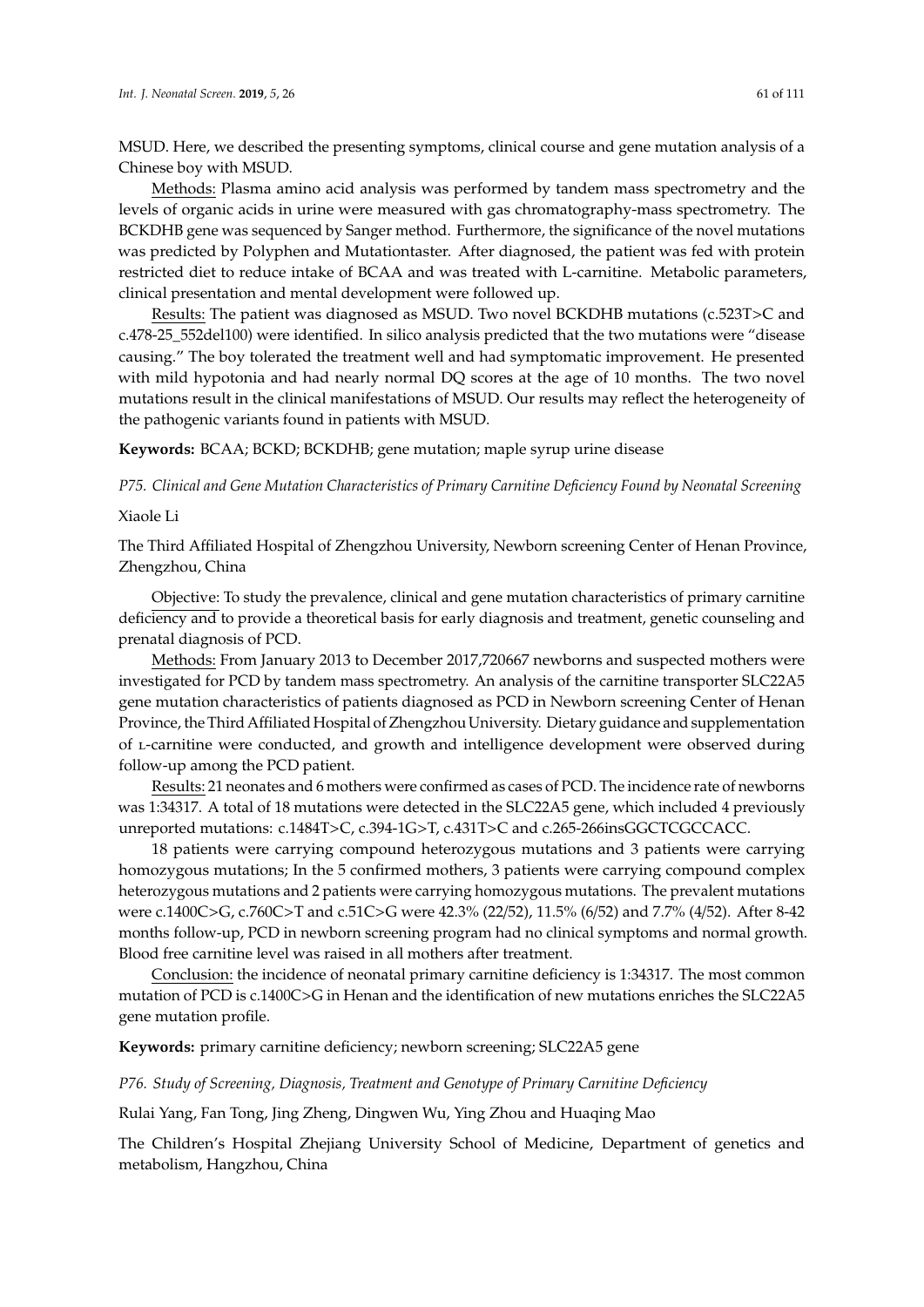MSUD. Here, we described the presenting symptoms, clinical course and gene mutation analysis of a Chinese boy with MSUD.

Methods: Plasma amino acid analysis was performed by tandem mass spectrometry and the levels of organic acids in urine were measured with gas chromatography-mass spectrometry. The BCKDHB gene was sequenced by Sanger method. Furthermore, the significance of the novel mutations was predicted by Polyphen and Mutationtaster. After diagnosed, the patient was fed with protein restricted diet to reduce intake of BCAA and was treated with L-carnitine. Metabolic parameters, clinical presentation and mental development were followed up.

Results: The patient was diagnosed as MSUD. Two novel BCKDHB mutations (c.523T>C and c.478-25_552del100) were identified. In silico analysis predicted that the two mutations were "disease causing." The boy tolerated the treatment well and had symptomatic improvement. He presented with mild hypotonia and had nearly normal DQ scores at the age of 10 months. The two novel mutations result in the clinical manifestations of MSUD. Our results may reflect the heterogeneity of the pathogenic variants found in patients with MSUD.

**Keywords:** BCAA; BCKD; BCKDHB; gene mutation; maple syrup urine disease

*P75. Clinical and Gene Mutation Characteristics of Primary Carnitine Deficiency Found by Neonatal Screening*

Xiaole Li

The Third Affiliated Hospital of Zhengzhou University, Newborn screening Center of Henan Province, Zhengzhou, China

Objective: To study the prevalence, clinical and gene mutation characteristics of primary carnitine deficiency and to provide a theoretical basis for early diagnosis and treatment, genetic counseling and prenatal diagnosis of PCD.

Methods: From January 2013 to December 2017,720667 newborns and suspected mothers were investigated for PCD by tandem mass spectrometry. An analysis of the carnitine transporter SLC22A5 gene mutation characteristics of patients diagnosed as PCD in Newborn screening Center of Henan Province, the Third Affiliated Hospital of Zhengzhou University. Dietary guidance and supplementation of L-carnitine were conducted, and growth and intelligence development were observed during follow-up among the PCD patient.

Results: 21 neonates and 6 mothers were confirmed as cases of PCD. The incidence rate of newborns was 1:34317. A total of 18 mutations were detected in the SLC22A5 gene, which included 4 previously unreported mutations: c.1484T>C, c.394-1G>T, c.431T>C and c.265-266insGGCTCGCCACC.

18 patients were carrying compound heterozygous mutations and 3 patients were carrying homozygous mutations; In the 5 confirmed mothers, 3 patients were carrying compound complex heterozygous mutations and 2 patients were carrying homozygous mutations. The prevalent mutations were c.1400C>G, c.760C>T and c.51C>G were 42.3% (22/52), 11.5% (6/52) and 7.7% (4/52). After 8-42 months follow-up, PCD in newborn screening program had no clinical symptoms and normal growth. Blood free carnitine level was raised in all mothers after treatment.

Conclusion: the incidence of neonatal primary carnitine deficiency is 1:34317. The most common mutation of PCD is c.1400C>G in Henan and the identification of new mutations enriches the SLC22A5 gene mutation profile.

**Keywords:** primary carnitine deficiency; newborn screening; SLC22A5 gene

*P76. Study of Screening, Diagnosis, Treatment and Genotype of Primary Carnitine Deficiency*

Rulai Yang, Fan Tong, Jing Zheng, Dingwen Wu, Ying Zhou and Huaqing Mao

The Children's Hospital Zhejiang University School of Medicine, Department of genetics and metabolism, Hangzhou, China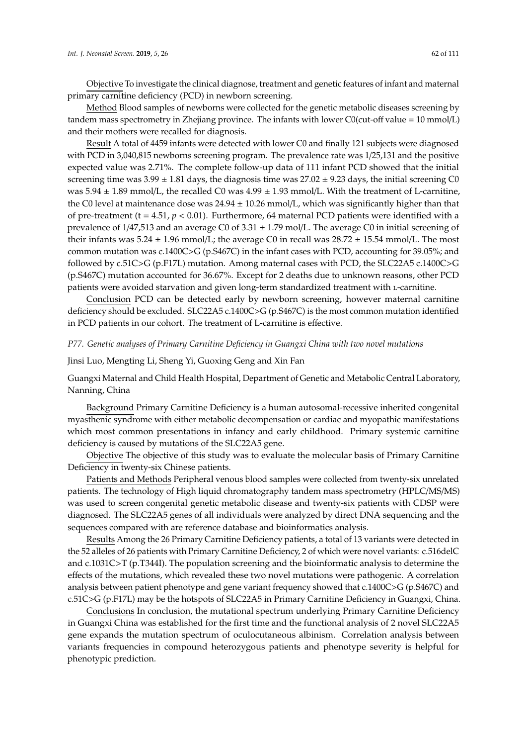Objective To investigate the clinical diagnose, treatment and genetic features of infant and maternal primary carnitine deficiency (PCD) in newborn screening.

Method Blood samples of newborns were collected for the genetic metabolic diseases screening by tandem mass spectrometry in Zhejiang province. The infants with lower C0(cut-off value = 10 mmol/L) and their mothers were recalled for diagnosis.

Result A total of 4459 infants were detected with lower C0 and finally 121 subjects were diagnosed with PCD in 3,040,815 newborns screening program. The prevalence rate was 1/25,131 and the positive expected value was 2.71%. The complete follow-up data of 111 infant PCD showed that the initial screening time was $3.99 \pm 1.81$ days, the diagnosis time was $27.02 \pm 9.23$ days, the initial screening C0 was $5.94 \pm 1.89$ mmol/L, the recalled C0 was $4.99 \pm 1.93$ mmol/L. With the treatment of L-carnitine, the C0 level at maintenance dose was $24.94 \pm 10.26$ mmol/L, which was significantly higher than that of pre-treatment ($t = 4.51$, $p < 0.01$). Furthermore, 64 maternal PCD patients were identified with a prevalence of 1/47,513 and an average C0 of $3.31 \pm 1.79$ mol/L. The average C0 in initial screening of their infants was $5.24 \pm 1.96$ mmol/L; the average C0 in recall was $28.72 \pm 15.54$ mmol/L. The most common mutation was c.1400C>G (p.S467C) in the infant cases with PCD, accounting for 39.05%; and followed by c.51C>G (p.F17L) mutation. Among maternal cases with PCD, the SLC22A5 c.1400C>G (p.S467C) mutation accounted for 36.67%. Except for 2 deaths due to unknown reasons, other PCD patients were avoided starvation and given long-term standardized treatment with L-carnitine.

Conclusion PCD can be detected early by newborn screening, however maternal carnitine deficiency should be excluded. SLC22A5 c.1400C>G (p.S467C) is the most common mutation identified in PCD patients in our cohort. The treatment of L-carnitine is effective.

*P77. Genetic analyses of Primary Carnitine Deficiency in Guangxi China with two novel mutations*

Jinsi Luo, Mengting Li, Sheng Yi, Guoxing Geng and Xin Fan

Guangxi Maternal and Child Health Hospital, Department of Genetic and Metabolic Central Laboratory, Nanning, China

Background Primary Carnitine Deficiency is a human autosomal-recessive inherited congenital myasthenic syndrome with either metabolic decompensation or cardiac and myopathic manifestations which most common presentations in infancy and early childhood. Primary systemic carnitine deficiency is caused by mutations of the SLC22A5 gene.

Objective The objective of this study was to evaluate the molecular basis of Primary Carnitine Deficiency in twenty-six Chinese patients.

Patients and Methods Peripheral venous blood samples were collected from twenty-six unrelated patients. The technology of High liquid chromatography tandem mass spectrometry (HPLC/MS/MS) was used to screen congenital genetic metabolic disease and twenty-six patients with CDSP were diagnosed. The SLC22A5 genes of all individuals were analyzed by direct DNA sequencing and the sequences compared with are reference database and bioinformatics analysis.

Results Among the 26 Primary Carnitine Deficiency patients, a total of 13 variants were detected in the 52 alleles of 26 patients with Primary Carnitine Deficiency, 2 of which were novel variants: c.516delC and c.1031C>T (p.T344I). The population screening and the bioinformatic analysis to determine the effects of the mutations, which revealed these two novel mutations were pathogenic. A correlation analysis between patient phenotype and gene variant frequency showed that c.1400C>G (p.S467C) and c.51C>G (p.F17L) may be the hotspots of SLC22A5 in Primary Carnitine Deficiency in Guangxi, China.

Conclusions In conclusion, the mutational spectrum underlying Primary Carnitine Deficiency in Guangxi China was established for the first time and the functional analysis of 2 novel SLC22A5 gene expands the mutation spectrum of oculocutaneous albinism. Correlation analysis between variants frequencies in compound heterozygous patients and phenotype severity is helpful for phenotypic prediction.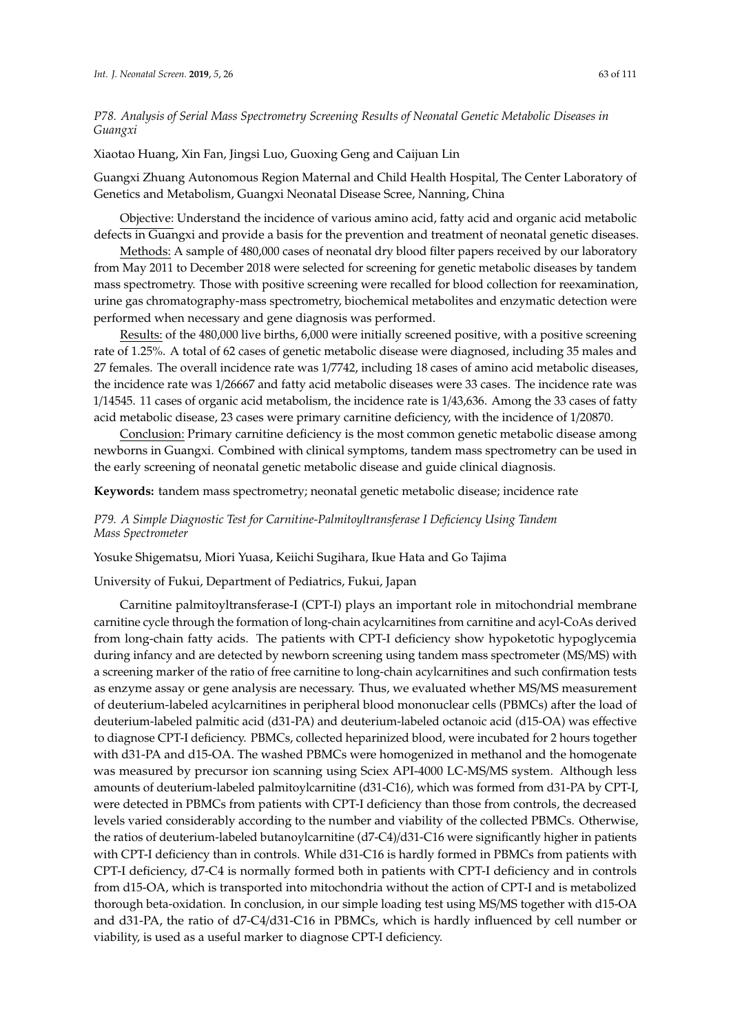### *P78. Analysis of Serial Mass Spectrometry Screening Results of Neonatal Genetic Metabolic Diseases in Guangxi*

Xiaotao Huang, Xin Fan, Jingsi Luo, Guoxing Geng and Caijuan Lin

Guangxi Zhuang Autonomous Region Maternal and Child Health Hospital, The Center Laboratory of Genetics and Metabolism, Guangxi Neonatal Disease Scree, Nanning, China

Objective: Understand the incidence of various amino acid, fatty acid and organic acid metabolic defects in Guangxi and provide a basis for the prevention and treatment of neonatal genetic diseases.

Methods: A sample of 480,000 cases of neonatal dry blood filter papers received by our laboratory from May 2011 to December 2018 were selected for screening for genetic metabolic diseases by tandem mass spectrometry. Those with positive screening were recalled for blood collection for reexamination, urine gas chromatography-mass spectrometry, biochemical metabolites and enzymatic detection were performed when necessary and gene diagnosis was performed.

Results: of the 480,000 live births, 6,000 were initially screened positive, with a positive screening rate of 1.25%. A total of 62 cases of genetic metabolic disease were diagnosed, including 35 males and 27 females. The overall incidence rate was 1/7742, including 18 cases of amino acid metabolic diseases, the incidence rate was 1/26667 and fatty acid metabolic diseases were 33 cases. The incidence rate was 1/14545. 11 cases of organic acid metabolism, the incidence rate is 1/43,636. Among the 33 cases of fatty acid metabolic disease, 23 cases were primary carnitine deficiency, with the incidence of 1/20870.

Conclusion: Primary carnitine deficiency is the most common genetic metabolic disease among newborns in Guangxi. Combined with clinical symptoms, tandem mass spectrometry can be used in the early screening of neonatal genetic metabolic disease and guide clinical diagnosis.

**Keywords:** tandem mass spectrometry; neonatal genetic metabolic disease; incidence rate

### *P79. A Simple Diagnostic Test for Carnitine-Palmitoyltransferase I Deficiency Using Tandem Mass Spectrometer*

Yosuke Shigematsu, Miori Yuasa, Keiichi Sugihara, Ikue Hata and Go Tajima

University of Fukui, Department of Pediatrics, Fukui, Japan

Carnitine palmitoyltransferase-I (CPT-I) plays an important role in mitochondrial membrane carnitine cycle through the formation of long-chain acylcarnitines from carnitine and acyl-CoAs derived from long-chain fatty acids. The patients with CPT-I deficiency show hypoketotic hypoglycemia during infancy and are detected by newborn screening using tandem mass spectrometer (MS/MS) with a screening marker of the ratio of free carnitine to long-chain acylcarnitines and such confirmation tests as enzyme assay or gene analysis are necessary. Thus, we evaluated whether MS/MS measurement of deuterium-labeled acylcarnitines in peripheral blood mononuclear cells (PBMCs) after the load of deuterium-labeled palmitic acid (d31-PA) and deuterium-labeled octanoic acid (d15-OA) was effective to diagnose CPT-I deficiency. PBMCs, collected heparinized blood, were incubated for 2 hours together with d31-PA and d15-OA. The washed PBMCs were homogenized in methanol and the homogenate was measured by precursor ion scanning using Sciex API-4000 LC-MS/MS system. Although less amounts of deuterium-labeled palmitoylcarnitine (d31-C16), which was formed from d31-PA by CPT-I, were detected in PBMCs from patients with CPT-I deficiency than those from controls, the decreased levels varied considerably according to the number and viability of the collected PBMCs. Otherwise, the ratios of deuterium-labeled butanoylcarnitine (d7-C4)/d31-C16 were significantly higher in patients with CPT-I deficiency than in controls. While d31-C16 is hardly formed in PBMCs from patients with CPT-I deficiency, d7-C4 is normally formed both in patients with CPT-I deficiency and in controls from d15-OA, which is transported into mitochondria without the action of CPT-I and is metabolized thorough beta-oxidation. In conclusion, in our simple loading test using MS/MS together with d15-OA and d31-PA, the ratio of d7-C4/d31-C16 in PBMCs, which is hardly influenced by cell number or viability, is used as a useful marker to diagnose CPT-I deficiency.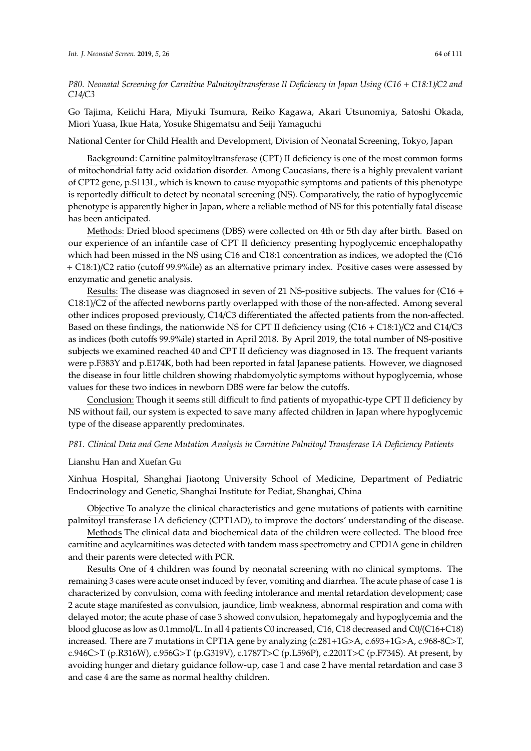*P80. Neonatal Screening for Carnitine Palmitoyltransferase II Deficiency in Japan Using (C16 + C18:1)/C2 and C14/C3*

Go Tajima, Keiichi Hara, Miyuki Tsumura, Reiko Kagawa, Akari Utsunomiya, Satoshi Okada, Miori Yuasa, Ikue Hata, Yosuke Shigematsu and Seiji Yamaguchi

National Center for Child Health and Development, Division of Neonatal Screening, Tokyo, Japan

Background: Carnitine palmitoyltransferase (CPT) II deficiency is one of the most common forms of mitochondrial fatty acid oxidation disorder. Among Caucasians, there is a highly prevalent variant of CPT2 gene, p.S113L, which is known to cause myopathic symptoms and patients of this phenotype is reportedly difficult to detect by neonatal screening (NS). Comparatively, the ratio of hypoglycemic phenotype is apparently higher in Japan, where a reliable method of NS for this potentially fatal disease has been anticipated.

Methods: Dried blood specimens (DBS) were collected on 4th or 5th day after birth. Based on our experience of an infantile case of CPT II deficiency presenting hypoglycemic encephalopathy which had been missed in the NS using C16 and C18:1 concentration as indices, we adopted the (C16 + C18:1)/C2 ratio (cutoff 99.9%ile) as an alternative primary index. Positive cases were assessed by enzymatic and genetic analysis.

Results: The disease was diagnosed in seven of 21 NS-positive subjects. The values for (C16 + C18:1)/C2 of the affected newborns partly overlapped with those of the non-affected. Among several other indices proposed previously, C14/C3 differentiated the affected patients from the non-affected. Based on these findings, the nationwide NS for CPT II deficiency using (C16 + C18:1)/C2 and C14/C3 as indices (both cutoffs 99.9%ile) started in April 2018. By April 2019, the total number of NS-positive subjects we examined reached 40 and CPT II deficiency was diagnosed in 13. The frequent variants were p.F383Y and p.E174K, both had been reported in fatal Japanese patients. However, we diagnosed the disease in four little children showing rhabdomyolytic symptoms without hypoglycemia, whose values for these two indices in newborn DBS were far below the cutoffs.

Conclusion: Though it seems still difficult to find patients of myopathic-type CPT II deficiency by NS without fail, our system is expected to save many affected children in Japan where hypoglycemic type of the disease apparently predominates.

*P81. Clinical Data and Gene Mutation Analysis in Carnitine Palmitoyl Transferase 1A Deficiency Patients*

Lianshu Han and Xuefan Gu

Xinhua Hospital, Shanghai Jiaotong University School of Medicine, Department of Pediatric Endocrinology and Genetic, Shanghai Institute for Pediat, Shanghai, China

Objective To analyze the clinical characteristics and gene mutations of patients with carnitine palmitoyl transferase 1A deficiency (CPT1AD), to improve the doctors' understanding of the disease.

Methods The clinical data and biochemical data of the children were collected. The blood free carnitine and acylcarnitines was detected with tandem mass spectrometry and CPD1A gene in children and their parents were detected with PCR.

Results One of 4 children was found by neonatal screening with no clinical symptoms. The remaining 3 cases were acute onset induced by fever, vomiting and diarrhea. The acute phase of case 1 is characterized by convulsion, coma with feeding intolerance and mental retardation development; case 2 acute stage manifested as convulsion, jaundice, limb weakness, abnormal respiration and coma with delayed motor; the acute phase of case 3 showed convulsion, hepatomegaly and hypoglycemia and the blood glucose as low as 0.1mmol/L. In all 4 patients C0 increased, C16, C18 decreased and C0/(C16+C18) increased. There are 7 mutations in CPT1A gene by analyzing (c.281+1G>A, c.693+1G>A, c.968-8C>T, c.946C>T (p.R316W), c.956G>T (p.G319V), c.1787T>C (p.L596P), c.2201T>C (p.F734S). At present, by avoiding hunger and dietary guidance follow-up, case 1 and case 2 have mental retardation and case 3 and case 4 are the same as normal healthy children.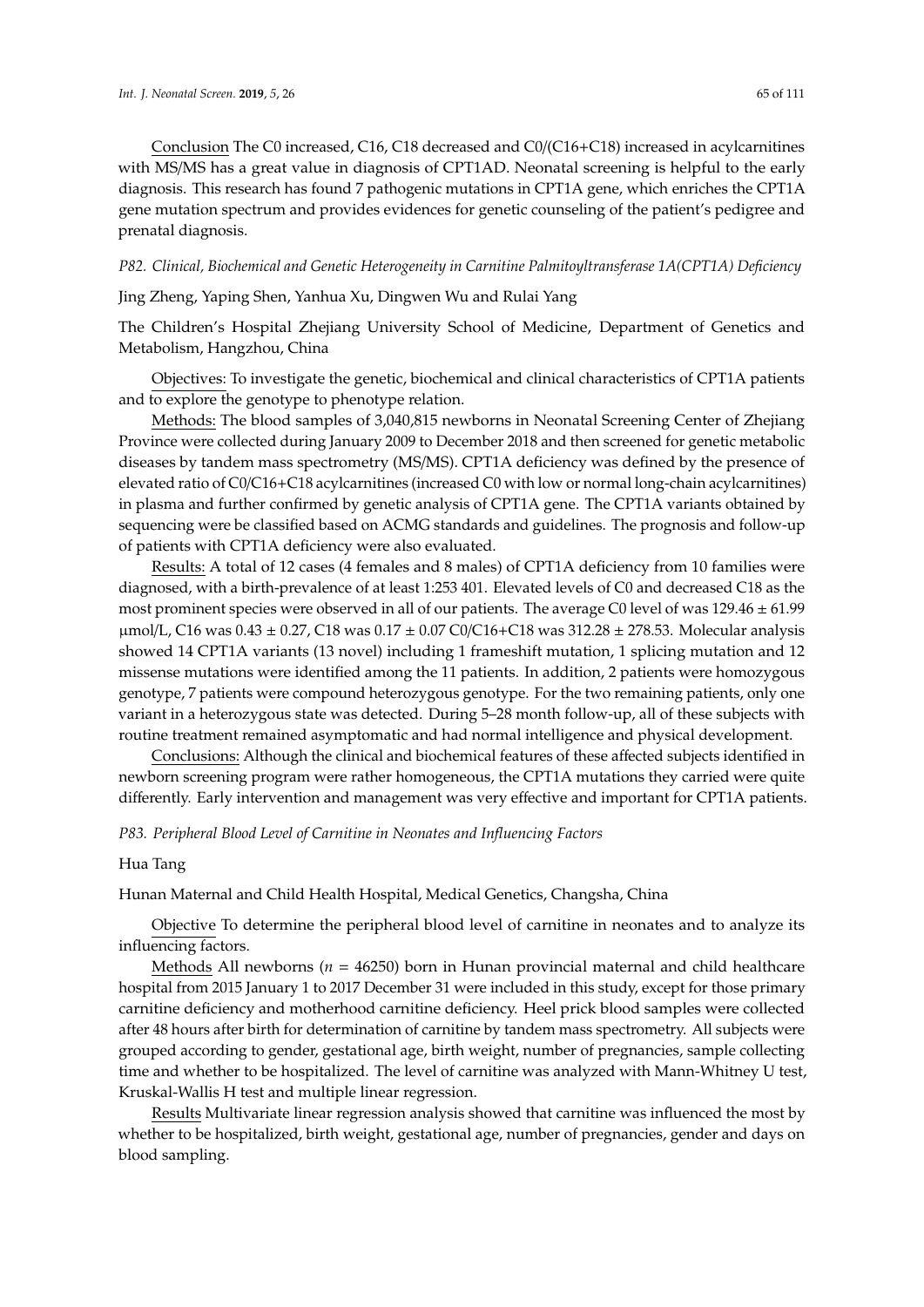Conclusion The C0 increased, C16, C18 decreased and C0/(C16+C18) increased in acylcarnitines with MS/MS has a great value in diagnosis of CPT1AD. Neonatal screening is helpful to the early diagnosis. This research has found 7 pathogenic mutations in CPT1A gene, which enriches the CPT1A gene mutation spectrum and provides evidences for genetic counseling of the patient's pedigree and prenatal diagnosis.

*P82. Clinical, Biochemical and Genetic Heterogeneity in Carnitine Palmitoyltransferase 1A(CPT1A) Deficiency*

Jing Zheng, Yaping Shen, Yanhua Xu, Dingwen Wu and Rulai Yang

The Children's Hospital Zhejiang University School of Medicine, Department of Genetics and Metabolism, Hangzhou, China

Objectives: To investigate the genetic, biochemical and clinical characteristics of CPT1A patients and to explore the genotype to phenotype relation.

Methods: The blood samples of 3,040,815 newborns in Neonatal Screening Center of Zhejiang Province were collected during January 2009 to December 2018 and then screened for genetic metabolic diseases by tandem mass spectrometry (MS/MS). CPT1A deficiency was defined by the presence of elevated ratio of C0/C16+C18 acylcarnitines (increased C0 with low or normal long-chain acylcarnitines) in plasma and further confirmed by genetic analysis of CPT1A gene. The CPT1A variants obtained by sequencing were be classified based on ACMG standards and guidelines. The prognosis and follow-up of patients with CPT1A deficiency were also evaluated.

Results: A total of 12 cases (4 females and 8 males) of CPT1A deficiency from 10 families were diagnosed, with a birth-prevalence of at least 1:253 401. Elevated levels of C0 and decreased C18 as the most prominent species were observed in all of our patients. The average C0 level of was $129.46 \pm 61.99$ μmol/L, C16 was $0.43 \pm 0.27$, C18 was $0.17 \pm 0.07$ C0/C16+C18 was $312.28 \pm 278.53$. Molecular analysis showed 14 CPT1A variants (13 novel) including 1 frameshift mutation, 1 splicing mutation and 12 missense mutations were identified among the 11 patients. In addition, 2 patients were homozygous genotype, 7 patients were compound heterozygous genotype. For the two remaining patients, only one variant in a heterozygous state was detected. During 5–28 month follow-up, all of these subjects with routine treatment remained asymptomatic and had normal intelligence and physical development.

Conclusions: Although the clinical and biochemical features of these affected subjects identified in newborn screening program were rather homogeneous, the CPT1A mutations they carried were quite differently. Early intervention and management was very effective and important for CPT1A patients.

*P83. Peripheral Blood Level of Carnitine in Neonates and Influencing Factors*

Hua Tang

Hunan Maternal and Child Health Hospital, Medical Genetics, Changsha, China

Objective To determine the peripheral blood level of carnitine in neonates and to analyze its influencing factors.

Methods All newborns ($n = 46250$) born in Hunan provincial maternal and child healthcare hospital from 2015 January 1 to 2017 December 31 were included in this study, except for those primary carnitine deficiency and motherhood carnitine deficiency. Heel prick blood samples were collected after 48 hours after birth for determination of carnitine by tandem mass spectrometry. All subjects were grouped according to gender, gestational age, birth weight, number of pregnancies, sample collecting time and whether to be hospitalized. The level of carnitine was analyzed with Mann-Whitney U test, Kruskal-Wallis H test and multiple linear regression.

Results Multivariate linear regression analysis showed that carnitine was influenced the most by whether to be hospitalized, birth weight, gestational age, number of pregnancies, gender and days on blood sampling.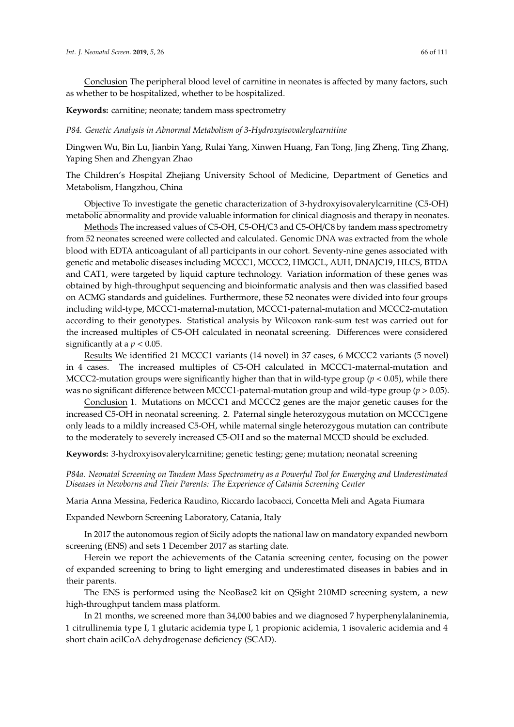Conclusion The peripheral blood level of carnitine in neonates is affected by many factors, such as whether to be hospitalized, whether to be hospitalized.

**Keywords:** carnitine; neonate; tandem mass spectrometry

*P84. Genetic Analysis in Abnormal Metabolism of 3-Hydroxyisovalerylcarnitine*

Dingwen Wu, Bin Lu, Jianbin Yang, Rulai Yang, Xinwen Huang, Fan Tong, Jing Zheng, Ting Zhang, Yaping Shen and Zhengyan Zhao

The Children's Hospital Zhejiang University School of Medicine, Department of Genetics and Metabolism, Hangzhou, China

Objective To investigate the genetic characterization of 3-hydroxyisovalerylcarnitine (C5-OH) metabolic abnormality and provide valuable information for clinical diagnosis and therapy in neonates.

Methods The increased values of C5-OH, C5-OH/C3 and C5-OH/C8 by tandem mass spectrometry from 52 neonates screened were collected and calculated. Genomic DNA was extracted from the whole blood with EDTA anticoagulant of all participants in our cohort. Seventy-nine genes associated with genetic and metabolic diseases including MCCC1, MCCC2, HMGCL, AUH, DNAJC19, HLCS, BTDA and CAT1, were targeted by liquid capture technology. Variation information of these genes was obtained by high-throughput sequencing and bioinformatic analysis and then was classified based on ACMG standards and guidelines. Furthermore, these 52 neonates were divided into four groups including wild-type, MCCC1-maternal-mutation, MCCC1-paternal-mutation and MCCC2-mutation according to their genotypes. Statistical analysis by Wilcoxon rank-sum test was carried out for the increased multiples of C5-OH calculated in neonatal screening. Differences were considered significantly at a $p < 0.05$.

Results We identified 21 MCCC1 variants (14 novel) in 37 cases, 6 MCCC2 variants (5 novel) in 4 cases. The increased multiples of C5-OH calculated in MCCC1-maternal-mutation and MCCC2-mutation groups were significantly higher than that in wild-type group ($p < 0.05$), while there was no significant difference between MCCC1-paternal-mutation group and wild-type group ($p > 0.05$).

Conclusion 1. Mutations on MCCC1 and MCCC2 genes are the major genetic causes for the increased C5-OH in neonatal screening. 2. Paternal single heterozygous mutation on MCCC1gene only leads to a mildly increased C5-OH, while maternal single heterozygous mutation can contribute to the moderately to severely increased C5-OH and so the maternal MCCD should be excluded.

**Keywords:** 3-hydroxyisovalerylcarnitine; genetic testing; gene; mutation; neonatal screening

*P84a. Neonatal Screening on Tandem Mass Spectrometry as a Powerful Tool for Emerging and Underestimated Diseases in Newborns and Their Parents: The Experience of Catania Screening Center*

Maria Anna Messina, Federica Raudino, Riccardo Iacobacci, Concetta Meli and Agata Fiumara

Expanded Newborn Screening Laboratory, Catania, Italy

In 2017 the autonomous region of Sicily adopts the national law on mandatory expanded newborn screening (ENS) and sets 1 December 2017 as starting date.

Herein we report the achievements of the Catania screening center, focusing on the power of expanded screening to bring to light emerging and underestimated diseases in babies and in their parents.

The ENS is performed using the NeoBase2 kit on QSight 210MD screening system, a new high-throughput tandem mass platform.

In 21 months, we screened more than 34,000 babies and we diagnosed 7 hyperphenylalaninemia, 1 citrullinemia type I, 1 glutaric acidemia type I, 1 propionic acidemia, 1 isovaleric acidemia and 4 short chain acilCoA dehydrogenase deficiency (SCAD).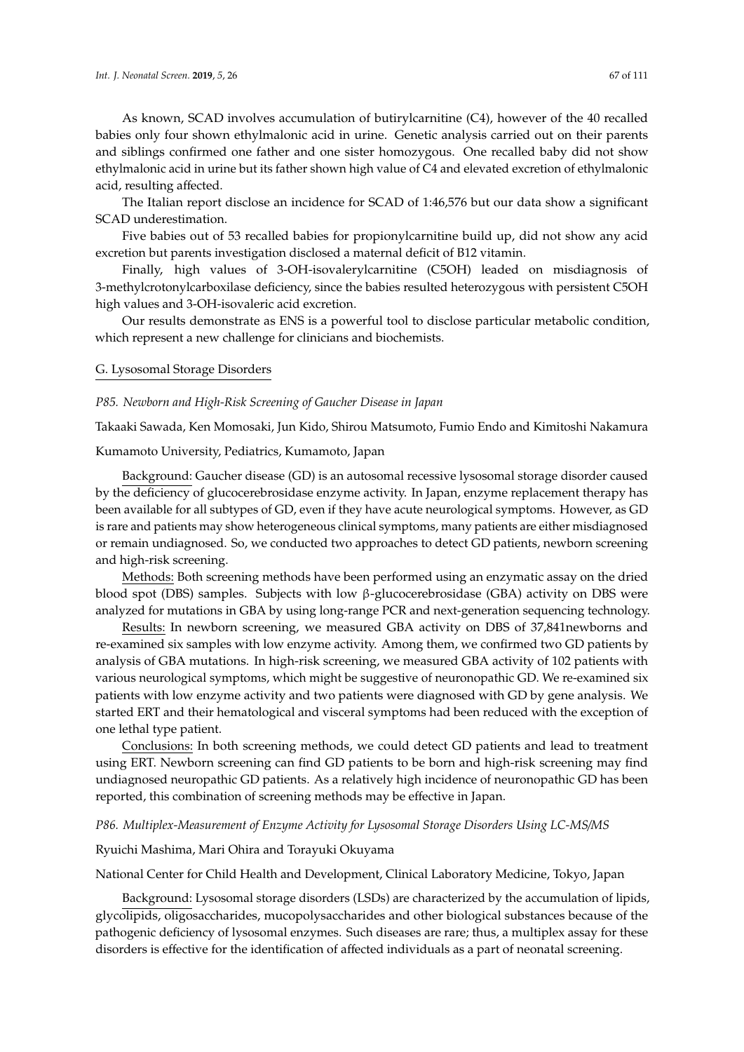As known, SCAD involves accumulation of butirylcarnitine (C4), however of the 40 recalled babies only four shown ethylmalonic acid in urine. Genetic analysis carried out on their parents and siblings confirmed one father and one sister homozygous. One recalled baby did not show ethylmalonic acid in urine but its father shown high value of C4 and elevated excretion of ethylmalonic acid, resulting affected.

The Italian report disclose an incidence for SCAD of 1:46,576 but our data show a significant SCAD underestimation.

Five babies out of 53 recalled babies for propionylcarnitine build up, did not show any acid excretion but parents investigation disclosed a maternal deficit of B12 vitamin.

Finally, high values of 3-OH-isovalerylcarnitine (C5OH) leaded on misdiagnosis of 3-methylcrotonylcarboxilase deficiency, since the babies resulted heterozygous with persistent C5OH high values and 3-OH-isovaleric acid excretion.

Our results demonstrate as ENS is a powerful tool to disclose particular metabolic condition, which represent a new challenge for clinicians and biochemists.

## G. Lysosomal Storage Disorders

### *P85. Newborn and High-Risk Screening of Gaucher Disease in Japan*

Takaaki Sawada, Ken Momosaki, Jun Kido, Shirou Matsumoto, Fumio Endo and Kimitoshi Nakamura

Kumamoto University, Pediatrics, Kumamoto, Japan

Background: Gaucher disease (GD) is an autosomal recessive lysosomal storage disorder caused by the deficiency of glucocerebrosidase enzyme activity. In Japan, enzyme replacement therapy has been available for all subtypes of GD, even if they have acute neurological symptoms. However, as GD is rare and patients may show heterogeneous clinical symptoms, many patients are either misdiagnosed or remain undiagnosed. So, we conducted two approaches to detect GD patients, newborn screening and high-risk screening.

Methods: Both screening methods have been performed using an enzymatic assay on the dried blood spot (DBS) samples. Subjects with low β-glucocerebrosidase (GBA) activity on DBS were analyzed for mutations in GBA by using long-range PCR and next-generation sequencing technology.

Results: In newborn screening, we measured GBA activity on DBS of 37,841newborns and re-examined six samples with low enzyme activity. Among them, we confirmed two GD patients by analysis of GBA mutations. In high-risk screening, we measured GBA activity of 102 patients with various neurological symptoms, which might be suggestive of neuronopathic GD. We re-examined six patients with low enzyme activity and two patients were diagnosed with GD by gene analysis. We started ERT and their hematological and visceral symptoms had been reduced with the exception of one lethal type patient.

Conclusions: In both screening methods, we could detect GD patients and lead to treatment using ERT. Newborn screening can find GD patients to be born and high-risk screening may find undiagnosed neuropathic GD patients. As a relatively high incidence of neuronopathic GD has been reported, this combination of screening methods may be effective in Japan.

### *P86. Multiplex-Measurement of Enzyme Activity for Lysosomal Storage Disorders Using LC-MS/MS*

Ryuichi Mashima, Mari Ohira and Torayuki Okuyama

National Center for Child Health and Development, Clinical Laboratory Medicine, Tokyo, Japan

Background: Lysosomal storage disorders (LSDs) are characterized by the accumulation of lipids, glycolipids, oligosaccharides, mucopolysaccharides and other biological substances because of the pathogenic deficiency of lysosomal enzymes. Such diseases are rare; thus, a multiplex assay for these disorders is effective for the identification of affected individuals as a part of neonatal screening.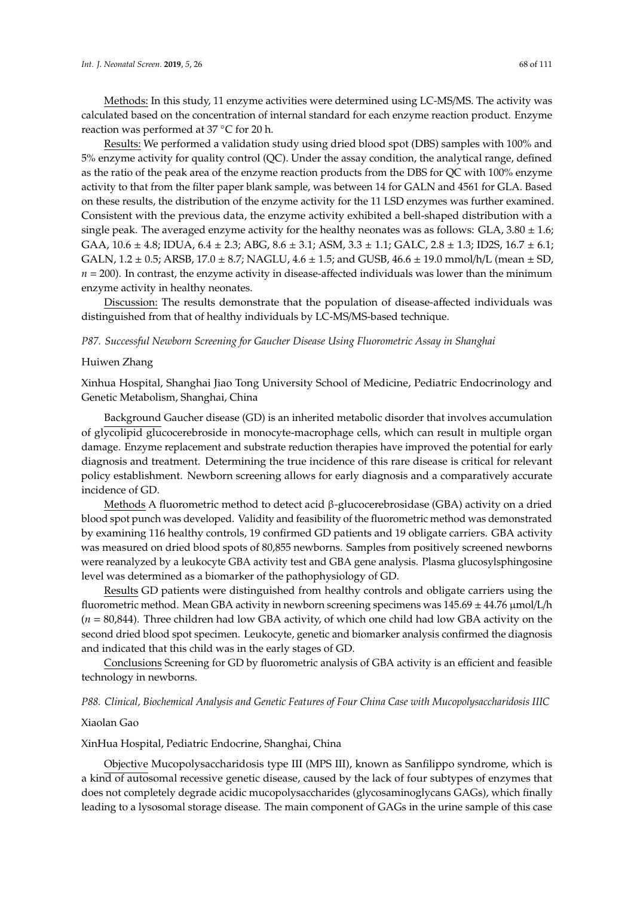Methods: In this study, 11 enzyme activities were determined using LC-MS/MS. The activity was calculated based on the concentration of internal standard for each enzyme reaction product. Enzyme reaction was performed at 37 °C for 20 h.

Results: We performed a validation study using dried blood spot (DBS) samples with 100% and 5% enzyme activity for quality control (QC). Under the assay condition, the analytical range, defined as the ratio of the peak area of the enzyme reaction products from the DBS for QC with 100% enzyme activity to that from the filter paper blank sample, was between 14 for GALN and 4561 for GLA. Based on these results, the distribution of the enzyme activity for the 11 LSD enzymes was further examined. Consistent with the previous data, the enzyme activity exhibited a bell-shaped distribution with a single peak. The averaged enzyme activity for the healthy neonates was as follows: GLA, 3.80 ± 1.6; GAA, 10.6 ± 4.8; IDUA, 6.4 ± 2.3; ABG, 8.6 ± 3.1; ASM, 3.3 ± 1.1; GALC, 2.8 ± 1.3; ID2S, 16.7 ± 6.1; GALN, 1.2 ± 0.5; ARSB, 17.0 ± 8.7; NAGLU, 4.6 ± 1.5; and GUSB, 46.6 ± 19.0 mmol/h/L (mean ± SD, $n = 200$). In contrast, the enzyme activity in disease-affected individuals was lower than the minimum enzyme activity in healthy neonates.

Discussion: The results demonstrate that the population of disease-affected individuals was distinguished from that of healthy individuals by LC-MS/MS-based technique.

*P87. Successful Newborn Screening for Gaucher Disease Using Fluorometric Assay in Shanghai*

Huiwen Zhang

Xinhua Hospital, Shanghai Jiao Tong University School of Medicine, Pediatric Endocrinology and Genetic Metabolism, Shanghai, China

Background Gaucher disease (GD) is an inherited metabolic disorder that involves accumulation of glycolipid glucocerebroside in monocyte-macrophage cells, which can result in multiple organ damage. Enzyme replacement and substrate reduction therapies have improved the potential for early diagnosis and treatment. Determining the true incidence of this rare disease is critical for relevant policy establishment. Newborn screening allows for early diagnosis and a comparatively accurate incidence of GD.

Methods A fluorometric method to detect acid β-glucocerebrosidase (GBA) activity on a dried blood spot punch was developed. Validity and feasibility of the fluorometric method was demonstrated by examining 116 healthy controls, 19 confirmed GD patients and 19 obligate carriers. GBA activity was measured on dried blood spots of 80,855 newborns. Samples from positively screened newborns were reanalyzed by a leukocyte GBA activity test and GBA gene analysis. Plasma glucosylsphingosine level was determined as a biomarker of the pathophysiology of GD.

Results GD patients were distinguished from healthy controls and obligate carriers using the fluorometric method. Mean GBA activity in newborn screening specimens was 145.69 ± 44.76 μmol/L/h ($n = 80{,}844$). Three children had low GBA activity, of which one child had low GBA activity on the second dried blood spot specimen. Leukocyte, genetic and biomarker analysis confirmed the diagnosis and indicated that this child was in the early stages of GD.

Conclusions Screening for GD by fluorometric analysis of GBA activity is an efficient and feasible technology in newborns.

*P88. Clinical, Biochemical Analysis and Genetic Features of Four China Case with Mucopolysaccharidosis IIIC*

Xiaolan Gao

XinHua Hospital, Pediatric Endocrine, Shanghai, China

Objective Mucopolysaccharidosis type III (MPS III), known as Sanfilippo syndrome, which is a kind of autosomal recessive genetic disease, caused by the lack of four subtypes of enzymes that does not completely degrade acidic mucopolysaccharides (glycosaminoglycans GAGs), which finally leading to a lysosomal storage disease. The main component of GAGs in the urine sample of this case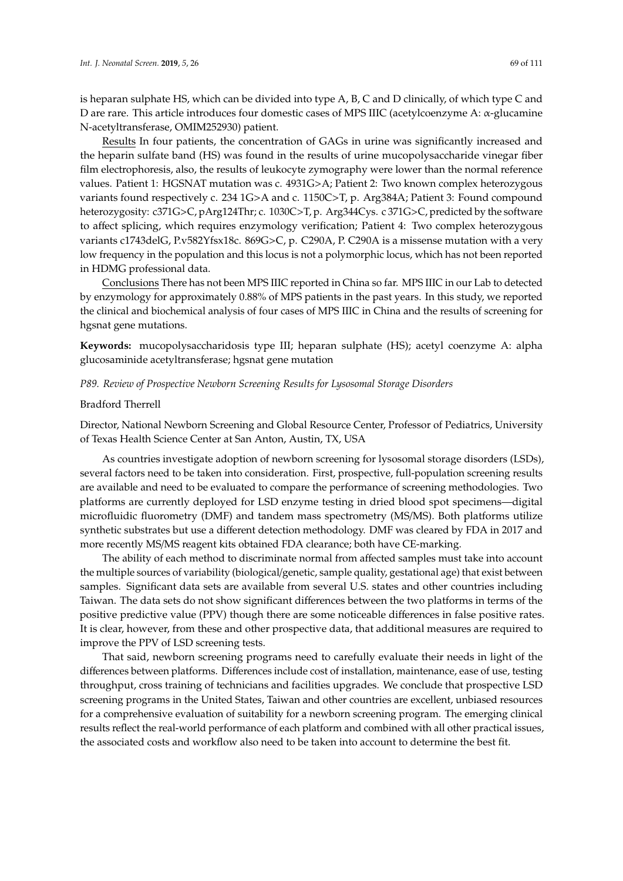is heparan sulphate HS, which can be divided into type A, B, C and D clinically, of which type C and D are rare. This article introduces four domestic cases of MPS IIIC (acetylcoenzyme A: α-glucamine N-acetyltransferase, OMIM252930) patient.

Results In four patients, the concentration of GAGs in urine was significantly increased and the heparin sulfate band (HS) was found in the results of urine mucopolysaccharide vinegar fiber film electrophoresis, also, the results of leukocyte zymography were lower than the normal reference values. Patient 1: HGSNAT mutation was c. 4931G>A; Patient 2: Two known complex heterozygous variants found respectively c. 234 1G>A and c. 1150C>T, p. Arg384A; Patient 3: Found compound heterozygosity: c371G>C, pArg124Thr; c. 1030C>T, p. Arg344Cys. c 371G>C, predicted by the software to affect splicing, which requires enzymology verification; Patient 4: Two complex heterozygous variants c1743delG, P.v582Yfsx18c. 869G>C, p. C290A, P. C290A is a missense mutation with a very low frequency in the population and this locus is not a polymorphic locus, which has not been reported in HDMG professional data.

Conclusions There has not been MPS IIIC reported in China so far. MPS IIIC in our Lab to detected by enzymology for approximately 0.88% of MPS patients in the past years. In this study, we reported the clinical and biochemical analysis of four cases of MPS IIIC in China and the results of screening for hgsnat gene mutations.

**Keywords:** mucopolysaccharidosis type III; heparan sulphate (HS); acetyl coenzyme A: alpha glucosaminide acetyltransferase; hgsnat gene mutation

*P89. Review of Prospective Newborn Screening Results for Lysosomal Storage Disorders*

Bradford Therrell

Director, National Newborn Screening and Global Resource Center, Professor of Pediatrics, University of Texas Health Science Center at San Anton, Austin, TX, USA

As countries investigate adoption of newborn screening for lysosomal storage disorders (LSDs), several factors need to be taken into consideration. First, prospective, full-population screening results are available and need to be evaluated to compare the performance of screening methodologies. Two platforms are currently deployed for LSD enzyme testing in dried blood spot specimens—digital microfluidic fluorometry (DMF) and tandem mass spectrometry (MS/MS). Both platforms utilize synthetic substrates but use a different detection methodology. DMF was cleared by FDA in 2017 and more recently MS/MS reagent kits obtained FDA clearance; both have CE-marking.

The ability of each method to discriminate normal from affected samples must take into account the multiple sources of variability (biological/genetic, sample quality, gestational age) that exist between samples. Significant data sets are available from several U.S. states and other countries including Taiwan. The data sets do not show significant differences between the two platforms in terms of the positive predictive value (PPV) though there are some noticeable differences in false positive rates. It is clear, however, from these and other prospective data, that additional measures are required to improve the PPV of LSD screening tests.

That said, newborn screening programs need to carefully evaluate their needs in light of the differences between platforms. Differences include cost of installation, maintenance, ease of use, testing throughput, cross training of technicians and facilities upgrades. We conclude that prospective LSD screening programs in the United States, Taiwan and other countries are excellent, unbiased resources for a comprehensive evaluation of suitability for a newborn screening program. The emerging clinical results reflect the real-world performance of each platform and combined with all other practical issues, the associated costs and workflow also need to be taken into account to determine the best fit.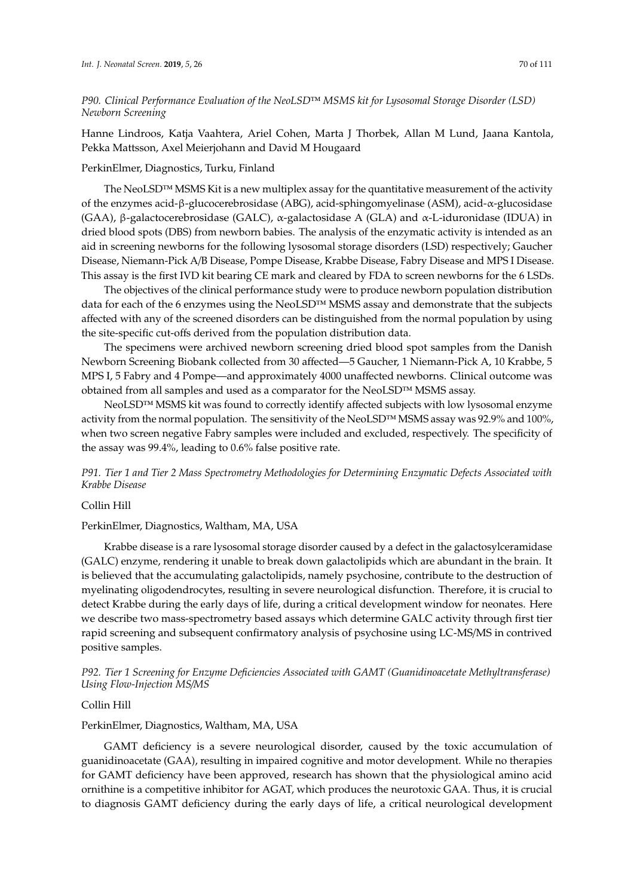### *P90. Clinical Performance Evaluation of the NeoLSD™ MSMS kit for Lysosomal Storage Disorder (LSD) Newborn Screening*

Hanne Lindroos, Katja Vaahtera, Ariel Cohen, Marta J Thorbek, Allan M Lund, Jaana Kantola, Pekka Mattsson, Axel Meierjohann and David M Hougaard

PerkinElmer, Diagnostics, Turku, Finland

The NeoLSD™ MSMS Kit is a new multiplex assay for the quantitative measurement of the activity of the enzymes acid-β-glucocerebrosidase (ABG), acid-sphingomyelinase (ASM), acid-α-glucosidase (GAA), β-galactocerebrosidase (GALC), α-galactosidase A (GLA) and α-L-iduronidase (IDUA) in dried blood spots (DBS) from newborn babies. The analysis of the enzymatic activity is intended as an aid in screening newborns for the following lysosomal storage disorders (LSD) respectively; Gaucher Disease, Niemann-Pick A/B Disease, Pompe Disease, Krabbe Disease, Fabry Disease and MPS I Disease. This assay is the first IVD kit bearing CE mark and cleared by FDA to screen newborns for the 6 LSDs.

The objectives of the clinical performance study were to produce newborn population distribution data for each of the 6 enzymes using the NeoLSD™ MSMS assay and demonstrate that the subjects affected with any of the screened disorders can be distinguished from the normal population by using the site-specific cut-offs derived from the population distribution data.

The specimens were archived newborn screening dried blood spot samples from the Danish Newborn Screening Biobank collected from 30 affected—5 Gaucher, 1 Niemann-Pick A, 10 Krabbe, 5 MPS I, 5 Fabry and 4 Pompe—and approximately 4000 unaffected newborns. Clinical outcome was obtained from all samples and used as a comparator for the NeoLSD™ MSMS assay.

NeoLSD™ MSMS kit was found to correctly identify affected subjects with low lysosomal enzyme activity from the normal population. The sensitivity of the NeoLSD™ MSMS assay was 92.9% and 100%, when two screen negative Fabry samples were included and excluded, respectively. The specificity of the assay was 99.4%, leading to 0.6% false positive rate.

### *P91. Tier 1 and Tier 2 Mass Spectrometry Methodologies for Determining Enzymatic Defects Associated with Krabbe Disease*

Collin Hill

PerkinElmer, Diagnostics, Waltham, MA, USA

Krabbe disease is a rare lysosomal storage disorder caused by a defect in the galactosylceramidase (GALC) enzyme, rendering it unable to break down galactolipids which are abundant in the brain. It is believed that the accumulating galactolipids, namely psychosine, contribute to the destruction of myelinating oligodendrocytes, resulting in severe neurological disfunction. Therefore, it is crucial to detect Krabbe during the early days of life, during a critical development window for neonates. Here we describe two mass-spectrometry based assays which determine GALC activity through first tier rapid screening and subsequent confirmatory analysis of psychosine using LC-MS/MS in contrived positive samples.

### *P92. Tier 1 Screening for Enzyme Deficiencies Associated with GAMT (Guanidinoacetate Methyltransferase) Using Flow-Injection MS/MS*

Collin Hill

PerkinElmer, Diagnostics, Waltham, MA, USA

GAMT deficiency is a severe neurological disorder, caused by the toxic accumulation of guanidinoacetate (GAA), resulting in impaired cognitive and motor development. While no therapies for GAMT deficiency have been approved, research has shown that the physiological amino acid ornithine is a competitive inhibitor for AGAT, which produces the neurotoxic GAA. Thus, it is crucial to diagnosis GAMT deficiency during the early days of life, a critical neurological development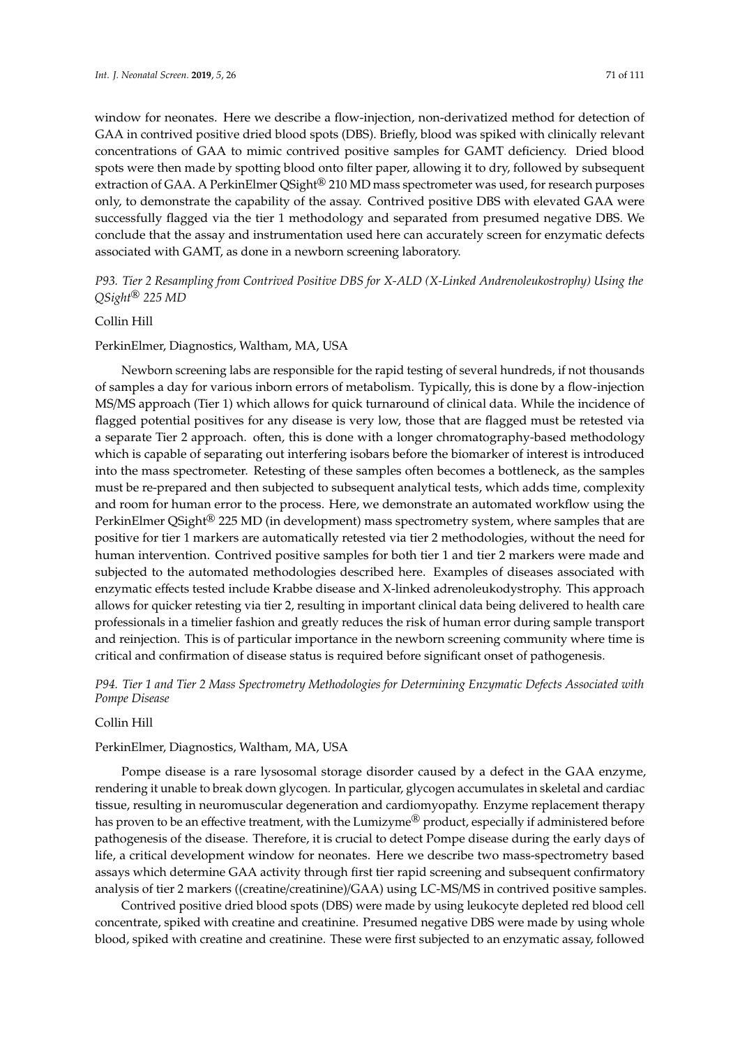window for neonates. Here we describe a flow-injection, non-derivatized method for detection of GAA in contrived positive dried blood spots (DBS). Briefly, blood was spiked with clinically relevant concentrations of GAA to mimic contrived positive samples for GAMT deficiency. Dried blood spots were then made by spotting blood onto filter paper, allowing it to dry, followed by subsequent extraction of GAA. A PerkinElmer QSight® 210 MD mass spectrometer was used, for research purposes only, to demonstrate the capability of the assay. Contrived positive DBS with elevated GAA were successfully flagged via the tier 1 methodology and separated from presumed negative DBS. We conclude that the assay and instrumentation used here can accurately screen for enzymatic defects associated with GAMT, as done in a newborn screening laboratory.

*P93. Tier 2 Resampling from Contrived Positive DBS for X-ALD (X-Linked Andrenoleukostrophy) Using the QSight® 225 MD*

Collin Hill

PerkinElmer, Diagnostics, Waltham, MA, USA

Newborn screening labs are responsible for the rapid testing of several hundreds, if not thousands of samples a day for various inborn errors of metabolism. Typically, this is done by a flow-injection MS/MS approach (Tier 1) which allows for quick turnaround of clinical data. While the incidence of flagged potential positives for any disease is very low, those that are flagged must be retested via a separate Tier 2 approach. often, this is done with a longer chromatography-based methodology which is capable of separating out interfering isobars before the biomarker of interest is introduced into the mass spectrometer. Retesting of these samples often becomes a bottleneck, as the samples must be re-prepared and then subjected to subsequent analytical tests, which adds time, complexity and room for human error to the process. Here, we demonstrate an automated workflow using the PerkinElmer QSight® 225 MD (in development) mass spectrometry system, where samples that are positive for tier 1 markers are automatically retested via tier 2 methodologies, without the need for human intervention. Contrived positive samples for both tier 1 and tier 2 markers were made and subjected to the automated methodologies described here. Examples of diseases associated with enzymatic effects tested include Krabbe disease and X-linked adrenoleukodystrophy. This approach allows for quicker retesting via tier 2, resulting in important clinical data being delivered to health care professionals in a timelier fashion and greatly reduces the risk of human error during sample transport and reinjection. This is of particular importance in the newborn screening community where time is critical and confirmation of disease status is required before significant onset of pathogenesis.

*P94. Tier 1 and Tier 2 Mass Spectrometry Methodologies for Determining Enzymatic Defects Associated with Pompe Disease*

Collin Hill

PerkinElmer, Diagnostics, Waltham, MA, USA

Pompe disease is a rare lysosomal storage disorder caused by a defect in the GAA enzyme, rendering it unable to break down glycogen. In particular, glycogen accumulates in skeletal and cardiac tissue, resulting in neuromuscular degeneration and cardiomyopathy. Enzyme replacement therapy has proven to be an effective treatment, with the Lumizyme® product, especially if administered before pathogenesis of the disease. Therefore, it is crucial to detect Pompe disease during the early days of life, a critical development window for neonates. Here we describe two mass-spectrometry based assays which determine GAA activity through first tier rapid screening and subsequent confirmatory analysis of tier 2 markers ((creatine/creatinine)/GAA) using LC-MS/MS in contrived positive samples.

Contrived positive dried blood spots (DBS) were made by using leukocyte depleted red blood cell concentrate, spiked with creatine and creatinine. Presumed negative DBS were made by using whole blood, spiked with creatine and creatinine. These were first subjected to an enzymatic assay, followed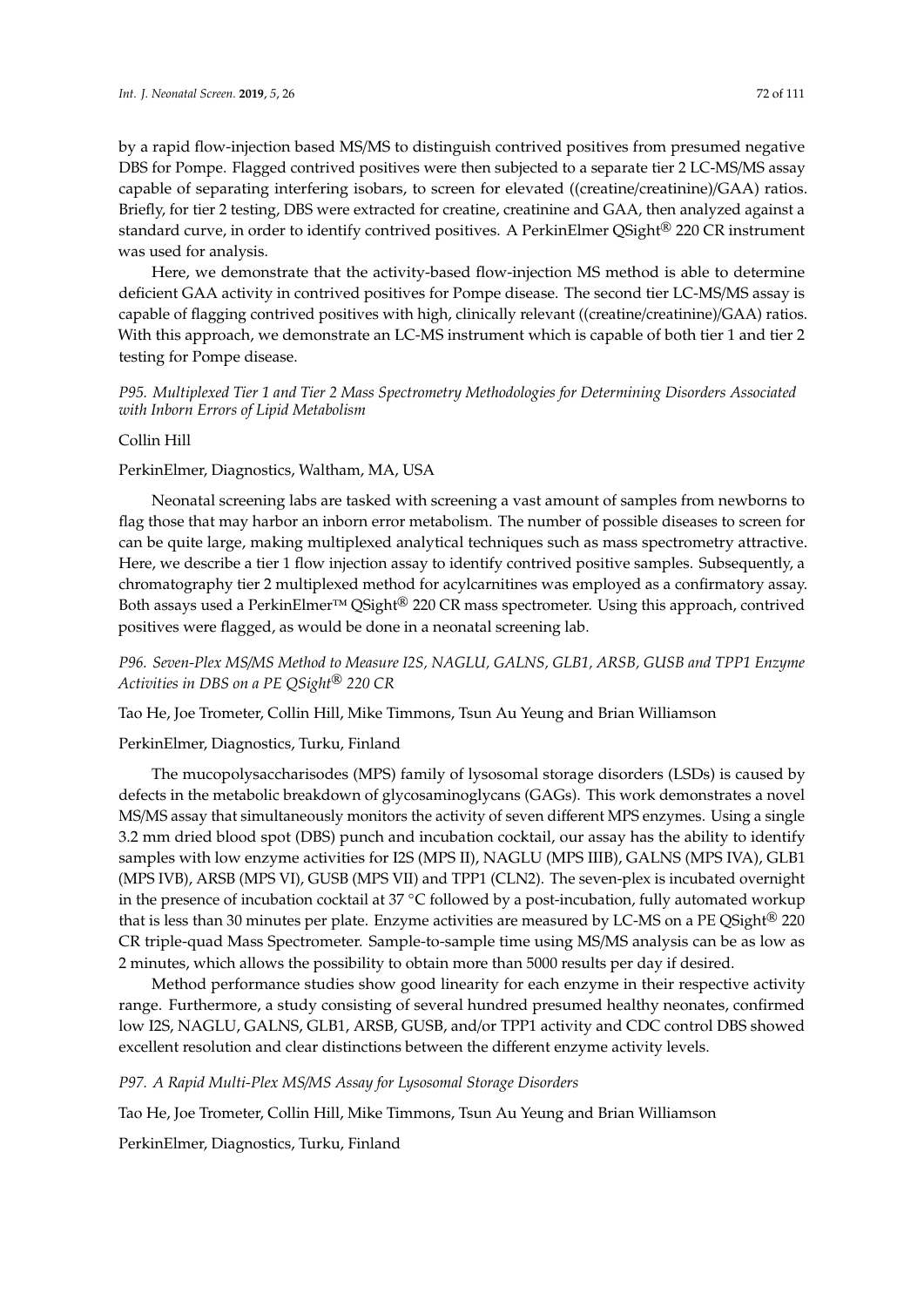by a rapid flow-injection based MS/MS to distinguish contrived positives from presumed negative DBS for Pompe. Flagged contrived positives were then subjected to a separate tier 2 LC-MS/MS assay capable of separating interfering isobars, to screen for elevated ((creatine/creatinine)/GAA) ratios. Briefly, for tier 2 testing, DBS were extracted for creatine, creatinine and GAA, then analyzed against a standard curve, in order to identify contrived positives. A PerkinElmer QSight® 220 CR instrument was used for analysis.

Here, we demonstrate that the activity-based flow-injection MS method is able to determine deficient GAA activity in contrived positives for Pompe disease. The second tier LC-MS/MS assay is capable of flagging contrived positives with high, clinically relevant ((creatine/creatinine)/GAA) ratios. With this approach, we demonstrate an LC-MS instrument which is capable of both tier 1 and tier 2 testing for Pompe disease.

*P95. Multiplexed Tier 1 and Tier 2 Mass Spectrometry Methodologies for Determining Disorders Associated with Inborn Errors of Lipid Metabolism*

Collin Hill

PerkinElmer, Diagnostics, Waltham, MA, USA

Neonatal screening labs are tasked with screening a vast amount of samples from newborns to flag those that may harbor an inborn error metabolism. The number of possible diseases to screen for can be quite large, making multiplexed analytical techniques such as mass spectrometry attractive. Here, we describe a tier 1 flow injection assay to identify contrived positive samples. Subsequently, a chromatography tier 2 multiplexed method for acylcarnitines was employed as a confirmatory assay. Both assays used a PerkinElmer™ QSight® 220 CR mass spectrometer. Using this approach, contrived positives were flagged, as would be done in a neonatal screening lab.

*P96. Seven-Plex MS/MS Method to Measure I2S, NAGLU, GALNS, GLB1, ARSB, GUSB and TPP1 Enzyme Activities in DBS on a PE QSight® 220 CR*

Tao He, Joe Trometer, Collin Hill, Mike Timmons, Tsun Au Yeung and Brian Williamson

PerkinElmer, Diagnostics, Turku, Finland

The mucopolysaccharisodes (MPS) family of lysosomal storage disorders (LSDs) is caused by defects in the metabolic breakdown of glycosaminoglycans (GAGs). This work demonstrates a novel MS/MS assay that simultaneously monitors the activity of seven different MPS enzymes. Using a single 3.2 mm dried blood spot (DBS) punch and incubation cocktail, our assay has the ability to identify samples with low enzyme activities for I2S (MPS II), NAGLU (MPS IIIB), GALNS (MPS IVA), GLB1 (MPS IVB), ARSB (MPS VI), GUSB (MPS VII) and TPP1 (CLN2). The seven-plex is incubated overnight in the presence of incubation cocktail at 37 °C followed by a post-incubation, fully automated workup that is less than 30 minutes per plate. Enzyme activities are measured by LC-MS on a PE QSight® 220 CR triple-quad Mass Spectrometer. Sample-to-sample time using MS/MS analysis can be as low as 2 minutes, which allows the possibility to obtain more than 5000 results per day if desired.

Method performance studies show good linearity for each enzyme in their respective activity range. Furthermore, a study consisting of several hundred presumed healthy neonates, confirmed low I2S, NAGLU, GALNS, GLB1, ARSB, GUSB, and/or TPP1 activity and CDC control DBS showed excellent resolution and clear distinctions between the different enzyme activity levels.

*P97. A Rapid Multi-Plex MS/MS Assay for Lysosomal Storage Disorders*

Tao He, Joe Trometer, Collin Hill, Mike Timmons, Tsun Au Yeung and Brian Williamson

PerkinElmer, Diagnostics, Turku, Finland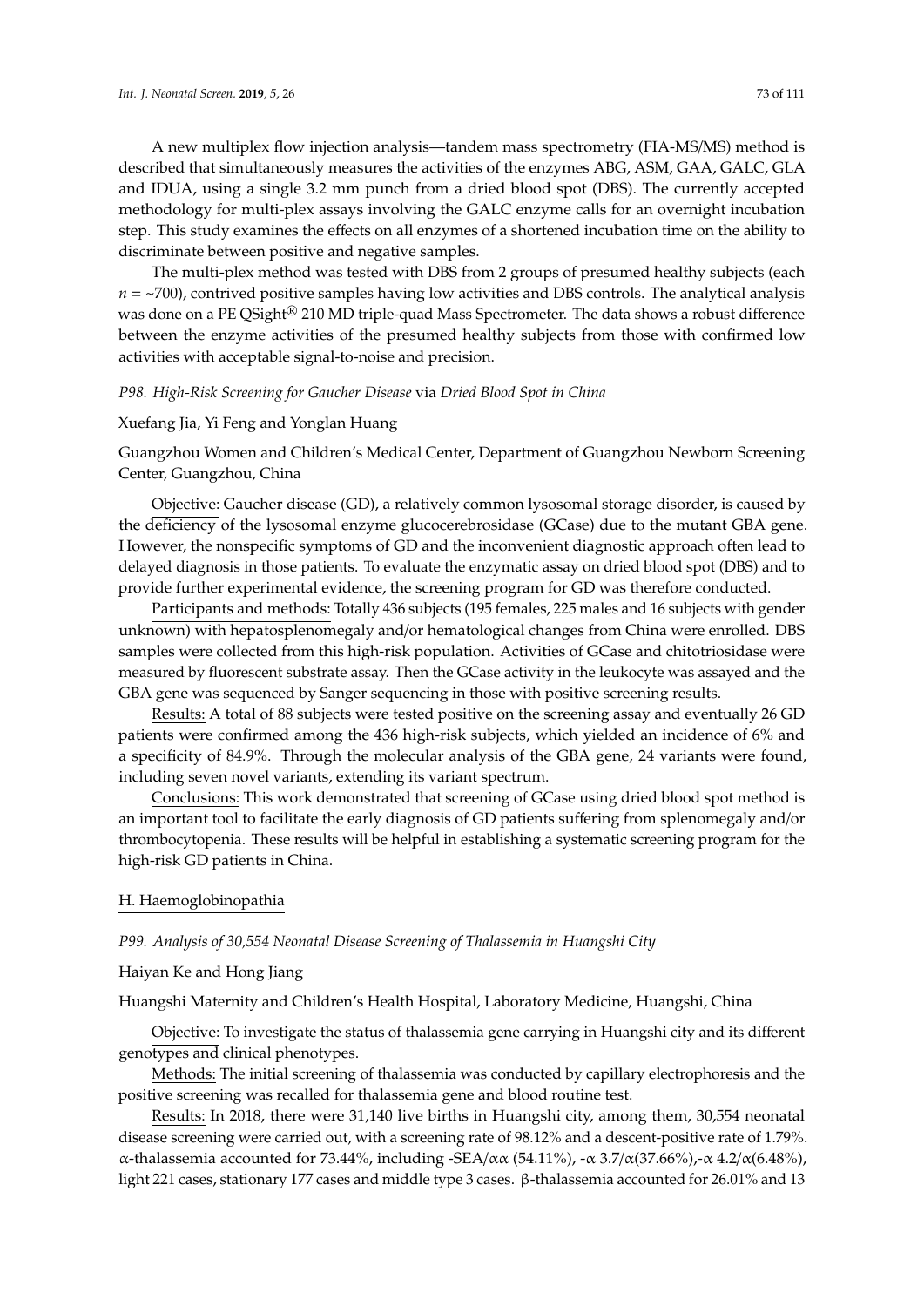A new multiplex flow injection analysis—tandem mass spectrometry (FIA-MS/MS) method is described that simultaneously measures the activities of the enzymes ABG, ASM, GAA, GALC, GLA and IDUA, using a single 3.2 mm punch from a dried blood spot (DBS). The currently accepted methodology for multi-plex assays involving the GALC enzyme calls for an overnight incubation step. This study examines the effects on all enzymes of a shortened incubation time on the ability to discriminate between positive and negative samples.

The multi-plex method was tested with DBS from 2 groups of presumed healthy subjects (each $n$ = ~700), contrived positive samples having low activities and DBS controls. The analytical analysis was done on a PE QSight® 210 MD triple-quad Mass Spectrometer. The data shows a robust difference between the enzyme activities of the presumed healthy subjects from those with confirmed low activities with acceptable signal-to-noise and precision.

*P98. High-Risk Screening for Gaucher Disease* via *Dried Blood Spot in China*

Xuefang Jia, Yi Feng and Yonglan Huang

Guangzhou Women and Children's Medical Center, Department of Guangzhou Newborn Screening Center, Guangzhou, China

Objective: Gaucher disease (GD), a relatively common lysosomal storage disorder, is caused by the deficiency of the lysosomal enzyme glucocerebrosidase (GCase) due to the mutant GBA gene. However, the nonspecific symptoms of GD and the inconvenient diagnostic approach often lead to delayed diagnosis in those patients. To evaluate the enzymatic assay on dried blood spot (DBS) and to provide further experimental evidence, the screening program for GD was therefore conducted.

Participants and methods: Totally 436 subjects (195 females, 225 males and 16 subjects with gender unknown) with hepatosplenomegaly and/or hematological changes from China were enrolled. DBS samples were collected from this high-risk population. Activities of GCase and chitotriosidase were measured by fluorescent substrate assay. Then the GCase activity in the leukocyte was assayed and the GBA gene was sequenced by Sanger sequencing in those with positive screening results.

Results: A total of 88 subjects were tested positive on the screening assay and eventually 26 GD patients were confirmed among the 436 high-risk subjects, which yielded an incidence of 6% and a specificity of 84.9%. Through the molecular analysis of the GBA gene, 24 variants were found, including seven novel variants, extending its variant spectrum.

Conclusions: This work demonstrated that screening of GCase using dried blood spot method is an important tool to facilitate the early diagnosis of GD patients suffering from splenomegaly and/or thrombocytopenia. These results will be helpful in establishing a systematic screening program for the high-risk GD patients in China.

## H. Haemoglobinopathia

*P99. Analysis of 30,554 Neonatal Disease Screening of Thalassemia in Huangshi City*

Haiyan Ke and Hong Jiang

Huangshi Maternity and Children's Health Hospital, Laboratory Medicine, Huangshi, China

Objective: To investigate the status of thalassemia gene carrying in Huangshi city and its different genotypes and clinical phenotypes.

Methods: The initial screening of thalassemia was conducted by capillary electrophoresis and the positive screening was recalled for thalassemia gene and blood routine test.

Results: In 2018, there were 31,140 live births in Huangshi city, among them, 30,554 neonatal disease screening were carried out, with a screening rate of 98.12% and a descent-positive rate of 1.79%. α-thalassemia accounted for 73.44%, including -SEA/αα (54.11%), -α 3.7/α(37.66%),-α 4.2/α(6.48%), light 221 cases, stationary 177 cases and middle type 3 cases. β-thalassemia accounted for 26.01% and 13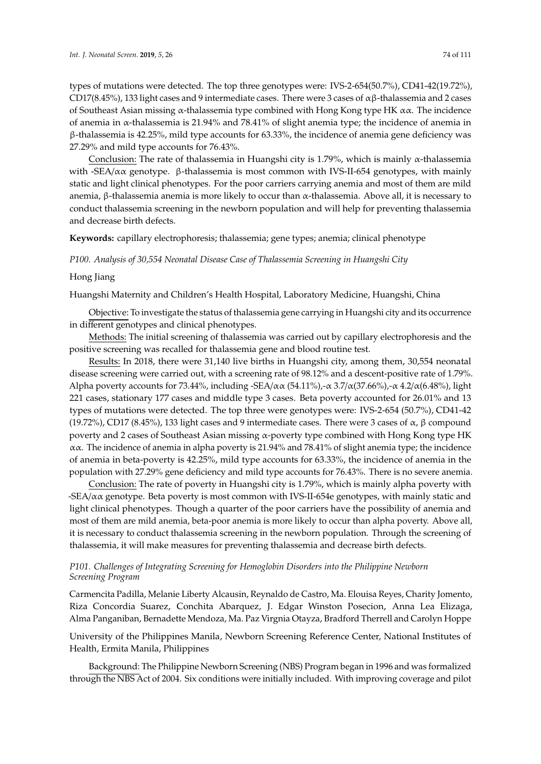types of mutations were detected. The top three genotypes were: IVS-2-654(50.7%), CD41-42(19.72%), CD17(8.45%), 133 light cases and 9 intermediate cases. There were 3 cases of αβ-thalassemia and 2 cases of Southeast Asian missing α-thalassemia type combined with Hong Kong type HK αα. The incidence of anemia in α-thalassemia is 21.94% and 78.41% of slight anemia type; the incidence of anemia in β-thalassemia is 42.25%, mild type accounts for 63.33%, the incidence of anemia gene deficiency was 27.29% and mild type accounts for 76.43%.

Conclusion: The rate of thalassemia in Huangshi city is 1.79%, which is mainly α-thalassemia with -SEA/αα genotype. β-thalassemia is most common with IVS-II-654 genotypes, with mainly static and light clinical phenotypes. For the poor carriers carrying anemia and most of them are mild anemia, β-thalassemia anemia is more likely to occur than α-thalassemia. Above all, it is necessary to conduct thalassemia screening in the newborn population and will help for preventing thalassemia and decrease birth defects.

**Keywords:** capillary electrophoresis; thalassemia; gene types; anemia; clinical phenotype

*P100. Analysis of 30,554 Neonatal Disease Case of Thalassemia Screening in Huangshi City*

Hong Jiang

Huangshi Maternity and Children's Health Hospital, Laboratory Medicine, Huangshi, China

Objective: To investigate the status of thalassemia gene carrying in Huangshi city and its occurrence in different genotypes and clinical phenotypes.

Methods: The initial screening of thalassemia was carried out by capillary electrophoresis and the positive screening was recalled for thalassemia gene and blood routine test.

Results: In 2018, there were 31,140 live births in Huangshi city, among them, 30,554 neonatal disease screening were carried out, with a screening rate of 98.12% and a descent-positive rate of 1.79%. Alpha poverty accounts for 73.44%, including -SEA/αα (54.11%),-α 3.7/α(37.66%),-α 4.2/α(6.48%), light 221 cases, stationary 177 cases and middle type 3 cases. Beta poverty accounted for 26.01% and 13 types of mutations were detected. The top three were genotypes were: IVS-2-654 (50.7%), CD41-42 (19.72%), CD17 (8.45%), 133 light cases and 9 intermediate cases. There were 3 cases of α, β compound poverty and 2 cases of Southeast Asian missing α-poverty type combined with Hong Kong type HK αα. The incidence of anemia in alpha poverty is 21.94% and 78.41% of slight anemia type; the incidence of anemia in beta-poverty is 42.25%, mild type accounts for 63.33%, the incidence of anemia in the population with 27.29% gene deficiency and mild type accounts for 76.43%. There is no severe anemia.

Conclusion: The rate of poverty in Huangshi city is 1.79%, which is mainly alpha poverty with -SEA/αα genotype. Beta poverty is most common with IVS-II-654e genotypes, with mainly static and light clinical phenotypes. Though a quarter of the poor carriers have the possibility of anemia and most of them are mild anemia, beta-poor anemia is more likely to occur than alpha poverty. Above all, it is necessary to conduct thalassemia screening in the newborn population. Through the screening of thalassemia, it will make measures for preventing thalassemia and decrease birth defects.

*P101. Challenges of Integrating Screening for Hemoglobin Disorders into the Philippine Newborn Screening Program*

Carmencita Padilla, Melanie Liberty Alcausin, Reynaldo de Castro, Ma. Elouisa Reyes, Charity Jomento, Riza Concordia Suarez, Conchita Abarquez, J. Edgar Winston Posecion, Anna Lea Elizaga, Alma Panganiban, Bernadette Mendoza, Ma. Paz Virgnia Otayza, Bradford Therrell and Carolyn Hoppe

University of the Philippines Manila, Newborn Screening Reference Center, National Institutes of Health, Ermita Manila, Philippines

Background: The Philippine Newborn Screening (NBS) Program began in 1996 and was formalized through the NBS Act of 2004. Six conditions were initially included. With improving coverage and pilot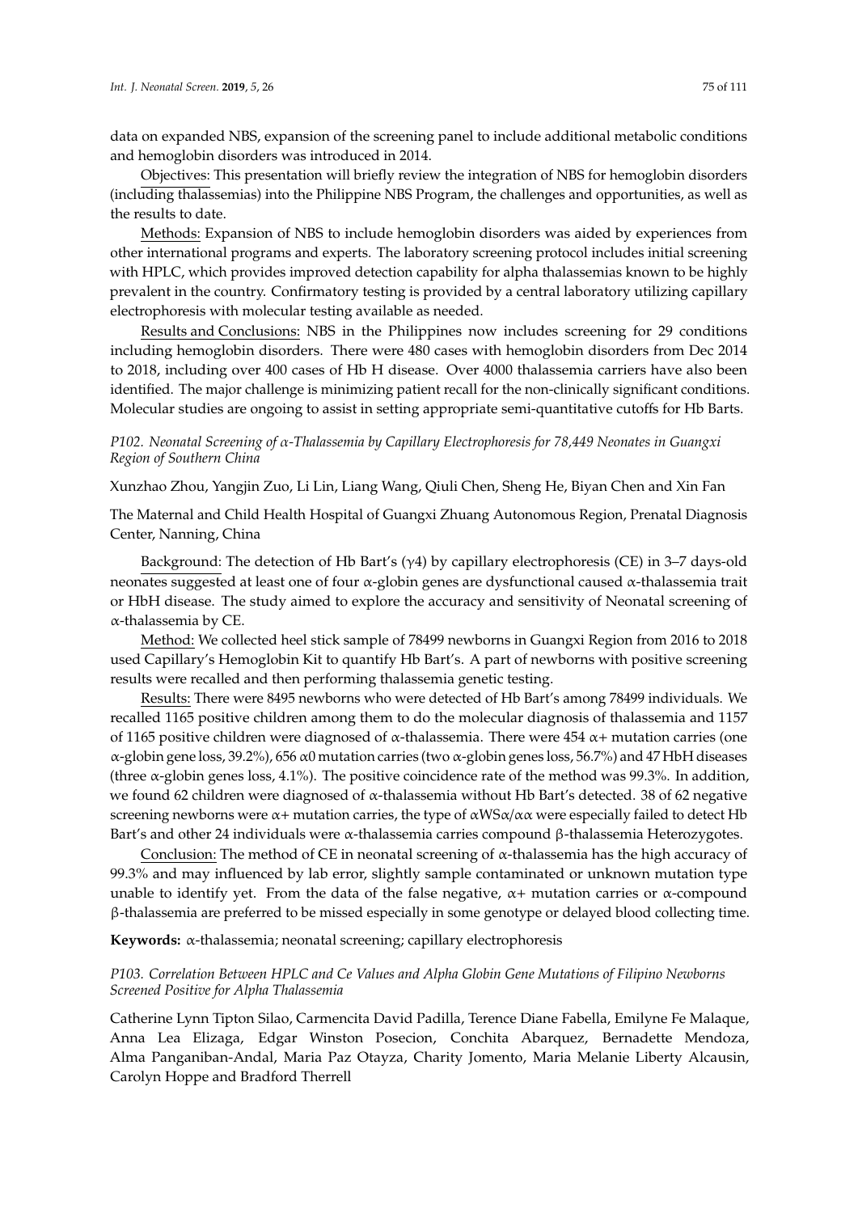data on expanded NBS, expansion of the screening panel to include additional metabolic conditions and hemoglobin disorders was introduced in 2014.

Objectives: This presentation will briefly review the integration of NBS for hemoglobin disorders (including thalassemias) into the Philippine NBS Program, the challenges and opportunities, as well as the results to date.

Methods: Expansion of NBS to include hemoglobin disorders was aided by experiences from other international programs and experts. The laboratory screening protocol includes initial screening with HPLC, which provides improved detection capability for alpha thalassemias known to be highly prevalent in the country. Confirmatory testing is provided by a central laboratory utilizing capillary electrophoresis with molecular testing available as needed.

Results and Conclusions: NBS in the Philippines now includes screening for 29 conditions including hemoglobin disorders. There were 480 cases with hemoglobin disorders from Dec 2014 to 2018, including over 400 cases of Hb H disease. Over 4000 thalassemia carriers have also been identified. The major challenge is minimizing patient recall for the non-clinically significant conditions. Molecular studies are ongoing to assist in setting appropriate semi-quantitative cutoffs for Hb Barts.

### *P102. Neonatal Screening of α-Thalassemia by Capillary Electrophoresis for 78,449 Neonates in Guangxi Region of Southern China*

Xunzhao Zhou, Yangjin Zuo, Li Lin, Liang Wang, Qiuli Chen, Sheng He, Biyan Chen and Xin Fan

The Maternal and Child Health Hospital of Guangxi Zhuang Autonomous Region, Prenatal Diagnosis Center, Nanning, China

Background: The detection of Hb Bart's (γ4) by capillary electrophoresis (CE) in 3–7 days-old neonates suggested at least one of four α-globin genes are dysfunctional caused α-thalassemia trait or HbH disease. The study aimed to explore the accuracy and sensitivity of Neonatal screening of α-thalassemia by CE.

Method: We collected heel stick sample of 78499 newborns in Guangxi Region from 2016 to 2018 used Capillary's Hemoglobin Kit to quantify Hb Bart's. A part of newborns with positive screening results were recalled and then performing thalassemia genetic testing.

Results: There were 8495 newborns who were detected of Hb Bart's among 78499 individuals. We recalled 1165 positive children among them to do the molecular diagnosis of thalassemia and 1157 of 1165 positive children were diagnosed of α-thalassemia. There were 454 α+ mutation carries (one α-globin gene loss, 39.2%), 656 α0 mutation carries (two α-globin genes loss, 56.7%) and 47 HbH diseases (three α-globin genes loss, 4.1%). The positive coincidence rate of the method was 99.3%. In addition, we found 62 children were diagnosed of α-thalassemia without Hb Bart's detected. 38 of 62 negative screening newborns were α+ mutation carries, the type of αWSα/αα were especially failed to detect Hb Bart's and other 24 individuals were α-thalassemia carries compound β-thalassemia Heterozygotes.

Conclusion: The method of CE in neonatal screening of α-thalassemia has the high accuracy of 99.3% and may influenced by lab error, slightly sample contaminated or unknown mutation type unable to identify yet. From the data of the false negative, α+ mutation carries or α-compound β-thalassemia are preferred to be missed especially in some genotype or delayed blood collecting time.

**Keywords:** α-thalassemia; neonatal screening; capillary electrophoresis

### *P103. Correlation Between HPLC and Ce Values and Alpha Globin Gene Mutations of Filipino Newborns Screened Positive for Alpha Thalassemia*

Catherine Lynn Tipton Silao, Carmencita David Padilla, Terence Diane Fabella, Emilyne Fe Malaque, Anna Lea Elizaga, Edgar Winston Posecion, Conchita Abarquez, Bernadette Mendoza, Alma Panganiban-Andal, Maria Paz Otayza, Charity Jomento, Maria Melanie Liberty Alcausin, Carolyn Hoppe and Bradford Therrell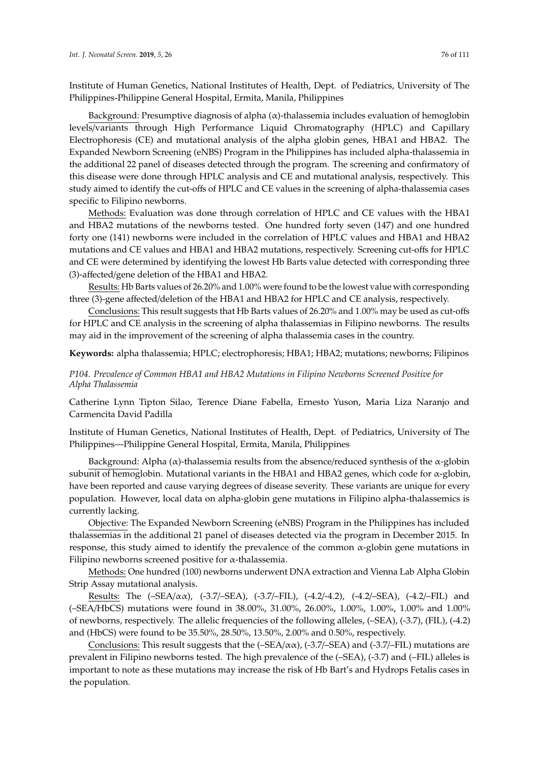Institute of Human Genetics, National Institutes of Health, Dept. of Pediatrics, University of The Philippines-Philippine General Hospital, Ermita, Manila, Philippines

Background: Presumptive diagnosis of alpha (α)-thalassemia includes evaluation of hemoglobin levels/variants through High Performance Liquid Chromatography (HPLC) and Capillary Electrophoresis (CE) and mutational analysis of the alpha globin genes, HBA1 and HBA2. The Expanded Newborn Screening (eNBS) Program in the Philippines has included alpha-thalassemia in the additional 22 panel of diseases detected through the program. The screening and confirmatory of this disease were done through HPLC analysis and CE and mutational analysis, respectively. This study aimed to identify the cut-offs of HPLC and CE values in the screening of alpha-thalassemia cases specific to Filipino newborns.

Methods: Evaluation was done through correlation of HPLC and CE values with the HBA1 and HBA2 mutations of the newborns tested. One hundred forty seven (147) and one hundred forty one (141) newborns were included in the correlation of HPLC values and HBA1 and HBA2 mutations and CE values and HBA1 and HBA2 mutations, respectively. Screening cut-offs for HPLC and CE were determined by identifying the lowest Hb Barts value detected with corresponding three (3)-affected/gene deletion of the HBA1 and HBA2.

Results: Hb Barts values of 26.20% and 1.00% were found to be the lowest value with corresponding three (3)-gene affected/deletion of the HBA1 and HBA2 for HPLC and CE analysis, respectively.

Conclusions: This result suggests that Hb Barts values of 26.20% and 1.00% may be used as cut-offs for HPLC and CE analysis in the screening of alpha thalassemias in Filipino newborns. The results may aid in the improvement of the screening of alpha thalassemia cases in the country.

**Keywords:** alpha thalassemia; HPLC; electrophoresis; HBA1; HBA2; mutations; newborns; Filipinos

### *P104. Prevalence of Common HBA1 and HBA2 Mutations in Filipino Newborns Screened Positive for Alpha Thalassemia*

Catherine Lynn Tipton Silao, Terence Diane Fabella, Ernesto Yuson, Maria Liza Naranjo and Carmencita David Padilla

Institute of Human Genetics, National Institutes of Health, Dept. of Pediatrics, University of The Philippines—Philippine General Hospital, Ermita, Manila, Philippines

Background: Alpha (α)-thalassemia results from the absence/reduced synthesis of the α-globin subunit of hemoglobin. Mutational variants in the HBA1 and HBA2 genes, which code for α-globin, have been reported and cause varying degrees of disease severity. These variants are unique for every population. However, local data on alpha-globin gene mutations in Filipino alpha-thalassemics is currently lacking.

Objective: The Expanded Newborn Screening (eNBS) Program in the Philippines has included thalassemias in the additional 21 panel of diseases detected via the program in December 2015. In response, this study aimed to identify the prevalence of the common α-globin gene mutations in Filipino newborns screened positive for α-thalassemia.

Methods: One hundred (100) newborns underwent DNA extraction and Vienna Lab Alpha Globin Strip Assay mutational analysis.

Results: The (–SEA/αα), (-3.7/–SEA), (-3.7/–FIL), (-4.2/-4.2), (-4.2/–SEA), (-4.2/–FIL) and (–SEA/HbCS) mutations were found in 38.00%, 31.00%, 26.00%, 1.00%, 1.00%, 1.00% and 1.00% of newborns, respectively. The allelic frequencies of the following alleles, (–SEA), (-3.7), (FIL), (-4.2) and (HbCS) were found to be 35.50%, 28.50%, 13.50%, 2.00% and 0.50%, respectively.

Conclusions: This result suggests that the (–SEA/αα), (-3.7/–SEA) and (-3.7/–FIL) mutations are prevalent in Filipino newborns tested. The high prevalence of the (–SEA), (-3.7) and (–FIL) alleles is important to note as these mutations may increase the risk of Hb Bart's and Hydrops Fetalis cases in the population.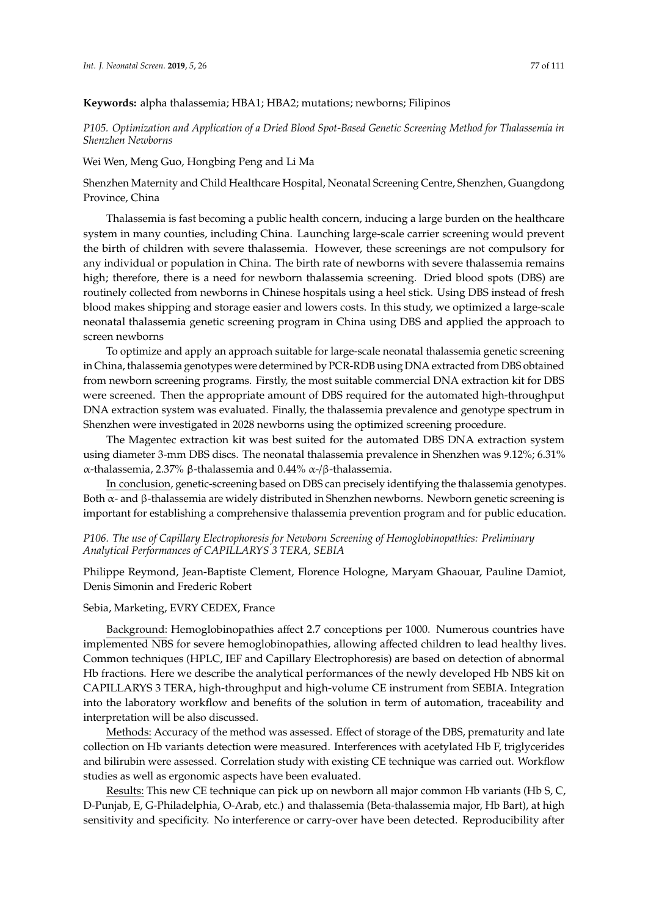**Keywords:** alpha thalassemia; HBA1; HBA2; mutations; newborns; Filipinos

### *P105. Optimization and Application of a Dried Blood Spot-Based Genetic Screening Method for Thalassemia in Shenzhen Newborns*

Wei Wen, Meng Guo, Hongbing Peng and Li Ma

Shenzhen Maternity and Child Healthcare Hospital, Neonatal Screening Centre, Shenzhen, Guangdong Province, China

Thalassemia is fast becoming a public health concern, inducing a large burden on the healthcare system in many counties, including China. Launching large-scale carrier screening would prevent the birth of children with severe thalassemia. However, these screenings are not compulsory for any individual or population in China. The birth rate of newborns with severe thalassemia remains high; therefore, there is a need for newborn thalassemia screening. Dried blood spots (DBS) are routinely collected from newborns in Chinese hospitals using a heel stick. Using DBS instead of fresh blood makes shipping and storage easier and lowers costs. In this study, we optimized a large-scale neonatal thalassemia genetic screening program in China using DBS and applied the approach to screen newborns

To optimize and apply an approach suitable for large-scale neonatal thalassemia genetic screening in China, thalassemia genotypes were determined by PCR-RDB using DNA extracted from DBS obtained from newborn screening programs. Firstly, the most suitable commercial DNA extraction kit for DBS were screened. Then the appropriate amount of DBS required for the automated high-throughput DNA extraction system was evaluated. Finally, the thalassemia prevalence and genotype spectrum in Shenzhen were investigated in 2028 newborns using the optimized screening procedure.

The Magentec extraction kit was best suited for the automated DBS DNA extraction system using diameter 3-mm DBS discs. The neonatal thalassemia prevalence in Shenzhen was 9.12%; 6.31% α-thalassemia, 2.37% β-thalassemia and 0.44% α-/β-thalassemia.

In conclusion, genetic-screening based on DBS can precisely identifying the thalassemia genotypes. Both α- and β-thalassemia are widely distributed in Shenzhen newborns. Newborn genetic screening is important for establishing a comprehensive thalassemia prevention program and for public education.

### *P106. The use of Capillary Electrophoresis for Newborn Screening of Hemoglobinopathies: Preliminary Analytical Performances of CAPILLARYS 3 TERA, SEBIA*

Philippe Reymond, Jean-Baptiste Clement, Florence Hologne, Maryam Ghaouar, Pauline Damiot, Denis Simonin and Frederic Robert

Sebia, Marketing, EVRY CEDEX, France

Background: Hemoglobinopathies affect 2.7 conceptions per 1000. Numerous countries have implemented NBS for severe hemoglobinopathies, allowing affected children to lead healthy lives. Common techniques (HPLC, IEF and Capillary Electrophoresis) are based on detection of abnormal Hb fractions. Here we describe the analytical performances of the newly developed Hb NBS kit on CAPILLARYS 3 TERA, high-throughput and high-volume CE instrument from SEBIA. Integration into the laboratory workflow and benefits of the solution in term of automation, traceability and interpretation will be also discussed.

Methods: Accuracy of the method was assessed. Effect of storage of the DBS, prematurity and late collection on Hb variants detection were measured. Interferences with acetylated Hb F, triglycerides and bilirubin were assessed. Correlation study with existing CE technique was carried out. Workflow studies as well as ergonomic aspects have been evaluated.

Results: This new CE technique can pick up on newborn all major common Hb variants (Hb S, C, D-Punjab, E, G-Philadelphia, O-Arab, etc.) and thalassemia (Beta-thalassemia major, Hb Bart), at high sensitivity and specificity. No interference or carry-over have been detected. Reproducibility after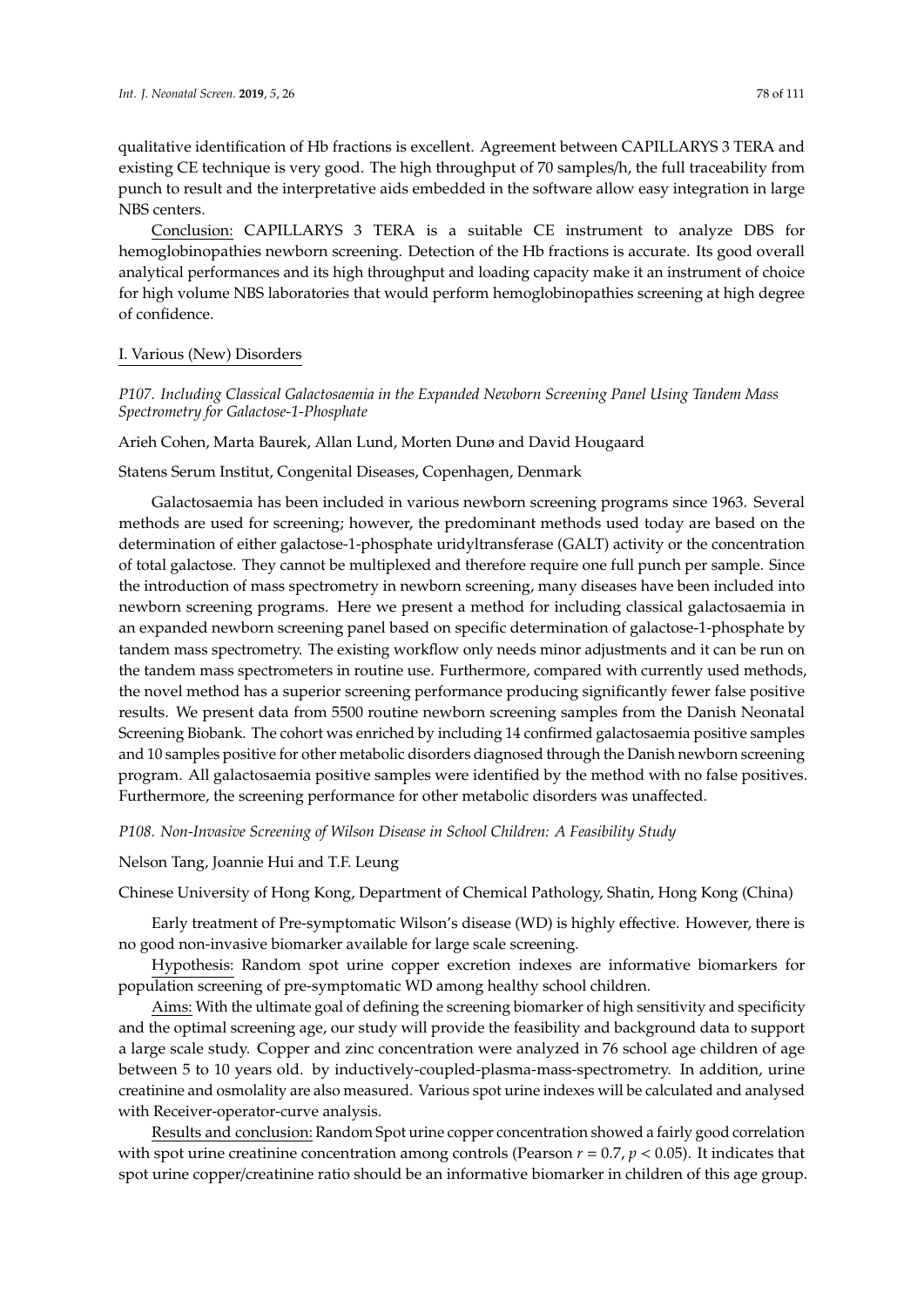qualitative identification of Hb fractions is excellent. Agreement between CAPILLARYS 3 TERA and existing CE technique is very good. The high throughput of 70 samples/h, the full traceability from punch to result and the interpretative aids embedded in the software allow easy integration in large NBS centers.

Conclusion: CAPILLARYS 3 TERA is a suitable CE instrument to analyze DBS for hemoglobinopathies newborn screening. Detection of the Hb fractions is accurate. Its good overall analytical performances and its high throughput and loading capacity make it an instrument of choice for high volume NBS laboratories that would perform hemoglobinopathies screening at high degree of confidence.

## I. Various (New) Disorders

### *P107. Including Classical Galactosaemia in the Expanded Newborn Screening Panel Using Tandem Mass Spectrometry for Galactose-1-Phosphate*

Arieh Cohen, Marta Baurek, Allan Lund, Morten Dunø and David Hougaard

Statens Serum Institut, Congenital Diseases, Copenhagen, Denmark

Galactosaemia has been included in various newborn screening programs since 1963. Several methods are used for screening; however, the predominant methods used today are based on the determination of either galactose-1-phosphate uridyltransferase (GALT) activity or the concentration of total galactose. They cannot be multiplexed and therefore require one full punch per sample. Since the introduction of mass spectrometry in newborn screening, many diseases have been included into newborn screening programs. Here we present a method for including classical galactosaemia in an expanded newborn screening panel based on specific determination of galactose-1-phosphate by tandem mass spectrometry. The existing workflow only needs minor adjustments and it can be run on the tandem mass spectrometers in routine use. Furthermore, compared with currently used methods, the novel method has a superior screening performance producing significantly fewer false positive results. We present data from 5500 routine newborn screening samples from the Danish Neonatal Screening Biobank. The cohort was enriched by including 14 confirmed galactosaemia positive samples and 10 samples positive for other metabolic disorders diagnosed through the Danish newborn screening program. All galactosaemia positive samples were identified by the method with no false positives. Furthermore, the screening performance for other metabolic disorders was unaffected.

### *P108. Non-Invasive Screening of Wilson Disease in School Children: A Feasibility Study*

Nelson Tang, Joannie Hui and T.F. Leung

Chinese University of Hong Kong, Department of Chemical Pathology, Shatin, Hong Kong (China)

Early treatment of Pre-symptomatic Wilson's disease (WD) is highly effective. However, there is no good non-invasive biomarker available for large scale screening.

Hypothesis: Random spot urine copper excretion indexes are informative biomarkers for population screening of pre-symptomatic WD among healthy school children.

Aims: With the ultimate goal of defining the screening biomarker of high sensitivity and specificity and the optimal screening age, our study will provide the feasibility and background data to support a large scale study. Copper and zinc concentration were analyzed in 76 school age children of age between 5 to 10 years old. by inductively-coupled-plasma-mass-spectrometry. In addition, urine creatinine and osmolality are also measured. Various spot urine indexes will be calculated and analysed with Receiver-operator-curve analysis.

Results and conclusion: Random Spot urine copper concentration showed a fairly good correlation with spot urine creatinine concentration among controls (Pearson $r = 0.7$, $p < 0.05$). It indicates that spot urine copper/creatinine ratio should be an informative biomarker in children of this age group.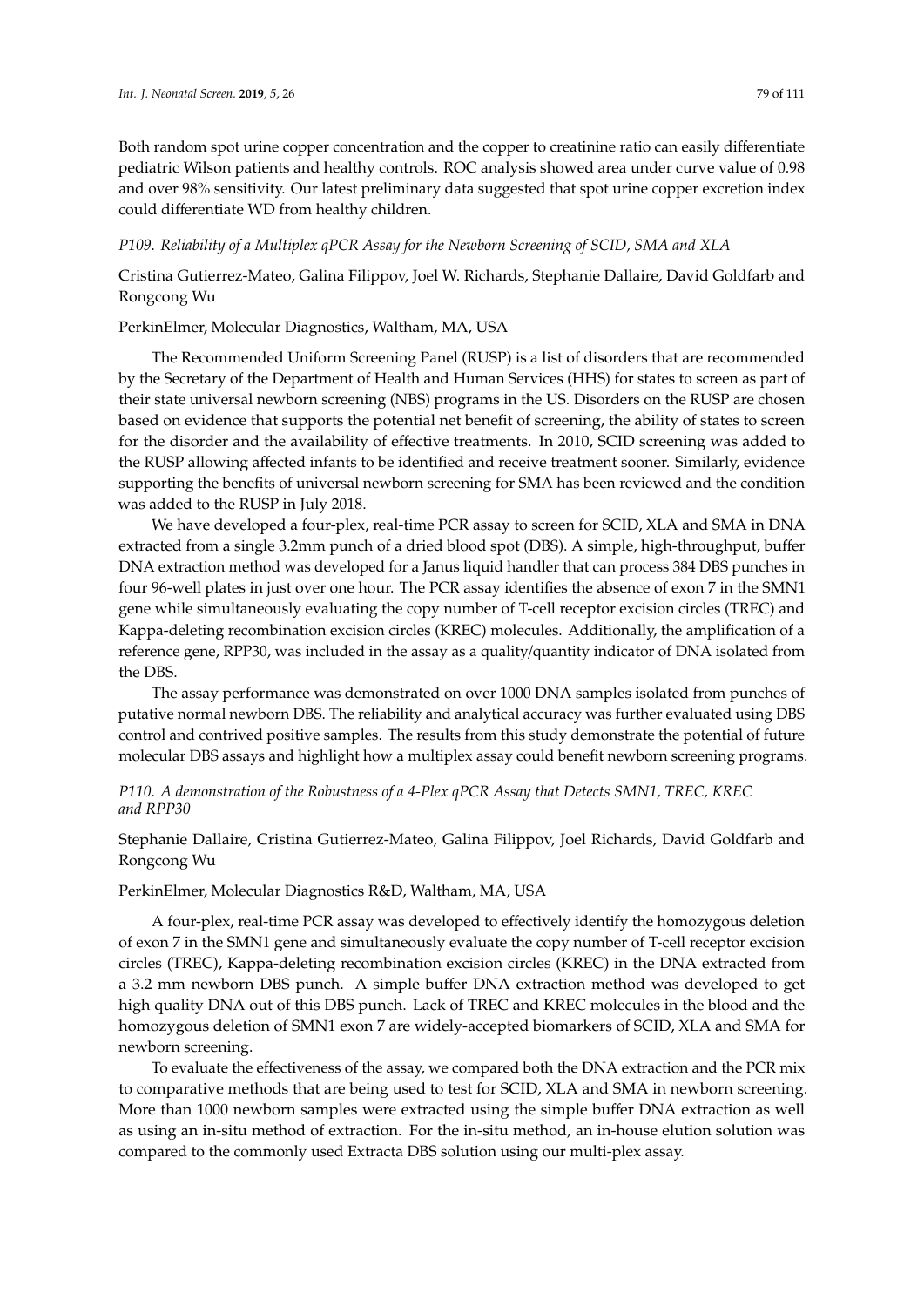Both random spot urine copper concentration and the copper to creatinine ratio can easily differentiate pediatric Wilson patients and healthy controls. ROC analysis showed area under curve value of 0.98 and over 98% sensitivity. Our latest preliminary data suggested that spot urine copper excretion index could differentiate WD from healthy children.

*P109. Reliability of a Multiplex qPCR Assay for the Newborn Screening of SCID, SMA and XLA*

Cristina Gutierrez-Mateo, Galina Filippov, Joel W. Richards, Stephanie Dallaire, David Goldfarb and Rongcong Wu

PerkinElmer, Molecular Diagnostics, Waltham, MA, USA

The Recommended Uniform Screening Panel (RUSP) is a list of disorders that are recommended by the Secretary of the Department of Health and Human Services (HHS) for states to screen as part of their state universal newborn screening (NBS) programs in the US. Disorders on the RUSP are chosen based on evidence that supports the potential net benefit of screening, the ability of states to screen for the disorder and the availability of effective treatments. In 2010, SCID screening was added to the RUSP allowing affected infants to be identified and receive treatment sooner. Similarly, evidence supporting the benefits of universal newborn screening for SMA has been reviewed and the condition was added to the RUSP in July 2018.

We have developed a four-plex, real-time PCR assay to screen for SCID, XLA and SMA in DNA extracted from a single 3.2mm punch of a dried blood spot (DBS). A simple, high-throughput, buffer DNA extraction method was developed for a Janus liquid handler that can process 384 DBS punches in four 96-well plates in just over one hour. The PCR assay identifies the absence of exon 7 in the SMN1 gene while simultaneously evaluating the copy number of T-cell receptor excision circles (TREC) and Kappa-deleting recombination excision circles (KREC) molecules. Additionally, the amplification of a reference gene, RPP30, was included in the assay as a quality/quantity indicator of DNA isolated from the DBS.

The assay performance was demonstrated on over 1000 DNA samples isolated from punches of putative normal newborn DBS. The reliability and analytical accuracy was further evaluated using DBS control and contrived positive samples. The results from this study demonstrate the potential of future molecular DBS assays and highlight how a multiplex assay could benefit newborn screening programs.

*P110. A demonstration of the Robustness of a 4-Plex qPCR Assay that Detects SMN1, TREC, KREC and RPP30*

Stephanie Dallaire, Cristina Gutierrez-Mateo, Galina Filippov, Joel Richards, David Goldfarb and Rongcong Wu

PerkinElmer, Molecular Diagnostics R&D, Waltham, MA, USA

A four-plex, real-time PCR assay was developed to effectively identify the homozygous deletion of exon 7 in the SMN1 gene and simultaneously evaluate the copy number of T-cell receptor excision circles (TREC), Kappa-deleting recombination excision circles (KREC) in the DNA extracted from a 3.2 mm newborn DBS punch. A simple buffer DNA extraction method was developed to get high quality DNA out of this DBS punch. Lack of TREC and KREC molecules in the blood and the homozygous deletion of SMN1 exon 7 are widely-accepted biomarkers of SCID, XLA and SMA for newborn screening.

To evaluate the effectiveness of the assay, we compared both the DNA extraction and the PCR mix to comparative methods that are being used to test for SCID, XLA and SMA in newborn screening. More than 1000 newborn samples were extracted using the simple buffer DNA extraction as well as using an in-situ method of extraction. For the in-situ method, an in-house elution solution was compared to the commonly used Extracta DBS solution using our multi-plex assay.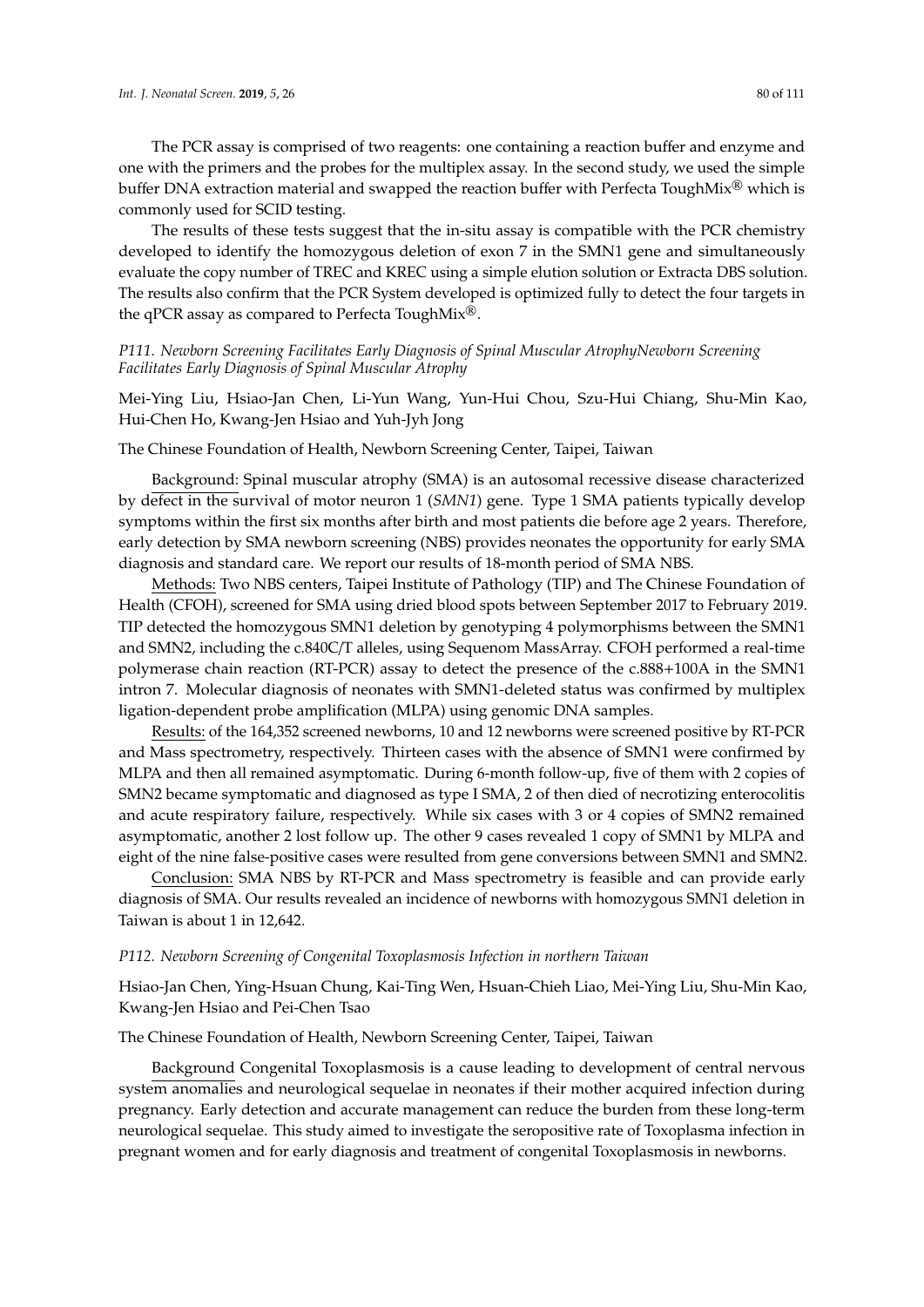The PCR assay is comprised of two reagents: one containing a reaction buffer and enzyme and one with the primers and the probes for the multiplex assay. In the second study, we used the simple buffer DNA extraction material and swapped the reaction buffer with Perfecta ToughMix® which is commonly used for SCID testing.

The results of these tests suggest that the in-situ assay is compatible with the PCR chemistry developed to identify the homozygous deletion of exon 7 in the SMN1 gene and simultaneously evaluate the copy number of TREC and KREC using a simple elution solution or Extracta DBS solution. The results also confirm that the PCR System developed is optimized fully to detect the four targets in the qPCR assay as compared to Perfecta ToughMix®.

### *P111. Newborn Screening Facilitates Early Diagnosis of Spinal Muscular AtrophyNewborn Screening Facilitates Early Diagnosis of Spinal Muscular Atrophy*

Mei-Ying Liu, Hsiao-Jan Chen, Li-Yun Wang, Yun-Hui Chou, Szu-Hui Chiang, Shu-Min Kao, Hui-Chen Ho, Kwang-Jen Hsiao and Yuh-Jyh Jong

The Chinese Foundation of Health, Newborn Screening Center, Taipei, Taiwan

Background: Spinal muscular atrophy (SMA) is an autosomal recessive disease characterized by defect in the survival of motor neuron 1 (*SMN1*) gene. Type 1 SMA patients typically develop symptoms within the first six months after birth and most patients die before age 2 years. Therefore, early detection by SMA newborn screening (NBS) provides neonates the opportunity for early SMA diagnosis and standard care. We report our results of 18-month period of SMA NBS.

Methods: Two NBS centers, Taipei Institute of Pathology (TIP) and The Chinese Foundation of Health (CFOH), screened for SMA using dried blood spots between September 2017 to February 2019. TIP detected the homozygous SMN1 deletion by genotyping 4 polymorphisms between the SMN1 and SMN2, including the c.840C/T alleles, using Sequenom MassArray. CFOH performed a real-time polymerase chain reaction (RT-PCR) assay to detect the presence of the c.888+100A in the SMN1 intron 7. Molecular diagnosis of neonates with SMN1-deleted status was confirmed by multiplex ligation-dependent probe amplification (MLPA) using genomic DNA samples.

Results: of the 164,352 screened newborns, 10 and 12 newborns were screened positive by RT-PCR and Mass spectrometry, respectively. Thirteen cases with the absence of SMN1 were confirmed by MLPA and then all remained asymptomatic. During 6-month follow-up, five of them with 2 copies of SMN2 became symptomatic and diagnosed as type I SMA, 2 of then died of necrotizing enterocolitis and acute respiratory failure, respectively. While six cases with 3 or 4 copies of SMN2 remained asymptomatic, another 2 lost follow up. The other 9 cases revealed 1 copy of SMN1 by MLPA and eight of the nine false-positive cases were resulted from gene conversions between SMN1 and SMN2.

Conclusion: SMA NBS by RT-PCR and Mass spectrometry is feasible and can provide early diagnosis of SMA. Our results revealed an incidence of newborns with homozygous SMN1 deletion in Taiwan is about 1 in 12,642.

### *P112. Newborn Screening of Congenital Toxoplasmosis Infection in northern Taiwan*

Hsiao-Jan Chen, Ying-Hsuan Chung, Kai-Ting Wen, Hsuan-Chieh Liao, Mei-Ying Liu, Shu-Min Kao, Kwang-Jen Hsiao and Pei-Chen Tsao

The Chinese Foundation of Health, Newborn Screening Center, Taipei, Taiwan

Background Congenital Toxoplasmosis is a cause leading to development of central nervous system anomalies and neurological sequelae in neonates if their mother acquired infection during pregnancy. Early detection and accurate management can reduce the burden from these long-term neurological sequelae. This study aimed to investigate the seropositive rate of Toxoplasma infection in pregnant women and for early diagnosis and treatment of congenital Toxoplasmosis in newborns.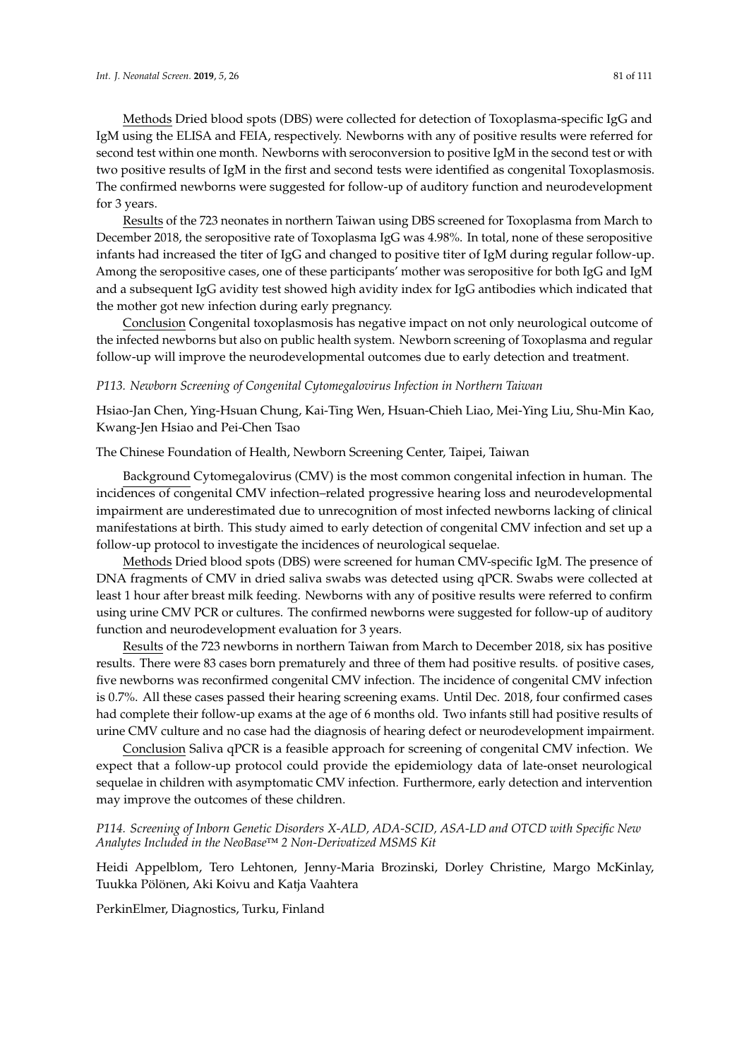Methods Dried blood spots (DBS) were collected for detection of Toxoplasma-specific IgG and IgM using the ELISA and FEIA, respectively. Newborns with any of positive results were referred for second test within one month. Newborns with seroconversion to positive IgM in the second test or with two positive results of IgM in the first and second tests were identified as congenital Toxoplasmosis. The confirmed newborns were suggested for follow-up of auditory function and neurodevelopment for 3 years.

Results of the 723 neonates in northern Taiwan using DBS screened for Toxoplasma from March to December 2018, the seropositive rate of Toxoplasma IgG was 4.98%. In total, none of these seropositive infants had increased the titer of IgG and changed to positive titer of IgM during regular follow-up. Among the seropositive cases, one of these participants' mother was seropositive for both IgG and IgM and a subsequent IgG avidity test showed high avidity index for IgG antibodies which indicated that the mother got new infection during early pregnancy.

Conclusion Congenital toxoplasmosis has negative impact on not only neurological outcome of the infected newborns but also on public health system. Newborn screening of Toxoplasma and regular follow-up will improve the neurodevelopmental outcomes due to early detection and treatment.

### *P113. Newborn Screening of Congenital Cytomegalovirus Infection in Northern Taiwan*

Hsiao-Jan Chen, Ying-Hsuan Chung, Kai-Ting Wen, Hsuan-Chieh Liao, Mei-Ying Liu, Shu-Min Kao, Kwang-Jen Hsiao and Pei-Chen Tsao

The Chinese Foundation of Health, Newborn Screening Center, Taipei, Taiwan

Background Cytomegalovirus (CMV) is the most common congenital infection in human. The incidences of congenital CMV infection–related progressive hearing loss and neurodevelopmental impairment are underestimated due to unrecognition of most infected newborns lacking of clinical manifestations at birth. This study aimed to early detection of congenital CMV infection and set up a follow-up protocol to investigate the incidences of neurological sequelae.

Methods Dried blood spots (DBS) were screened for human CMV-specific IgM. The presence of DNA fragments of CMV in dried saliva swabs was detected using qPCR. Swabs were collected at least 1 hour after breast milk feeding. Newborns with any of positive results were referred to confirm using urine CMV PCR or cultures. The confirmed newborns were suggested for follow-up of auditory function and neurodevelopment evaluation for 3 years.

Results of the 723 newborns in northern Taiwan from March to December 2018, six has positive results. There were 83 cases born prematurely and three of them had positive results. of positive cases, five newborns was reconfirmed congenital CMV infection. The incidence of congenital CMV infection is 0.7%. All these cases passed their hearing screening exams. Until Dec. 2018, four confirmed cases had complete their follow-up exams at the age of 6 months old. Two infants still had positive results of urine CMV culture and no case had the diagnosis of hearing defect or neurodevelopment impairment.

Conclusion Saliva qPCR is a feasible approach for screening of congenital CMV infection. We expect that a follow-up protocol could provide the epidemiology data of late-onset neurological sequelae in children with asymptomatic CMV infection. Furthermore, early detection and intervention may improve the outcomes of these children.

### *P114. Screening of Inborn Genetic Disorders X-ALD, ADA-SCID, ASA-LD and OTCD with Specific New Analytes Included in the NeoBase™ 2 Non-Derivatized MSMS Kit*

Heidi Appelblom, Tero Lehtonen, Jenny-Maria Brozinski, Dorley Christine, Margo McKinlay, Tuukka Pölönen, Aki Koivu and Katja Vaahtera

PerkinElmer, Diagnostics, Turku, Finland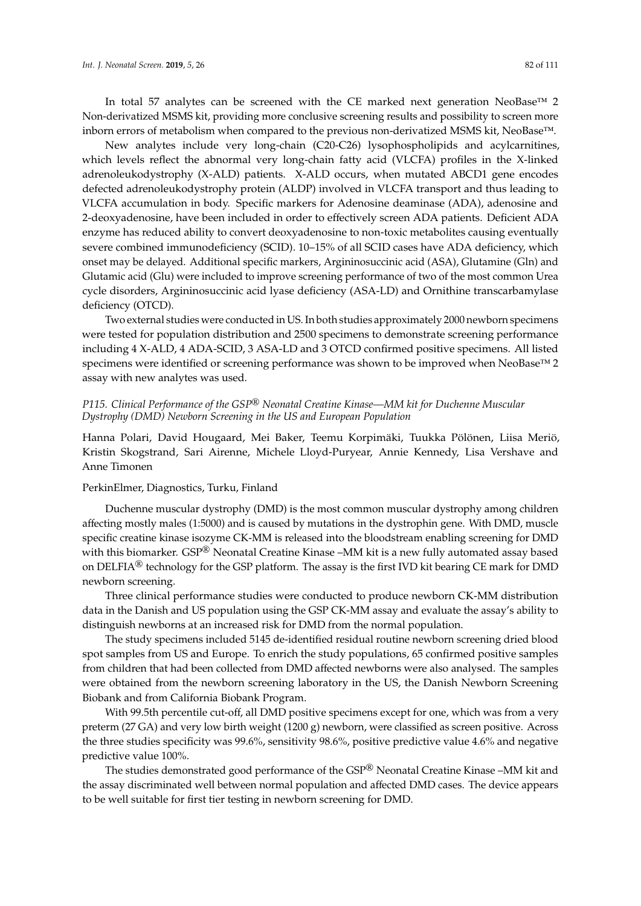In total 57 analytes can be screened with the CE marked next generation NeoBase™ 2 Non-derivatized MSMS kit, providing more conclusive screening results and possibility to screen more inborn errors of metabolism when compared to the previous non-derivatized MSMS kit, NeoBase™.

New analytes include very long-chain (C20-C26) lysophospholipids and acylcarnitines, which levels reflect the abnormal very long-chain fatty acid (VLCFA) profiles in the X-linked adrenoleukodystrophy (X-ALD) patients. X-ALD occurs, when mutated ABCD1 gene encodes defected adrenoleukodystrophy protein (ALDP) involved in VLCFA transport and thus leading to VLCFA accumulation in body. Specific markers for Adenosine deaminase (ADA), adenosine and 2-deoxyadenosine, have been included in order to effectively screen ADA patients. Deficient ADA enzyme has reduced ability to convert deoxyadenosine to non-toxic metabolites causing eventually severe combined immunodeficiency (SCID). 10–15% of all SCID cases have ADA deficiency, which onset may be delayed. Additional specific markers, Argininosuccinic acid (ASA), Glutamine (Gln) and Glutamic acid (Glu) were included to improve screening performance of two of the most common Urea cycle disorders, Argininosuccinic acid lyase deficiency (ASA-LD) and Ornithine transcarbamylase deficiency (OTCD).

Two external studies were conducted in US. In both studies approximately 2000 newborn specimens were tested for population distribution and 2500 specimens to demonstrate screening performance including 4 X-ALD, 4 ADA-SCID, 3 ASA-LD and 3 OTCD confirmed positive specimens. All listed specimens were identified or screening performance was shown to be improved when NeoBase™ 2 assay with new analytes was used.

### *P115. Clinical Performance of the GSP® Neonatal Creatine Kinase—MM kit for Duchenne Muscular Dystrophy (DMD) Newborn Screening in the US and European Population*

Hanna Polari, David Hougaard, Mei Baker, Teemu Korpimäki, Tuukka Pölönen, Liisa Meriö, Kristin Skogstrand, Sari Airenne, Michele Lloyd-Puryear, Annie Kennedy, Lisa Vershave and Anne Timonen

PerkinElmer, Diagnostics, Turku, Finland

Duchenne muscular dystrophy (DMD) is the most common muscular dystrophy among children affecting mostly males (1:5000) and is caused by mutations in the dystrophin gene. With DMD, muscle specific creatine kinase isozyme CK-MM is released into the bloodstream enabling screening for DMD with this biomarker. GSP® Neonatal Creatine Kinase –MM kit is a new fully automated assay based on DELFIA® technology for the GSP platform. The assay is the first IVD kit bearing CE mark for DMD newborn screening.

Three clinical performance studies were conducted to produce newborn CK-MM distribution data in the Danish and US population using the GSP CK-MM assay and evaluate the assay's ability to distinguish newborns at an increased risk for DMD from the normal population.

The study specimens included 5145 de-identified residual routine newborn screening dried blood spot samples from US and Europe. To enrich the study populations, 65 confirmed positive samples from children that had been collected from DMD affected newborns were also analysed. The samples were obtained from the newborn screening laboratory in the US, the Danish Newborn Screening Biobank and from California Biobank Program.

With 99.5th percentile cut-off, all DMD positive specimens except for one, which was from a very preterm (27 GA) and very low birth weight (1200 g) newborn, were classified as screen positive. Across the three studies specificity was 99.6%, sensitivity 98.6%, positive predictive value 4.6% and negative predictive value 100%.

The studies demonstrated good performance of the GSP® Neonatal Creatine Kinase –MM kit and the assay discriminated well between normal population and affected DMD cases. The device appears to be well suitable for first tier testing in newborn screening for DMD.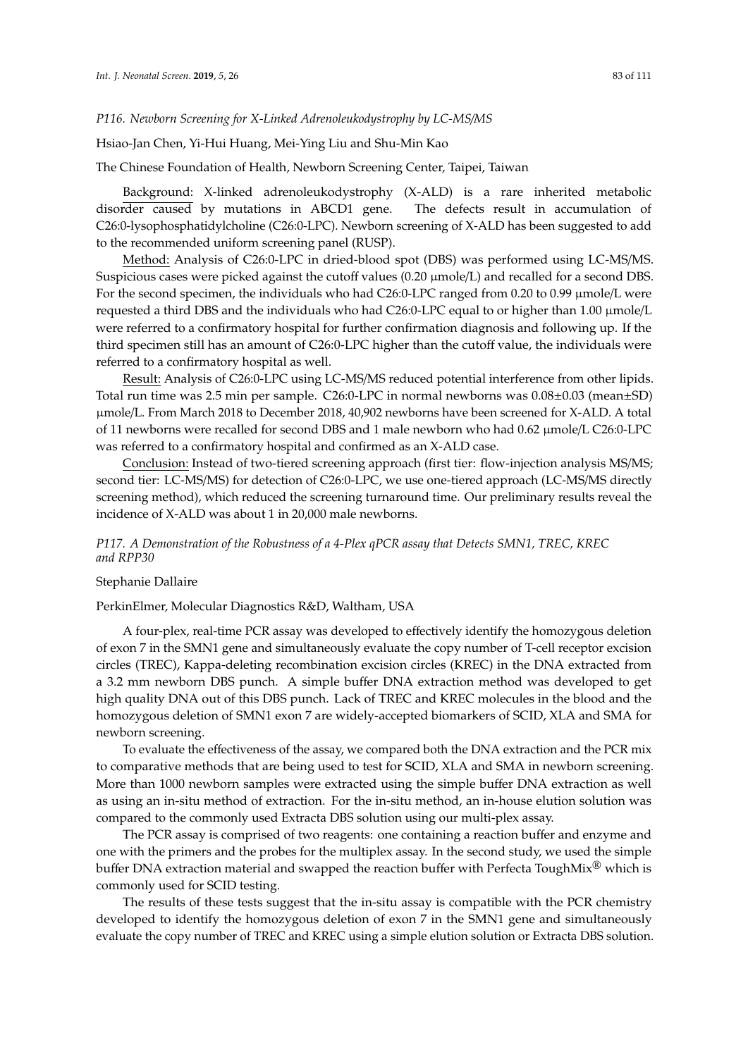### *P116. Newborn Screening for X-Linked Adrenoleukodystrophy by LC-MS/MS*

Hsiao-Jan Chen, Yi-Hui Huang, Mei-Ying Liu and Shu-Min Kao

The Chinese Foundation of Health, Newborn Screening Center, Taipei, Taiwan

Background: X-linked adrenoleukodystrophy (X-ALD) is a rare inherited metabolic disorder caused by mutations in ABCD1 gene. The defects result in accumulation of C26:0-lysophosphatidylcholine (C26:0-LPC). Newborn screening of X-ALD has been suggested to add to the recommended uniform screening panel (RUSP).

Method: Analysis of C26:0-LPC in dried-blood spot (DBS) was performed using LC-MS/MS. Suspicious cases were picked against the cutoff values (0.20 μmole/L) and recalled for a second DBS. For the second specimen, the individuals who had C26:0-LPC ranged from 0.20 to 0.99 μmole/L were requested a third DBS and the individuals who had C26:0-LPC equal to or higher than 1.00 μmole/L were referred to a confirmatory hospital for further confirmation diagnosis and following up. If the third specimen still has an amount of C26:0-LPC higher than the cutoff value, the individuals were referred to a confirmatory hospital as well.

Result: Analysis of C26:0-LPC using LC-MS/MS reduced potential interference from other lipids. Total run time was 2.5 min per sample. C26:0-LPC in normal newborns was $0.08 \pm 0.03$ (mean±SD) μmole/L. From March 2018 to December 2018, 40,902 newborns have been screened for X-ALD. A total of 11 newborns were recalled for second DBS and 1 male newborn who had 0.62 μmole/L C26:0-LPC was referred to a confirmatory hospital and confirmed as an X-ALD case.

Conclusion: Instead of two-tiered screening approach (first tier: flow-injection analysis MS/MS; second tier: LC-MS/MS) for detection of C26:0-LPC, we use one-tiered approach (LC-MS/MS directly screening method), which reduced the screening turnaround time. Our preliminary results reveal the incidence of X-ALD was about 1 in 20,000 male newborns.

### *P117. A Demonstration of the Robustness of a 4-Plex qPCR assay that Detects SMN1, TREC, KREC and RPP30*

Stephanie Dallaire

PerkinElmer, Molecular Diagnostics R&D, Waltham, USA

A four-plex, real-time PCR assay was developed to effectively identify the homozygous deletion of exon 7 in the SMN1 gene and simultaneously evaluate the copy number of T-cell receptor excision circles (TREC), Kappa-deleting recombination excision circles (KREC) in the DNA extracted from a 3.2 mm newborn DBS punch. A simple buffer DNA extraction method was developed to get high quality DNA out of this DBS punch. Lack of TREC and KREC molecules in the blood and the homozygous deletion of SMN1 exon 7 are widely-accepted biomarkers of SCID, XLA and SMA for newborn screening.

To evaluate the effectiveness of the assay, we compared both the DNA extraction and the PCR mix to comparative methods that are being used to test for SCID, XLA and SMA in newborn screening. More than 1000 newborn samples were extracted using the simple buffer DNA extraction as well as using an in-situ method of extraction. For the in-situ method, an in-house elution solution was compared to the commonly used Extracta DBS solution using our multi-plex assay.

The PCR assay is comprised of two reagents: one containing a reaction buffer and enzyme and one with the primers and the probes for the multiplex assay. In the second study, we used the simple buffer DNA extraction material and swapped the reaction buffer with Perfecta ToughMix® which is commonly used for SCID testing.

The results of these tests suggest that the in-situ assay is compatible with the PCR chemistry developed to identify the homozygous deletion of exon 7 in the SMN1 gene and simultaneously evaluate the copy number of TREC and KREC using a simple elution solution or Extracta DBS solution.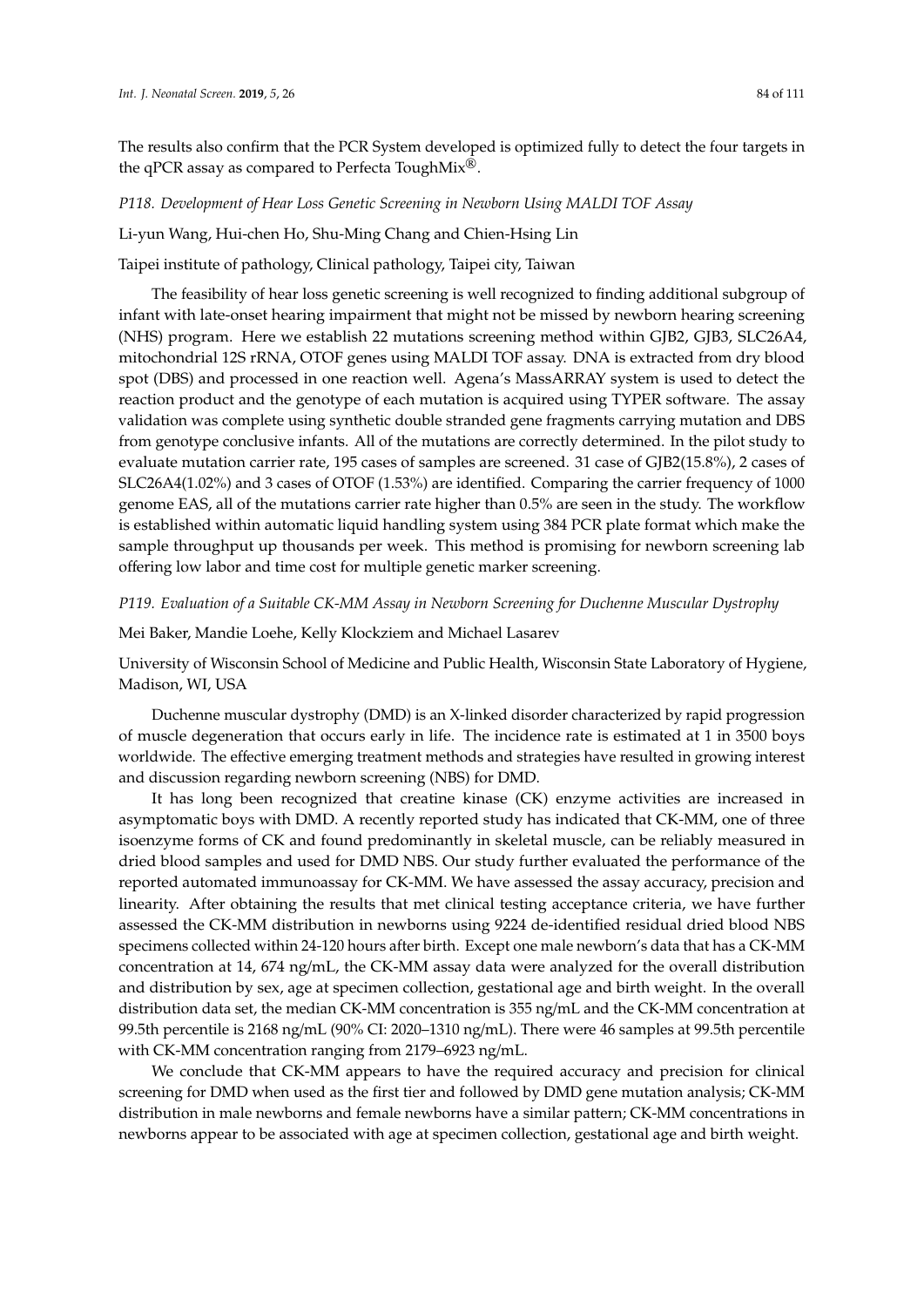The results also confirm that the PCR System developed is optimized fully to detect the four targets in the qPCR assay as compared to Perfecta ToughMix®.

*P118. Development of Hear Loss Genetic Screening in Newborn Using MALDI TOF Assay*

Li-yun Wang, Hui-chen Ho, Shu-Ming Chang and Chien-Hsing Lin

Taipei institute of pathology, Clinical pathology, Taipei city, Taiwan

The feasibility of hear loss genetic screening is well recognized to finding additional subgroup of infant with late-onset hearing impairment that might not be missed by newborn hearing screening (NHS) program. Here we establish 22 mutations screening method within GJB2, GJB3, SLC26A4, mitochondrial 12S rRNA, OTOF genes using MALDI TOF assay. DNA is extracted from dry blood spot (DBS) and processed in one reaction well. Agena's MassARRAY system is used to detect the reaction product and the genotype of each mutation is acquired using TYPER software. The assay validation was complete using synthetic double stranded gene fragments carrying mutation and DBS from genotype conclusive infants. All of the mutations are correctly determined. In the pilot study to evaluate mutation carrier rate, 195 cases of samples are screened. 31 case of GJB2(15.8%), 2 cases of SLC26A4(1.02%) and 3 cases of OTOF (1.53%) are identified. Comparing the carrier frequency of 1000 genome EAS, all of the mutations carrier rate higher than 0.5% are seen in the study. The workflow is established within automatic liquid handling system using 384 PCR plate format which make the sample throughput up thousands per week. This method is promising for newborn screening lab offering low labor and time cost for multiple genetic marker screening.

*P119. Evaluation of a Suitable CK-MM Assay in Newborn Screening for Duchenne Muscular Dystrophy*

Mei Baker, Mandie Loehe, Kelly Klockziem and Michael Lasarev

University of Wisconsin School of Medicine and Public Health, Wisconsin State Laboratory of Hygiene, Madison, WI, USA

Duchenne muscular dystrophy (DMD) is an X-linked disorder characterized by rapid progression of muscle degeneration that occurs early in life. The incidence rate is estimated at 1 in 3500 boys worldwide. The effective emerging treatment methods and strategies have resulted in growing interest and discussion regarding newborn screening (NBS) for DMD.

It has long been recognized that creatine kinase (CK) enzyme activities are increased in asymptomatic boys with DMD. A recently reported study has indicated that CK-MM, one of three isoenzyme forms of CK and found predominantly in skeletal muscle, can be reliably measured in dried blood samples and used for DMD NBS. Our study further evaluated the performance of the reported automated immunoassay for CK-MM. We have assessed the assay accuracy, precision and linearity. After obtaining the results that met clinical testing acceptance criteria, we have further assessed the CK-MM distribution in newborns using 9224 de-identified residual dried blood NBS specimens collected within 24-120 hours after birth. Except one male newborn's data that has a CK-MM concentration at 14, 674 ng/mL, the CK-MM assay data were analyzed for the overall distribution and distribution by sex, age at specimen collection, gestational age and birth weight. In the overall distribution data set, the median CK-MM concentration is 355 ng/mL and the CK-MM concentration at 99.5th percentile is 2168 ng/mL (90% CI: 2020–1310 ng/mL). There were 46 samples at 99.5th percentile with CK-MM concentration ranging from 2179–6923 ng/mL.

We conclude that CK-MM appears to have the required accuracy and precision for clinical screening for DMD when used as the first tier and followed by DMD gene mutation analysis; CK-MM distribution in male newborns and female newborns have a similar pattern; CK-MM concentrations in newborns appear to be associated with age at specimen collection, gestational age and birth weight.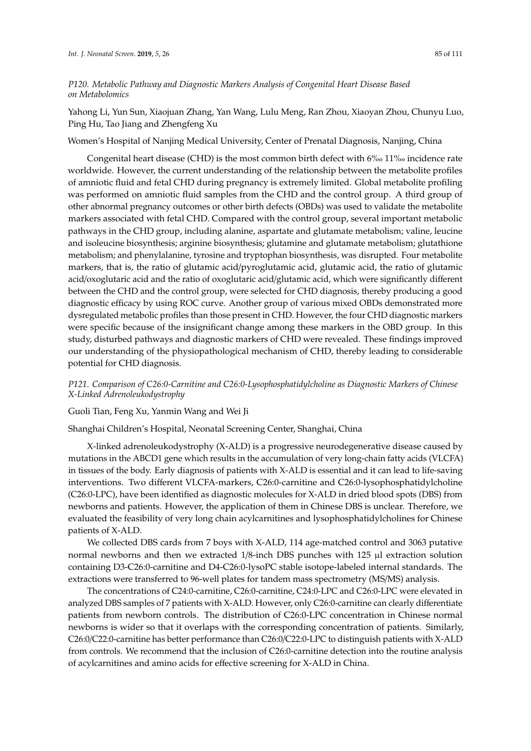### *P120. Metabolic Pathway and Diagnostic Markers Analysis of Congenital Heart Disease Based on Metabolomics*

Yahong Li, Yun Sun, Xiaojuan Zhang, Yan Wang, Lulu Meng, Ran Zhou, Xiaoyan Zhou, Chunyu Luo, Ping Hu, Tao Jiang and Zhengfeng Xu

Women's Hospital of Nanjing Medical University, Center of Prenatal Diagnosis, Nanjing, China

Congenital heart disease (CHD) is the most common birth defect with 6‰ 11‰ incidence rate worldwide. However, the current understanding of the relationship between the metabolite profiles of amniotic fluid and fetal CHD during pregnancy is extremely limited. Global metabolite profiling was performed on amniotic fluid samples from the CHD and the control group. A third group of other abnormal pregnancy outcomes or other birth defects (OBDs) was used to validate the metabolite markers associated with fetal CHD. Compared with the control group, several important metabolic pathways in the CHD group, including alanine, aspartate and glutamate metabolism; valine, leucine and isoleucine biosynthesis; arginine biosynthesis; glutamine and glutamate metabolism; glutathione metabolism; and phenylalanine, tyrosine and tryptophan biosynthesis, was disrupted. Four metabolite markers, that is, the ratio of glutamic acid/pyroglutamic acid, glutamic acid, the ratio of glutamic acid/oxoglutaric acid and the ratio of oxoglutaric acid/glutamic acid, which were significantly different between the CHD and the control group, were selected for CHD diagnosis, thereby producing a good diagnostic efficacy by using ROC curve. Another group of various mixed OBDs demonstrated more dysregulated metabolic profiles than those present in CHD. However, the four CHD diagnostic markers were specific because of the insignificant change among these markers in the OBD group. In this study, disturbed pathways and diagnostic markers of CHD were revealed. These findings improved our understanding of the physiopathological mechanism of CHD, thereby leading to considerable potential for CHD diagnosis.

### *P121. Comparison of C26:0-Carnitine and C26:0-Lysophosphatidylcholine as Diagnostic Markers of Chinese X-Linked Adrenoleukodystrophy*

Guoli Tian, Feng Xu, Yanmin Wang and Wei Ji

Shanghai Children's Hospital, Neonatal Screening Center, Shanghai, China

X-linked adrenoleukodystrophy (X-ALD) is a progressive neurodegenerative disease caused by mutations in the ABCD1 gene which results in the accumulation of very long-chain fatty acids (VLCFA) in tissues of the body. Early diagnosis of patients with X-ALD is essential and it can lead to life-saving interventions. Two different VLCFA-markers, C26:0-carnitine and C26:0-lysophosphatidylcholine (C26:0-LPC), have been identified as diagnostic molecules for X-ALD in dried blood spots (DBS) from newborns and patients. However, the application of them in Chinese DBS is unclear. Therefore, we evaluated the feasibility of very long chain acylcarnitines and lysophosphatidylcholines for Chinese patients of X-ALD.

We collected DBS cards from 7 boys with X-ALD, 114 age-matched control and 3063 putative normal newborns and then we extracted 1/8-inch DBS punches with 125 μl extraction solution containing D3-C26:0-carnitine and D4-C26:0-lysoPC stable isotope-labeled internal standards. The extractions were transferred to 96-well plates for tandem mass spectrometry (MS/MS) analysis.

The concentrations of C24:0-carnitine, C26:0-carnitine, C24:0-LPC and C26:0-LPC were elevated in analyzed DBS samples of 7 patients with X-ALD. However, only C26:0-carnitine can clearly differentiate patients from newborn controls. The distribution of C26:0-LPC concentration in Chinese normal newborns is wider so that it overlaps with the corresponding concentration of patients. Similarly, C26:0/C22:0-carnitine has better performance than C26:0/C22:0-LPC to distinguish patients with X-ALD from controls. We recommend that the inclusion of C26:0-carnitine detection into the routine analysis of acylcarnitines and amino acids for effective screening for X-ALD in China.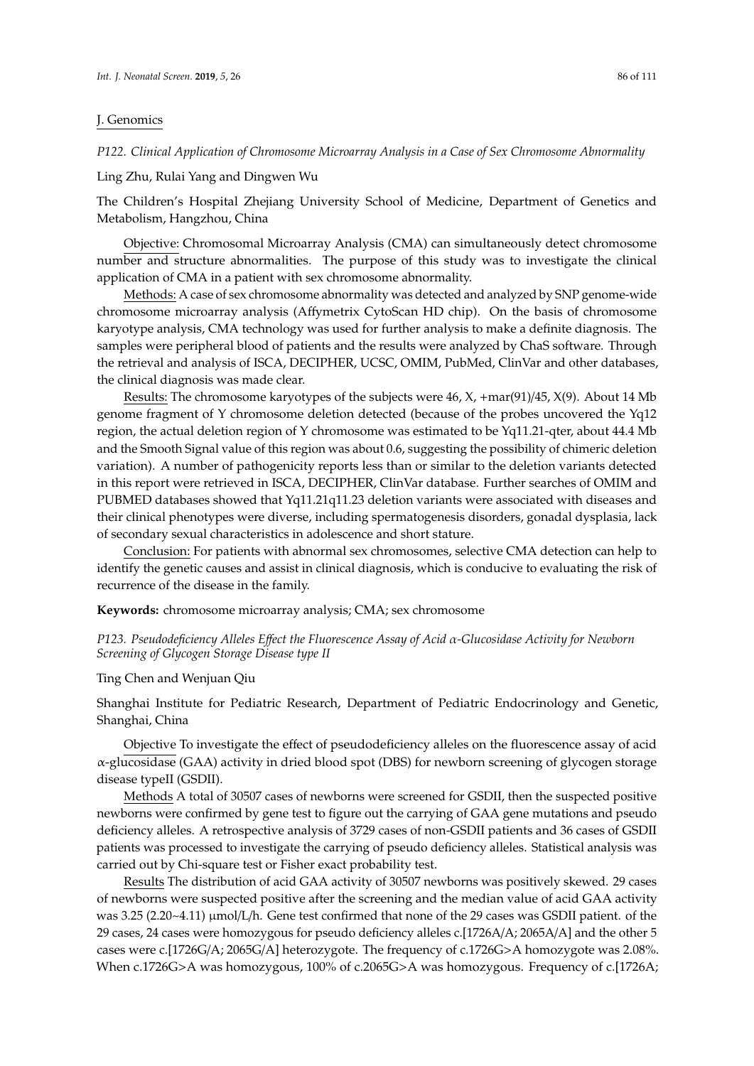## J. Genomics

### *P122. Clinical Application of Chromosome Microarray Analysis in a Case of Sex Chromosome Abnormality*

Ling Zhu, Rulai Yang and Dingwen Wu

The Children's Hospital Zhejiang University School of Medicine, Department of Genetics and Metabolism, Hangzhou, China

Objective: Chromosomal Microarray Analysis (CMA) can simultaneously detect chromosome number and structure abnormalities. The purpose of this study was to investigate the clinical application of CMA in a patient with sex chromosome abnormality.

Methods: A case of sex chromosome abnormality was detected and analyzed by SNP genome-wide chromosome microarray analysis (Affymetrix CytoScan HD chip). On the basis of chromosome karyotype analysis, CMA technology was used for further analysis to make a definite diagnosis. The samples were peripheral blood of patients and the results were analyzed by ChaS software. Through the retrieval and analysis of ISCA, DECIPHER, UCSC, OMIM, PubMed, ClinVar and other databases, the clinical diagnosis was made clear.

Results: The chromosome karyotypes of the subjects were 46, X, +mar(91)/45, X(9). About 14 Mb genome fragment of Y chromosome deletion detected (because of the probes uncovered the Yq12 region, the actual deletion region of Y chromosome was estimated to be Yq11.21-qter, about 44.4 Mb and the Smooth Signal value of this region was about 0.6, suggesting the possibility of chimeric deletion variation). A number of pathogenicity reports less than or similar to the deletion variants detected in this report were retrieved in ISCA, DECIPHER, ClinVar database. Further searches of OMIM and PUBMED databases showed that Yq11.21q11.23 deletion variants were associated with diseases and their clinical phenotypes were diverse, including spermatogenesis disorders, gonadal dysplasia, lack of secondary sexual characteristics in adolescence and short stature.

Conclusion: For patients with abnormal sex chromosomes, selective CMA detection can help to identify the genetic causes and assist in clinical diagnosis, which is conducive to evaluating the risk of recurrence of the disease in the family.

**Keywords:** chromosome microarray analysis; CMA; sex chromosome

### *P123. Pseudodeficiency Alleles Effect the Fluorescence Assay of Acid α-Glucosidase Activity for Newborn Screening of Glycogen Storage Disease type II*

Ting Chen and Wenjuan Qiu

Shanghai Institute for Pediatric Research, Department of Pediatric Endocrinology and Genetic, Shanghai, China

Objective To investigate the effect of pseudodeficiency alleles on the fluorescence assay of acid α-glucosidase (GAA) activity in dried blood spot (DBS) for newborn screening of glycogen storage disease typeII (GSDII).

Methods A total of 30507 cases of newborns were screened for GSDII, then the suspected positive newborns were confirmed by gene test to figure out the carrying of GAA gene mutations and pseudo deficiency alleles. A retrospective analysis of 3729 cases of non-GSDII patients and 36 cases of GSDII patients was processed to investigate the carrying of pseudo deficiency alleles. Statistical analysis was carried out by Chi-square test or Fisher exact probability test.

Results The distribution of acid GAA activity of 30507 newborns was positively skewed. 29 cases of newborns were suspected positive after the screening and the median value of acid GAA activity was 3.25 (2.20~4.11) μmol/L/h. Gene test confirmed that none of the 29 cases was GSDII patient. of the 29 cases, 24 cases were homozygous for pseudo deficiency alleles c.[1726A/A; 2065A/A] and the other 5 cases were c.[1726G/A; 2065G/A] heterozygote. The frequency of c.1726G>A homozygote was 2.08%. When c.1726G>A was homozygous, 100% of c.2065G>A was homozygous. Frequency of c.[1726A;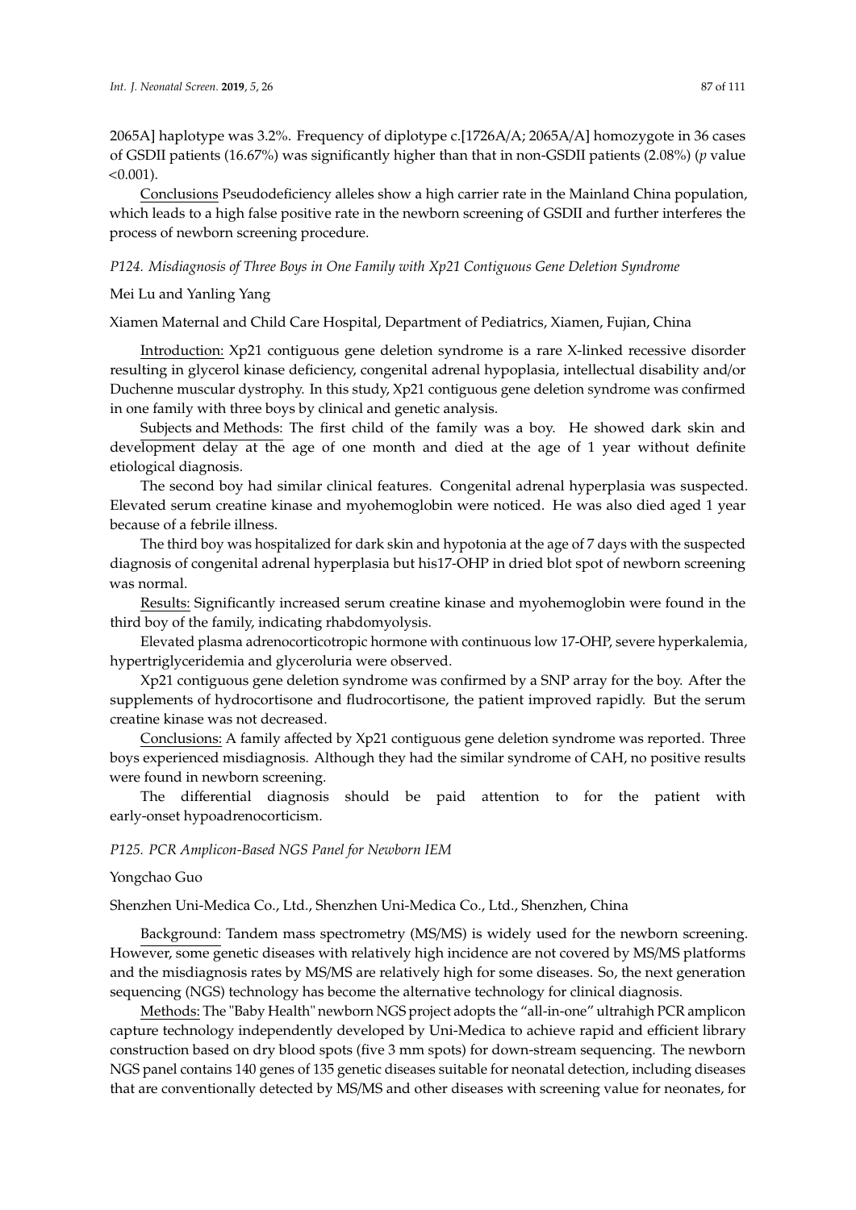2065A] haplotype was 3.2%. Frequency of diplotype c.[1726A/A; 2065A/A] homozygote in 36 cases of GSDII patients (16.67%) was significantly higher than that in non-GSDII patients (2.08%) (*p* value <0.001).

Conclusions Pseudodeficiency alleles show a high carrier rate in the Mainland China population, which leads to a high false positive rate in the newborn screening of GSDII and further interferes the process of newborn screening procedure.

*P124. Misdiagnosis of Three Boys in One Family with Xp21 Contiguous Gene Deletion Syndrome*

Mei Lu and Yanling Yang

Xiamen Maternal and Child Care Hospital, Department of Pediatrics, Xiamen, Fujian, China

Introduction: Xp21 contiguous gene deletion syndrome is a rare X-linked recessive disorder resulting in glycerol kinase deficiency, congenital adrenal hypoplasia, intellectual disability and/or Duchenne muscular dystrophy. In this study, Xp21 contiguous gene deletion syndrome was confirmed in one family with three boys by clinical and genetic analysis.

Subjects and Methods: The first child of the family was a boy. He showed dark skin and development delay at the age of one month and died at the age of 1 year without definite etiological diagnosis.

The second boy had similar clinical features. Congenital adrenal hyperplasia was suspected. Elevated serum creatine kinase and myohemoglobin were noticed. He was also died aged 1 year because of a febrile illness.

The third boy was hospitalized for dark skin and hypotonia at the age of 7 days with the suspected diagnosis of congenital adrenal hyperplasia but his17-OHP in dried blot spot of newborn screening was normal.

Results: Significantly increased serum creatine kinase and myohemoglobin were found in the third boy of the family, indicating rhabdomyolysis.

Elevated plasma adrenocorticotropic hormone with continuous low 17-OHP, severe hyperkalemia, hypertriglyceridemia and glyceroluria were observed.

Xp21 contiguous gene deletion syndrome was confirmed by a SNP array for the boy. After the supplements of hydrocortisone and fludrocortisone, the patient improved rapidly. But the serum creatine kinase was not decreased.

Conclusions: A family affected by Xp21 contiguous gene deletion syndrome was reported. Three boys experienced misdiagnosis. Although they had the similar syndrome of CAH, no positive results were found in newborn screening.

The differential diagnosis should be paid attention to for the patient with early-onset hypoadrenocorticism.

*P125. PCR Amplicon-Based NGS Panel for Newborn IEM*

Yongchao Guo

Shenzhen Uni-Medica Co., Ltd., Shenzhen Uni-Medica Co., Ltd., Shenzhen, China

Background: Tandem mass spectrometry (MS/MS) is widely used for the newborn screening. However, some genetic diseases with relatively high incidence are not covered by MS/MS platforms and the misdiagnosis rates by MS/MS are relatively high for some diseases. So, the next generation sequencing (NGS) technology has become the alternative technology for clinical diagnosis.

Methods: The "Baby Health" newborn NGS project adopts the "all-in-one" ultrahigh PCR amplicon capture technology independently developed by Uni-Medica to achieve rapid and efficient library construction based on dry blood spots (five 3 mm spots) for down-stream sequencing. The newborn NGS panel contains 140 genes of 135 genetic diseases suitable for neonatal detection, including diseases that are conventionally detected by MS/MS and other diseases with screening value for neonates, for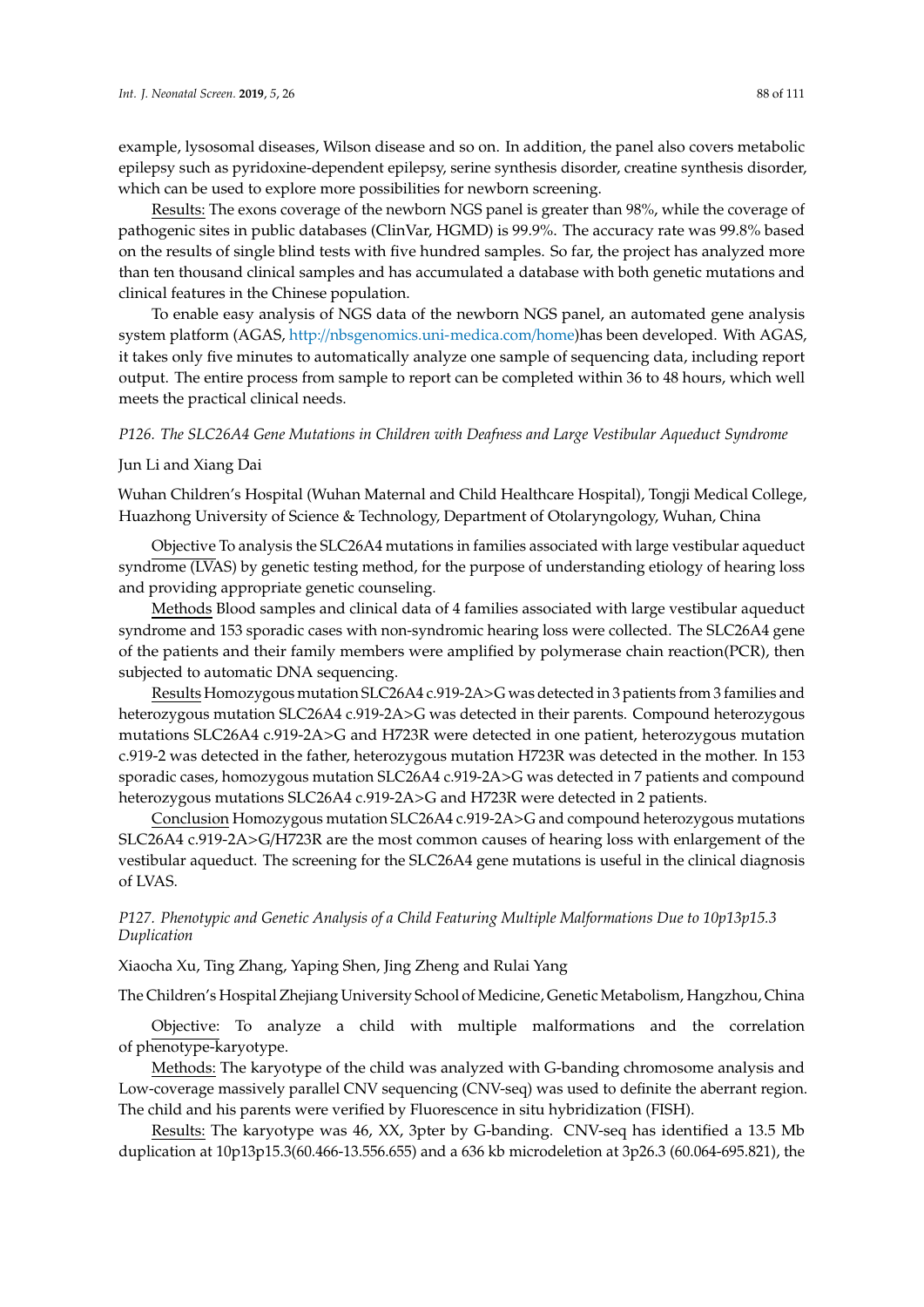example, lysosomal diseases, Wilson disease and so on. In addition, the panel also covers metabolic epilepsy such as pyridoxine-dependent epilepsy, serine synthesis disorder, creatine synthesis disorder, which can be used to explore more possibilities for newborn screening.

Results: The exons coverage of the newborn NGS panel is greater than 98%, while the coverage of pathogenic sites in public databases (ClinVar, HGMD) is 99.9%. The accuracy rate was 99.8% based on the results of single blind tests with five hundred samples. So far, the project has analyzed more than ten thousand clinical samples and has accumulated a database with both genetic mutations and clinical features in the Chinese population.

To enable easy analysis of NGS data of the newborn NGS panel, an automated gene analysis system platform (AGAS, http://nbsgenomics.uni-medica.com/home)has been developed. With AGAS, it takes only five minutes to automatically analyze one sample of sequencing data, including report output. The entire process from sample to report can be completed within 36 to 48 hours, which well meets the practical clinical needs.

### *P126. The SLC26A4 Gene Mutations in Children with Deafness and Large Vestibular Aqueduct Syndrome*

Jun Li and Xiang Dai

Wuhan Children's Hospital (Wuhan Maternal and Child Healthcare Hospital), Tongji Medical College, Huazhong University of Science & Technology, Department of Otolaryngology, Wuhan, China

Objective To analysis the SLC26A4 mutations in families associated with large vestibular aqueduct syndrome (LVAS) by genetic testing method, for the purpose of understanding etiology of hearing loss and providing appropriate genetic counseling.

Methods Blood samples and clinical data of 4 families associated with large vestibular aqueduct syndrome and 153 sporadic cases with non-syndromic hearing loss were collected. The SLC26A4 gene of the patients and their family members were amplified by polymerase chain reaction(PCR), then subjected to automatic DNA sequencing.

Results Homozygous mutation SLC26A4 c.919-2A>G was detected in 3 patients from 3 families and heterozygous mutation SLC26A4 c.919-2A>G was detected in their parents. Compound heterozygous mutations SLC26A4 c.919-2A>G and H723R were detected in one patient, heterozygous mutation c.919-2 was detected in the father, heterozygous mutation H723R was detected in the mother. In 153 sporadic cases, homozygous mutation SLC26A4 c.919-2A>G was detected in 7 patients and compound heterozygous mutations SLC26A4 c.919-2A>G and H723R were detected in 2 patients.

Conclusion Homozygous mutation SLC26A4 c.919-2A>G and compound heterozygous mutations SLC26A4 c.919-2A>G/H723R are the most common causes of hearing loss with enlargement of the vestibular aqueduct. The screening for the SLC26A4 gene mutations is useful in the clinical diagnosis of LVAS.

### *P127. Phenotypic and Genetic Analysis of a Child Featuring Multiple Malformations Due to 10p13p15.3 Duplication*

Xiaocha Xu, Ting Zhang, Yaping Shen, Jing Zheng and Rulai Yang

The Children's Hospital Zhejiang University School of Medicine, Genetic Metabolism, Hangzhou, China

Objective: To analyze a child with multiple malformations and the correlation of phenotype-karyotype.

Methods: The karyotype of the child was analyzed with G-banding chromosome analysis and Low-coverage massively parallel CNV sequencing (CNV-seq) was used to definite the aberrant region. The child and his parents were verified by Fluorescence in situ hybridization (FISH).

Results: The karyotype was 46, XX, 3pter by G-banding. CNV-seq has identified a 13.5 Mb duplication at 10p13p15.3(60.466-13.556.655) and a 636 kb microdeletion at 3p26.3 (60.064-695.821), the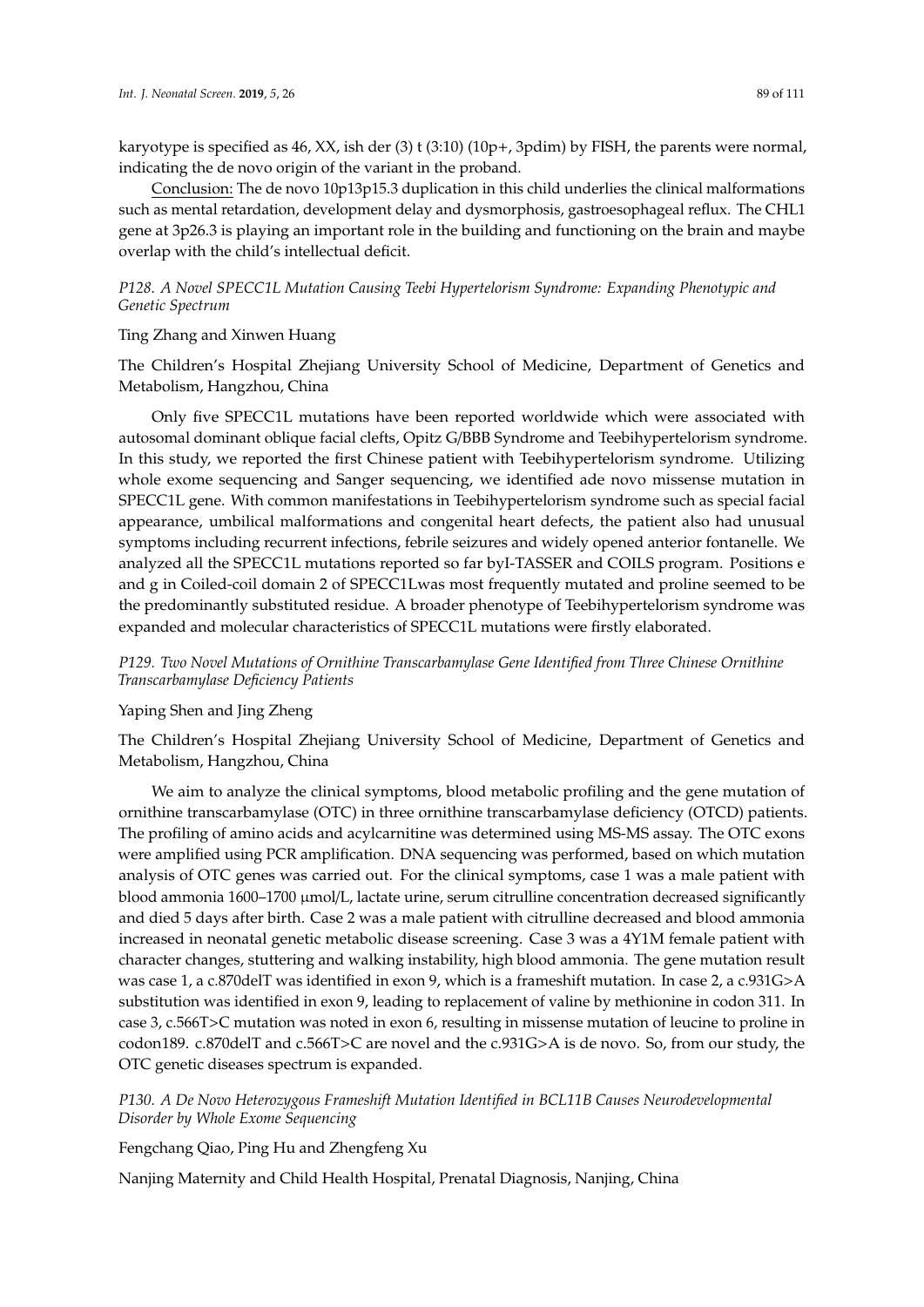karyotype is specified as 46, XX, ish der (3) t (3:10) (10p+, 3pdim) by FISH, the parents were normal, indicating the de novo origin of the variant in the proband.

Conclusion: The de novo 10p13p15.3 duplication in this child underlies the clinical malformations such as mental retardation, development delay and dysmorphosis, gastroesophageal reflux. The CHL1 gene at 3p26.3 is playing an important role in the building and functioning on the brain and maybe overlap with the child's intellectual deficit.

### *P128. A Novel SPECC1L Mutation Causing Teebi Hypertelorism Syndrome: Expanding Phenotypic and Genetic Spectrum*

Ting Zhang and Xinwen Huang

The Children's Hospital Zhejiang University School of Medicine, Department of Genetics and Metabolism, Hangzhou, China

Only five SPECC1L mutations have been reported worldwide which were associated with autosomal dominant oblique facial clefts, Opitz G/BBB Syndrome and Teebihypertelorism syndrome. In this study, we reported the first Chinese patient with Teebihypertelorism syndrome. Utilizing whole exome sequencing and Sanger sequencing, we identified ade novo missense mutation in SPECC1L gene. With common manifestations in Teebihypertelorism syndrome such as special facial appearance, umbilical malformations and congenital heart defects, the patient also had unusual symptoms including recurrent infections, febrile seizures and widely opened anterior fontanelle. We analyzed all the SPECC1L mutations reported so far byI-TASSER and COILS program. Positions e and g in Coiled-coil domain 2 of SPECC1Lwas most frequently mutated and proline seemed to be the predominantly substituted residue. A broader phenotype of Teebihypertelorism syndrome was expanded and molecular characteristics of SPECC1L mutations were firstly elaborated.

### *P129. Two Novel Mutations of Ornithine Transcarbamylase Gene Identified from Three Chinese Ornithine Transcarbamylase Deficiency Patients*

Yaping Shen and Jing Zheng

The Children's Hospital Zhejiang University School of Medicine, Department of Genetics and Metabolism, Hangzhou, China

We aim to analyze the clinical symptoms, blood metabolic profiling and the gene mutation of ornithine transcarbamylase (OTC) in three ornithine transcarbamylase deficiency (OTCD) patients. The profiling of amino acids and acylcarnitine was determined using MS-MS assay. The OTC exons were amplified using PCR amplification. DNA sequencing was performed, based on which mutation analysis of OTC genes was carried out. For the clinical symptoms, case 1 was a male patient with blood ammonia 1600–1700 μmol/L, lactate urine, serum citrulline concentration decreased significantly and died 5 days after birth. Case 2 was a male patient with citrulline decreased and blood ammonia increased in neonatal genetic metabolic disease screening. Case 3 was a 4Y1M female patient with character changes, stuttering and walking instability, high blood ammonia. The gene mutation result was case 1, a c.870delT was identified in exon 9, which is a frameshift mutation. In case 2, a c.931G>A substitution was identified in exon 9, leading to replacement of valine by methionine in codon 311. In case 3, c.566T>C mutation was noted in exon 6, resulting in missense mutation of leucine to proline in codon189. c.870delT and c.566T>C are novel and the c.931G>A is de novo. So, from our study, the OTC genetic diseases spectrum is expanded.

### *P130. A De Novo Heterozygous Frameshift Mutation Identified in BCL11B Causes Neurodevelopmental Disorder by Whole Exome Sequencing*

Fengchang Qiao, Ping Hu and Zhengfeng Xu

Nanjing Maternity and Child Health Hospital, Prenatal Diagnosis, Nanjing, China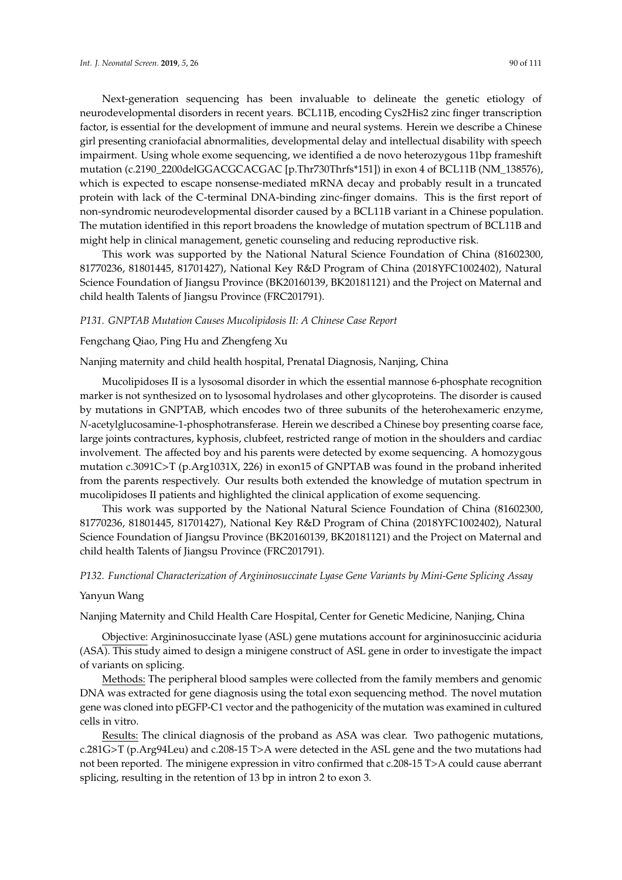Next-generation sequencing has been invaluable to delineate the genetic etiology of neurodevelopmental disorders in recent years. BCL11B, encoding Cys2His2 zinc finger transcription factor, is essential for the development of immune and neural systems. Herein we describe a Chinese girl presenting craniofacial abnormalities, developmental delay and intellectual disability with speech impairment. Using whole exome sequencing, we identified a de novo heterozygous 11bp frameshift mutation (c.2190_2200delGGACGCACGAC [p.Thr730Thrfs*151]) in exon 4 of BCL11B (NM_138576), which is expected to escape nonsense-mediated mRNA decay and probably result in a truncated protein with lack of the C-terminal DNA-binding zinc-finger domains. This is the first report of non-syndromic neurodevelopmental disorder caused by a BCL11B variant in a Chinese population. The mutation identified in this report broadens the knowledge of mutation spectrum of BCL11B and might help in clinical management, genetic counseling and reducing reproductive risk.

This work was supported by the National Natural Science Foundation of China (81602300, 81770236, 81801445, 81701427), National Key R&D Program of China (2018YFC1002402), Natural Science Foundation of Jiangsu Province (BK20160139, BK20181121) and the Project on Maternal and child health Talents of Jiangsu Province (FRC201791).

*P131. GNPTAB Mutation Causes Mucolipidosis II: A Chinese Case Report*

Fengchang Qiao, Ping Hu and Zhengfeng Xu

Nanjing maternity and child health hospital, Prenatal Diagnosis, Nanjing, China

Mucolipidoses II is a lysosomal disorder in which the essential mannose 6-phosphate recognition marker is not synthesized on to lysosomal hydrolases and other glycoproteins. The disorder is caused by mutations in GNPTAB, which encodes two of three subunits of the heterohexameric enzyme, *N*-acetylglucosamine-1-phosphotransferase. Herein we described a Chinese boy presenting coarse face, large joints contractures, kyphosis, clubfeet, restricted range of motion in the shoulders and cardiac involvement. The affected boy and his parents were detected by exome sequencing. A homozygous mutation c.3091C>T (p.Arg1031X, 226) in exon15 of GNPTAB was found in the proband inherited from the parents respectively. Our results both extended the knowledge of mutation spectrum in mucolipidoses II patients and highlighted the clinical application of exome sequencing.

This work was supported by the National Natural Science Foundation of China (81602300, 81770236, 81801445, 81701427), National Key R&D Program of China (2018YFC1002402), Natural Science Foundation of Jiangsu Province (BK20160139, BK20181121) and the Project on Maternal and child health Talents of Jiangsu Province (FRC201791).

*P132. Functional Characterization of Argininosuccinate Lyase Gene Variants by Mini-Gene Splicing Assay*

Yanyun Wang

Nanjing Maternity and Child Health Care Hospital, Center for Genetic Medicine, Nanjing, China

Objective: Argininosuccinate lyase (ASL) gene mutations account for argininosuccinic aciduria (ASA). This study aimed to design a minigene construct of ASL gene in order to investigate the impact of variants on splicing.

Methods: The peripheral blood samples were collected from the family members and genomic DNA was extracted for gene diagnosis using the total exon sequencing method. The novel mutation gene was cloned into pEGFP-C1 vector and the pathogenicity of the mutation was examined in cultured cells in vitro.

Results: The clinical diagnosis of the proband as ASA was clear. Two pathogenic mutations, c.281G>T (p.Arg94Leu) and c.208-15 T>A were detected in the ASL gene and the two mutations had not been reported. The minigene expression in vitro confirmed that c.208-15 T>A could cause aberrant splicing, resulting in the retention of 13 bp in intron 2 to exon 3.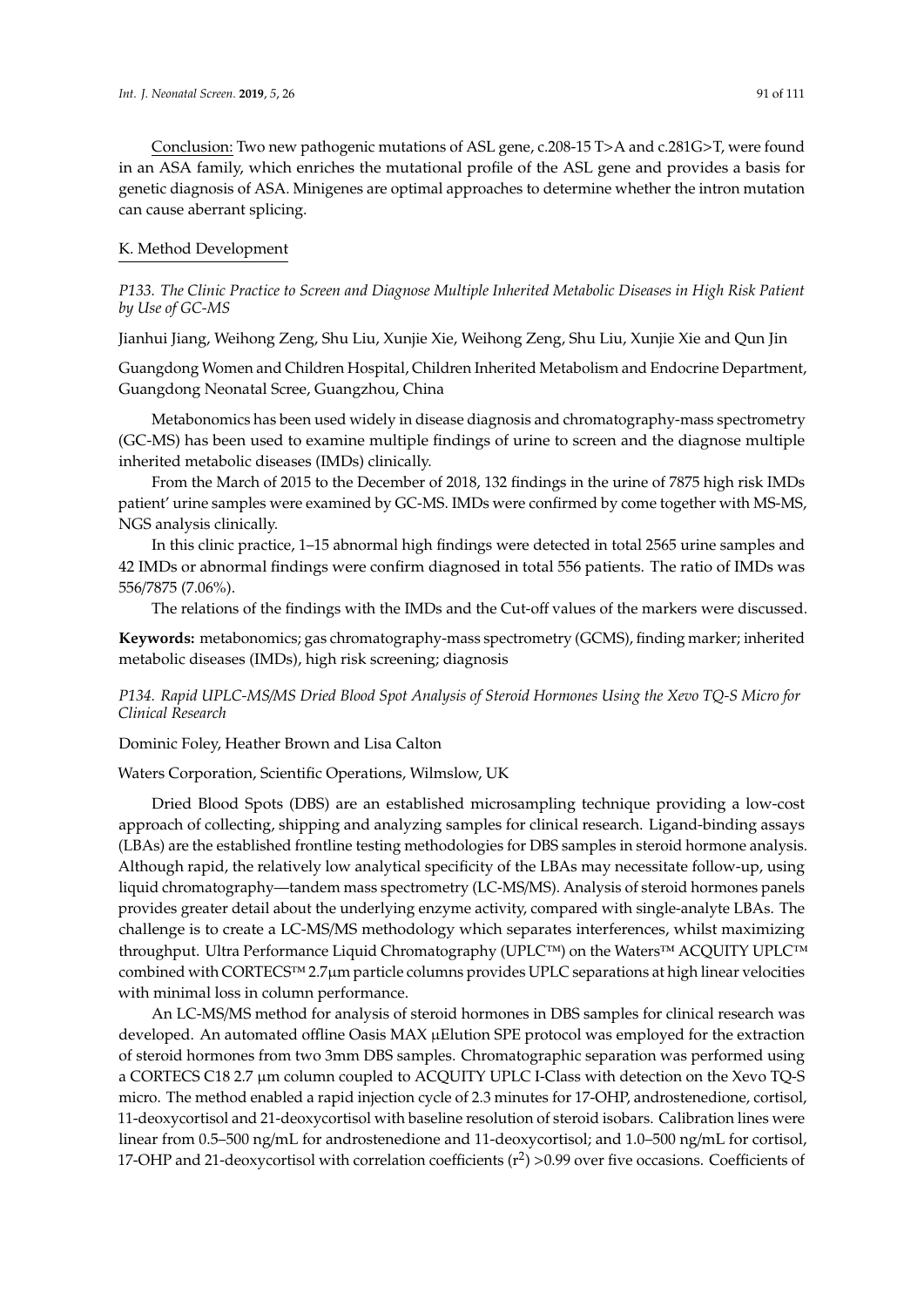Conclusion: Two new pathogenic mutations of ASL gene, c.208-15 T>A and c.281G>T, were found in an ASA family, which enriches the mutational profile of the ASL gene and provides a basis for genetic diagnosis of ASA. Minigenes are optimal approaches to determine whether the intron mutation can cause aberrant splicing.

## K. Method Development

### *P133. The Clinic Practice to Screen and Diagnose Multiple Inherited Metabolic Diseases in High Risk Patient by Use of GC-MS*

Jianhui Jiang, Weihong Zeng, Shu Liu, Xunjie Xie, Weihong Zeng, Shu Liu, Xunjie Xie and Qun Jin

Guangdong Women and Children Hospital, Children Inherited Metabolism and Endocrine Department, Guangdong Neonatal Scree, Guangzhou, China

Metabonomics has been used widely in disease diagnosis and chromatography-mass spectrometry (GC-MS) has been used to examine multiple findings of urine to screen and the diagnose multiple inherited metabolic diseases (IMDs) clinically.

From the March of 2015 to the December of 2018, 132 findings in the urine of 7875 high risk IMDs patient' urine samples were examined by GC-MS. IMDs were confirmed by come together with MS-MS, NGS analysis clinically.

In this clinic practice, 1–15 abnormal high findings were detected in total 2565 urine samples and 42 IMDs or abnormal findings were confirm diagnosed in total 556 patients. The ratio of IMDs was 556/7875 (7.06%).

The relations of the findings with the IMDs and the Cut-off values of the markers were discussed.

**Keywords:** metabonomics; gas chromatography-mass spectrometry (GCMS), finding marker; inherited metabolic diseases (IMDs), high risk screening; diagnosis

### *P134. Rapid UPLC-MS/MS Dried Blood Spot Analysis of Steroid Hormones Using the Xevo TQ-S Micro for Clinical Research*

Dominic Foley, Heather Brown and Lisa Calton

Waters Corporation, Scientific Operations, Wilmslow, UK

Dried Blood Spots (DBS) are an established microsampling technique providing a low-cost approach of collecting, shipping and analyzing samples for clinical research. Ligand-binding assays (LBAs) are the established frontline testing methodologies for DBS samples in steroid hormone analysis. Although rapid, the relatively low analytical specificity of the LBAs may necessitate follow-up, using liquid chromatography—tandem mass spectrometry (LC-MS/MS). Analysis of steroid hormones panels provides greater detail about the underlying enzyme activity, compared with single-analyte LBAs. The challenge is to create a LC-MS/MS methodology which separates interferences, whilst maximizing throughput. Ultra Performance Liquid Chromatography (UPLC™) on the Waters™ ACQUITY UPLC™ combined with CORTECS™ 2.7μm particle columns provides UPLC separations at high linear velocities with minimal loss in column performance.

An LC-MS/MS method for analysis of steroid hormones in DBS samples for clinical research was developed. An automated offline Oasis MAX μElution SPE protocol was employed for the extraction of steroid hormones from two 3mm DBS samples. Chromatographic separation was performed using a CORTECS C18 2.7 μm column coupled to ACQUITY UPLC I-Class with detection on the Xevo TQ-S micro. The method enabled a rapid injection cycle of 2.3 minutes for 17-OHP, androstenedione, cortisol, 11-deoxycortisol and 21-deoxycortisol with baseline resolution of steroid isobars. Calibration lines were linear from 0.5–500 ng/mL for androstenedione and 11-deoxycortisol; and 1.0–500 ng/mL for cortisol, 17-OHP and 21-deoxycortisol with correlation coefficients ($r^2$) >0.99 over five occasions. Coefficients of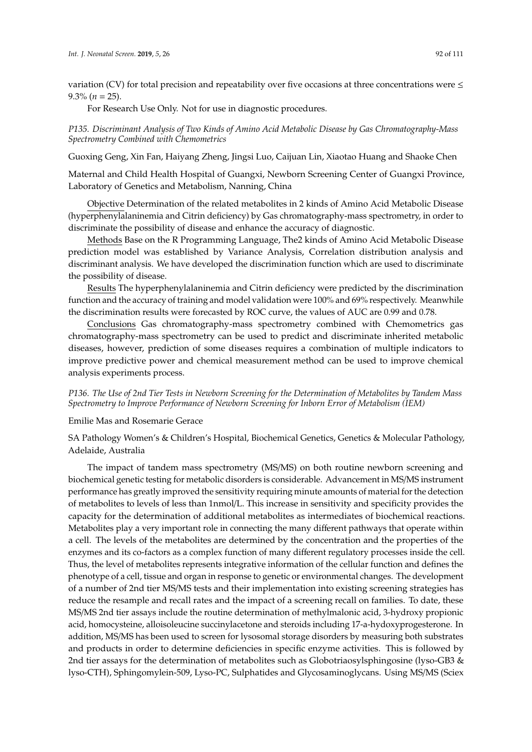variation (CV) for total precision and repeatability over five occasions at three concentrations were ≤ 9.3% ($n = 25$).

For Research Use Only. Not for use in diagnostic procedures.

### *P135. Discriminant Analysis of Two Kinds of Amino Acid Metabolic Disease by Gas Chromatography-Mass Spectrometry Combined with Chemometrics*

Guoxing Geng, Xin Fan, Haiyang Zheng, Jingsi Luo, Caijuan Lin, Xiaotao Huang and Shaoke Chen

Maternal and Child Health Hospital of Guangxi, Newborn Screening Center of Guangxi Province, Laboratory of Genetics and Metabolism, Nanning, China

<u>Objective</u> Determination of the related metabolites in 2 kinds of Amino Acid Metabolic Disease (hyperphenylalaninemia and Citrin deficiency) by Gas chromatography-mass spectrometry, in order to discriminate the possibility of disease and enhance the accuracy of diagnostic.

<u>Methods</u> Base on the R Programming Language, The2 kinds of Amino Acid Metabolic Disease prediction model was established by Variance Analysis, Correlation distribution analysis and discriminant analysis. We have developed the discrimination function which are used to discriminate the possibility of disease.

<u>Results</u> The hyperphenylalaninemia and Citrin deficiency were predicted by the discrimination function and the accuracy of training and model validation were 100% and 69% respectively. Meanwhile the discrimination results were forecasted by ROC curve, the values of AUC are 0.99 and 0.78.

<u>Conclusions</u> Gas chromatography-mass spectrometry combined with Chemometrics gas chromatography-mass spectrometry can be used to predict and discriminate inherited metabolic diseases, however, prediction of some diseases requires a combination of multiple indicators to improve predictive power and chemical measurement method can be used to improve chemical analysis experiments process.

### *P136. The Use of 2nd Tier Tests in Newborn Screening for the Determination of Metabolites by Tandem Mass Spectrometry to Improve Performance of Newborn Screening for Inborn Error of Metabolism (IEM)*

Emilie Mas and Rosemarie Gerace

SA Pathology Women's & Children's Hospital, Biochemical Genetics, Genetics & Molecular Pathology, Adelaide, Australia

The impact of tandem mass spectrometry (MS/MS) on both routine newborn screening and biochemical genetic testing for metabolic disorders is considerable. Advancement in MS/MS instrument performance has greatly improved the sensitivity requiring minute amounts of material for the detection of metabolites to levels of less than 1nmol/L. This increase in sensitivity and specificity provides the capacity for the determination of additional metabolites as intermediates of biochemical reactions. Metabolites play a very important role in connecting the many different pathways that operate within a cell. The levels of the metabolites are determined by the concentration and the properties of the enzymes and its co-factors as a complex function of many different regulatory processes inside the cell. Thus, the level of metabolites represents integrative information of the cellular function and defines the phenotype of a cell, tissue and organ in response to genetic or environmental changes. The development of a number of 2nd tier MS/MS tests and their implementation into existing screening strategies has reduce the resample and recall rates and the impact of a screening recall on families. To date, these MS/MS 2nd tier assays include the routine determination of methylmalonic acid, 3-hydroxy propionic acid, homocysteine, alloisoleucine succinylacetone and steroids including 17-a-hydoxyprogesterone. In addition, MS/MS has been used to screen for lysosomal storage disorders by measuring both substrates and products in order to determine deficiencies in specific enzyme activities. This is followed by 2nd tier assays for the determination of metabolites such as Globotriaosylsphingosine (lyso-GB3 & lyso-CTH), Sphingomylein-509, Lyso-PC, Sulphatides and Glycosaminoglycans. Using MS/MS (Sciex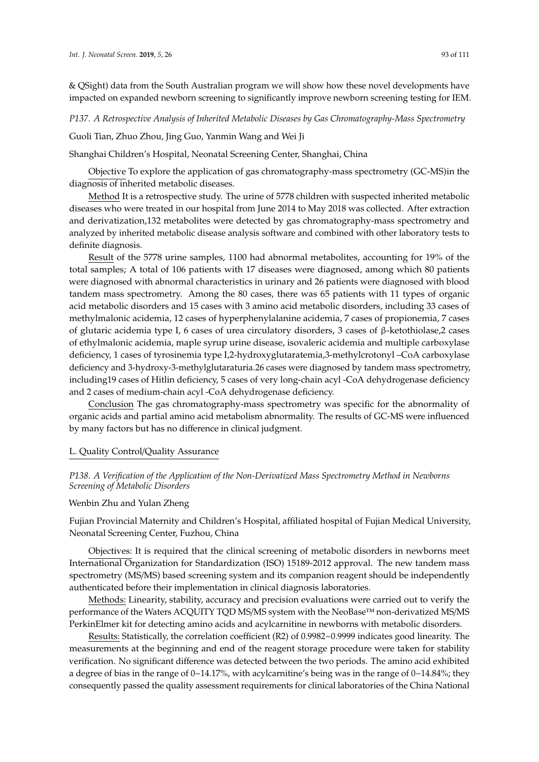& QSight) data from the South Australian program we will show how these novel developments have impacted on expanded newborn screening to significantly improve newborn screening testing for IEM.

### *P137. A Retrospective Analysis of Inherited Metabolic Diseases by Gas Chromatography-Mass Spectrometry*

Guoli Tian, Zhuo Zhou, Jing Guo, Yanmin Wang and Wei Ji

Shanghai Children's Hospital, Neonatal Screening Center, Shanghai, China

Objective To explore the application of gas chromatography-mass spectrometry (GC-MS)in the diagnosis of inherited metabolic diseases.

Method It is a retrospective study. The urine of 5778 children with suspected inherited metabolic diseases who were treated in our hospital from June 2014 to May 2018 was collected. After extraction and derivatization,132 metabolites were detected by gas chromatography-mass spectrometry and analyzed by inherited metabolic disease analysis software and combined with other laboratory tests to definite diagnosis.

Result of the 5778 urine samples, 1100 had abnormal metabolites, accounting for 19% of the total samples; A total of 106 patients with 17 diseases were diagnosed, among which 80 patients were diagnosed with abnormal characteristics in urinary and 26 patients were diagnosed with blood tandem mass spectrometry. Among the 80 cases, there was 65 patients with 11 types of organic acid metabolic disorders and 15 cases with 3 amino acid metabolic disorders, including 33 cases of methylmalonic acidemia, 12 cases of hyperphenylalanine acidemia, 7 cases of propionemia, 7 cases of glutaric acidemia type I, 6 cases of urea circulatory disorders, 3 cases of β-ketothiolase,2 cases of ethylmalonic acidemia, maple syrup urine disease, isovaleric acidemia and multiple carboxylase deficiency, 1 cases of tyrosinemia type I,2-hydroxyglutaratemia,3-methylcrotonyl –CoA carboxylase deficiency and 3-hydroxy-3-methylglutaraturia.26 cases were diagnosed by tandem mass spectrometry, including19 cases of Hitlin deficiency, 5 cases of very long-chain acyl -CoA dehydrogenase deficiency and 2 cases of medium-chain acyl -CoA dehydrogenase deficiency.

Conclusion The gas chromatography-mass spectrometry was specific for the abnormality of organic acids and partial amino acid metabolism abnormality. The results of GC-MS were influenced by many factors but has no difference in clinical judgment.

## L. Quality Control/Quality Assurance

### *P138. A Verification of the Application of the Non-Derivatized Mass Spectrometry Method in Newborns Screening of Metabolic Disorders*

Wenbin Zhu and Yulan Zheng

Fujian Provincial Maternity and Children's Hospital, affiliated hospital of Fujian Medical University, Neonatal Screening Center, Fuzhou, China

Objectives: It is required that the clinical screening of metabolic disorders in newborns meet International Organization for Standardization (ISO) 15189-2012 approval. The new tandem mass spectrometry (MS/MS) based screening system and its companion reagent should be independently authenticated before their implementation in clinical diagnosis laboratories.

Methods: Linearity, stability, accuracy and precision evaluations were carried out to verify the performance of the Waters ACQUITY TQD MS/MS system with the NeoBase™ non-derivatized MS/MS PerkinElmer kit for detecting amino acids and acylcarnitine in newborns with metabolic disorders.

Results: Statistically, the correlation coefficient (R2) of 0.9982~0.9999 indicates good linearity. The measurements at the beginning and end of the reagent storage procedure were taken for stability verification. No significant difference was detected between the two periods. The amino acid exhibited a degree of bias in the range of 0~14.17%, with acylcarnitine's being was in the range of 0~14.84%; they consequently passed the quality assessment requirements for clinical laboratories of the China National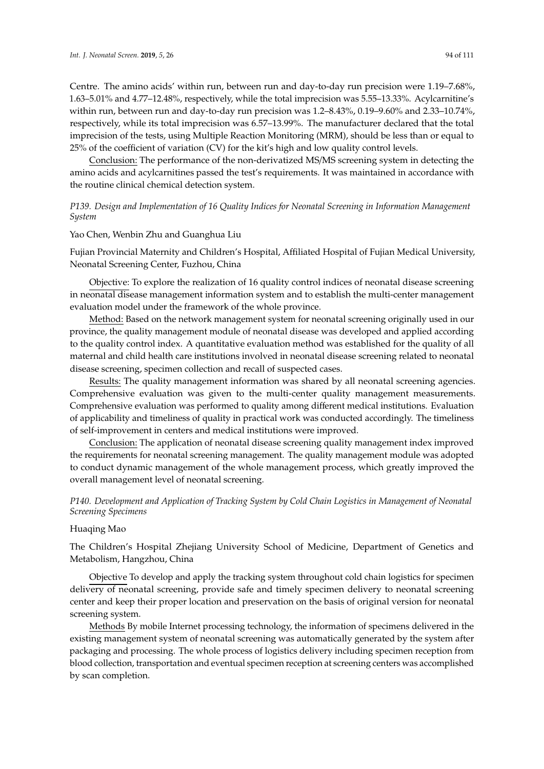Centre. The amino acids' within run, between run and day-to-day run precision were 1.19–7.68%, 1.63–5.01% and 4.77–12.48%, respectively, while the total imprecision was 5.55–13.33%. Acylcarnitine's within run, between run and day-to-day run precision was 1.2–8.43%, 0.19–9.60% and 2.33–10.74%, respectively, while its total imprecision was 6.57–13.99%. The manufacturer declared that the total imprecision of the tests, using Multiple Reaction Monitoring (MRM), should be less than or equal to 25% of the coefficient of variation (CV) for the kit's high and low quality control levels.

Conclusion: The performance of the non-derivatized MS/MS screening system in detecting the amino acids and acylcarnitines passed the test's requirements. It was maintained in accordance with the routine clinical chemical detection system.

### *P139. Design and Implementation of 16 Quality Indices for Neonatal Screening in Information Management System*

Yao Chen, Wenbin Zhu and Guanghua Liu

Fujian Provincial Maternity and Children's Hospital, Affiliated Hospital of Fujian Medical University, Neonatal Screening Center, Fuzhou, China

Objective: To explore the realization of 16 quality control indices of neonatal disease screening in neonatal disease management information system and to establish the multi-center management evaluation model under the framework of the whole province.

Method: Based on the network management system for neonatal screening originally used in our province, the quality management module of neonatal disease was developed and applied according to the quality control index. A quantitative evaluation method was established for the quality of all maternal and child health care institutions involved in neonatal disease screening related to neonatal disease screening, specimen collection and recall of suspected cases.

Results: The quality management information was shared by all neonatal screening agencies. Comprehensive evaluation was given to the multi-center quality management measurements. Comprehensive evaluation was performed to quality among different medical institutions. Evaluation of applicability and timeliness of quality in practical work was conducted accordingly. The timeliness of self-improvement in centers and medical institutions were improved.

Conclusion: The application of neonatal disease screening quality management index improved the requirements for neonatal screening management. The quality management module was adopted to conduct dynamic management of the whole management process, which greatly improved the overall management level of neonatal screening.

### *P140. Development and Application of Tracking System by Cold Chain Logistics in Management of Neonatal Screening Specimens*

Huaqing Mao

The Children's Hospital Zhejiang University School of Medicine, Department of Genetics and Metabolism, Hangzhou, China

Objective To develop and apply the tracking system throughout cold chain logistics for specimen delivery of neonatal screening, provide safe and timely specimen delivery to neonatal screening center and keep their proper location and preservation on the basis of original version for neonatal screening system.

Methods By mobile Internet processing technology, the information of specimens delivered in the existing management system of neonatal screening was automatically generated by the system after packaging and processing. The whole process of logistics delivery including specimen reception from blood collection, transportation and eventual specimen reception at screening centers was accomplished by scan completion.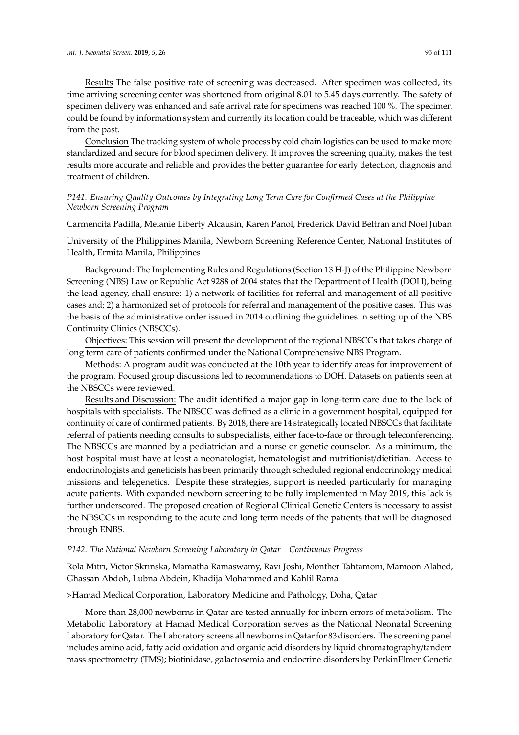Results The false positive rate of screening was decreased. After specimen was collected, its time arriving screening center was shortened from original 8.01 to 5.45 days currently. The safety of specimen delivery was enhanced and safe arrival rate for specimens was reached 100 %. The specimen could be found by information system and currently its location could be traceable, which was different from the past.

Conclusion The tracking system of whole process by cold chain logistics can be used to make more standardized and secure for blood specimen delivery. It improves the screening quality, makes the test results more accurate and reliable and provides the better guarantee for early detection, diagnosis and treatment of children.

### *P141. Ensuring Quality Outcomes by Integrating Long Term Care for Confirmed Cases at the Philippine Newborn Screening Program*

Carmencita Padilla, Melanie Liberty Alcausin, Karen Panol, Frederick David Beltran and Noel Juban

University of the Philippines Manila, Newborn Screening Reference Center, National Institutes of Health, Ermita Manila, Philippines

Background: The Implementing Rules and Regulations (Section 13 H-J) of the Philippine Newborn Screening (NBS) Law or Republic Act 9288 of 2004 states that the Department of Health (DOH), being the lead agency, shall ensure: 1) a network of facilities for referral and management of all positive cases and; 2) a harmonized set of protocols for referral and management of the positive cases. This was the basis of the administrative order issued in 2014 outlining the guidelines in setting up of the NBS Continuity Clinics (NBSCCs).

Objectives: This session will present the development of the regional NBSCCs that takes charge of long term care of patients confirmed under the National Comprehensive NBS Program.

Methods: A program audit was conducted at the 10th year to identify areas for improvement of the program. Focused group discussions led to recommendations to DOH. Datasets on patients seen at the NBSCCs were reviewed.

Results and Discussion: The audit identified a major gap in long-term care due to the lack of hospitals with specialists. The NBSCC was defined as a clinic in a government hospital, equipped for continuity of care of confirmed patients. By 2018, there are 14 strategically located NBSCCs that facilitate referral of patients needing consults to subspecialists, either face-to-face or through teleconferencing. The NBSCCs are manned by a pediatrician and a nurse or genetic counselor. As a minimum, the host hospital must have at least a neonatologist, hematologist and nutritionist/dietitian. Access to endocrinologists and geneticists has been primarily through scheduled regional endocrinology medical missions and telegenetics. Despite these strategies, support is needed particularly for managing acute patients. With expanded newborn screening to be fully implemented in May 2019, this lack is further underscored. The proposed creation of Regional Clinical Genetic Centers is necessary to assist the NBSCCs in responding to the acute and long term needs of the patients that will be diagnosed through ENBS.

### *P142. The National Newborn Screening Laboratory in Qatar—Continuous Progress*

Rola Mitri, Victor Skrinska, Mamatha Ramaswamy, Ravi Joshi, Monther Tahtamoni, Mamoon Alabed, Ghassan Abdoh, Lubna Abdein, Khadija Mohammed and Kahlil Rama

>Hamad Medical Corporation, Laboratory Medicine and Pathology, Doha, Qatar

More than 28,000 newborns in Qatar are tested annually for inborn errors of metabolism. The Metabolic Laboratory at Hamad Medical Corporation serves as the National Neonatal Screening Laboratory for Qatar. The Laboratory screens all newborns in Qatar for 83 disorders. The screening panel includes amino acid, fatty acid oxidation and organic acid disorders by liquid chromatography/tandem mass spectrometry (TMS); biotinidase, galactosemia and endocrine disorders by PerkinElmer Genetic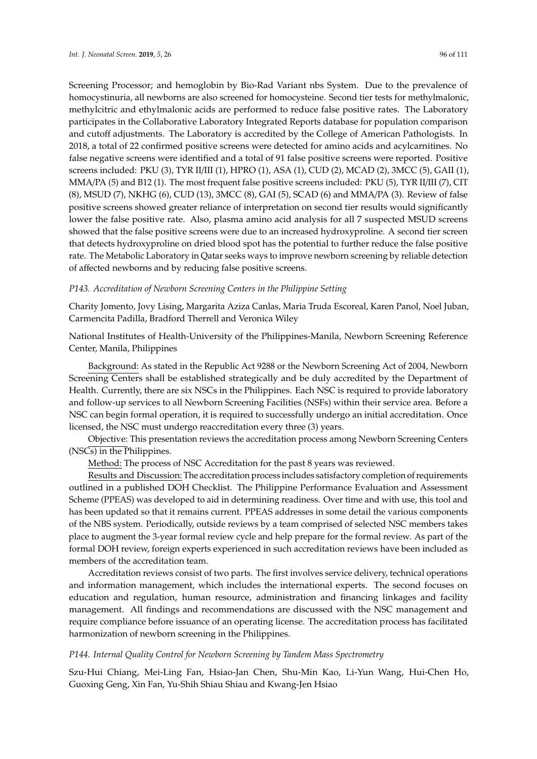Screening Processor; and hemoglobin by Bio-Rad Variant nbs System. Due to the prevalence of homocystinuria, all newborns are also screened for homocysteine. Second tier tests for methylmalonic, methylcitric and ethylmalonic acids are performed to reduce false positive rates. The Laboratory participates in the Collaborative Laboratory Integrated Reports database for population comparison and cutoff adjustments. The Laboratory is accredited by the College of American Pathologists. In 2018, a total of 22 confirmed positive screens were detected for amino acids and acylcarnitines. No false negative screens were identified and a total of 91 false positive screens were reported. Positive screens included: PKU (3), TYR II/III (1), HPRO (1), ASA (1), CUD (2), MCAD (2), 3MCC (5), GAII (1), MMA/PA (5) and B12 (1). The most frequent false positive screens included: PKU (5), TYR II/III (7), CIT (8), MSUD (7), NKHG (6), CUD (13), 3MCC (8), GAI (5), SCAD (6) and MMA/PA (3). Review of false positive screens showed greater reliance of interpretation on second tier results would significantly lower the false positive rate. Also, plasma amino acid analysis for all 7 suspected MSUD screens showed that the false positive screens were due to an increased hydroxyproline. A second tier screen that detects hydroxyproline on dried blood spot has the potential to further reduce the false positive rate. The Metabolic Laboratory in Qatar seeks ways to improve newborn screening by reliable detection of affected newborns and by reducing false positive screens.

### *P143. Accreditation of Newborn Screening Centers in the Philippine Setting*

Charity Jomento, Jovy Lising, Margarita Aziza Canlas, Maria Truda Escoreal, Karen Panol, Noel Juban, Carmencita Padilla, Bradford Therrell and Veronica Wiley

National Institutes of Health-University of the Philippines-Manila, Newborn Screening Reference Center, Manila, Philippines

Background: As stated in the Republic Act 9288 or the Newborn Screening Act of 2004, Newborn Screening Centers shall be established strategically and be duly accredited by the Department of Health. Currently, there are six NSCs in the Philippines. Each NSC is required to provide laboratory and follow-up services to all Newborn Screening Facilities (NSFs) within their service area. Before a NSC can begin formal operation, it is required to successfully undergo an initial accreditation. Once licensed, the NSC must undergo reaccreditation every three (3) years.

Objective: This presentation reviews the accreditation process among Newborn Screening Centers (NSCs) in the Philippines.

Method: The process of NSC Accreditation for the past 8 years was reviewed.

Results and Discussion: The accreditation process includes satisfactory completion of requirements outlined in a published DOH Checklist. The Philippine Performance Evaluation and Assessment Scheme (PPEAS) was developed to aid in determining readiness. Over time and with use, this tool and has been updated so that it remains current. PPEAS addresses in some detail the various components of the NBS system. Periodically, outside reviews by a team comprised of selected NSC members takes place to augment the 3-year formal review cycle and help prepare for the formal review. As part of the formal DOH review, foreign experts experienced in such accreditation reviews have been included as members of the accreditation team.

Accreditation reviews consist of two parts. The first involves service delivery, technical operations and information management, which includes the international experts. The second focuses on education and regulation, human resource, administration and financing linkages and facility management. All findings and recommendations are discussed with the NSC management and require compliance before issuance of an operating license. The accreditation process has facilitated harmonization of newborn screening in the Philippines.

### *P144. Internal Quality Control for Newborn Screening by Tandem Mass Spectrometry*

Szu-Hui Chiang, Mei-Ling Fan, Hsiao-Jan Chen, Shu-Min Kao, Li-Yun Wang, Hui-Chen Ho, Guoxing Geng, Xin Fan, Yu-Shih Shiau Shiau and Kwang-Jen Hsiao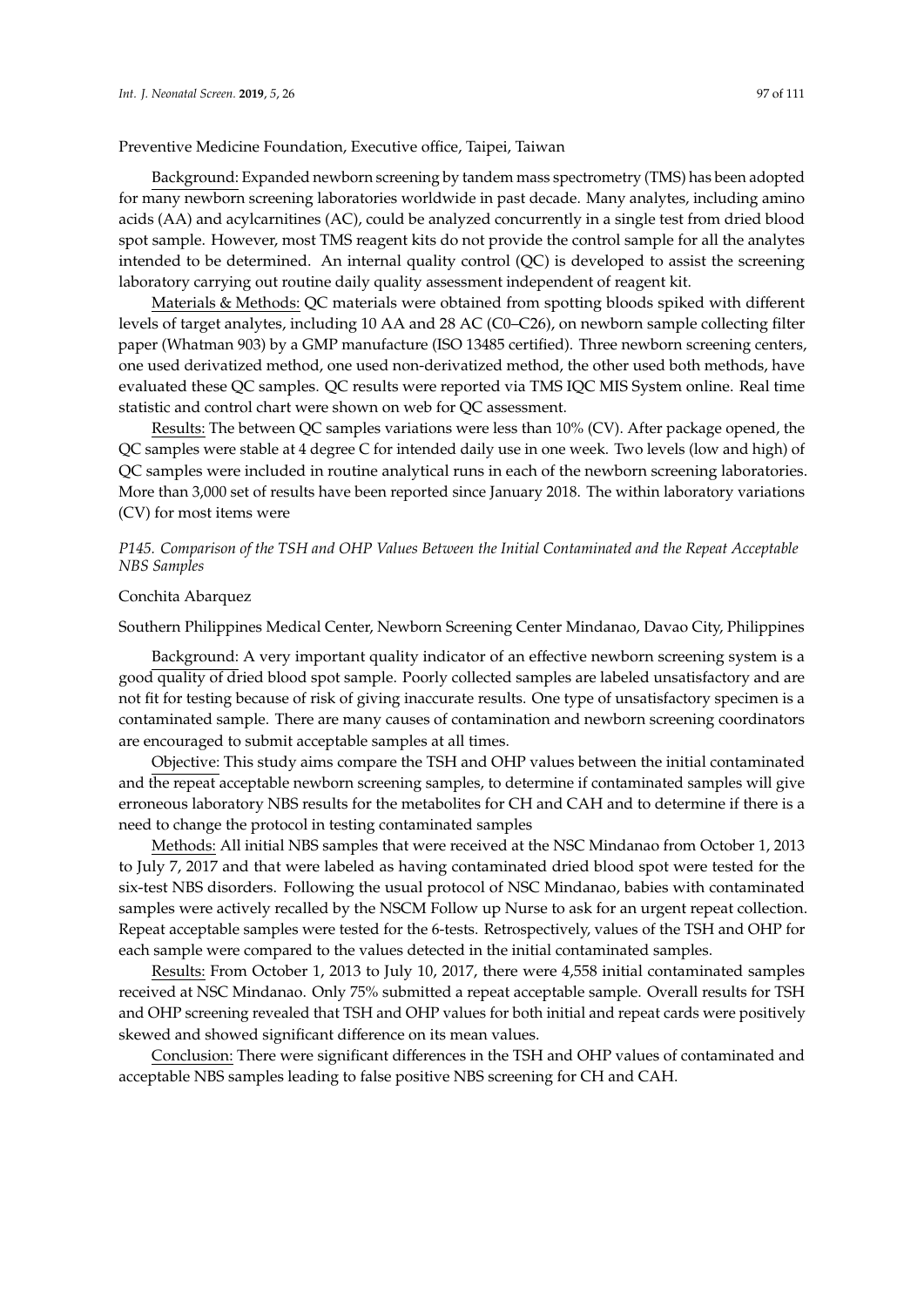Preventive Medicine Foundation, Executive office, Taipei, Taiwan

Background: Expanded newborn screening by tandem mass spectrometry (TMS) has been adopted for many newborn screening laboratories worldwide in past decade. Many analytes, including amino acids (AA) and acylcarnitines (AC), could be analyzed concurrently in a single test from dried blood spot sample. However, most TMS reagent kits do not provide the control sample for all the analytes intended to be determined. An internal quality control (QC) is developed to assist the screening laboratory carrying out routine daily quality assessment independent of reagent kit.

Materials & Methods: QC materials were obtained from spotting bloods spiked with different levels of target analytes, including 10 AA and 28 AC (C0–C26), on newborn sample collecting filter paper (Whatman 903) by a GMP manufacture (ISO 13485 certified). Three newborn screening centers, one used derivatized method, one used non-derivatized method, the other used both methods, have evaluated these QC samples. QC results were reported via TMS IQC MIS System online. Real time statistic and control chart were shown on web for QC assessment.

Results: The between QC samples variations were less than 10% (CV). After package opened, the QC samples were stable at 4 degree C for intended daily use in one week. Two levels (low and high) of QC samples were included in routine analytical runs in each of the newborn screening laboratories. More than 3,000 set of results have been reported since January 2018. The within laboratory variations (CV) for most items were

### *P145. Comparison of the TSH and OHP Values Between the Initial Contaminated and the Repeat Acceptable NBS Samples*

Conchita Abarquez

Southern Philippines Medical Center, Newborn Screening Center Mindanao, Davao City, Philippines

Background: A very important quality indicator of an effective newborn screening system is a good quality of dried blood spot sample. Poorly collected samples are labeled unsatisfactory and are not fit for testing because of risk of giving inaccurate results. One type of unsatisfactory specimen is a contaminated sample. There are many causes of contamination and newborn screening coordinators are encouraged to submit acceptable samples at all times.

Objective: This study aims compare the TSH and OHP values between the initial contaminated and the repeat acceptable newborn screening samples, to determine if contaminated samples will give erroneous laboratory NBS results for the metabolites for CH and CAH and to determine if there is a need to change the protocol in testing contaminated samples

Methods: All initial NBS samples that were received at the NSC Mindanao from October 1, 2013 to July 7, 2017 and that were labeled as having contaminated dried blood spot were tested for the six-test NBS disorders. Following the usual protocol of NSC Mindanao, babies with contaminated samples were actively recalled by the NSCM Follow up Nurse to ask for an urgent repeat collection. Repeat acceptable samples were tested for the 6-tests. Retrospectively, values of the TSH and OHP for each sample were compared to the values detected in the initial contaminated samples.

Results: From October 1, 2013 to July 10, 2017, there were 4,558 initial contaminated samples received at NSC Mindanao. Only 75% submitted a repeat acceptable sample. Overall results for TSH and OHP screening revealed that TSH and OHP values for both initial and repeat cards were positively skewed and showed significant difference on its mean values.

Conclusion: There were significant differences in the TSH and OHP values of contaminated and acceptable NBS samples leading to false positive NBS screening for CH and CAH.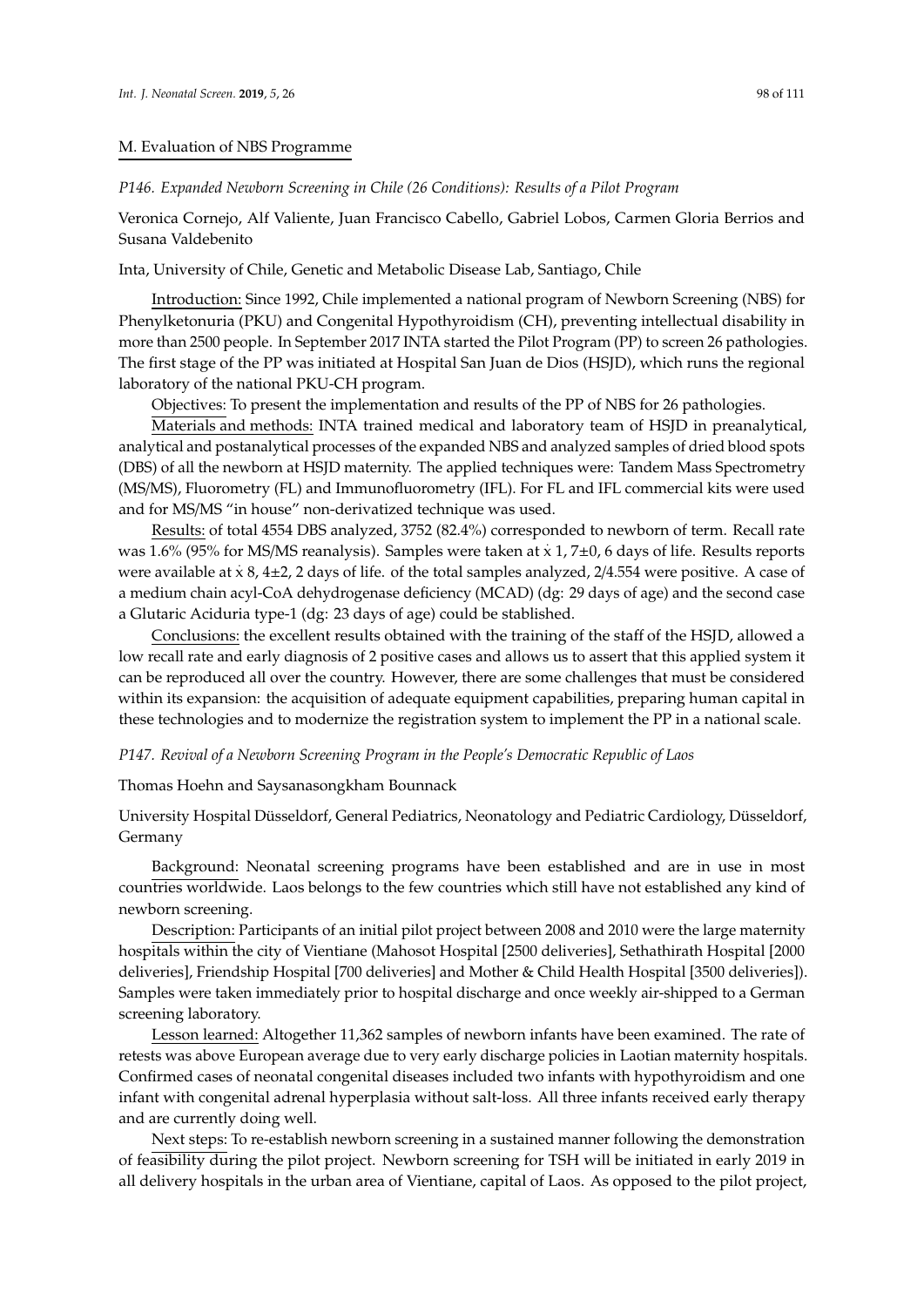## M. Evaluation of NBS Programme

### *P146. Expanded Newborn Screening in Chile (26 Conditions): Results of a Pilot Program*

Veronica Cornejo, Alf Valiente, Juan Francisco Cabello, Gabriel Lobos, Carmen Gloria Berrios and Susana Valdebenito

Inta, University of Chile, Genetic and Metabolic Disease Lab, Santiago, Chile

Introduction: Since 1992, Chile implemented a national program of Newborn Screening (NBS) for Phenylketonuria (PKU) and Congenital Hypothyroidism (CH), preventing intellectual disability in more than 2500 people. In September 2017 INTA started the Pilot Program (PP) to screen 26 pathologies. The first stage of the PP was initiated at Hospital San Juan de Dios (HSJD), which runs the regional laboratory of the national PKU-CH program.

Objectives: To present the implementation and results of the PP of NBS for 26 pathologies.

Materials and methods: INTA trained medical and laboratory team of HSJD in preanalytical, analytical and postanalytical processes of the expanded NBS and analyzed samples of dried blood spots (DBS) of all the newborn at HSJD maternity. The applied techniques were: Tandem Mass Spectrometry (MS/MS), Fluorometry (FL) and Immunofluorometry (IFL). For FL and IFL commercial kits were used and for MS/MS "in house" non-derivatized technique was used.

Results: of total 4554 DBS analyzed, 3752 (82.4%) corresponded to newborn of term. Recall rate was 1.6% (95% for MS/MS reanalysis). Samples were taken at $\dot{x}$ 1, 7±0, 6 days of life. Results reports were available at $\dot{x}$ 8, 4±2, 2 days of life. of the total samples analyzed, 2/4.554 were positive. A case of a medium chain acyl-CoA dehydrogenase deficiency (MCAD) (dg: 29 days of age) and the second case a Glutaric Aciduria type-1 (dg: 23 days of age) could be stablished.

Conclusions: the excellent results obtained with the training of the staff of the HSJD, allowed a low recall rate and early diagnosis of 2 positive cases and allows us to assert that this applied system it can be reproduced all over the country. However, there are some challenges that must be considered within its expansion: the acquisition of adequate equipment capabilities, preparing human capital in these technologies and to modernize the registration system to implement the PP in a national scale.

### *P147. Revival of a Newborn Screening Program in the People's Democratic Republic of Laos*

Thomas Hoehn and Saysanasongkham Bounnack

University Hospital Düsseldorf, General Pediatrics, Neonatology and Pediatric Cardiology, Düsseldorf, Germany

Background: Neonatal screening programs have been established and are in use in most countries worldwide. Laos belongs to the few countries which still have not established any kind of newborn screening.

Description: Participants of an initial pilot project between 2008 and 2010 were the large maternity hospitals within the city of Vientiane (Mahosot Hospital [2500 deliveries], Sethathirath Hospital [2000 deliveries], Friendship Hospital [700 deliveries] and Mother & Child Health Hospital [3500 deliveries]). Samples were taken immediately prior to hospital discharge and once weekly air-shipped to a German screening laboratory.

Lesson learned: Altogether 11,362 samples of newborn infants have been examined. The rate of retests was above European average due to very early discharge policies in Laotian maternity hospitals. Confirmed cases of neonatal congenital diseases included two infants with hypothyroidism and one infant with congenital adrenal hyperplasia without salt-loss. All three infants received early therapy and are currently doing well.

Next steps: To re-establish newborn screening in a sustained manner following the demonstration of feasibility during the pilot project. Newborn screening for TSH will be initiated in early 2019 in all delivery hospitals in the urban area of Vientiane, capital of Laos. As opposed to the pilot project,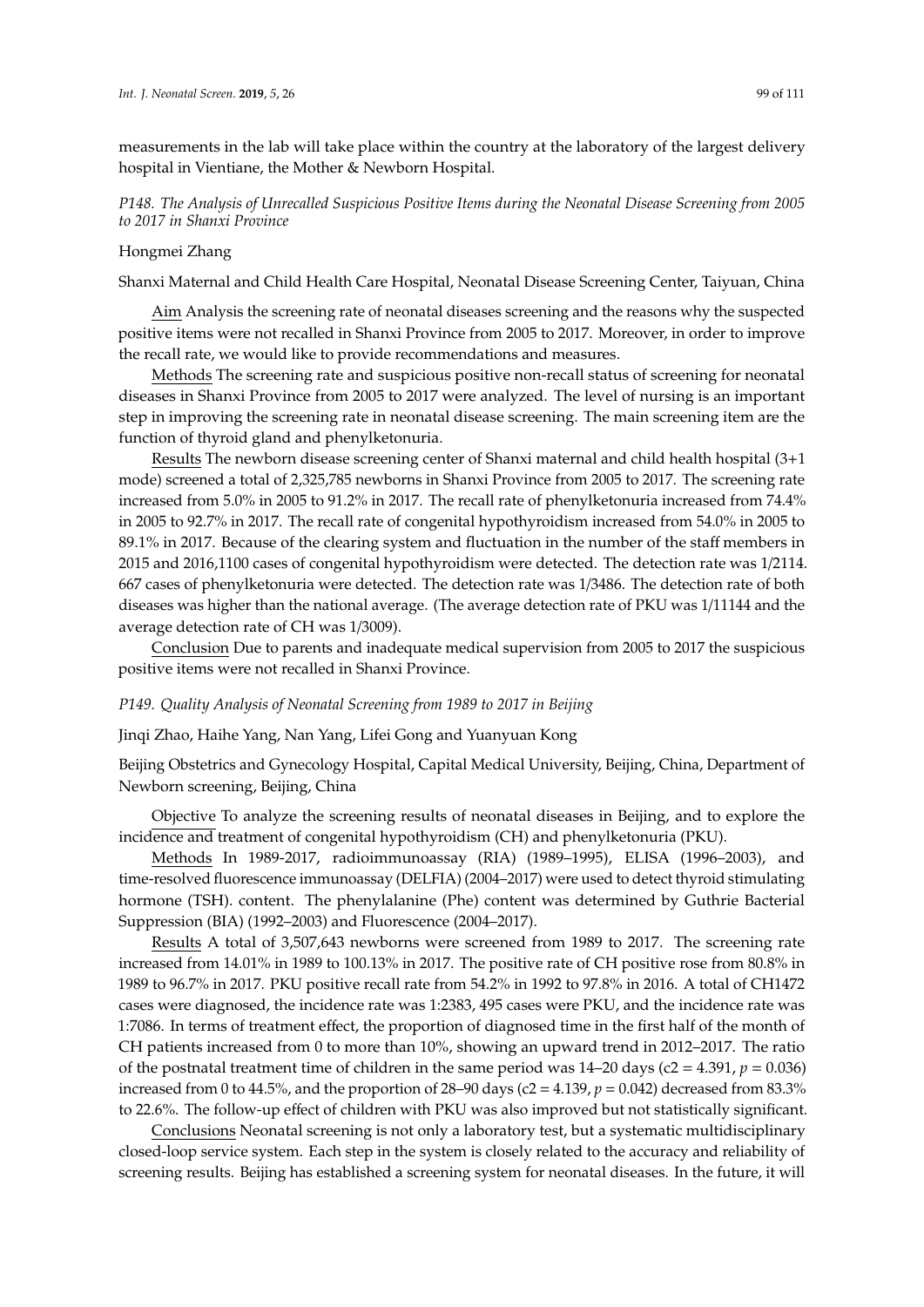measurements in the lab will take place within the country at the laboratory of the largest delivery hospital in Vientiane, the Mother & Newborn Hospital.

### *P148. The Analysis of Unrecalled Suspicious Positive Items during the Neonatal Disease Screening from 2005 to 2017 in Shanxi Province*

Hongmei Zhang

Shanxi Maternal and Child Health Care Hospital, Neonatal Disease Screening Center, Taiyuan, China

Aim Analysis the screening rate of neonatal diseases screening and the reasons why the suspected positive items were not recalled in Shanxi Province from 2005 to 2017. Moreover, in order to improve the recall rate, we would like to provide recommendations and measures.

Methods The screening rate and suspicious positive non-recall status of screening for neonatal diseases in Shanxi Province from 2005 to 2017 were analyzed. The level of nursing is an important step in improving the screening rate in neonatal disease screening. The main screening item are the function of thyroid gland and phenylketonuria.

Results The newborn disease screening center of Shanxi maternal and child health hospital (3+1 mode) screened a total of 2,325,785 newborns in Shanxi Province from 2005 to 2017. The screening rate increased from 5.0% in 2005 to 91.2% in 2017. The recall rate of phenylketonuria increased from 74.4% in 2005 to 92.7% in 2017. The recall rate of congenital hypothyroidism increased from 54.0% in 2005 to 89.1% in 2017. Because of the clearing system and fluctuation in the number of the staff members in 2015 and 2016,1100 cases of congenital hypothyroidism were detected. The detection rate was 1/2114. 667 cases of phenylketonuria were detected. The detection rate was 1/3486. The detection rate of both diseases was higher than the national average. (The average detection rate of PKU was 1/11144 and the average detection rate of CH was 1/3009).

Conclusion Due to parents and inadequate medical supervision from 2005 to 2017 the suspicious positive items were not recalled in Shanxi Province.

### *P149. Quality Analysis of Neonatal Screening from 1989 to 2017 in Beijing*

Jinqi Zhao, Haihe Yang, Nan Yang, Lifei Gong and Yuanyuan Kong

Beijing Obstetrics and Gynecology Hospital, Capital Medical University, Beijing, China, Department of Newborn screening, Beijing, China

Objective To analyze the screening results of neonatal diseases in Beijing, and to explore the incidence and treatment of congenital hypothyroidism (CH) and phenylketonuria (PKU).

Methods In 1989-2017, radioimmunoassay (RIA) (1989–1995), ELISA (1996–2003), and time-resolved fluorescence immunoassay (DELFIA) (2004–2017) were used to detect thyroid stimulating hormone (TSH). content. The phenylalanine (Phe) content was determined by Guthrie Bacterial Suppression (BIA) (1992–2003) and Fluorescence (2004–2017).

Results A total of 3,507,643 newborns were screened from 1989 to 2017. The screening rate increased from 14.01% in 1989 to 100.13% in 2017. The positive rate of CH positive rose from 80.8% in 1989 to 96.7% in 2017. PKU positive recall rate from 54.2% in 1992 to 97.8% in 2016. A total of CH1472 cases were diagnosed, the incidence rate was 1:2383, 495 cases were PKU, and the incidence rate was 1:7086. In terms of treatment effect, the proportion of diagnosed time in the first half of the month of CH patients increased from 0 to more than 10%, showing an upward trend in 2012–2017. The ratio of the postnatal treatment time of children in the same period was 14–20 days (c2 = 4.391, $p = 0.036$) increased from 0 to 44.5%, and the proportion of 28–90 days (c2 = 4.139, $p = 0.042$) decreased from 83.3% to 22.6%. The follow-up effect of children with PKU was also improved but not statistically significant.

Conclusions Neonatal screening is not only a laboratory test, but a systematic multidisciplinary closed-loop service system. Each step in the system is closely related to the accuracy and reliability of screening results. Beijing has established a screening system for neonatal diseases. In the future, it will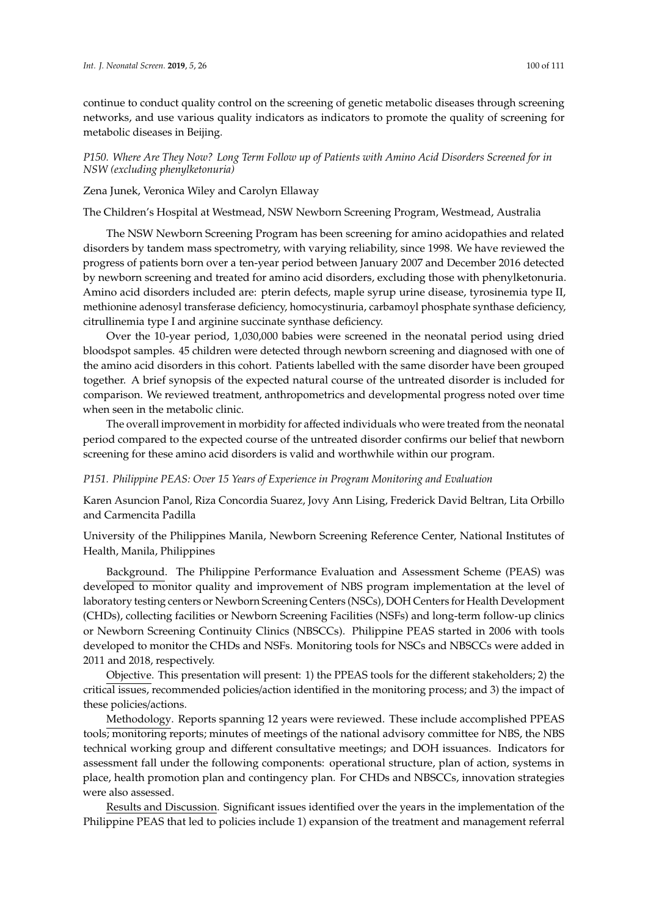continue to conduct quality control on the screening of genetic metabolic diseases through screening networks, and use various quality indicators as indicators to promote the quality of screening for metabolic diseases in Beijing.

### *P150. Where Are They Now? Long Term Follow up of Patients with Amino Acid Disorders Screened for in NSW (excluding phenylketonuria)*

Zena Junek, Veronica Wiley and Carolyn Ellaway

The Children's Hospital at Westmead, NSW Newborn Screening Program, Westmead, Australia

The NSW Newborn Screening Program has been screening for amino acidopathies and related disorders by tandem mass spectrometry, with varying reliability, since 1998. We have reviewed the progress of patients born over a ten-year period between January 2007 and December 2016 detected by newborn screening and treated for amino acid disorders, excluding those with phenylketonuria. Amino acid disorders included are: pterin defects, maple syrup urine disease, tyrosinemia type II, methionine adenosyl transferase deficiency, homocystinuria, carbamoyl phosphate synthase deficiency, citrullinemia type I and arginine succinate synthase deficiency.

Over the 10-year period, 1,030,000 babies were screened in the neonatal period using dried bloodspot samples. 45 children were detected through newborn screening and diagnosed with one of the amino acid disorders in this cohort. Patients labelled with the same disorder have been grouped together. A brief synopsis of the expected natural course of the untreated disorder is included for comparison. We reviewed treatment, anthropometrics and developmental progress noted over time when seen in the metabolic clinic.

The overall improvement in morbidity for affected individuals who were treated from the neonatal period compared to the expected course of the untreated disorder confirms our belief that newborn screening for these amino acid disorders is valid and worthwhile within our program.

### *P151. Philippine PEAS: Over 15 Years of Experience in Program Monitoring and Evaluation*

Karen Asuncion Panol, Riza Concordia Suarez, Jovy Ann Lising, Frederick David Beltran, Lita Orbillo and Carmencita Padilla

University of the Philippines Manila, Newborn Screening Reference Center, National Institutes of Health, Manila, Philippines

Background. The Philippine Performance Evaluation and Assessment Scheme (PEAS) was developed to monitor quality and improvement of NBS program implementation at the level of laboratory testing centers or Newborn Screening Centers (NSCs), DOH Centers for Health Development (CHDs), collecting facilities or Newborn Screening Facilities (NSFs) and long-term follow-up clinics or Newborn Screening Continuity Clinics (NBSCCs). Philippine PEAS started in 2006 with tools developed to monitor the CHDs and NSFs. Monitoring tools for NSCs and NBSCCs were added in 2011 and 2018, respectively.

Objective. This presentation will present: 1) the PPEAS tools for the different stakeholders; 2) the critical issues, recommended policies/action identified in the monitoring process; and 3) the impact of these policies/actions.

Methodology. Reports spanning 12 years were reviewed. These include accomplished PPEAS tools; monitoring reports; minutes of meetings of the national advisory committee for NBS, the NBS technical working group and different consultative meetings; and DOH issuances. Indicators for assessment fall under the following components: operational structure, plan of action, systems in place, health promotion plan and contingency plan. For CHDs and NBSCCs, innovation strategies were also assessed.

Results and Discussion. Significant issues identified over the years in the implementation of the Philippine PEAS that led to policies include 1) expansion of the treatment and management referral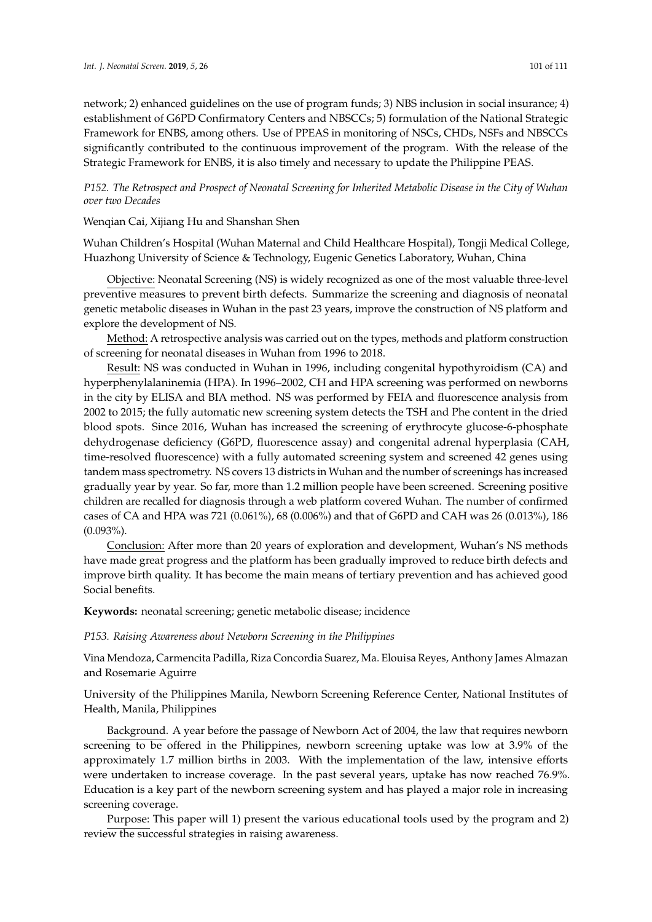network; 2) enhanced guidelines on the use of program funds; 3) NBS inclusion in social insurance; 4) establishment of G6PD Confirmatory Centers and NBSCCs; 5) formulation of the National Strategic Framework for ENBS, among others. Use of PPEAS in monitoring of NSCs, CHDs, NSFs and NBSCCs significantly contributed to the continuous improvement of the program. With the release of the Strategic Framework for ENBS, it is also timely and necessary to update the Philippine PEAS.

*P152. The Retrospect and Prospect of Neonatal Screening for Inherited Metabolic Disease in the City of Wuhan over two Decades*

Wenqian Cai, Xijiang Hu and Shanshan Shen

Wuhan Children's Hospital (Wuhan Maternal and Child Healthcare Hospital), Tongji Medical College, Huazhong University of Science & Technology, Eugenic Genetics Laboratory, Wuhan, China

Objective: Neonatal Screening (NS) is widely recognized as one of the most valuable three-level preventive measures to prevent birth defects. Summarize the screening and diagnosis of neonatal genetic metabolic diseases in Wuhan in the past 23 years, improve the construction of NS platform and explore the development of NS.

Method: A retrospective analysis was carried out on the types, methods and platform construction of screening for neonatal diseases in Wuhan from 1996 to 2018.

Result: NS was conducted in Wuhan in 1996, including congenital hypothyroidism (CA) and hyperphenylalaninemia (HPA). In 1996–2002, CH and HPA screening was performed on newborns in the city by ELISA and BIA method. NS was performed by FEIA and fluorescence analysis from 2002 to 2015; the fully automatic new screening system detects the TSH and Phe content in the dried blood spots. Since 2016, Wuhan has increased the screening of erythrocyte glucose-6-phosphate dehydrogenase deficiency (G6PD, fluorescence assay) and congenital adrenal hyperplasia (CAH, time-resolved fluorescence) with a fully automated screening system and screened 42 genes using tandem mass spectrometry. NS covers 13 districts in Wuhan and the number of screenings has increased gradually year by year. So far, more than 1.2 million people have been screened. Screening positive children are recalled for diagnosis through a web platform covered Wuhan. The number of confirmed cases of CA and HPA was 721 (0.061%), 68 (0.006%) and that of G6PD and CAH was 26 (0.013%), 186 (0.093%).

Conclusion: After more than 20 years of exploration and development, Wuhan's NS methods have made great progress and the platform has been gradually improved to reduce birth defects and improve birth quality. It has become the main means of tertiary prevention and has achieved good Social benefits.

**Keywords:** neonatal screening; genetic metabolic disease; incidence

*P153. Raising Awareness about Newborn Screening in the Philippines*

Vina Mendoza, Carmencita Padilla, Riza Concordia Suarez, Ma. Elouisa Reyes, Anthony James Almazan and Rosemarie Aguirre

University of the Philippines Manila, Newborn Screening Reference Center, National Institutes of Health, Manila, Philippines

Background. A year before the passage of Newborn Act of 2004, the law that requires newborn screening to be offered in the Philippines, newborn screening uptake was low at 3.9% of the approximately 1.7 million births in 2003. With the implementation of the law, intensive efforts were undertaken to increase coverage. In the past several years, uptake has now reached 76.9%. Education is a key part of the newborn screening system and has played a major role in increasing screening coverage.

Purpose: This paper will 1) present the various educational tools used by the program and 2) review the successful strategies in raising awareness.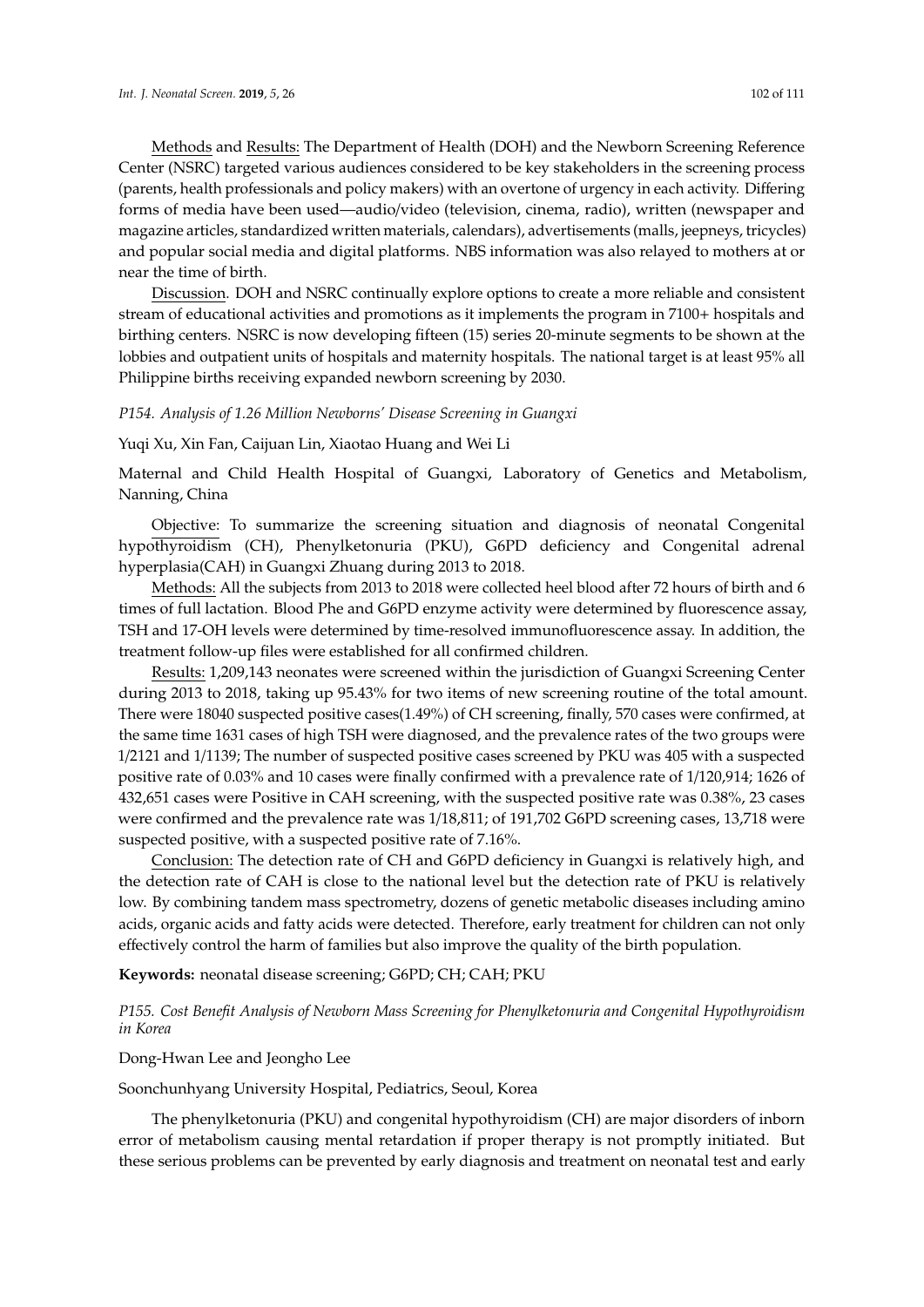Methods and Results: The Department of Health (DOH) and the Newborn Screening Reference Center (NSRC) targeted various audiences considered to be key stakeholders in the screening process (parents, health professionals and policy makers) with an overtone of urgency in each activity. Differing forms of media have been used—audio/video (television, cinema, radio), written (newspaper and magazine articles, standardized written materials, calendars), advertisements (malls, jeepneys, tricycles) and popular social media and digital platforms. NBS information was also relayed to mothers at or near the time of birth.

Discussion. DOH and NSRC continually explore options to create a more reliable and consistent stream of educational activities and promotions as it implements the program in 7100+ hospitals and birthing centers. NSRC is now developing fifteen (15) series 20-minute segments to be shown at the lobbies and outpatient units of hospitals and maternity hospitals. The national target is at least 95% all Philippine births receiving expanded newborn screening by 2030.

*P154. Analysis of 1.26 Million Newborns' Disease Screening in Guangxi*

Yuqi Xu, Xin Fan, Caijuan Lin, Xiaotao Huang and Wei Li

Maternal and Child Health Hospital of Guangxi, Laboratory of Genetics and Metabolism, Nanning, China

Objective: To summarize the screening situation and diagnosis of neonatal Congenital hypothyroidism (CH), Phenylketonuria (PKU), G6PD deficiency and Congenital adrenal hyperplasia(CAH) in Guangxi Zhuang during 2013 to 2018.

Methods: All the subjects from 2013 to 2018 were collected heel blood after 72 hours of birth and 6 times of full lactation. Blood Phe and G6PD enzyme activity were determined by fluorescence assay, TSH and 17-OH levels were determined by time-resolved immunofluorescence assay. In addition, the treatment follow-up files were established for all confirmed children.

Results: 1,209,143 neonates were screened within the jurisdiction of Guangxi Screening Center during 2013 to 2018, taking up 95.43% for two items of new screening routine of the total amount. There were 18040 suspected positive cases(1.49%) of CH screening, finally, 570 cases were confirmed, at the same time 1631 cases of high TSH were diagnosed, and the prevalence rates of the two groups were 1/2121 and 1/1139; The number of suspected positive cases screened by PKU was 405 with a suspected positive rate of 0.03% and 10 cases were finally confirmed with a prevalence rate of 1/120,914; 1626 of 432,651 cases were Positive in CAH screening, with the suspected positive rate was 0.38%, 23 cases were confirmed and the prevalence rate was 1/18,811; of 191,702 G6PD screening cases, 13,718 were suspected positive, with a suspected positive rate of 7.16%.

Conclusion: The detection rate of CH and G6PD deficiency in Guangxi is relatively high, and the detection rate of CAH is close to the national level but the detection rate of PKU is relatively low. By combining tandem mass spectrometry, dozens of genetic metabolic diseases including amino acids, organic acids and fatty acids were detected. Therefore, early treatment for children can not only effectively control the harm of families but also improve the quality of the birth population.

**Keywords:** neonatal disease screening; G6PD; CH; CAH; PKU

*P155. Cost Benefit Analysis of Newborn Mass Screening for Phenylketonuria and Congenital Hypothyroidism in Korea*

Dong-Hwan Lee and Jeongho Lee

Soonchunhyang University Hospital, Pediatrics, Seoul, Korea

The phenylketonuria (PKU) and congenital hypothyroidism (CH) are major disorders of inborn error of metabolism causing mental retardation if proper therapy is not promptly initiated. But these serious problems can be prevented by early diagnosis and treatment on neonatal test and early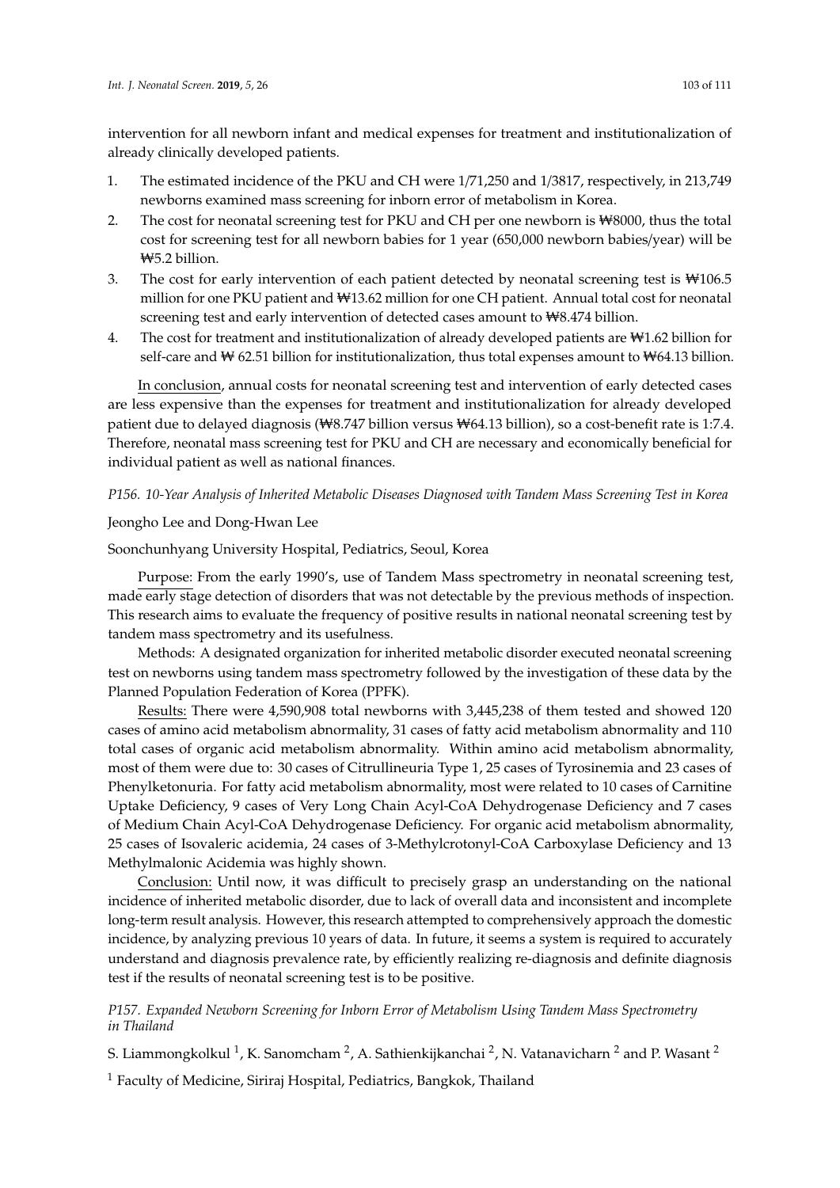intervention for all newborn infant and medical expenses for treatment and institutionalization of already clinically developed patients.

1. The estimated incidence of the PKU and CH were 1/71,250 and 1/3817, respectively, in 213,749 newborns examined mass screening for inborn error of metabolism in Korea.
2. The cost for neonatal screening test for PKU and CH per one newborn is ₩8000, thus the total cost for screening test for all newborn babies for 1 year (650,000 newborn babies/year) will be ₩5.2 billion.
3. The cost for early intervention of each patient detected by neonatal screening test is ₩106.5 million for one PKU patient and ₩13.62 million for one CH patient. Annual total cost for neonatal screening test and early intervention of detected cases amount to ₩8.474 billion.
4. The cost for treatment and institutionalization of already developed patients are ₩1.62 billion for self-care and ₩ 62.51 billion for institutionalization, thus total expenses amount to ₩64.13 billion.

In conclusion, annual costs for neonatal screening test and intervention of early detected cases are less expensive than the expenses for treatment and institutionalization for already developed patient due to delayed diagnosis (₩8.747 billion versus ₩64.13 billion), so a cost-benefit rate is 1:7.4. Therefore, neonatal mass screening test for PKU and CH are necessary and economically beneficial for individual patient as well as national finances.

*P156. 10-Year Analysis of Inherited Metabolic Diseases Diagnosed with Tandem Mass Screening Test in Korea*

Jeongho Lee and Dong-Hwan Lee

Soonchunhyang University Hospital, Pediatrics, Seoul, Korea

Purpose: From the early 1990's, use of Tandem Mass spectrometry in neonatal screening test, made early stage detection of disorders that was not detectable by the previous methods of inspection. This research aims to evaluate the frequency of positive results in national neonatal screening test by tandem mass spectrometry and its usefulness.

Methods: A designated organization for inherited metabolic disorder executed neonatal screening test on newborns using tandem mass spectrometry followed by the investigation of these data by the Planned Population Federation of Korea (PPFK).

Results: There were 4,590,908 total newborns with 3,445,238 of them tested and showed 120 cases of amino acid metabolism abnormality, 31 cases of fatty acid metabolism abnormality and 110 total cases of organic acid metabolism abnormality. Within amino acid metabolism abnormality, most of them were due to: 30 cases of Citrullineuria Type 1, 25 cases of Tyrosinemia and 23 cases of Phenylketonuria. For fatty acid metabolism abnormality, most were related to 10 cases of Carnitine Uptake Deficiency, 9 cases of Very Long Chain Acyl-CoA Dehydrogenase Deficiency and 7 cases of Medium Chain Acyl-CoA Dehydrogenase Deficiency. For organic acid metabolism abnormality, 25 cases of Isovaleric acidemia, 24 cases of 3-Methylcrotonyl-CoA Carboxylase Deficiency and 13 Methylmalonic Acidemia was highly shown.

Conclusion: Until now, it was difficult to precisely grasp an understanding on the national incidence of inherited metabolic disorder, due to lack of overall data and inconsistent and incomplete long-term result analysis. However, this research attempted to comprehensively approach the domestic incidence, by analyzing previous 10 years of data. In future, it seems a system is required to accurately understand and diagnosis prevalence rate, by efficiently realizing re-diagnosis and definite diagnosis test if the results of neonatal screening test is to be positive.

*P157. Expanded Newborn Screening for Inborn Error of Metabolism Using Tandem Mass Spectrometry in Thailand*

S. Liammongkolkul [1], K. Sanomcham [2], A. Sathienkijkanchai [2], N. Vatanavicharn [2] and P. Wasant [2]

[1] Faculty of Medicine, Siriraj Hospital, Pediatrics, Bangkok, Thailand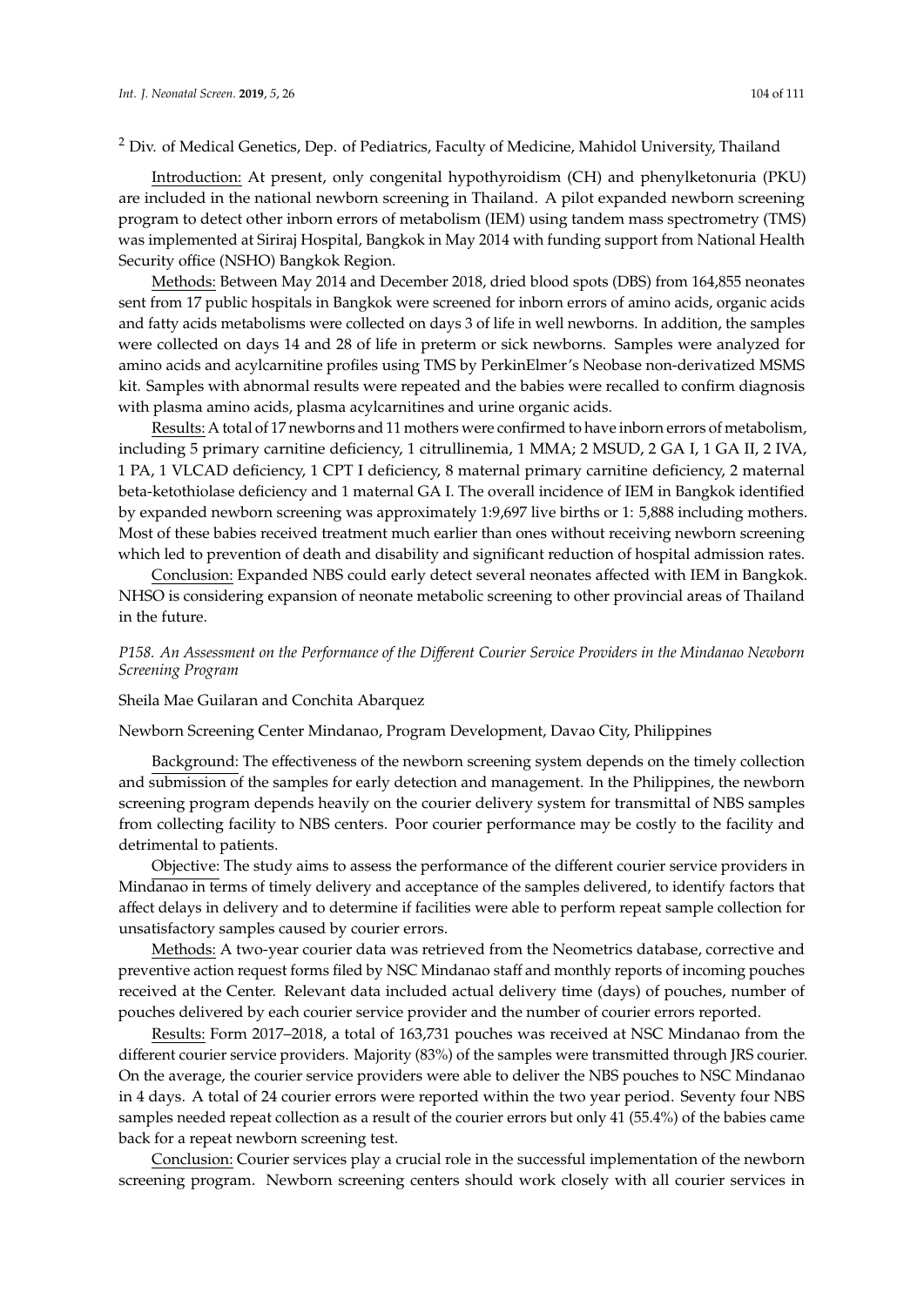[2] Div. of Medical Genetics, Dep. of Pediatrics, Faculty of Medicine, Mahidol University, Thailand

Introduction: At present, only congenital hypothyroidism (CH) and phenylketonuria (PKU) are included in the national newborn screening in Thailand. A pilot expanded newborn screening program to detect other inborn errors of metabolism (IEM) using tandem mass spectrometry (TMS) was implemented at Siriraj Hospital, Bangkok in May 2014 with funding support from National Health Security office (NSHO) Bangkok Region.

Methods: Between May 2014 and December 2018, dried blood spots (DBS) from 164,855 neonates sent from 17 public hospitals in Bangkok were screened for inborn errors of amino acids, organic acids and fatty acids metabolisms were collected on days 3 of life in well newborns. In addition, the samples were collected on days 14 and 28 of life in preterm or sick newborns. Samples were analyzed for amino acids and acylcarnitine profiles using TMS by PerkinElmer's Neobase non-derivatized MSMS kit. Samples with abnormal results were repeated and the babies were recalled to confirm diagnosis with plasma amino acids, plasma acylcarnitines and urine organic acids.

Results: A total of 17 newborns and 11 mothers were confirmed to have inborn errors of metabolism, including 5 primary carnitine deficiency, 1 citrullinemia, 1 MMA; 2 MSUD, 2 GA I, 1 GA II, 2 IVA, 1 PA, 1 VLCAD deficiency, 1 CPT I deficiency, 8 maternal primary carnitine deficiency, 2 maternal beta-ketothiolase deficiency and 1 maternal GA I. The overall incidence of IEM in Bangkok identified by expanded newborn screening was approximately 1:9,697 live births or 1: 5,888 including mothers. Most of these babies received treatment much earlier than ones without receiving newborn screening which led to prevention of death and disability and significant reduction of hospital admission rates.

Conclusion: Expanded NBS could early detect several neonates affected with IEM in Bangkok. NHSO is considering expansion of neonate metabolic screening to other provincial areas of Thailand in the future.

*P158. An Assessment on the Performance of the Different Courier Service Providers in the Mindanao Newborn Screening Program*

Sheila Mae Guilaran and Conchita Abarquez

Newborn Screening Center Mindanao, Program Development, Davao City, Philippines

Background: The effectiveness of the newborn screening system depends on the timely collection and submission of the samples for early detection and management. In the Philippines, the newborn screening program depends heavily on the courier delivery system for transmittal of NBS samples from collecting facility to NBS centers. Poor courier performance may be costly to the facility and detrimental to patients.

Objective: The study aims to assess the performance of the different courier service providers in Mindanao in terms of timely delivery and acceptance of the samples delivered, to identify factors that affect delays in delivery and to determine if facilities were able to perform repeat sample collection for unsatisfactory samples caused by courier errors.

Methods: A two-year courier data was retrieved from the Neometrics database, corrective and preventive action request forms filed by NSC Mindanao staff and monthly reports of incoming pouches received at the Center. Relevant data included actual delivery time (days) of pouches, number of pouches delivered by each courier service provider and the number of courier errors reported.

Results: Form 2017–2018, a total of 163,731 pouches was received at NSC Mindanao from the different courier service providers. Majority (83%) of the samples were transmitted through JRS courier. On the average, the courier service providers were able to deliver the NBS pouches to NSC Mindanao in 4 days. A total of 24 courier errors were reported within the two year period. Seventy four NBS samples needed repeat collection as a result of the courier errors but only 41 (55.4%) of the babies came back for a repeat newborn screening test.

Conclusion: Courier services play a crucial role in the successful implementation of the newborn screening program. Newborn screening centers should work closely with all courier services in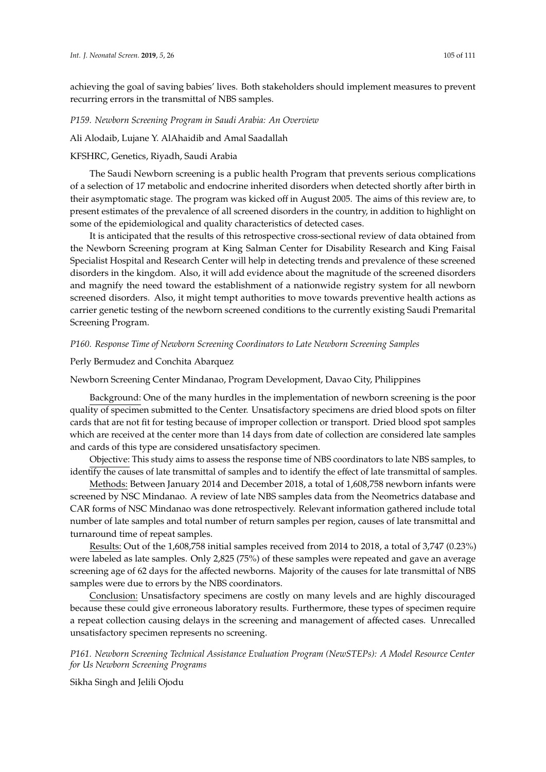achieving the goal of saving babies' lives. Both stakeholders should implement measures to prevent recurring errors in the transmittal of NBS samples.

### *P159. Newborn Screening Program in Saudi Arabia: An Overview*

Ali Alodaib, Lujane Y. AlAhaidib and Amal Saadallah

KFSHRC, Genetics, Riyadh, Saudi Arabia

The Saudi Newborn screening is a public health Program that prevents serious complications of a selection of 17 metabolic and endocrine inherited disorders when detected shortly after birth in their asymptomatic stage. The program was kicked off in August 2005. The aims of this review are, to present estimates of the prevalence of all screened disorders in the country, in addition to highlight on some of the epidemiological and quality characteristics of detected cases.

It is anticipated that the results of this retrospective cross-sectional review of data obtained from the Newborn Screening program at King Salman Center for Disability Research and King Faisal Specialist Hospital and Research Center will help in detecting trends and prevalence of these screened disorders in the kingdom. Also, it will add evidence about the magnitude of the screened disorders and magnify the need toward the establishment of a nationwide registry system for all newborn screened disorders. Also, it might tempt authorities to move towards preventive health actions as carrier genetic testing of the newborn screened conditions to the currently existing Saudi Premarital Screening Program.

### *P160. Response Time of Newborn Screening Coordinators to Late Newborn Screening Samples*

Perly Bermudez and Conchita Abarquez

Newborn Screening Center Mindanao, Program Development, Davao City, Philippines

Background: One of the many hurdles in the implementation of newborn screening is the poor quality of specimen submitted to the Center. Unsatisfactory specimens are dried blood spots on filter cards that are not fit for testing because of improper collection or transport. Dried blood spot samples which are received at the center more than 14 days from date of collection are considered late samples and cards of this type are considered unsatisfactory specimen.

Objective: This study aims to assess the response time of NBS coordinators to late NBS samples, to identify the causes of late transmittal of samples and to identify the effect of late transmittal of samples.

Methods: Between January 2014 and December 2018, a total of 1,608,758 newborn infants were screened by NSC Mindanao. A review of late NBS samples data from the Neometrics database and CAR forms of NSC Mindanao was done retrospectively. Relevant information gathered include total number of late samples and total number of return samples per region, causes of late transmittal and turnaround time of repeat samples.

Results: Out of the 1,608,758 initial samples received from 2014 to 2018, a total of 3,747 (0.23%) were labeled as late samples. Only 2,825 (75%) of these samples were repeated and gave an average screening age of 62 days for the affected newborns. Majority of the causes for late transmittal of NBS samples were due to errors by the NBS coordinators.

Conclusion: Unsatisfactory specimens are costly on many levels and are highly discouraged because these could give erroneous laboratory results. Furthermore, these types of specimen require a repeat collection causing delays in the screening and management of affected cases. Unrecalled unsatisfactory specimen represents no screening.

### *P161. Newborn Screening Technical Assistance Evaluation Program (NewSTEPs): A Model Resource Center for Us Newborn Screening Programs*

Sikha Singh and Jelili Ojodu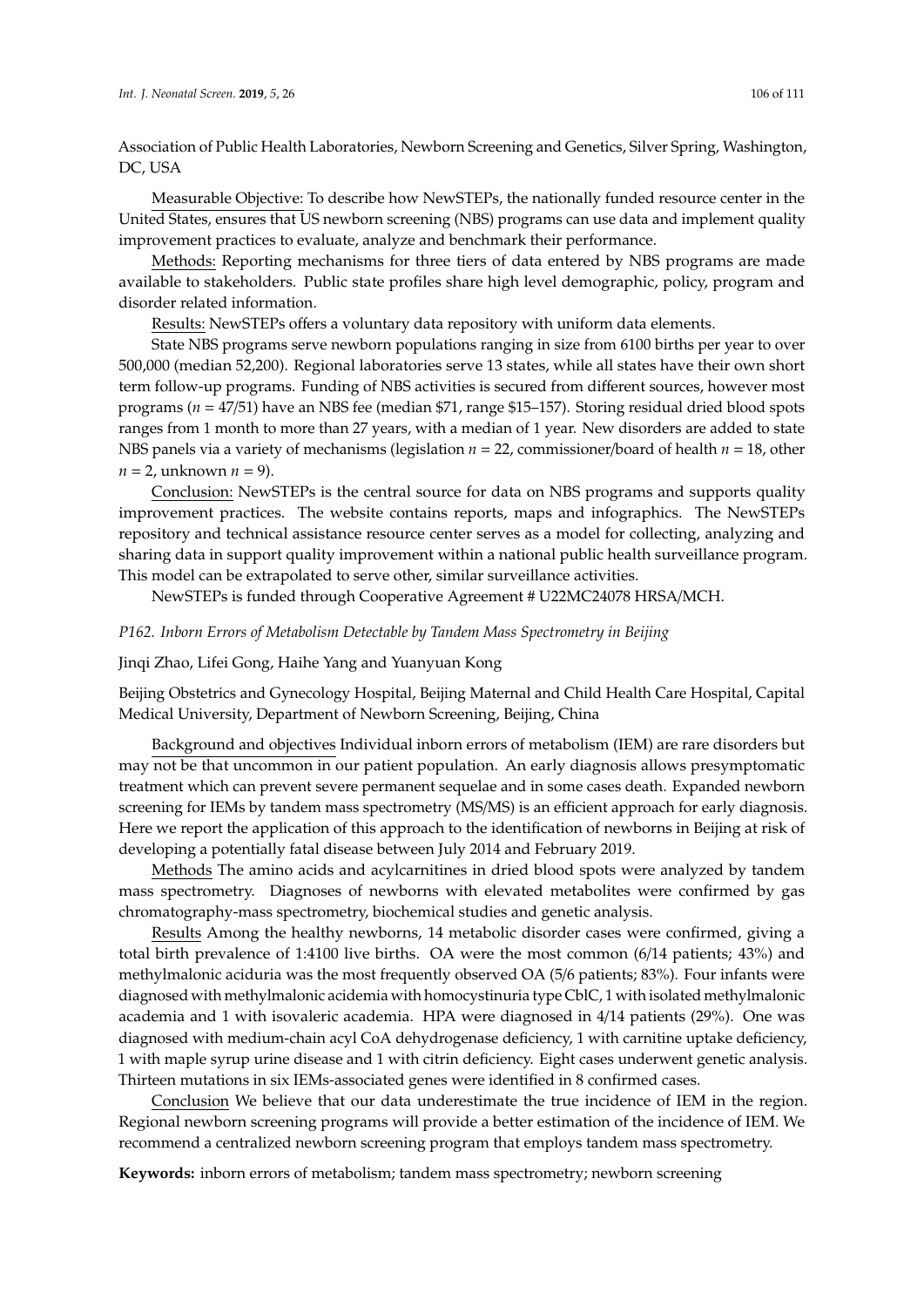Association of Public Health Laboratories, Newborn Screening and Genetics, Silver Spring, Washington, DC, USA

Measurable Objective: To describe how NewSTEPs, the nationally funded resource center in the United States, ensures that US newborn screening (NBS) programs can use data and implement quality improvement practices to evaluate, analyze and benchmark their performance.

Methods: Reporting mechanisms for three tiers of data entered by NBS programs are made available to stakeholders. Public state profiles share high level demographic, policy, program and disorder related information.

Results: NewSTEPs offers a voluntary data repository with uniform data elements.

State NBS programs serve newborn populations ranging in size from 6100 births per year to over 500,000 (median 52,200). Regional laboratories serve 13 states, while all states have their own short term follow-up programs. Funding of NBS activities is secured from different sources, however most programs ($n$ = 47/51) have an NBS fee (median \$71, range \$15–157). Storing residual dried blood spots ranges from 1 month to more than 27 years, with a median of 1 year. New disorders are added to state NBS panels via a variety of mechanisms (legislation $n$ = 22, commissioner/board of health $n$ = 18, other $n$ = 2, unknown $n$ = 9).

Conclusion: NewSTEPs is the central source for data on NBS programs and supports quality improvement practices. The website contains reports, maps and infographics. The NewSTEPs repository and technical assistance resource center serves as a model for collecting, analyzing and sharing data in support quality improvement within a national public health surveillance program. This model can be extrapolated to serve other, similar surveillance activities.

NewSTEPs is funded through Cooperative Agreement # U22MC24078 HRSA/MCH.

### *P162. Inborn Errors of Metabolism Detectable by Tandem Mass Spectrometry in Beijing*

Jinqi Zhao, Lifei Gong, Haihe Yang and Yuanyuan Kong

Beijing Obstetrics and Gynecology Hospital, Beijing Maternal and Child Health Care Hospital, Capital Medical University, Department of Newborn Screening, Beijing, China

Background and objectives Individual inborn errors of metabolism (IEM) are rare disorders but may not be that uncommon in our patient population. An early diagnosis allows presymptomatic treatment which can prevent severe permanent sequelae and in some cases death. Expanded newborn screening for IEMs by tandem mass spectrometry (MS/MS) is an efficient approach for early diagnosis. Here we report the application of this approach to the identification of newborns in Beijing at risk of developing a potentially fatal disease between July 2014 and February 2019.

Methods The amino acids and acylcarnitines in dried blood spots were analyzed by tandem mass spectrometry. Diagnoses of newborns with elevated metabolites were confirmed by gas chromatography-mass spectrometry, biochemical studies and genetic analysis.

Results Among the healthy newborns, 14 metabolic disorder cases were confirmed, giving a total birth prevalence of 1:4100 live births. OA were the most common (6/14 patients; 43%) and methylmalonic aciduria was the most frequently observed OA (5/6 patients; 83%). Four infants were diagnosed with methylmalonic acidemia with homocystinuria type CblC, 1 with isolated methylmalonic academia and 1 with isovaleric academia. HPA were diagnosed in 4/14 patients (29%). One was diagnosed with medium-chain acyl CoA dehydrogenase deficiency, 1 with carnitine uptake deficiency, 1 with maple syrup urine disease and 1 with citrin deficiency. Eight cases underwent genetic analysis. Thirteen mutations in six IEMs-associated genes were identified in 8 confirmed cases.

Conclusion We believe that our data underestimate the true incidence of IEM in the region. Regional newborn screening programs will provide a better estimation of the incidence of IEM. We recommend a centralized newborn screening program that employs tandem mass spectrometry.

**Keywords:** inborn errors of metabolism; tandem mass spectrometry; newborn screening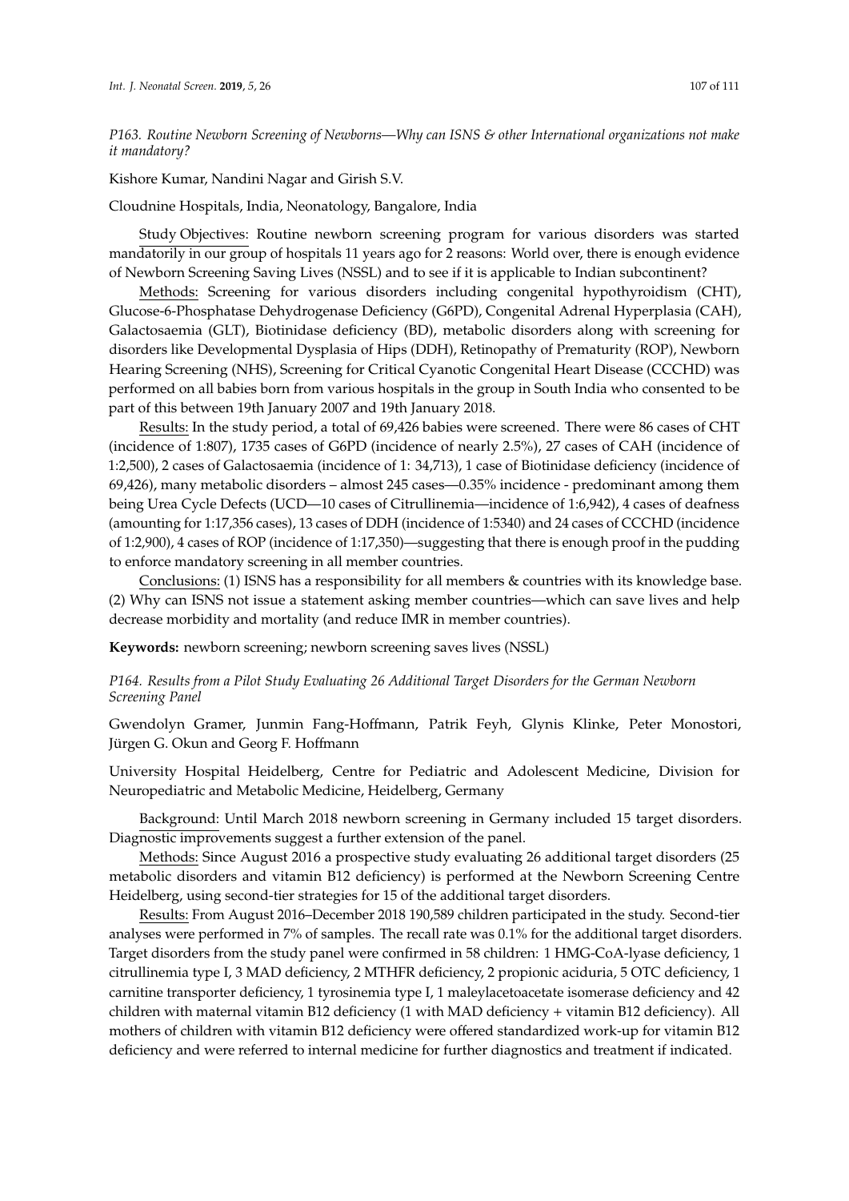*P163. Routine Newborn Screening of Newborns—Why can ISNS & other International organizations not make it mandatory?*

Kishore Kumar, Nandini Nagar and Girish S.V.

Cloudnine Hospitals, India, Neonatology, Bangalore, India

Study Objectives: Routine newborn screening program for various disorders was started mandatorily in our group of hospitals 11 years ago for 2 reasons: World over, there is enough evidence of Newborn Screening Saving Lives (NSSL) and to see if it is applicable to Indian subcontinent?

Methods: Screening for various disorders including congenital hypothyroidism (CHT), Glucose-6-Phosphatase Dehydrogenase Deficiency (G6PD), Congenital Adrenal Hyperplasia (CAH), Galactosaemia (GLT), Biotinidase deficiency (BD), metabolic disorders along with screening for disorders like Developmental Dysplasia of Hips (DDH), Retinopathy of Prematurity (ROP), Newborn Hearing Screening (NHS), Screening for Critical Cyanotic Congenital Heart Disease (CCCHD) was performed on all babies born from various hospitals in the group in South India who consented to be part of this between 19th January 2007 and 19th January 2018.

Results: In the study period, a total of 69,426 babies were screened. There were 86 cases of CHT (incidence of 1:807), 1735 cases of G6PD (incidence of nearly 2.5%), 27 cases of CAH (incidence of 1:2,500), 2 cases of Galactosaemia (incidence of 1: 34,713), 1 case of Biotinidase deficiency (incidence of 69,426), many metabolic disorders – almost 245 cases—0.35% incidence - predominant among them being Urea Cycle Defects (UCD—10 cases of Citrullinemia—incidence of 1:6,942), 4 cases of deafness (amounting for 1:17,356 cases), 13 cases of DDH (incidence of 1:5340) and 24 cases of CCCHD (incidence of 1:2,900), 4 cases of ROP (incidence of 1:17,350)—suggesting that there is enough proof in the pudding to enforce mandatory screening in all member countries.

Conclusions: (1) ISNS has a responsibility for all members & countries with its knowledge base. (2) Why can ISNS not issue a statement asking member countries—which can save lives and help decrease morbidity and mortality (and reduce IMR in member countries).

**Keywords:** newborn screening; newborn screening saves lives (NSSL)

*P164. Results from a Pilot Study Evaluating 26 Additional Target Disorders for the German Newborn Screening Panel*

Gwendolyn Gramer, Junmin Fang-Hoffmann, Patrik Feyh, Glynis Klinke, Peter Monostori, Jürgen G. Okun and Georg F. Hoffmann

University Hospital Heidelberg, Centre for Pediatric and Adolescent Medicine, Division for Neuropediatric and Metabolic Medicine, Heidelberg, Germany

Background: Until March 2018 newborn screening in Germany included 15 target disorders. Diagnostic improvements suggest a further extension of the panel.

Methods: Since August 2016 a prospective study evaluating 26 additional target disorders (25 metabolic disorders and vitamin B12 deficiency) is performed at the Newborn Screening Centre Heidelberg, using second-tier strategies for 15 of the additional target disorders.

Results: From August 2016–December 2018 190,589 children participated in the study. Second-tier analyses were performed in 7% of samples. The recall rate was 0.1% for the additional target disorders. Target disorders from the study panel were confirmed in 58 children: 1 HMG-CoA-lyase deficiency, 1 citrullinemia type I, 3 MAD deficiency, 2 MTHFR deficiency, 2 propionic aciduria, 5 OTC deficiency, 1 carnitine transporter deficiency, 1 tyrosinemia type I, 1 maleylacetoacetate isomerase deficiency and 42 children with maternal vitamin B12 deficiency (1 with MAD deficiency + vitamin B12 deficiency). All mothers of children with vitamin B12 deficiency were offered standardized work-up for vitamin B12 deficiency and were referred to internal medicine for further diagnostics and treatment if indicated.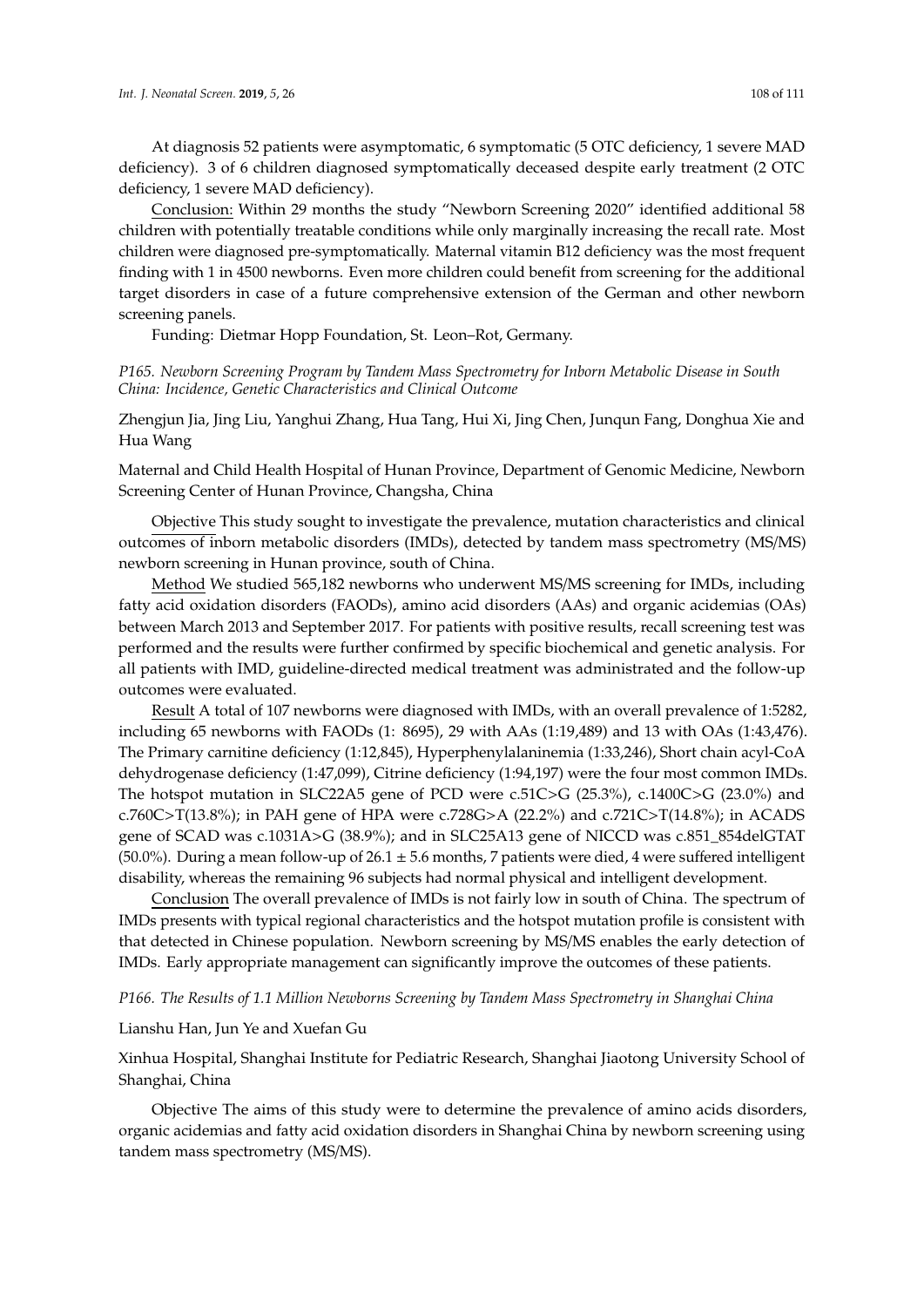At diagnosis 52 patients were asymptomatic, 6 symptomatic (5 OTC deficiency, 1 severe MAD deficiency). 3 of 6 children diagnosed symptomatically deceased despite early treatment (2 OTC deficiency, 1 severe MAD deficiency).

Conclusion: Within 29 months the study "Newborn Screening 2020" identified additional 58 children with potentially treatable conditions while only marginally increasing the recall rate. Most children were diagnosed pre-symptomatically. Maternal vitamin B12 deficiency was the most frequent finding with 1 in 4500 newborns. Even more children could benefit from screening for the additional target disorders in case of a future comprehensive extension of the German and other newborn screening panels.

Funding: Dietmar Hopp Foundation, St. Leon–Rot, Germany.

*P165. Newborn Screening Program by Tandem Mass Spectrometry for Inborn Metabolic Disease in South China: Incidence, Genetic Characteristics and Clinical Outcome*

Zhengjun Jia, Jing Liu, Yanghui Zhang, Hua Tang, Hui Xi, Jing Chen, Junqun Fang, Donghua Xie and Hua Wang

Maternal and Child Health Hospital of Hunan Province, Department of Genomic Medicine, Newborn Screening Center of Hunan Province, Changsha, China

Objective This study sought to investigate the prevalence, mutation characteristics and clinical outcomes of inborn metabolic disorders (IMDs), detected by tandem mass spectrometry (MS/MS) newborn screening in Hunan province, south of China.

Method We studied 565,182 newborns who underwent MS/MS screening for IMDs, including fatty acid oxidation disorders (FAODs), amino acid disorders (AAs) and organic acidemias (OAs) between March 2013 and September 2017. For patients with positive results, recall screening test was performed and the results were further confirmed by specific biochemical and genetic analysis. For all patients with IMD, guideline-directed medical treatment was administrated and the follow-up outcomes were evaluated.

Result A total of 107 newborns were diagnosed with IMDs, with an overall prevalence of 1:5282, including 65 newborns with FAODs (1: 8695), 29 with AAs (1:19,489) and 13 with OAs (1:43,476). The Primary carnitine deficiency (1:12,845), Hyperphenylalaninemia (1:33,246), Short chain acyl-CoA dehydrogenase deficiency (1:47,099), Citrine deficiency (1:94,197) were the four most common IMDs. The hotspot mutation in SLC22A5 gene of PCD were c.51C>G (25.3%), c.1400C>G (23.0%) and c.760C>T(13.8%); in PAH gene of HPA were c.728G>A (22.2%) and c.721C>T(14.8%); in ACADS gene of SCAD was c.1031A>G (38.9%); and in SLC25A13 gene of NICCD was c.851_854delGTAT (50.0%). During a mean follow-up of $26.1 \pm 5.6$ months, 7 patients were died, 4 were suffered intelligent disability, whereas the remaining 96 subjects had normal physical and intelligent development.

Conclusion The overall prevalence of IMDs is not fairly low in south of China. The spectrum of IMDs presents with typical regional characteristics and the hotspot mutation profile is consistent with that detected in Chinese population. Newborn screening by MS/MS enables the early detection of IMDs. Early appropriate management can significantly improve the outcomes of these patients.

*P166. The Results of 1.1 Million Newborns Screening by Tandem Mass Spectrometry in Shanghai China*

Lianshu Han, Jun Ye and Xuefan Gu

Xinhua Hospital, Shanghai Institute for Pediatric Research, Shanghai Jiaotong University School of Shanghai, China

Objective The aims of this study were to determine the prevalence of amino acids disorders, organic acidemias and fatty acid oxidation disorders in Shanghai China by newborn screening using tandem mass spectrometry (MS/MS).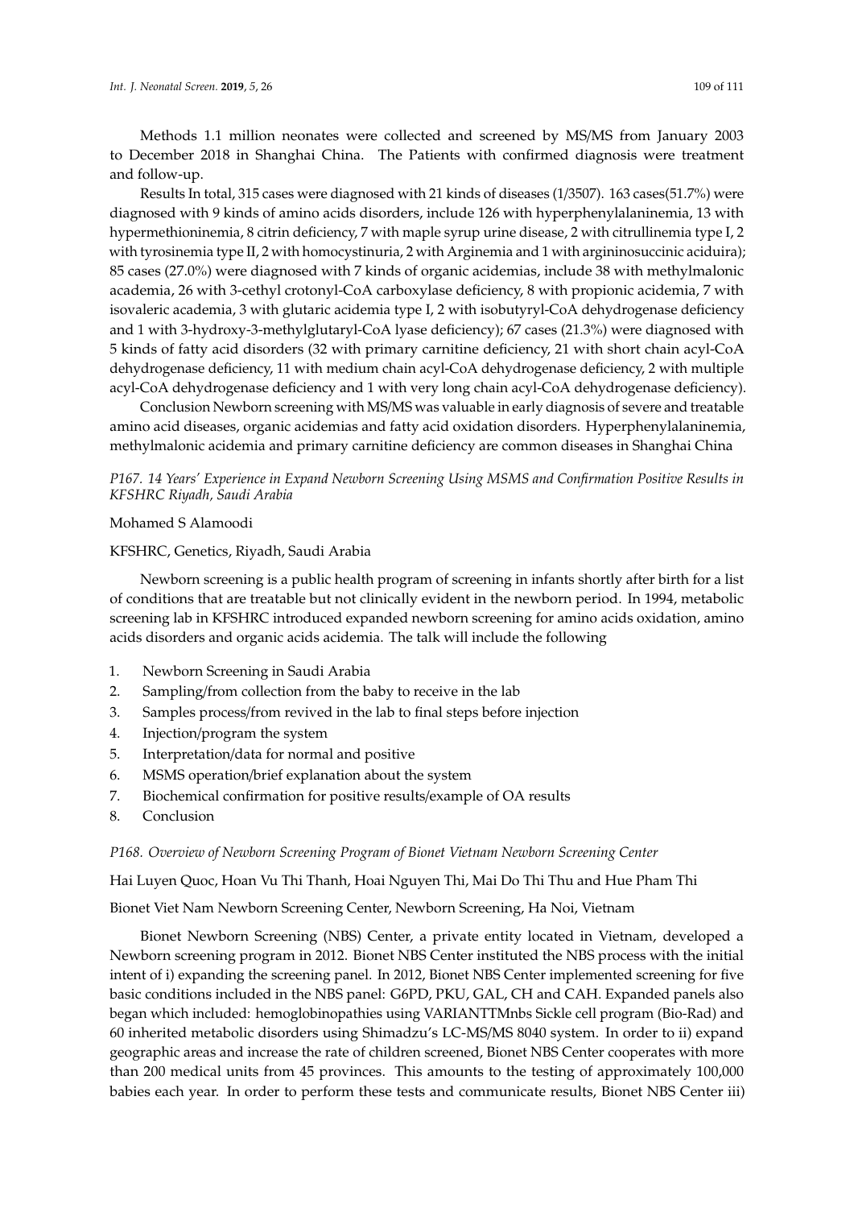Methods 1.1 million neonates were collected and screened by MS/MS from January 2003 to December 2018 in Shanghai China. The Patients with confirmed diagnosis were treatment and follow-up.

Results In total, 315 cases were diagnosed with 21 kinds of diseases (1/3507). 163 cases(51.7%) were diagnosed with 9 kinds of amino acids disorders, include 126 with hyperphenylalaninemia, 13 with hypermethioninemia, 8 citrin deficiency, 7 with maple syrup urine disease, 2 with citrullinemia type I, 2 with tyrosinemia type II, 2 with homocystinuria, 2 with Arginemia and 1 with argininosuccinic aciduira); 85 cases (27.0%) were diagnosed with 7 kinds of organic acidemias, include 38 with methylmalonic academia, 26 with 3-cethyl crotonyl-CoA carboxylase deficiency, 8 with propionic acidemia, 7 with isovaleric academia, 3 with glutaric acidemia type I, 2 with isobutyryl-CoA dehydrogenase deficiency and 1 with 3-hydroxy-3-methylglutaryl-CoA lyase deficiency); 67 cases (21.3%) were diagnosed with 5 kinds of fatty acid disorders (32 with primary carnitine deficiency, 21 with short chain acyl-CoA dehydrogenase deficiency, 11 with medium chain acyl-CoA dehydrogenase deficiency, 2 with multiple acyl-CoA dehydrogenase deficiency and 1 with very long chain acyl-CoA dehydrogenase deficiency).

Conclusion Newborn screening with MS/MS was valuable in early diagnosis of severe and treatable amino acid diseases, organic acidemias and fatty acid oxidation disorders. Hyperphenylalaninemia, methylmalonic acidemia and primary carnitine deficiency are common diseases in Shanghai China

*P167. 14 Years' Experience in Expand Newborn Screening Using MSMS and Confirmation Positive Results in KFSHRC Riyadh, Saudi Arabia*

Mohamed S Alamoodi

KFSHRC, Genetics, Riyadh, Saudi Arabia

Newborn screening is a public health program of screening in infants shortly after birth for a list of conditions that are treatable but not clinically evident in the newborn period. In 1994, metabolic screening lab in KFSHRC introduced expanded newborn screening for amino acids oxidation, amino acids disorders and organic acids acidemia. The talk will include the following

1. Newborn Screening in Saudi Arabia
2. Sampling/from collection from the baby to receive in the lab
3. Samples process/from revived in the lab to final steps before injection
4. Injection/program the system
5. Interpretation/data for normal and positive
6. MSMS operation/brief explanation about the system
7. Biochemical confirmation for positive results/example of OA results
8. Conclusion

*P168. Overview of Newborn Screening Program of Bionet Vietnam Newborn Screening Center*

Hai Luyen Quoc, Hoan Vu Thi Thanh, Hoai Nguyen Thi, Mai Do Thi Thu and Hue Pham Thi

Bionet Viet Nam Newborn Screening Center, Newborn Screening, Ha Noi, Vietnam

Bionet Newborn Screening (NBS) Center, a private entity located in Vietnam, developed a Newborn screening program in 2012. Bionet NBS Center instituted the NBS process with the initial intent of i) expanding the screening panel. In 2012, Bionet NBS Center implemented screening for five basic conditions included in the NBS panel: G6PD, PKU, GAL, CH and CAH. Expanded panels also began which included: hemoglobinopathies using VARIANTTMnbs Sickle cell program (Bio-Rad) and 60 inherited metabolic disorders using Shimadzu's LC-MS/MS 8040 system. In order to ii) expand geographic areas and increase the rate of children screened, Bionet NBS Center cooperates with more than 200 medical units from 45 provinces. This amounts to the testing of approximately 100,000 babies each year. In order to perform these tests and communicate results, Bionet NBS Center iii)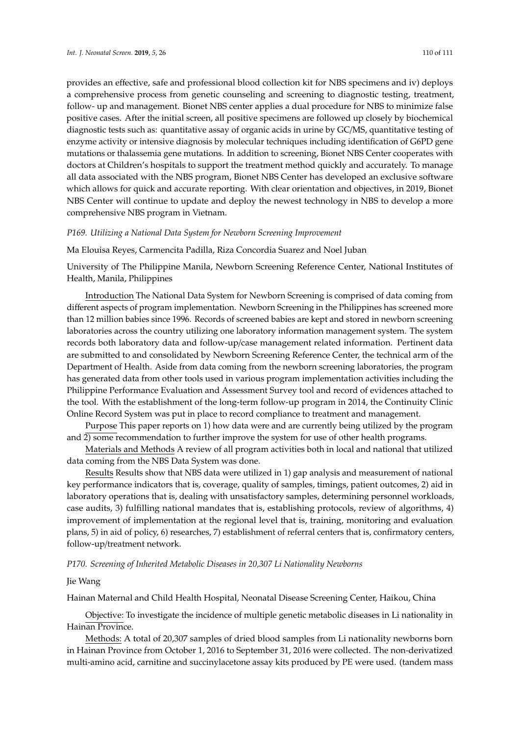provides an effective, safe and professional blood collection kit for NBS specimens and iv) deploys a comprehensive process from genetic counseling and screening to diagnostic testing, treatment, follow- up and management. Bionet NBS center applies a dual procedure for NBS to minimize false positive cases. After the initial screen, all positive specimens are followed up closely by biochemical diagnostic tests such as: quantitative assay of organic acids in urine by GC/MS, quantitative testing of enzyme activity or intensive diagnosis by molecular techniques including identification of G6PD gene mutations or thalassemia gene mutations. In addition to screening, Bionet NBS Center cooperates with doctors at Children's hospitals to support the treatment method quickly and accurately. To manage all data associated with the NBS program, Bionet NBS Center has developed an exclusive software which allows for quick and accurate reporting. With clear orientation and objectives, in 2019, Bionet NBS Center will continue to update and deploy the newest technology in NBS to develop a more comprehensive NBS program in Vietnam.

*P169. Utilizing a National Data System for Newborn Screening Improvement*

Ma Elouisa Reyes, Carmencita Padilla, Riza Concordia Suarez and Noel Juban

University of The Philippine Manila, Newborn Screening Reference Center, National Institutes of Health, Manila, Philippines

Introduction The National Data System for Newborn Screening is comprised of data coming from different aspects of program implementation. Newborn Screening in the Philippines has screened more than 12 million babies since 1996. Records of screened babies are kept and stored in newborn screening laboratories across the country utilizing one laboratory information management system. The system records both laboratory data and follow-up/case management related information. Pertinent data are submitted to and consolidated by Newborn Screening Reference Center, the technical arm of the Department of Health. Aside from data coming from the newborn screening laboratories, the program has generated data from other tools used in various program implementation activities including the Philippine Performance Evaluation and Assessment Survey tool and record of evidences attached to the tool. With the establishment of the long-term follow-up program in 2014, the Continuity Clinic Online Record System was put in place to record compliance to treatment and management.

Purpose This paper reports on 1) how data were and are currently being utilized by the program and 2) some recommendation to further improve the system for use of other health programs.

Materials and Methods A review of all program activities both in local and national that utilized data coming from the NBS Data System was done.

Results Results show that NBS data were utilized in 1) gap analysis and measurement of national key performance indicators that is, coverage, quality of samples, timings, patient outcomes, 2) aid in laboratory operations that is, dealing with unsatisfactory samples, determining personnel workloads, case audits, 3) fulfilling national mandates that is, establishing protocols, review of algorithms, 4) improvement of implementation at the regional level that is, training, monitoring and evaluation plans, 5) in aid of policy, 6) researches, 7) establishment of referral centers that is, confirmatory centers, follow-up/treatment network.

*P170. Screening of Inherited Metabolic Diseases in 20,307 Li Nationality Newborns*

Jie Wang

Hainan Maternal and Child Health Hospital, Neonatal Disease Screening Center, Haikou, China

Objective: To investigate the incidence of multiple genetic metabolic diseases in Li nationality in Hainan Province.

Methods: A total of 20,307 samples of dried blood samples from Li nationality newborns born in Hainan Province from October 1, 2016 to September 31, 2016 were collected. The non-derivatized multi-amino acid, carnitine and succinylacetone assay kits produced by PE were used. (tandem mass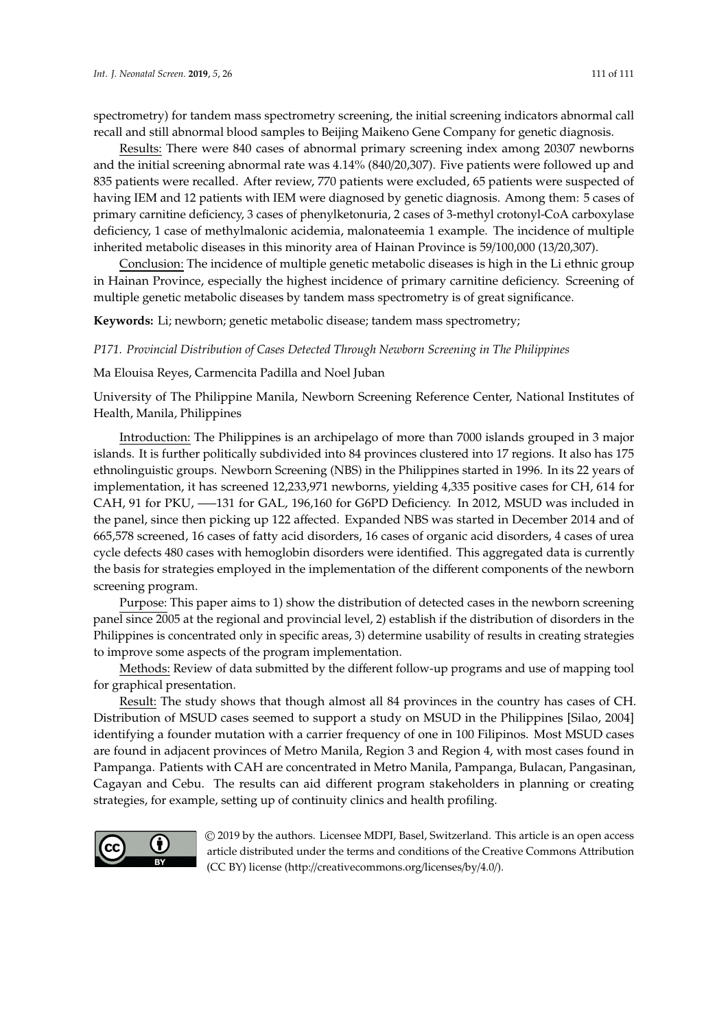spectrometry) for tandem mass spectrometry screening, the initial screening indicators abnormal call recall and still abnormal blood samples to Beijing Maikeno Gene Company for genetic diagnosis.

Results: There were 840 cases of abnormal primary screening index among 20307 newborns and the initial screening abnormal rate was 4.14% (840/20,307). Five patients were followed up and 835 patients were recalled. After review, 770 patients were excluded, 65 patients were suspected of having IEM and 12 patients with IEM were diagnosed by genetic diagnosis. Among them: 5 cases of primary carnitine deficiency, 3 cases of phenylketonuria, 2 cases of 3-methyl crotonyl-CoA carboxylase deficiency, 1 case of methylmalonic acidemia, malonateemia 1 example. The incidence of multiple inherited metabolic diseases in this minority area of Hainan Province is 59/100,000 (13/20,307).

Conclusion: The incidence of multiple genetic metabolic diseases is high in the Li ethnic group in Hainan Province, especially the highest incidence of primary carnitine deficiency. Screening of multiple genetic metabolic diseases by tandem mass spectrometry is of great significance.

**Keywords:** Li; newborn; genetic metabolic disease; tandem mass spectrometry;

*P171. Provincial Distribution of Cases Detected Through Newborn Screening in The Philippines*

Ma Elouisa Reyes, Carmencita Padilla and Noel Juban

University of The Philippine Manila, Newborn Screening Reference Center, National Institutes of Health, Manila, Philippines

Introduction: The Philippines is an archipelago of more than 7000 islands grouped in 3 major islands. It is further politically subdivided into 84 provinces clustered into 17 regions. It also has 175 ethnolinguistic groups. Newborn Screening (NBS) in the Philippines started in 1996. In its 22 years of implementation, it has screened 12,233,971 newborns, yielding 4,335 positive cases for CH, 614 for CAH, 91 for PKU, —–131 for GAL, 196,160 for G6PD Deficiency. In 2012, MSUD was included in the panel, since then picking up 122 affected. Expanded NBS was started in December 2014 and of 665,578 screened, 16 cases of fatty acid disorders, 16 cases of organic acid disorders, 4 cases of urea cycle defects 480 cases with hemoglobin disorders were identified. This aggregated data is currently the basis for strategies employed in the implementation of the different components of the newborn screening program.

Purpose: This paper aims to 1) show the distribution of detected cases in the newborn screening panel since 2005 at the regional and provincial level, 2) establish if the distribution of disorders in the Philippines is concentrated only in specific areas, 3) determine usability of results in creating strategies to improve some aspects of the program implementation.

Methods: Review of data submitted by the different follow-up programs and use of mapping tool for graphical presentation.

Result: The study shows that though almost all 84 provinces in the country has cases of CH. Distribution of MSUD cases seemed to support a study on MSUD in the Philippines [Silao, 2004] identifying a founder mutation with a carrier frequency of one in 100 Filipinos. Most MSUD cases are found in adjacent provinces of Metro Manila, Region 3 and Region 4, with most cases found in Pampanga. Patients with CAH are concentrated in Metro Manila, Pampanga, Bulacan, Pangasinan, Cagayan and Cebu. The results can aid different program stakeholders in planning or creating strategies, for example, setting up of continuity clinics and health profiling.

© 2019 by the authors. Licensee MDPI, Basel, Switzerland. This article is an open access article distributed under the terms and conditions of the Creative Commons Attribution (CC BY) license (http://creativecommons.org/licenses/by/4.0/).